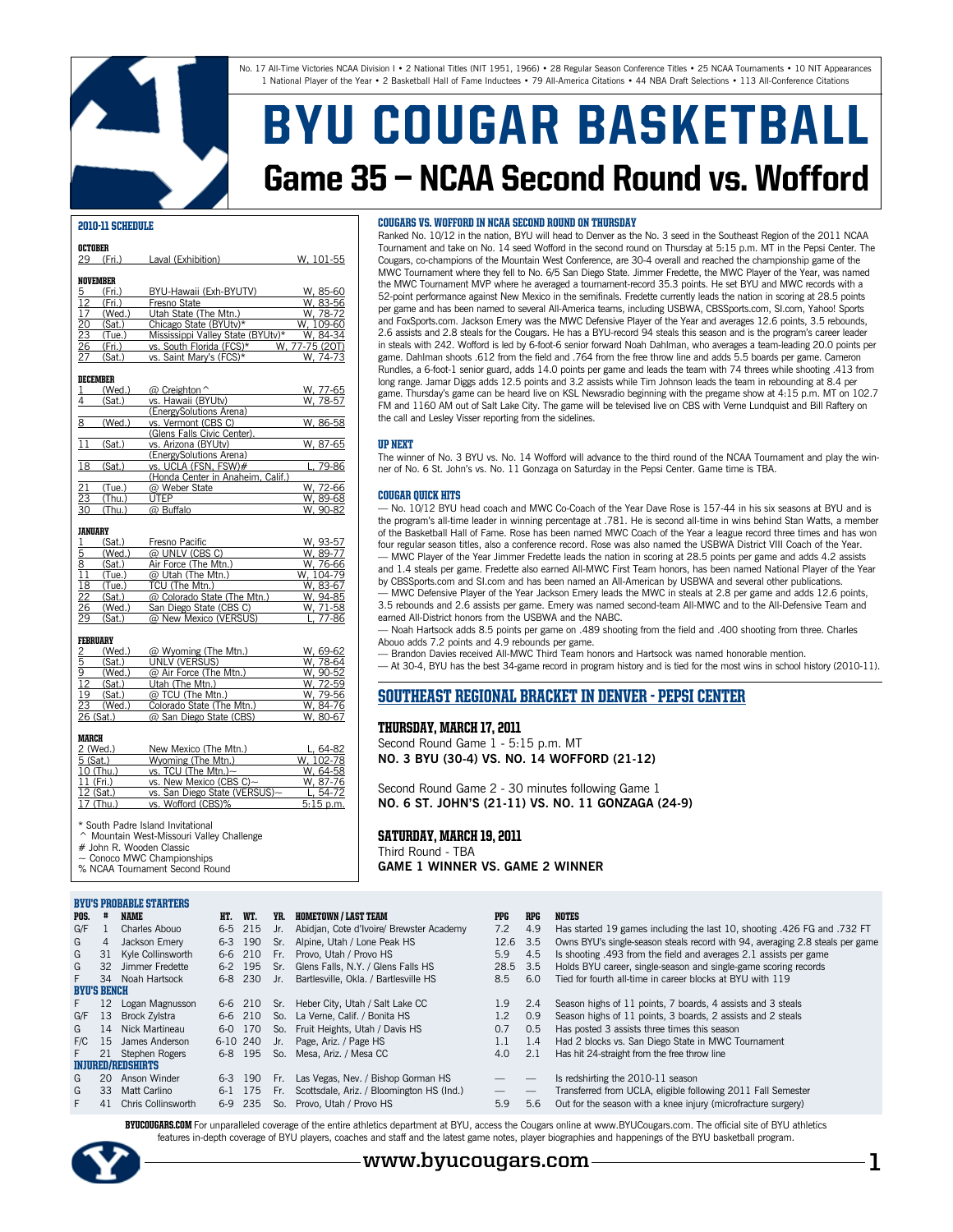No. 17 All-Time Victories NCAA Division I • 2 National Titles (NIT 1951, 1966) • 28 Regular Season Conference Titles • 25 NCAA Tournaments • 10 NIT Appearances
1 National Player of the Year • 2 Basketball Hall of Fame Inductees • 79 All-America Citations • 44 NBA Draft Selections • 113 All-Conference Citations

# BYU COUGAR BASKETBALL

## Game 35 — NCAA Second Round vs. Wofford

### 2010-11 SCHEDULE

**OCTOBER**

| | | | |
|---|---|---|---|
| 29 | (Fri.) | Laval (Exhibition) | W, 101-55 |

**NOVEMBER**

| | | | |
|---|---|---|---|
| 5 | (Fri.) | BYU-Hawaii (Exh-BYUTV) | W, 85-60 |
| 12 | (Fri.) | Fresno State | W, 83-56 |
| 17 | (Wed.) | Utah State (The Mtn.) | W, 78-72 |
| 20 | (Sat.) | Chicago State (BYUtv)* | W, 109-60 |
| 23 | (Tue.) | Mississippi Valley State (BYUtv)* | W, 84-34 |
| 26 | (Fri.) | vs. South Florida (FCS)* | W, 77-75 (2OT) |
| 27 | (Sat.) | vs. Saint Mary's (FCS)* | W, 74-73 |

**DECEMBER**

| | | | |
|---|---|---|---|
| 1 | (Wed.) | @ Creighton ^ | W, 77-65 |
| 4 | (Sat.) | vs. Hawaii (BYUtv) (EnergySolutions Arena) | W, 78-57 |
| 8 | (Wed.) | vs. Vermont (CBS C) (Glens Falls Civic Center) | W, 86-58 |
| 11 | (Sat.) | vs. Arizona (BYUtv) (EnergySolutions Arena) | W, 87-65 |
| 18 | (Sat.) | vs. UCLA (FSN, FSW)# (Honda Center in Anaheim, Calif.) | L, 79-86 |
| 21 | (Tue.) | @ Weber State | W, 72-66 |
| 23 | (Thu.) | UTEP | W, 89-68 |
| 30 | (Thu.) | @ Buffalo | W, 90-82 |

**JANUARY**

| | | | |
|---|---|---|---|
| 1 | (Sat.) | Fresno Pacific | W, 93-57 |
| 5 | (Wed.) | @ UNLV (CBS C) | W, 89-77 |
| 8 | (Sat.) | Air Force (The Mtn.) | W, 76-66 |
| 11 | (Tue.) | @ Utah (The Mtn.) | W, 104-79 |
| 18 | (Tue.) | TCU (The Mtn.) | W, 83-67 |
| 22 | (Sat.) | @ Colorado State (The Mtn.) | W, 94-85 |
| 26 | (Wed.) | San Diego State (CBS C) | W, 71-58 |
| 29 | (Sat.) | @ New Mexico (VERSUS) | L, 77-86 |

**FEBRUARY**

| | | | |
|---|---|---|---|
| 2 | (Wed.) | @ Wyoming (The Mtn.) | W, 69-62 |
| 5 | (Sat.) | UNLV (VERSUS) | W, 78-64 |
| 9 | (Wed.) | @ Air Force (The Mtn.) | W, 90-52 |
| 12 | (Sat.) | Utah (The Mtn.) | W, 72-59 |
| 19 | (Sat.) | @ TCU (The Mtn.) | W, 79-56 |
| 23 | (Wed.) | Colorado State (The Mtn.) | W, 84-76 |
| 26 | (Sat.) | @ San Diego State (CBS) | W, 80-67 |

**MARCH**

| | | | |
|---|---|---|---|
| 2 | (Wed.) | New Mexico (The Mtn.) | L, 64-82 |
| 5 | (Sat.) | Wyoming (The Mtn.) | W, 102-78 |
| 10 | (Thu.) | vs. TCU (The Mtn.)~ | W, 64-58 |
| 11 | (Fri.) | vs. New Mexico (CBS C)~ | W, 87-76 |
| 12 | (Sat.) | vs. San Diego State (VERSUS)~ | L, 54-72 |
| 17 | (Thu.) | vs. Wofford (CBS)% | 5:15 p.m. |

\* South Padre Island Invitational
^ Mountain West-Missouri Valley Challenge
\# John R. Wooden Classic
~ Conoco MWC Championships
% NCAA Tournament Second Round

### COUGARS VS. WOFFORD IN NCAA SECOND ROUND ON THURSDAY

Ranked No. 10/12 in the nation, BYU will head to Denver as the No. 3 seed in the Southeast Region of the 2011 NCAA Tournament and take on No. 14 seed Wofford in the second round on Thursday at 5:15 p.m. MT in the Pepsi Center. The Cougars, co-champions of the Mountain West Conference, are 30-4 overall and reached the championship game of the MWC Tournament where they fell to No. 6/5 San Diego State. Jimmer Fredette, the MWC Player of the Year, was named the MWC Tournament MVP where he averaged a tournament-record 35.3 points. He set BYU and MWC records with a 52-point performance against New Mexico in the semifinals. Fredette currently leads the nation in scoring at 28.5 points per game and has been named to several All-America teams, including USBWA, CBSSports.com, SI.com, Yahoo! Sports and FoxSports.com. Jackson Emery was the MWC Defensive Player of the Year and averages 12.6 points, 3.5 rebounds, 2.6 assists and 2.8 steals for the Cougars. He has a BYU-record 94 steals this season and is the program's career leader in steals with 242. Wofford is led by 6-foot-6 senior forward Noah Dahlman, who averages a team-leading 20.0 points per game. Dahlman shoots .612 from the field and .764 from the free throw line and adds 5.5 boards per game. Cameron Rundles, a 6-foot-1 senior guard, adds 14.0 points per game and leads the team with 74 threes while shooting .413 from long range. Jamar Diggs adds 12.5 points and 3.2 assists while Tim Johnson leads the team in rebounding at 8.4 per game. Thursday's game can be heard live on KSL Newsradio beginning with the pregame show at 4:15 p.m. MT on 102.7 FM and 1160 AM out of Salt Lake City. The game will be televised live on CBS with Verne Lundquist and Bill Raftery on the call and Lesley Visser reporting from the sidelines.

### UP NEXT

The winner of No. 3 BYU vs. No. 14 Wofford will advance to the third round of the NCAA Tournament and play the winner of No. 6 St. John's vs. No. 11 Gonzaga on Saturday in the Pepsi Center. Game time is TBA.

### COUGAR QUICK HITS

— No. 10/12 BYU head coach and MWC Co-Coach of the Year Dave Rose is 157-44 in his six seasons at BYU and is the program's all-time leader in winning percentage at .781. He is second all-time in wins behind Stan Watts, a member of the Basketball Hall of Fame. Rose has been named MWC Coach of the Year a league record three times and has won four regular season titles, also a conference record. Rose was also named the USBWA District VIII Coach of the Year.
— MWC Player of the Year Jimmer Fredette leads the nation in scoring at 28.5 points per game and adds 4.2 assists and 1.4 steals per game. Fredette also earned All-MWC First Team honors, has been named National Player of the Year by CBSSports.com and SI.com and has been named an All-American by USBWA and several other publications.
— MWC Defensive Player of the Year Jackson Emery leads the MWC in steals at 2.8 per game and adds 12.6 points, 3.5 rebounds and 2.6 assists per game. Emery was named second-team All-MWC and to the All-Defensive Team and earned All-District honors from the USBWA and the NABC.
— Noah Hartsock adds 8.5 points per game on .489 shooting from the field and .400 shooting from three. Charles Abouo adds 7.2 points and 4.9 rebounds per game.
— Brandon Davies received All-MWC Third Team honors and Hartsock was named honorable mention.
— At 30-4, BYU has the best 34-game record in program history and is tied for the most wins in school history (2010-11).

## SOUTHEAST REGIONAL BRACKET IN DENVER - PEPSI CENTER

### THURSDAY, MARCH 17, 2011

Second Round Game 1 - 5:15 p.m. MT
**NO. 3 BYU (30-4) VS. NO. 14 WOFFORD (21-12)**

Second Round Game 2 - 30 minutes following Game 1
**NO. 6 ST. JOHN'S (21-11) VS. NO. 11 GONZAGA (24-9)**

### SATURDAY, MARCH 19, 2011

Third Round - TBA
**GAME 1 WINNER VS. GAME 2 WINNER**

### BYU'S PROBABLE STARTERS

| POS. | # | NAME | HT. | WT. | YR. | HOMETOWN / LAST TEAM | PPG | RPG | NOTES |
|---|---|---|---|---|---|---|---|---|---|
| G/F | 1 | Charles Abouo | 6-5 | 215 | Jr. | Abidjan, Cote d'Ivoire/ Brewster Academy | 7.2 | 4.9 | Has started 19 games including the last 10, shooting .426 FG and .732 FT |
| G | 4 | Jackson Emery | 6-3 | 190 | Sr. | Alpine, Utah / Lone Peak HS | 12.6 | 3.5 | Owns BYU's single-season steals record with 94, averaging 2.8 steals per game |
| G | 31 | Kyle Collinsworth | 6-6 | 210 | Fr. | Provo, Utah / Provo HS | 5.9 | 4.5 | Is shooting .493 from the field and averages 2.1 assists per game |
| G | 32 | Jimmer Fredette | 6-2 | 195 | Sr. | Glens Falls, N.Y. / Glens Falls HS | 28.5 | 3.5 | Holds BYU career, single-season and single-game scoring records |
| F | 34 | Noah Hartsock | 6-8 | 230 | Jr. | Bartlesville, Okla. / Bartlesville HS | 8.5 | 6.0 | Tied for fourth all-time in career blocks at BYU with 119 |
| **BYU'S BENCH** | | | | | | | | | |
| F | 12 | Logan Magnusson | 6-6 | 210 | Sr. | Heber City, Utah / Salt Lake CC | 1.9 | 2.4 | Season highs of 11 points, 7 boards, 4 assists and 3 steals |
| G/F | 13 | Brock Zylstra | 6-6 | 210 | So. | La Verne, Calif. / Bonita HS | 1.2 | 0.9 | Season highs of 11 points, 3 boards, 2 assists and 2 steals |
| G | 14 | Nick Martineau | 6-0 | 170 | So. | Fruit Heights, Utah / Davis HS | 0.7 | 0.5 | Has posted 3 assists three times this season |
| F/C | 15 | James Anderson | 6-10 | 240 | Jr. | Page, Ariz. / Page HS | 1.1 | 1.4 | Had 2 blocks vs. San Diego State in MWC Tournament |
| F | 21 | Stephen Rogers | 6-8 | 195 | So. | Mesa, Ariz. / Mesa CC | 4.0 | 2.1 | Has hit 24-straight from the free throw line |
| **INJURED/REDSHIRTS** | | | | | | | | | |
| G | 20 | Anson Winder | 6-3 | 190 | Fr. | Las Vegas, Nev. / Bishop Gorman HS | — | — | Is redshirting the 2010-11 season |
| G | 33 | Matt Carlino | 6-1 | 175 | Fr. | Scottsdale, Ariz. / Bloomington HS (Ind.) | — | — | Transferred from UCLA, eligible following 2011 Fall Semester |
| F | 41 | Chris Collinsworth | 6-9 | 235 | So. | Provo, Utah / Provo HS | 5.9 | 5.6 | Out for the season with a knee injury (microfracture surgery) |

**BYUCOUGARS.COM** For unparalleled coverage of the entire athletics department at BYU, access the Cougars online at www.BYUCougars.com. The official site of BYU athletics features in-depth coverage of BYU players, coaches and staff and the latest game notes, player biographies and happenings of the BYU basketball program.

www.byucougars.com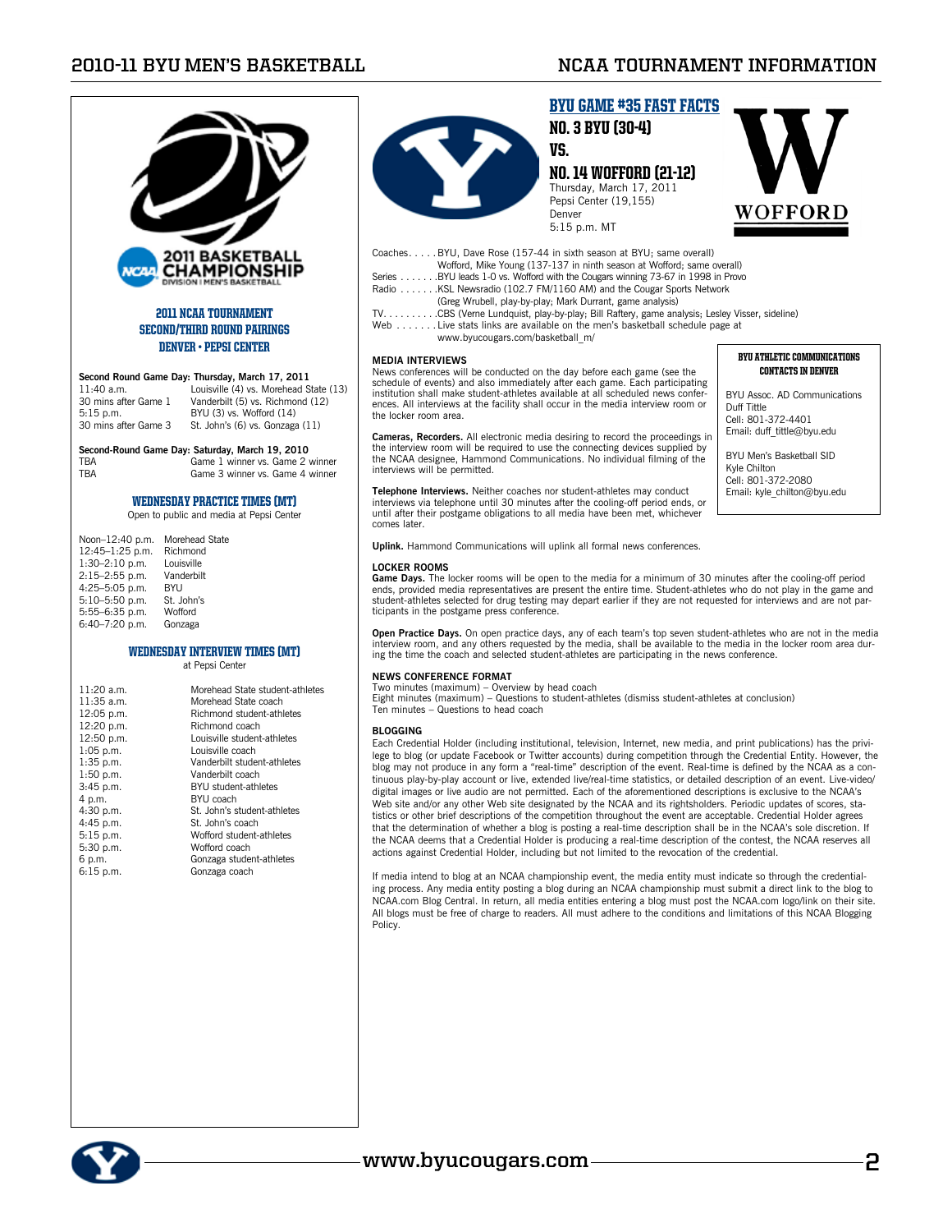## 2011 NCAA TOURNAMENT SECOND/THIRD ROUND PAIRINGS
### DENVER • PEPSI CENTER

**Second Round Game Day: Thursday, March 17, 2011**

| | |
|---|---|
| 11:40 a.m. | Louisville (4) vs. Morehead State (13) |
| 30 mins after Game 1 | Vanderbilt (5) vs. Richmond (12) |
| 5:15 p.m. | BYU (3) vs. Wofford (14) |
| 30 mins after Game 3 | St. John's (6) vs. Gonzaga (11) |

**Second-Round Game Day: Saturday, March 19, 2010**

| | |
|---|---|
| TBA | Game 1 winner vs. Game 2 winner |
| TBA | Game 3 winner vs. Game 4 winner |

### WEDNESDAY PRACTICE TIMES (MT)

Open to public and media at Pepsi Center

| | |
|---|---|
| Noon–12:40 p.m. | Morehead State |
| 12:45–1:25 p.m. | Richmond |
| 1:30–2:10 p.m. | Louisville |
| 2:15–2:55 p.m. | Vanderbilt |
| 4:25–5:05 p.m. | BYU |
| 5:10–5:50 p.m. | St. John's |
| 5:55–6:35 p.m. | Wofford |
| 6:40–7:20 p.m. | Gonzaga |

### WEDNESDAY INTERVIEW TIMES (MT)

at Pepsi Center

| | |
|---|---|
| 11:20 a.m. | Morehead State student-athletes |
| 11:35 a.m. | Morehead State coach |
| 12:05 p.m. | Richmond student-athletes |
| 12:20 p.m. | Richmond coach |
| 12:50 p.m. | Louisville student-athletes |
| 1:05 p.m. | Louisville coach |
| 1:35 p.m. | Vanderbilt student-athletes |
| 1:50 p.m. | Vanderbilt coach |
| 3:45 p.m. | BYU student-athletes |
| 4 p.m. | BYU coach |
| 4:30 p.m. | St. John's student-athletes |
| 4:45 p.m. | St. John's coach |
| 5:15 p.m. | Wofford student-athletes |
| 5:30 p.m. | Wofford coach |
| 6 p.m. | Gonzaga student-athletes |
| 6:15 p.m. | Gonzaga coach |

## BYU GAME #35 FAST FACTS
### NO. 3 BYU (30-4) VS. NO. 14 WOFFORD (21-12)

Thursday, March 17, 2011
Pepsi Center (19,155)
Denver
5:15 p.m. MT

Coaches. . . . .BYU, Dave Rose (157-44 in sixth season at BYU; same overall)
Wofford, Mike Young (137-137 in ninth season at Wofford; same overall)
Series . . . . . . .BYU leads 1-0 vs. Wofford with the Cougars winning 73-67 in 1998 in Provo
Radio . . . . . . .KSL Newsradio (102.7 FM/1160 AM) and the Cougar Sports Network
(Greg Wrubell, play-by-play; Mark Durrant, game analysis)
TV. . . . . . . . . .CBS (Verne Lundquist, play-by-play; Bill Raftery, game analysis; Lesley Visser, sideline)
Web . . . . . . .Live stats links are available on the men's basketball schedule page at www.byucougars.com/basketball_m/

**BYU ATHLETIC COMMUNICATIONS CONTACTS IN DENVER**

BYU Assoc. AD Communications
Duff Tittle
Cell: 801-372-4401
Email: duff_tittle@byu.edu

BYU Men's Basketball SID
Kyle Chilton
Cell: 801-372-2080
Email: kyle_chilton@byu.edu

#### MEDIA INTERVIEWS

News conferences will be conducted on the day before each game (see the schedule of events) and also immediately after each game. Each participating institution shall make student-athletes available at all scheduled news conferences. All interviews at the facility shall occur in the media interview room or the locker room area.

**Cameras, Recorders.** All electronic media desiring to record the proceedings in the interview room will be required to use the connecting devices supplied by the NCAA designee, Hammond Communications. No individual filming of the interviews will be permitted.

**Telephone Interviews.** Neither coaches nor student-athletes may conduct interviews via telephone until 30 minutes after the cooling-off period ends, or until after their postgame obligations to all media have been met, whichever comes later.

**Uplink.** Hammond Communications will uplink all formal news conferences.

#### LOCKER ROOMS

**Game Days.** The locker rooms will be open to the media for a minimum of 30 minutes after the cooling-off period ends, provided media representatives are present the entire time. Student-athletes who do not play in the game and student-athletes selected for drug testing may depart earlier if they are not requested for interviews and are not participants in the postgame press conference.

**Open Practice Days.** On open practice days, any of each team's top seven student-athletes who are not in the media interview room, and any others requested by the media, shall be available to the media in the locker room area during the time the coach and selected student-athletes are participating in the news conference.

#### NEWS CONFERENCE FORMAT

Two minutes (maximum) – Overview by head coach
Eight minutes (maximum) – Questions to student-athletes (dismiss student-athletes at conclusion)
Ten minutes – Questions to head coach

#### BLOGGING

Each Credential Holder (including institutional, television, Internet, new media, and print publications) has the privilege to blog (or update Facebook or Twitter accounts) during competition through the Credential Entity. However, the blog may not produce in any form a "real-time" description of the event. Real-time is defined by the NCAA as a continuous play-by-play account or live, extended live/real-time statistics, or detailed description of an event. Live-video/digital images or live audio are not permitted. Each of the aforementioned descriptions is exclusive to the NCAA's Web site and/or any other Web site designated by the NCAA and its rightsholders. Periodic updates of scores, statistics or other brief descriptions of the competition throughout the event are acceptable. Credential Holder agrees that the determination of whether a blog is posting a real-time description shall be in the NCAA's sole discretion. If the NCAA deems that a Credential Holder is producing a real-time description of the contest, the NCAA reserves all actions against Credential Holder, including but not limited to the revocation of the credential.

If media intend to blog at an NCAA championship event, the media entity must indicate so through the credentialing process. Any media entity posting a blog during an NCAA championship must submit a direct link to the blog to NCAA.com Blog Central. In return, all media entities entering a blog must post the NCAA.com logo/link on their site. All blogs must be free of charge to readers. All must adhere to the conditions and limitations of this NCAA Blogging Policy.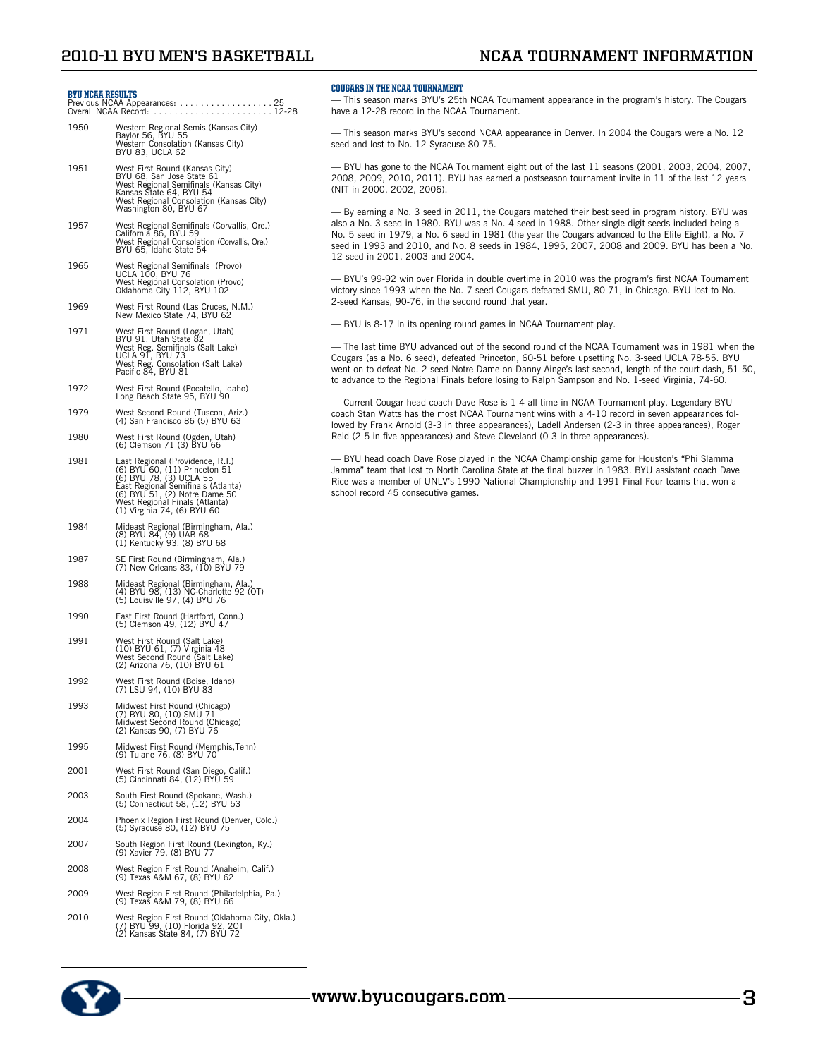## BYU NCAA RESULTS

Previous NCAA Appearances: . . . . . . . . . . . . . . . . . . 25
Overall NCAA Record: . . . . . . . . . . . . . . . . . . . . . . 12-28

| Year | Results |
|---|---|
| 1950 | Western Regional Semis (Kansas City)<br>Baylor 56, BYU 55<br>Western Consolation (Kansas City)<br>BYU 83, UCLA 62 |
| 1951 | West First Round (Kansas City)<br>BYU 68, San Jose State 61<br>West Regional Semifinals (Kansas City)<br>Kansas State 64, BYU 54<br>West Regional Consolation (Kansas City)<br>Washington 80, BYU 67 |
| 1957 | West Regional Semifinals (Corvallis, Ore.)<br>California 86, BYU 59<br>West Regional Consolation (Corvallis, Ore.)<br>BYU 65, Idaho State 54 |
| 1965 | West Regional Semifinals (Provo)<br>UCLA 100, BYU 76<br>West Regional Consolation (Provo)<br>Oklahoma City 112, BYU 102 |
| 1969 | West First Round (Las Cruces, N.M.)<br>New Mexico State 74, BYU 62 |
| 1971 | West First Round (Logan, Utah)<br>BYU 91, Utah State 82<br>West Reg. Semifinals (Salt Lake)<br>UCLA 91, BYU 73<br>West Reg. Consolation (Salt Lake)<br>Pacific 84, BYU 81 |
| 1972 | West First Round (Pocatello, Idaho)<br>Long Beach State 95, BYU 90 |
| 1979 | West Second Round (Tuscon, Ariz.)<br>(4) San Francisco 86 (5) BYU 63 |
| 1980 | West First Round (Ogden, Utah)<br>(6) Clemson 71 (3) BYU 66 |
| 1981 | East Regional (Providence, R.I.)<br>(6) BYU 60, (11) Princeton 51<br>(6) BYU 78, (3) UCLA 55<br>East Regional Semifinals (Atlanta)<br>(6) BYU 51, (2) Notre Dame 50<br>West Regional Finals (Atlanta)<br>(1) Virginia 74, (6) BYU 60 |
| 1984 | Mideast Regional (Birmingham, Ala.)<br>(8) BYU 84, (9) UAB 68<br>(1) Kentucky 93, (8) BYU 68 |
| 1987 | SE First Round (Birmingham, Ala.)<br>(7) New Orleans 83, (10) BYU 79 |
| 1988 | Mideast Regional (Birmingham, Ala.)<br>(4) BYU 98, (13) NC-Charlotte 92 (OT)<br>(5) Louisville 97, (4) BYU 76 |
| 1990 | East First Round (Hartford, Conn.)<br>(5) Clemson 49, (12) BYU 47 |
| 1991 | West First Round (Salt Lake)<br>(10) BYU 61, (7) Virginia 48<br>West Second Round (Salt Lake)<br>(2) Arizona 76, (10) BYU 61 |
| 1992 | West First Round (Boise, Idaho)<br>(7) LSU 94, (10) BYU 83 |
| 1993 | Midwest First Round (Chicago)<br>(7) BYU 80, (10) SMU 71<br>Midwest Second Round (Chicago)<br>(2) Kansas 90, (7) BYU 76 |
| 1995 | Midwest First Round (Memphis,Tenn)<br>(9) Tulane 76, (8) BYU 70 |
| 2001 | West First Round (San Diego, Calif.)<br>(5) Cincinnati 84, (12) BYU 59 |
| 2003 | South First Round (Spokane, Wash.)<br>(5) Connecticut 58, (12) BYU 53 |
| 2004 | Phoenix Region First Round (Denver, Colo.)<br>(5) Syracuse 80, (12) BYU 75 |
| 2007 | South Region First Round (Lexington, Ky.)<br>(9) Xavier 79, (8) BYU 77 |
| 2008 | West Region First Round (Anaheim, Calif.)<br>(9) Texas A&M 67, (8) BYU 62 |
| 2009 | West Region First Round (Philadelphia, Pa.)<br>(9) Texas A&M 79, (8) BYU 66 |
| 2010 | West Region First Round (Oklahoma City, Okla.)<br>(7) BYU 99, (10) Florida 92, 2OT<br>(2) Kansas State 84, (7) BYU 72 |

## COUGARS IN THE NCAA TOURNAMENT

— This season marks BYU's 25th NCAA Tournament appearance in the program's history. The Cougars have a 12-28 record in the NCAA Tournament.

— This season marks BYU's second NCAA appearance in Denver. In 2004 the Cougars were a No. 12 seed and lost to No. 12 Syracuse 80-75.

— BYU has gone to the NCAA Tournament eight out of the last 11 seasons (2001, 2003, 2004, 2007, 2008, 2009, 2010, 2011). BYU has earned a postseason tournament invite in 11 of the last 12 years (NIT in 2000, 2002, 2006).

— By earning a No. 3 seed in 2011, the Cougars matched their best seed in program history. BYU was also a No. 3 seed in 1980. BYU was a No. 4 seed in 1988. Other single-digit seeds included being a No. 5 seed in 1979, a No. 6 seed in 1981 (the year the Cougars advanced to the Elite Eight), a No. 7 seed in 1993 and 2010, and No. 8 seeds in 1984, 1995, 2007, 2008 and 2009. BYU has been a No. 12 seed in 2001, 2003 and 2004.

— BYU's 99-92 win over Florida in double overtime in 2010 was the program's first NCAA Tournament victory since 1993 when the No. 7 seed Cougars defeated SMU, 80-71, in Chicago. BYU lost to No. 2-seed Kansas, 90-76, in the second round that year.

— BYU is 8-17 in its opening round games in NCAA Tournament play.

— The last time BYU advanced out of the second round of the NCAA Tournament was in 1981 when the Cougars (as a No. 6 seed), defeated Princeton, 60-51 before upsetting No. 3-seed UCLA 78-55. BYU went on to defeat No. 2-seed Notre Dame on Danny Ainge's last-second, length-of-the-court dash, 51-50, to advance to the Regional Finals before losing to Ralph Sampson and No. 1-seed Virginia, 74-60.

— Current Cougar head coach Dave Rose is 1-4 all-time in NCAA Tournament play. Legendary BYU coach Stan Watts has the most NCAA Tournament wins with a 4-10 record in seven appearances followed by Frank Arnold (3-3 in three appearances), Ladell Andersen (2-3 in three appearances), Roger Reid (2-5 in five appearances) and Steve Cleveland (0-3 in three appearances).

— BYU head coach Dave Rose played in the NCAA Championship game for Houston's "Phi Slamma Jamma" team that lost to North Carolina State at the final buzzer in 1983. BYU assistant coach Dave Rice was a member of UNLV's 1990 National Championship and 1991 Final Four teams that won a school record 45 consecutive games.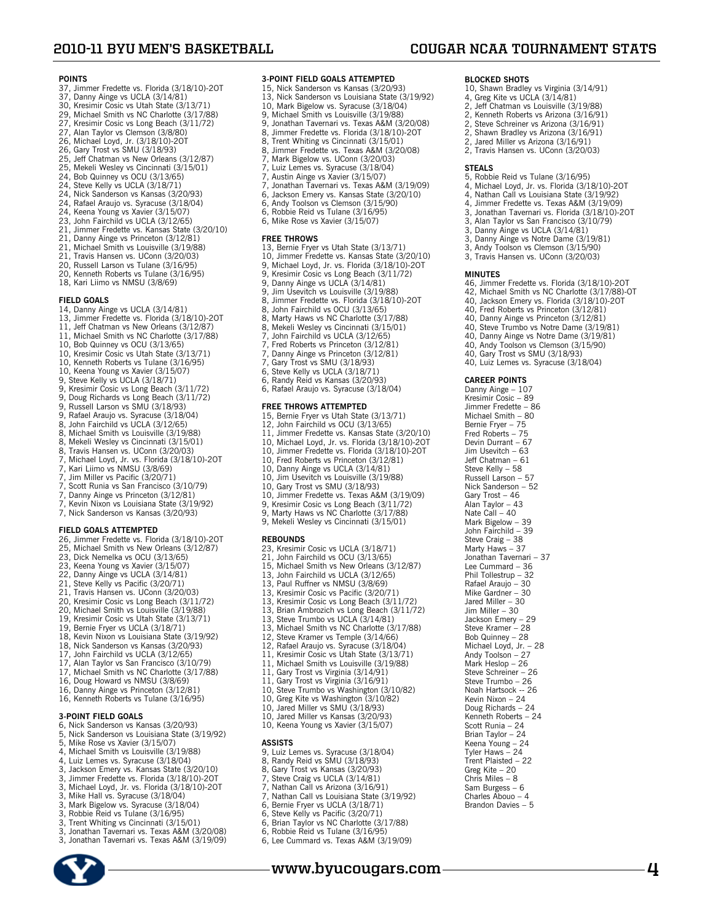# 2010-11 BYU MEN'S BASKETBALL — COUGAR NCAA TOURNAMENT STATS

### POINTS
37, Jimmer Fredette vs. Florida (3/18/10)-2OT
37, Danny Ainge vs UCLA (3/14/81)
30, Kresimir Cosic vs Utah State (3/13/71)
29, Michael Smith vs NC Charlotte (3/17/88)
27, Kresimir Cosic vs Long Beach (3/11/72)
27, Alan Taylor vs Clemson (3/8/80)
26, Michael Loyd, Jr. (3/18/10)-2OT
26, Gary Trost vs SMU (3/18/93)
25, Jeff Chatman vs New Orleans (3/12/87)
25, Mekeli Wesley vs Cincinnati (3/15/01)
24, Bob Quinney vs OCU (3/13/65)
24, Steve Kelly vs UCLA (3/18/71)
24, Nick Sanderson vs Kansas (3/20/93)
24, Rafael Araujo vs. Syracuse (3/18/04)
24, Keena Young vs Xavier (3/15/07)
23, John Fairchild vs UCLA (3/12/65)
21, Jimmer Fredette vs. Kansas State (3/20/10)
21, Danny Ainge vs Princeton (3/12/81)
21, Michael Smith vs Louisville (3/19/88)
21, Travis Hansen vs. UConn (3/20/03)
20, Russell Larson vs Tulane (3/16/95)
20, Kenneth Roberts vs Tulane (3/16/95)
18, Kari Liimo vs NMSU (3/8/69)

### FIELD GOALS
14, Danny Ainge vs UCLA (3/14/81)
13, Jimmer Fredette vs. Florida (3/18/10)-2OT
11, Jeff Chatman vs New Orleans (3/12/87)
11, Michael Smith vs NC Charlotte (3/17/88)
10, Bob Quinney vs OCU (3/13/65)
10, Kresimir Cosic vs Utah State (3/13/71)
10, Kenneth Roberts vs Tulane (3/16/95)
10, Keena Young vs Xavier (3/15/07)
9, Steve Kelly vs UCLA (3/18/71)
9, Kresimir Cosic vs Long Beach (3/11/72)
9, Doug Richards vs Long Beach (3/11/72)
9, Russell Larson vs SMU (3/18/93)
9, Rafael Araujo vs. Syracuse (3/18/04)
8, John Fairchild vs UCLA (3/12/65)
8, Michael Smith vs Louisville (3/19/88)
8, Mekeli Wesley vs Cincinnati (3/15/01)
8, Travis Hansen vs. UConn (3/20/03)
7, Michael Loyd, Jr. vs. Florida (3/18/10)-2OT
7, Kari Liimo vs NMSU (3/8/69)
7, Jim Miller vs Pacific (3/20/71)
7, Scott Runia vs San Francisco (3/10/79)
7, Danny Ainge vs Princeton (3/12/81)
7, Kevin Nixon vs Louisiana State (3/19/92)
7, Nick Sanderson vs Kansas (3/20/93)

### FIELD GOALS ATTEMPTED
26, Jimmer Fredette vs. Florida (3/18/10)-2OT
25, Michael Smith vs New Orleans (3/12/87)
23, Dick Nemelka vs OCU (3/13/65)
23, Keena Young vs Xavier (3/15/07)
22, Danny Ainge vs UCLA (3/14/81)
21, Steve Kelly vs Pacific (3/20/71)
21, Travis Hansen vs. UConn (3/20/03)
20, Kresimir Cosic vs Long Beach (3/11/72)
20, Michael Smith vs Louisville (3/19/88)
19, Kresimir Cosic vs Utah State (3/13/71)
19, Bernie Fryer vs UCLA (3/18/71)
18, Kevin Nixon vs Louisiana State (3/19/92)
18, Nick Sanderson vs Kansas (3/20/93)
17, John Fairchild vs UCLA (3/12/65)
17, Alan Taylor vs San Francisco (3/10/79)
17, Michael Smith vs NC Charlotte (3/17/88)
16, Doug Howard vs NMSU (3/8/69)
16, Danny Ainge vs Princeton (3/12/81)
16, Kenneth Roberts vs Tulane (3/16/95)

### 3-POINT FIELD GOALS
6, Nick Sanderson vs Kansas (3/20/93)
5, Nick Sanderson vs Louisiana State (3/19/92)
5, Mike Rose vs Xavier (3/15/07)
4, Michael Smith vs Louisville (3/19/88)
4, Luiz Lemes vs. Syracuse (3/18/04)
3, Jackson Emery vs. Kansas State (3/20/10)
3, Jimmer Fredette vs. Florida (3/18/10)-2OT
3, Michael Loyd, Jr. vs. Florida (3/18/10)-2OT
3, Mike Hall vs. Syracuse (3/18/04)
3, Mark Bigelow vs. Syracuse (3/18/04)
3, Robbie Reid vs Tulane (3/16/95)
3, Trent Whiting vs Cincinnati (3/15/01)
3, Jonathan Tavernari vs. Texas A&M (3/20/08)
3, Jonathan Tavernari vs. Texas A&M (3/19/09)

### 3-POINT FIELD GOALS ATTEMPTED
15, Nick Sanderson vs Kansas (3/20/93)
13, Nick Sanderson vs Louisiana State (3/19/92)
10, Mark Bigelow vs. Syracuse (3/18/04)
9, Michael Smith vs Louisville (3/19/88)
9, Jonathan Tavernari vs. Texas A&M (3/20/08)
8, Jimmer Fredette vs. Florida (3/18/10)-2OT
8, Trent Whiting vs Cincinnati (3/15/01)
8, Jimmer Fredette vs. Texas A&M (3/20/08)
7, Mark Bigelow vs. UConn (3/20/03)
7, Luiz Lemes vs. Syracuse (3/18/04)
7, Austin Ainge vs Xavier (3/15/07)
7, Jonathan Tavernari vs. Texas A&M (3/19/09)
6, Jackson Emery vs. Kansas State (3/20/10)
6, Andy Toolson vs Clemson (3/15/90)
6, Robbie Reid vs Tulane (3/16/95)
6, Mike Rose vs Xavier (3/15/07)

### FREE THROWS
13, Bernie Fryer vs Utah State (3/13/71)
10, Jimmer Fredette vs. Kansas State (3/20/10)
9, Michael Loyd, Jr. vs. Florida (3/18/10)-2OT
9, Kresimir Cosic vs Long Beach (3/11/72)
9, Danny Ainge vs UCLA (3/14/81)
9, Jim Usevitch vs Louisville (3/19/88)
8, Jimmer Fredette vs. Florida (3/18/10)-2OT
8, John Fairchild vs OCU (3/13/65)
8, Marty Haws vs NC Charlotte (3/17/88)
8, Mekeli Wesley vs Cincinnati (3/15/01)
7, John Fairchild vs UCLA (3/12/65)
7, Fred Roberts vs Princeton (3/12/81)
7, Danny Ainge vs Princeton (3/12/81)
7, Gary Trost vs SMU (3/18/93)
6, Steve Kelly vs UCLA (3/18/71)
6, Randy Reid vs Kansas (3/20/93)
6, Rafael Araujo vs. Syracuse (3/18/04)

### FREE THROWS ATTEMPTED
15, Bernie Fryer vs Utah State (3/13/71)
12, John Fairchild vs OCU (3/13/65)
11, Jimmer Fredette vs. Kansas State (3/20/10)
10, Michael Loyd, Jr. vs. Florida (3/18/10)-2OT
10, Jimmer Fredette vs. Florida (3/18/10)-2OT
10, Fred Roberts vs Princeton (3/12/81)
10, Danny Ainge vs UCLA (3/14/81)
10, Jim Usevitch vs Louisville (3/19/88)
10, Gary Trost vs SMU (3/18/93)
10, Jimmer Fredette vs. Texas A&M (3/19/09)
9, Kresimir Cosic vs Long Beach (3/11/72)
9, Marty Haws vs NC Charlotte (3/17/88)
9, Mekeli Wesley vs Cincinnati (3/15/01)

### REBOUNDS
23, Kresimir Cosic vs UCLA (3/18/71)
21, John Fairchild vs OCU (3/13/65)
15, Michael Smith vs New Orleans (3/12/87)
13, John Fairchild vs UCLA (3/12/65)
13, Paul Ruffner vs NMSU (3/8/69)
13, Kresimir Cosic vs Pacific (3/20/71)
13, Kresimir Cosic vs Long Beach (3/11/72)
13, Brian Ambrozich vs Long Beach (3/11/72)
13, Steve Trumbo vs UCLA (3/14/81)
13, Michael Smith vs NC Charlotte (3/17/88)
12, Steve Kramer vs Temple (3/14/66)
12, Rafael Araujo vs. Syracuse (3/18/04)
11, Kresimir Cosic vs Utah State (3/13/71)
11, Michael Smith vs Louisville (3/19/88)
11, Gary Trost vs Virginia (3/14/91)
11, Gary Trost vs Virginia (3/16/91)
10, Steve Trumbo vs Washington (3/10/82)
10, Greg Kite vs Washington (3/10/82)
10, Jared Miller vs SMU (3/18/93)
10, Jared Miller vs Kansas (3/20/93)
10, Keena Young vs Xavier (3/15/07)

### ASSISTS
9, Luiz Lemes vs. Syracuse (3/18/04)
8, Randy Reid vs SMU (3/18/93)
8, Gary Trost vs Kansas (3/20/93)
7, Steve Craig vs UCLA (3/14/81)
7, Nathan Call vs Arizona (3/16/91)
7, Nathan Call vs Louisiana State (3/19/92)
6, Bernie Fryer vs UCLA (3/18/71)
6, Steve Kelly vs Pacific (3/20/71)
6, Brian Taylor vs NC Charlotte (3/17/88)
6, Robbie Reid vs Tulane (3/16/95)
6, Lee Cummard vs. Texas A&M (3/19/09)

### BLOCKED SHOTS
10, Shawn Bradley vs Virginia (3/14/91)
4, Greg Kite vs UCLA (3/14/81)
2, Jeff Chatman vs Louisville (3/19/88)
2, Kenneth Roberts vs Arizona (3/16/91)
2, Steve Schreiner vs Arizona (3/16/91)
2, Shawn Bradley vs Arizona (3/16/91)
2, Jared Miller vs Arizona (3/16/91)
2, Travis Hansen vs. UConn (3/20/03)

### STEALS
5, Robbie Reid vs Tulane (3/16/95)
4, Michael Loyd, Jr. vs. Florida (3/18/10)-2OT
4, Nathan Call vs Louisiana State (3/19/92)
4, Jimmer Fredette vs. Texas A&M (3/19/09)
3, Jonathan Tavernari vs. Florida (3/18/10)-2OT
3, Alan Taylor vs San Francisco (3/10/79)
3, Danny Ainge vs UCLA (3/14/81)
3, Danny Ainge vs Notre Dame (3/19/81)
3, Andy Toolson vs Clemson (3/15/90)
3, Travis Hansen vs. UConn (3/20/03)

### MINUTES
46, Jimmer Fredette vs. Florida (3/18/10)-2OT
42, Michael Smith vs NC Charlotte (3/17/88)-OT
40, Jackson Emery vs. Florida (3/18/10)-2OT
40, Fred Roberts vs Princeton (3/12/81)
40, Danny Ainge vs Princeton (3/12/81)
40, Steve Trumbo vs Notre Dame (3/19/81)
40, Danny Ainge vs Notre Dame (3/19/81)
40, Andy Toolson vs Clemson (3/15/90)
40, Gary Trost vs SMU (3/18/93)
40, Luiz Lemes vs. Syracuse (3/18/04)

### CAREER POINTS
Danny Ainge – 107
Kresimir Cosic – 89
Jimmer Fredette – 86
Michael Smith – 80
Bernie Fryer – 75
Fred Roberts – 75
Devin Durrant – 67
Jim Usevitch – 63
Jeff Chatman – 61
Steve Kelly – 58
Russell Larson – 57
Nick Sanderson – 52
Gary Trost – 46
Alan Taylor – 43
Nate Call – 40
Mark Bigelow – 39
John Fairchild – 39
Steve Craig – 38
Marty Haws – 37
Jonathan Tavernari – 37
Lee Cummard – 36
Phil Tollestrup – 32
Rafael Araujo – 30
Mike Gardner – 30
Jared Miller – 30
Jim Miller – 30
Jackson Emery – 29
Steve Kramer – 28
Bob Quinney – 28
Michael Loyd, Jr. – 28
Andy Toolson – 27
Mark Heslop – 26
Steve Schreiner – 26
Steve Trumbo – 26
Noah Hartsock -- 26
Kevin Nixon – 24
Doug Richards – 24
Kenneth Roberts – 24
Scott Runia – 24
Brian Taylor – 24
Keena Young – 24
Tyler Haws – 24
Trent Plaisted – 22
Greg Kite – 20
Chris Miles – 8
Sam Burgess – 6
Charles Abouo – 4
Brandon Davies – 5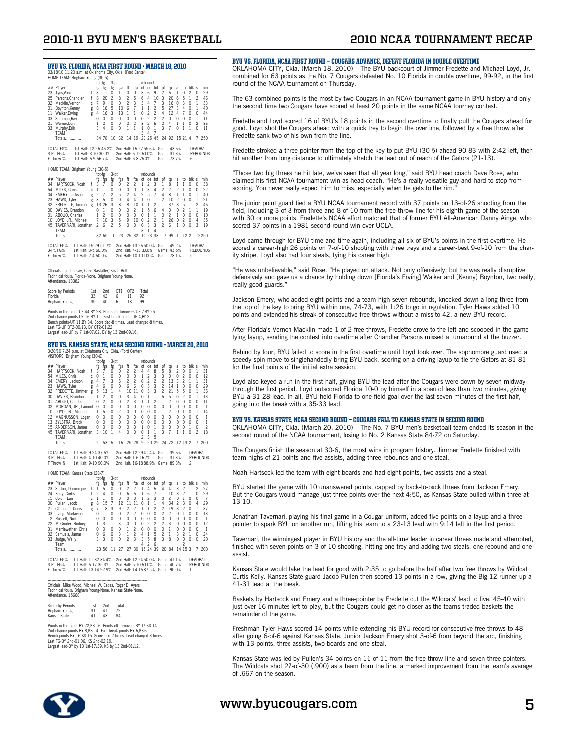## BYU VS. FLORIDA, NCAA FIRST ROUND • MARCH 18, 2010

03/18/10 11:20 a.m. at Oklahoma City, Okla. (Ford Center)

HOME TEAM: Brigham Young (30-5)

| ## | Player | | fg | fga | 3fg | 3fga | ft | fta | of | de | tot | pf | tp | a | to | blk | s | min |
|---|---|---|---|---|---|---|---|---|---|---|---|---|---|---|---|---|---|---|
| 23 | Tyus,Alex | f | 3 | 11 | 0 | 1 | 0 | 0 | 3 | 6 | 9 | 2 | 6 | 1 | 0 | 2 | 0 | 29 |
| 25 | Parsons,Chandler | f | 8 | 20 | 2 | 8 | 2 | 5 | 6 | 4 | 10 | 3 | 20 | 6 | 5 | 1 | 2 | 46 |
| 32 | Macklin,Vernon | c | 7 | 9 | 0 | 0 | 2 | 3 | 3 | 4 | 7 | 3 | 16 | 0 | 3 | 0 | 1 | 33 |
| 01 | Boynton,Kenny | g | 8 | 16 | 5 | 10 | 6 | 7 | 1 | 1 | 2 | 5 | 27 | 3 | 4 | 0 | 1 | 40 |
| 11 | Walker,Erving | g | 4 | 16 | 3 | 13 | 1 | 1 | 0 | 2 | 2 | 4 | 12 | 4 | 7 | 0 | 0 | 44 |
| 03 | Shipman,Ray | | 0 | 0 | 0 | 0 | 0 | 0 | 0 | 2 | 2 | 2 | 0 | 0 | 0 | 0 | 1 | 11 |
| 21 | Werner,Dan | | 1 | 2 | 0 | 0 | 2 | 2 | 3 | 2 | 5 | 2 | 4 | 1 | 1 | 0 | 2 | 36 |
| 33 | Murphy,Erik | | 3 | 4 | 0 | 0 | 1 | 1 | 1 | 0 | 1 | 3 | 7 | 0 | 1 | 1 | 0 | 11 |
| | TEAM | | | | | | | | 3 | 4 | 7 | | | | | | | |
| | Totals | | 34 | 78 | 10 | 32 | 14 | 19 | 20 | 25 | 45 | 24 | 92 | 15 | 21 | 4 | 7 | 250 |

TOTAL FG% 1st Half: 12-26 46.2% 2nd Half: 15-27 55.6% Game: 43.6% DEADBALL
3-Pt. FG% 1st Half: 3-10 30.0% 2nd Half: 6-12 50.0% Game: 31.3% REBOUNDS
F Throw % 1st Half: 6-9 66.7% 2nd Half: 6-8 75.0% Game: 73.7% 6

HOME TEAM: Brigham Young (30-5)

| ## | Player | | fg | fga | 3fg | 3fga | ft | fta | of | de | tot | pf | tp | a | to | blk | s | min |
|---|---|---|---|---|---|---|---|---|---|---|---|---|---|---|---|---|---|---|
| 34 | HARTSOCK, Noah | f | 3 | 7 | 0 | 0 | 2 | 2 | 1 | 2 | 3 | 1 | 8 | 1 | 1 | 0 | 0 | 38 |
| 54 | MILES, Chris | c | 1 | 1 | 0 | 0 | 0 | 0 | 1 | 3 | 4 | 2 | 2 | 2 | 1 | 0 | 0 | 22 |
| 04 | EMERY, Jackson | g | 2 | 7 | 2 | 5 | 2 | 4 | 2 | 5 | 7 | 4 | 8 | 1 | 1 | 0 | 1 | 40 |
| 23 | HAWS, Tyler | g | 3 | 5 | 0 | 0 | 4 | 4 | 1 | 0 | 1 | 2 | 10 | 2 | 0 | 0 | 1 | 21 |
| 32 | FREDETTE, Jimmer | g | 13 | 26 | 3 | 8 | 8 | 10 | 1 | 1 | 2 | 1 | 37 | 3 | 5 | 1 | 2 | 46 |
| 00 | DAVIES, Brandon | | 0 | 1 | 0 | 0 | 0 | 2 | 1 | 5 | 6 | 4 | 0 | 0 | 2 | 1 | 1 | 19 |
| 01 | ABOUO, Charles | | 1 | 2 | 0 | 0 | 0 | 0 | 0 | 1 | 1 | 0 | 2 | 1 | 0 | 0 | 0 | 10 |
| 10 | LOYD, JR., Michael | | 7 | 10 | 3 | 5 | 9 | 10 | 0 | 2 | 2 | 1 | 26 | 0 | 2 | 0 | 4 | 35 |
| 45 | TAVERNARI, Jonathan | | 2 | 6 | 2 | 5 | 0 | 0 | 0 | 3 | 3 | 2 | 6 | 1 | 0 | 0 | 3 | 19 |
| | TEAM | | | | | | | | 3 | 1 | 4 | | | | | | | |
| | Totals | | 32 | 65 | 10 | 23 | 25 | 32 | 10 | 23 | 33 | 17 | 99 | 11 | 12 | 2 | 12 | 250 |

TOTAL FG% 1st Half: 15-29 51.7% 2nd Half: 13-26 50.0% Game: 49.2% DEADBALL
3-Pt. FG% 1st Half: 3-5 60.0% 2nd Half: 4-13 30.8% Game: 43.5% REBOUNDS
F Throw % 1st Half: 2-4 50.0% 2nd Half: 10-10 100% Game: 78.1% 5

Officials: Joe Lindsay, Chris Rastatter, Kevin Brill
Technical fouls: Florida-None. Brigham Young-None.
Attendance: 13382

| Score by Periods | 1st | 2nd | OT1 | OT2 | Total |
|---|---|---|---|---|---|
| Florida | 33 | 42 | 6 | 11 | 92 |
| Brigham Young | 35 | 40 | 6 | 18 | 99 |

Points in the paint-UF 44,BY 28. Points off turnovers-UF 7,BY 25.
2nd chance points-UF 16,BY 11. Fast break points-UF 4,BY 2.
Bench points-UF 11,BY 34. Score tied-8 times. Lead changed-8 times.
Last FG-UF OT2-00:13, BY OT2-01:22.
Largest lead-UF by 7 1st-07:02, BY by 13 2nd-09:16.

## BYU VS. KANSAS STATE, NCAA SECOND ROUND • MARCH 20, 2010

3/20/10 7:24 p.m. at Oklahoma City, Okla. (Ford Center)

VISITORS: Brigham Young (30-6)

| ## | Player | | fg | fga | 3fg | 3fga | ft | fta | of | de | tot | pf | tp | a | to | blk | s | min |
|---|---|---|---|---|---|---|---|---|---|---|---|---|---|---|---|---|---|---|
| 34 | HARTSOCK, Noah | f | 3 | 7 | 0 | 0 | 2 | 2 | 4 | 4 | 8 | 5 | 8 | 2 | 0 | 0 | 1 | 31 |
| 54 | MILES, Chris | c | 0 | 1 | 0 | 0 | 0 | 0 | 1 | 2 | 3 | 3 | 0 | 0 | 2 | 0 | 0 | 12 |
| 04 | EMERY, Jackson | g | 4 | 7 | 3 | 6 | 2 | 2 | 0 | 2 | 2 | 2 | 13 | 3 | 2 | 1 | 1 | 31 |
| 23 | HAWS, Tyler | g | 4 | 6 | 0 | 0 | 6 | 6 | 0 | 3 | 3 | 2 | 14 | 1 | 0 | 0 | 0 | 29 |
| 32 | FREDETTE, Jimmer | g | 5 | 13 | 1 | 4 | 10 | 11 | 0 | 3 | 3 | 2 | 21 | 5 | 5 | 0 | 1 | 36 |
| 00 | DAVIES, Brandon | | 1 | 2 | 0 | 0 | 3 | 4 | 0 | 1 | 1 | 5 | 5 | 0 | 2 | 0 | 0 | 13 |
| 01 | ABOUO, Charles | | 0 | 2 | 0 | 0 | 2 | 3 | 1 | 1 | 2 | 1 | 2 | 0 | 0 | 0 | 0 | 11 |
| 02 | MORGAN, JR., Lamont | | 0 | 0 | 0 | 0 | 0 | 0 | 0 | 0 | 0 | 0 | 0 | 0 | 0 | 0 | 0 | 1 |
| 10 | LOYD, JR., Michael | | 1 | 5 | 0 | 2 | 0 | 0 | 0 | 0 | 0 | 1 | 2 | 0 | 1 | 0 | 1 | 14 |
| 12 | MAGNUSSON, Logan | | 0 | 0 | 0 | 0 | 0 | 0 | 0 | 0 | 0 | 0 | 0 | 0 | 0 | 0 | 0 | 1 |
| 13 | ZYLSTRA, Brock | | 0 | 0 | 0 | 0 | 0 | 0 | 0 | 0 | 0 | 0 | 0 | 0 | 0 | 0 | 0 | 1 |
| 15 | ANDERSON, James | | 0 | 0 | 0 | 0 | 0 | 0 | 1 | 0 | 1 | 0 | 0 | 0 | 0 | 1 | 0 | 2 |
| 45 | TAVERNARI, Jonathan | | 3 | 10 | 1 | 4 | 0 | 0 | 0 | 1 | 1 | 3 | 7 | 1 | 1 | 0 | 2 | 18 |
| | TEAM | | | | | | | | 2 | 3 | 5 | | | | | | | |
| | Totals | | 21 | 53 | 5 | 16 | 25 | 28 | 9 | 20 | 29 | 24 | 72 | 12 | 13 | 2 | 7 | 200 |

TOTAL FG% 1st Half: 9-24 37.5% 2nd Half: 12-29 41.4% Game: 39.6% DEADBALL
3-Pt. FG% 1st Half: 4-10 40.0% 2nd Half: 1-6 16.7% Game: 31.3% REBOUNDS
F Throw % 1st Half: 9-10 90.0% 2nd Half: 16-18 88.9% Game: 89.3% 2

HOME TEAM: Kansas State (28-7)

| ## | Player | | fg | fga | 3fg | 3fga | ft | fta | of | de | tot | pf | tp | a | to | blk | s | min |
|---|---|---|---|---|---|---|---|---|---|---|---|---|---|---|---|---|---|---|
| 23 | Sutton, Dominique | f | 1 | 5 | 0 | 0 | 2 | 2 | 1 | 4 | 5 | 4 | 4 | 3 | 2 | 1 | 2 | 27 |
| 24 | Kelly, Curtis | f | 2 | 4 | 0 | 0 | 6 | 6 | 1 | 6 | 7 | 1 | 10 | 3 | 2 | 1 | 0 | 29 |
| 15 | Colon, Luis | c | 1 | 1 | 0 | 0 | 0 | 0 | 1 | 2 | 3 | 0 | 2 | 0 | 1 | 0 | 0 | 7 |
| 00 | Pullen, Jacob | g | 8 | 15 | 7 | 12 | 11 | 11 | 0 | 1 | 1 | 4 | 34 | 2 | 3 | 0 | 4 | 29 |
| 21 | Clemente, Denis | g | 7 | 18 | 3 | 9 | 2 | 2 | 1 | 1 | 2 | 2 | 19 | 3 | 2 | 0 | 1 | 37 |
| 03 | Irving, Martavious | | 0 | 1 | 0 | 0 | 2 | 2 | 0 | 0 | 0 | 2 | 2 | 0 | 1 | 0 | 0 | 13 |
| 12 | Russell, Nick | | 0 | 0 | 0 | 0 | 0 | 0 | 0 | 0 | 0 | 0 | 0 | 0 | 0 | 0 | 0 | 1 |
| 22 | McGruder, Rodney | | 1 | 3 | 1 | 3 | 0 | 0 | 0 | 2 | 2 | 2 | 3 | 0 | 0 | 0 | 0 | 12 |
| 31 | Merriewether, Chris | | 0 | 0 | 0 | 0 | 1 | 2 | 0 | 0 | 0 | 0 | 1 | 0 | 0 | 0 | 0 | 1 |
| 32 | Samuels, Jamar | | 0 | 6 | 0 | 3 | 1 | 2 | 4 | 1 | 5 | 2 | 1 | 3 | 2 | 1 | 0 | 24 |
| 33 | Judge, Wally | | 3 | 3 | 0 | 0 | 2 | 3 | 3 | 5 | 8 | 3 | 8 | 0 | 0 | 0 | 0 | 20 |
| | Team | | | | | | | | 4 | 2 | 6 | | | | 2 | | | |
| | Totals | | 23 | 56 | 11 | 27 | 27 | 30 | 15 | 24 | 39 | 20 | 84 | 14 | 15 | 3 | 7 | 200 |

TOTAL FG% 1st Half: 11-32 34.4% 2nd Half: 12-24 50.0% Game: 41.1% DEADBALL
3-Pt. FG% 1st Half: 6-17 35.3% 2nd Half: 5-10 50.0% Game: 40.7% REBOUNDS
F Throw % 1st Half: 13-14 92.9% 2nd Half: 14-16 87.5% Game: 90.0% 1

Officials: Mike Wood, Michael W. Eades, Roger D. Ayers
Technical fouls: Brigham Young-None. Kansas State-None.
Attendance: 15668

| Score by Periods | 1st | 2nd | Total |
|---|---|---|---|
| Brigham Young | 31 | 41 | 72 |
| Kansas State | 41 | 43 | 84 |

Points in the paint-BY 22,KS 16. Points off turnovers-BY 17,KS 14.
2nd chance points-BY 8,KS 14. Fast break points-BY 6,KS 6.
Bench points-BY 16,KS 15. Score tied-2 times. Lead changed-3 times.
Last FG-BY 2nd-01:06, KS 2nd-02:19.
Largest lead-BY by 10 1st-17:39, KS by 13 2nd-01:12.

### BYU VS. FLORIDA, NCAA FIRST ROUND – COUGARS ADVANCE, DEFEAT FLORIDA IN DOUBLE OVERTIME

OKLAHOMA CITY, Okla. (March 18, 2010) – The BYU backcourt of Jimmer Fredette and Michael Loyd, Jr. combined for 63 points as the No. 7 Cougars defeated No. 10 Florida in double overtime, 99-92, in the first round of the NCAA tournament on Thursday.

The 63 combined points is the most by two Cougars in an NCAA tournament game in BYU history and only the second time two Cougars have scored at least 20 points in the same NCAA tourney contest.

Fredette and Loyd scored 16 of BYU's 18 points in the second overtime to finally pull the Cougars ahead for good. Loyd shot the Cougars ahead with a quick trey to begin the overtime, followed by a free throw after Fredette sank two of his own from the line.

Fredette stroked a three-pointer from the top of the key to put BYU (30-5) ahead 90-83 with 2:42 left, then hit another from long distance to ultimately stretch the lead out of reach of the Gators (21-13).

"Those two big threes he hit late, we've seen that all year long," said BYU head coach Dave Rose, who claimed his first NCAA tournament win as head coach. "He's a really versatile guy and hard to stop from scoring. You never really expect him to miss, especially when he gets to the rim."

The junior point guard tied a BYU NCAA tournament record with 37 points on 13-of-26 shooting from the field, including 3-of-8 from three and 8-of-10 from the free throw line for his eighth game of the season with 30 or more points. Fredette's NCAA effort matched that of former BYU All-American Danny Ainge, who scored 37 points in a 1981 second-round win over UCLA.

Loyd came through for BYU time and time again, including all six of BYU's points in the first overtime. He scored a career-high 26 points on 7-of-10 shooting with three treys and a career-best 9-of-10 from the charity stripe. Loyd also had four steals, tying his career high.

"He was unbelievable," said Rose. "He played on attack. Not only offensively, but he was really disruptive defensively and gave us a chance by holding down [Florida's Erving] Walker and [Kenny] Boynton, two really, really good guards."

Jackson Emery, who added eight points and a team-high seven rebounds, knocked down a long three from the top of the key to bring BYU within one, 74-73, with 1:26 to go in regulation. Tyler Haws added 10 points and extended his streak of consecutive free throws without a miss to 42, a new BYU record.

After Florida's Vernon Macklin made 1-of-2 free throws, Fredette drove to the left and scooped in the game-tying layup, sending the contest into overtime after Chandler Parsons missed a turnaround at the buzzer.

Behind by four, BYU failed to score in the first overtime until Loyd took over. The sophomore guard used a speedy spin move to singlehandedly bring BYU back, scoring on a driving layup to tie the Gators at 81-81 for the final points of the initial extra session.

Loyd also keyed a run in the first half, giving BYU the lead after the Cougars were down by seven midway through the first period. Loyd outscored Florida 10-0 by himself in a span of less than two minutes, giving BYU a 31-28 lead. In all, BYU held Florida to one field goal over the last seven minutes of the first half, going into the break with a 35-33 lead.

### BYU VS. KANSAS STATE, NCAA SECOND ROUND – COUGARS FALL TO KANSAS STATE IN SECOND ROUND

OKLAHOMA CITY, Okla. (March 20, 2010) – The No. 7 BYU men's basketball team ended its season in the second round of the NCAA tournament, losing to No. 2 Kansas State 84-72 on Saturday.

The Cougars finish the season at 30-6, the most wins in program history. Jimmer Fredette finished with team highs of 21 points and five assists, adding three rebounds and one steal.

Noah Hartsock led the team with eight boards and had eight points, two assists and a steal.

BYU started the game with 10 unanswered points, capped by back-to-back threes from Jackson Emery. But the Cougars would manage just three points over the next 4:50, as Kansas State pulled within three at 13-10.

Jonathan Tavernari, playing his final game in a Cougar uniform, added five points on a layup and a three-pointer to spark BYU on another run, lifting his team to a 23-13 lead with 9:14 left in the first period.

Tavernari, the winningest player in BYU history and the all-time leader in career threes made and attempted, finished with seven points on 3-of-10 shooting, hitting one trey and adding two steals, one rebound and one assist.

Kansas State would take the lead for good with 2:35 to go before the half after two free throws by Wildcat Curtis Kelly. Kansas State guard Jacob Pullen then scored 13 points in a row, giving the Big 12 runner-up a 41-31 lead at the break.

Baskets by Hartsock and Emery and a three-pointer by Fredette cut the Wildcats' lead to five, 45-40 with just over 16 minutes left to play, but the Cougars could get no closer as the teams traded baskets the remainder of the game.

Freshman Tyler Haws scored 14 points while extending his BYU record for consecutive free throws to 48 after going 6-of-6 against Kansas State. Junior Jackson Emery shot 3-of-6 from beyond the arc, finishing with 13 points, three assists, two boards and one steal.

Kansas State was led by Pullen's 34 points on 11-of-11 from the free throw line and seven three-pointers. The Wildcats shot 27-of-30 (.900) as a team from the line, a marked improvement from the team's average of .667 on the season.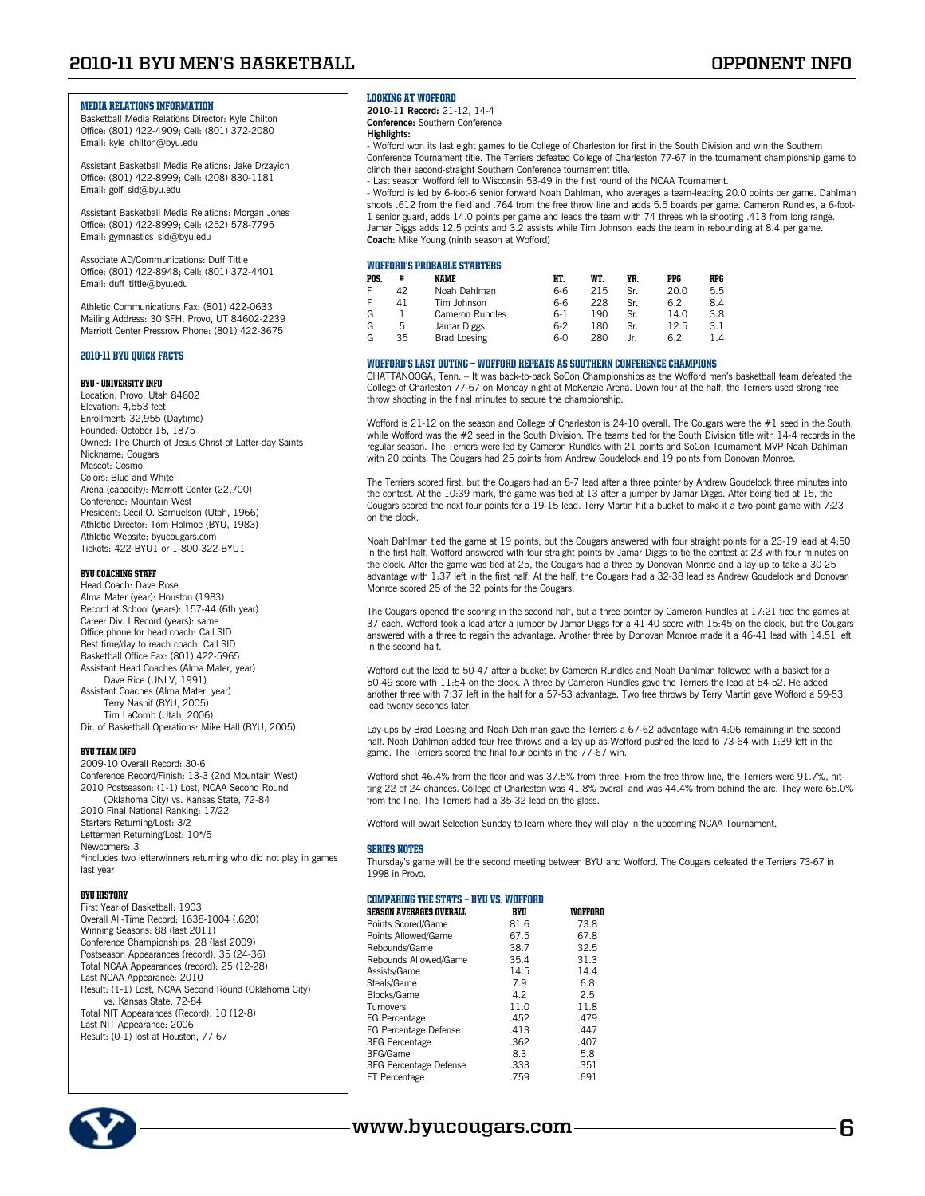## MEDIA RELATIONS INFORMATION

Basketball Media Relations Director: Kyle Chilton
Office: (801) 422-4909; Cell: (801) 372-2080
Email: kyle_chilton@byu.edu

Assistant Basketball Media Relations: Jake Drzayich
Office: (801) 422-8999; Cell: (208) 830-1181
Email: golf_sid@byu.edu

Assistant Basketball Media Relations: Morgan Jones
Office: (801) 422-8999; Cell: (252) 578-7795
Email: gymnastics_sid@byu.edu

Associate AD/Communications: Duff Tittle
Office: (801) 422-8948; Cell: (801) 372-4401
Email: duff_tittle@byu.edu

Athletic Communications Fax: (801) 422-0633
Mailing Address: 30 SFH, Provo, UT 84602-2239
Marriott Center Pressrow Phone: (801) 422-3675

## 2010-11 BYU QUICK FACTS

### BYU - UNIVERSITY INFO

Location: Provo, Utah 84602
Elevation: 4,553 feet
Enrollment: 32,955 (Daytime)
Founded: October 15, 1875
Owned: The Church of Jesus Christ of Latter-day Saints
Nickname: Cougars
Mascot: Cosmo
Colors: Blue and White
Arena (capacity): Marriott Center (22,700)
Conference: Mountain West
President: Cecil O. Samuelson (Utah, 1966)
Athletic Director: Tom Holmoe (BYU, 1983)
Athletic Website: byucougars.com
Tickets: 422-BYU1 or 1-800-322-BYU1

### BYU COACHING STAFF

Head Coach: Dave Rose
Alma Mater (year): Houston (1983)
Record at School (years): 157-44 (6th year)
Career Div. I Record (years): same
Office phone for head coach: Call SID
Best time/day to reach coach: Call SID
Basketball Office Fax: (801) 422-5965
Assistant Head Coaches (Alma Mater, year)
Dave Rice (UNLV, 1991)
Assistant Coaches (Alma Mater, year)
Terry Nashif (BYU, 2005)
Tim LaComb (Utah, 2006)
Dir. of Basketball Operations: Mike Hall (BYU, 2005)

### BYU TEAM INFO

2009-10 Overall Record: 30-6
Conference Record/Finish: 13-3 (2nd Mountain West)
2010 Postseason: (1-1) Lost, NCAA Second Round (Oklahoma City) vs. Kansas State, 72-84
2010 Final National Ranking: 17/22
Starters Returning/Lost: 3/2
Lettermen Returning/Lost: 10*/5
Newcomers: 3
*includes two letterwinners returning who did not play in games last year

### BYU HISTORY

First Year of Basketball: 1903
Overall All-Time Record: 1638-1004 (.620)
Winning Seasons: 88 (last 2011)
Conference Championships: 28 (last 2009)
Postseason Appearances (record): 35 (24-36)
Total NCAA Appearances (record): 25 (12-28)
Last NCAA Appearance: 2010
Result: (1-1) Lost, NCAA Second Round (Oklahoma City) vs. Kansas State, 72-84
Total NIT Appearances (Record): 10 (12-8)
Last NIT Appearance: 2006
Result: (0-1) lost at Houston, 77-67

## LOOKING AT WOFFORD

**2010-11 Record:** 21-12, 14-4
**Conference:** Southern Conference
**Highlights:**

- Wofford won its last eight games to tie College of Charleston for first in the South Division and win the Southern Conference Tournament title. The Terriers defeated College of Charleston 77-67 in the tournament championship game to clinch their second-straight Southern Conference tournament title.
- Last season Wofford fell to Wisconsin 53-49 in the first round of the NCAA Tournament.
- Wofford is led by 6-foot-6 senior forward Noah Dahlman, who averages a team-leading 20.0 points per game. Dahlman shoots .612 from the field and .764 from the free throw line and adds 5.5 boards per game. Cameron Rundles, a 6-foot-1 senior guard, adds 14.0 points per game and leads the team with 74 threes while shooting .413 from long range. Jamar Diggs adds 12.5 points and 3.2 assists while Tim Johnson leads the team in rebounding at 8.4 per game.

**Coach:** Mike Young (ninth season at Wofford)

## WOFFORD'S PROBABLE STARTERS

| POS. | # | NAME | HT. | WT. | YR. | PPG | RPG |
|---|---|---|---|---|---|---|---|
| F | 42 | Noah Dahlman | 6-6 | 215 | Sr. | 20.0 | 5.5 |
| F | 41 | Tim Johnson | 6-6 | 228 | Sr. | 6.2 | 8.4 |
| G | 1 | Cameron Rundles | 6-1 | 190 | Sr. | 14.0 | 3.8 |
| G | 5 | Jamar Diggs | 6-2 | 180 | Sr. | 12.5 | 3.1 |
| G | 35 | Brad Loesing | 6-0 | 280 | Jr. | 6.2 | 1.4 |

## WOFFORD'S LAST OUTING – WOFFORD REPEATS AS SOUTHERN CONFERENCE CHAMPIONS

CHATTANOOGA, Tenn. – It was back-to-back SoCon Championships as the Wofford men's basketball team defeated the College of Charleston 77-67 on Monday night at McKenzie Arena. Down four at the half, the Terriers used strong free throw shooting in the final minutes to secure the championship.

Wofford is 21-12 on the season and College of Charleston is 24-10 overall. The Cougars were the #1 seed in the South, while Wofford was the #2 seed in the South Division. The teams tied for the South Division title with 14-4 records in the regular season. The Terriers were led by Cameron Rundles with 21 points and SoCon Tournament MVP Noah Dahlman with 20 points. The Cougars had 25 points from Andrew Goudelock and 19 points from Donovan Monroe.

The Terriers scored first, but the Cougars had an 8-7 lead after a three pointer by Andrew Goudelock three minutes into the contest. At the 10:39 mark, the game was tied at 13 after a jumper by Jamar Diggs. After being tied at 15, the Cougars scored the next four points for a 19-15 lead. Terry Martin hit a bucket to make it a two-point game with 7:23 on the clock.

Noah Dahlman tied the game at 19 points, but the Cougars answered with four straight points for a 23-19 lead at 4:50 in the first half. Wofford answered with four straight points by Jamar Diggs to tie the contest at 23 with four minutes on the clock. After the game was tied at 25, the Cougars had a three by Donovan Monroe and a lay-up to take a 30-25 advantage with 1:37 left in the first half. At the half, the Cougars had a 32-38 lead as Andrew Goudelock and Donovan Monroe scored 25 of the 32 points for the Cougars.

The Cougars opened the scoring in the second half, but a three pointer by Cameron Rundles at 17:21 tied the games at 37 each. Wofford took a lead after a jumper by Jamar Diggs for a 41-40 score with 15:45 on the clock, but the Cougars answered with a three to regain the advantage. Another three by Donovan Monroe made it a 46-41 lead with 14:51 left in the second half.

Wofford cut the lead to 50-47 after a bucket by Cameron Rundles and Noah Dahlman followed with a basket for a 50-49 score with 11:54 on the clock. A three by Cameron Rundles gave the Terriers the lead at 54-52. He added another three with 7:37 left in the half for a 57-53 advantage. Two free throws by Terry Martin gave Wofford a 59-53 lead twenty seconds later.

Lay-ups by Brad Loesing and Noah Dahlman gave the Terriers a 67-62 advantage with 4:06 remaining in the second half. Noah Dahlman added four free throws and a lay-up as Wofford pushed the lead to 73-64 with 1:39 left in the game. The Terriers scored the final four points in the 77-67 win.

Wofford shot 46.4% from the floor and was 37.5% from three. From the free throw line, the Terriers were 91.7%, hitting 22 of 24 chances. College of Charleston was 41.8% overall and was 44.4% from behind the arc. They were 65.0% from the line. The Terriers had a 35-32 lead on the glass.

Wofford will await Selection Sunday to learn where they will play in the upcoming NCAA Tournament.

## SERIES NOTES

Thursday's game will be the second meeting between BYU and Wofford. The Cougars defeated the Terriers 73-67 in 1998 in Provo.

## COMPARING THE STATS – BYU VS. WOFFORD

| SEASON AVERAGES OVERALL | BYU | WOFFORD |
|---|---|---|
| Points Scored/Game | 81.6 | 73.8 |
| Points Allowed/Game | 67.5 | 67.8 |
| Rebounds/Game | 38.7 | 32.5 |
| Rebounds Allowed/Game | 35.4 | 31.3 |
| Assists/Game | 14.5 | 14.4 |
| Steals/Game | 7.9 | 6.8 |
| Blocks/Game | 4.2 | 2.5 |
| Turnovers | 11.0 | 11.8 |
| FG Percentage | .452 | .479 |
| FG Percentage Defense | .413 | .447 |
| 3FG Percentage | .362 | .407 |
| 3FG/Game | 8.3 | 5.8 |
| 3FG Percentage Defense | .333 | .351 |
| FT Percentage | .759 | .691 |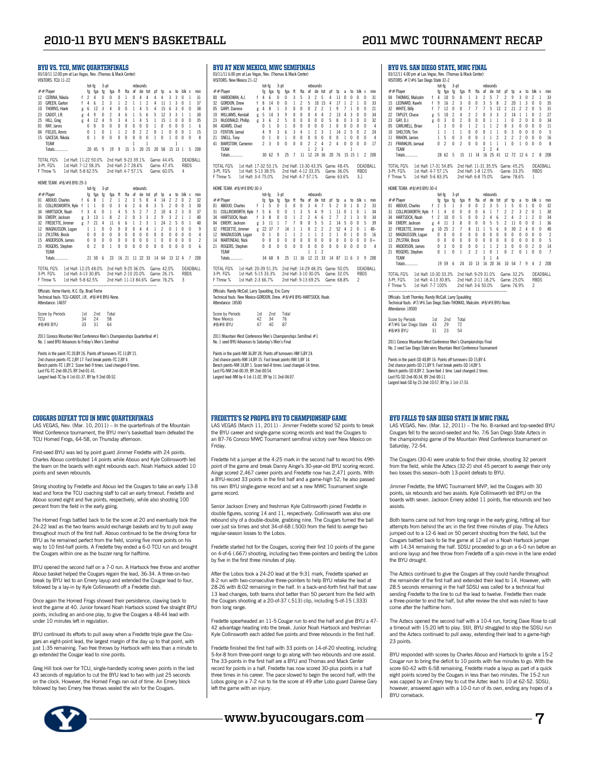## BYU VS. TCU, MWC QUARTERFINALS

03/10/11 12:00 pm at Las Vegas, Nev. (Thomas & Mack Center)

VISITORS: TCU 11-22

| ## | Player | | fg | fga | 3-pt fg | fga | ft | fta | of | de | tot | pf | tp | a | to | blk | s | min |
|---|---|---|---|---|---|---|---|---|---|---|---|---|---|---|---|---|---|---|
| 12 | CERINA, Nikola | f | 2 | 4 | 0 | 0 | 0 | 1 | 0 | 4 | 4 | 4 | 4 | 3 | 3 | 0 | 1 | 31 |
| 33 | GREEN, Garlon | f | 4 | 6 | 2 | 3 | 1 | 2 | 1 | 1 | 2 | 4 | 11 | 1 | 3 | 0 | 1 | 37 |
| 10 | THORNS, Hank | g | 6 | 12 | 3 | 4 | 0 | 0 | 1 | 4 | 5 | 4 | 15 | 6 | 3 | 0 | 0 | 38 |
| 23 | COOT, J.R. | g | 4 | 9 | 0 | 2 | 4 | 6 | 1 | 5 | 6 | 5 | 12 | 3 | 3 | 1 | 1 | 30 |
| 25 | HILL, Greg | g | 4 | 12 | 4 | 9 | 3 | 4 | 1 | 4 | 5 | 1 | 15 | 1 | 0 | 0 | 0 | 35 |
| 01 | RAY, Jarvis | | 0 | 0 | 0 | 0 | 0 | 0 | 0 | 0 | 0 | 1 | 0 | 0 | 0 | 0 | 1 | 6 |
| 04 | FIELDS, Amric | | 0 | 1 | 0 | 1 | 1 | 2 | 0 | 2 | 2 | 0 | 1 | 0 | 0 | 0 | 1 | 15 |
| 15 | GACESA, Nikola | | 0 | 1 | 0 | 0 | 0 | 0 | 0 | 0 | 0 | 1 | 0 | 1 | 0 | 0 | 0 | 8 |
| | TEAM | | | | | | | | 1 | | 1 | | | | 1 | | | |
| | Totals | | 20 | 45 | 9 | 19 | 9 | 15 | 5 | 20 | 25 | 20 | 58 | 15 | 13 | 1 | 5 | 200 |

TOTAL FG% 1st Half: 11-22 50.0% 2nd Half: 9-23 39.1% Game: 44.4% DEADBALL
3-Pt. FG% 1st Half: 7-12 58.3% 2nd Half: 2-7 28.6% Game: 47.4% RBDS
F Throw % 1st Half: 5-8 62.5% 2nd Half: 4-7 57.1% Game: 60.0% 4

HOME TEAM: #8/#8 BYU 29-3

| ## | Player | | fg | fga | 3-pt fg | fga | ft | fta | of | de | tot | pf | tp | a | to | blk | s | min |
|---|---|---|---|---|---|---|---|---|---|---|---|---|---|---|---|---|---|---|
| 01 | ABOUO, Charles | f | 6 | 8 | 1 | 2 | 1 | 2 | 3 | 5 | 8 | 4 | 14 | 2 | 2 | 0 | 2 | 32 |
| 31 | COLLINSWORTH, Kyle | f | 1 | 1 | 0 | 0 | 3 | 6 | 2 | 6 | 8 | 3 | 5 | 2 | 0 | 0 | 3 | 30 |
| 34 | HARTSOCK, Noah | f | 3 | 4 | 0 | 1 | 4 | 5 | 5 | 2 | 7 | 2 | 10 | 4 | 2 | 3 | 0 | 37 |
| 04 | EMERY, Jackson | g | 3 | 13 | 1 | 8 | 2 | 2 | 0 | 3 | 3 | 2 | 9 | 3 | 2 | 1 | 1 | 40 |
| 32 | FREDETTE, Jimmer | g | 7 | 21 | 4 | 11 | 6 | 6 | 1 | 2 | 3 | 1 | 24 | 2 | 5 | 0 | 1 | 40 |
| 12 | MAGNUSSON, Logan | | 1 | 1 | 0 | 0 | 0 | 0 | 0 | 4 | 4 | 1 | 2 | 0 | 1 | 0 | 0 | 9 |
| 13 | ZYLSTRA, Brock | | 0 | 0 | 0 | 0 | 0 | 0 | 0 | 0 | 0 | 0 | 0 | 0 | 0 | 0 | 0 | 4 |
| 15 | ANDERSON, James | | 0 | 0 | 0 | 0 | 0 | 0 | 0 | 0 | 0 | 1 | 0 | 0 | 0 | 0 | 0 | 2 |
| 21 | ROGERS, Stephen | | 0 | 2 | 0 | 1 | 0 | 0 | 0 | 0 | 0 | 0 | 0 | 0 | 0 | 0 | 0 | 6 |
| | TEAM | | | | | | | | | | | | | | | | | |
| | Totals | | 21 | 50 | 6 | 23 | 16 | 21 | 11 | 22 | 33 | 14 | 64 | 13 | 12 | 4 | 7 | 200 |

TOTAL FG% 1st Half: 12-25 48.0% 2nd Half: 9-25 36.0% Game: 42.0% DEADBALL
3-Pt. FG% 1st Half: 4-13 30.8% 2nd Half: 2-10 20.0% Game: 26.1% RBDS
F Throw % 1st Half: 5-8 62.5% 2nd Half: 11-13 84.6% Game: 76.2% 3

Officials: Verne Harris, K.C. Ely, Brad Ferrie
Technical fouls: TCU-CADOT, J.R.. #8/#8 BYU-None.
Attendance: 14697

| Score by Periods | 1st | 2nd | Total |
|---|---|---|---|
| TCU | 34 | 24 | 58 |
| #8/#8 BYU | 33 | 31 | 64 |

2011 Conoco Mountain West Conference Men's Championships Quarterfinal #1
No. 1 seed BYU Advances to Friday's Men's Semifinal

Points in the paint-TC 20,BY 26. Points off turnovers-TC 13,BY 21.
2nd chance points-TC 2,BY 17. Fast break points-TC 2,BY 4.
Bench points-TC 1,BY 2. Score tied-9 times. Lead changed-9 times.
Last FG-TC 2nd-00:25, BY 2nd-01:41.
Largest lead-TC by 4 1st-01:37, BY by 9 2nd-00:52.

## BYU AT NEW MEXICO, MWC SEMIFINALS

03/11/11 6:00 pm at Las Vegas, Nev. (Thomas & Mack Center)

VISITORS: New Mexico 21-12

| ## | Player | | fg | fga | 3-pt fg | fga | ft | fta | of | de | tot | pf | tp | a | to | blk | s | min |
|---|---|---|---|---|---|---|---|---|---|---|---|---|---|---|---|---|---|---|
| 00 | HARDEMAN, A.J. | f | 4 | 6 | 0 | 0 | 3 | 5 | 3 | 2 | 5 | 4 | 11 | 0 | 0 | 0 | 0 | 31 |
| 32 | GORDON, Drew | f | 8 | 14 | 0 | 0 | 1 | 2 | 5 | 10 | 15 | 4 | 17 | 1 | 2 | 1 | 0 | 33 |
| 05 | GARY, Dairese | g | 4 | 8 | 1 | 3 | 0 | 0 | 0 | 2 | 2 | 1 | 9 | 7 | 1 | 0 | 0 | 21 |
| 10 | WILLIAMS, Kendall | g | 5 | 14 | 3 | 9 | 0 | 0 | 0 | 4 | 4 | 2 | 13 | 4 | 3 | 0 | 0 | 34 |
| 23 | McDONALD, Phillip | g | 3 | 6 | 2 | 5 | 0 | 0 | 0 | 0 | 0 | 5 | 8 | 0 | 3 | 0 | 0 | 32 |
| 04 | ADAMS, Chad | | 0 | 1 | 0 | 1 | 0 | 0 | 0 | 0 | 0 | 1 | 0 | 0 | 0 | 0 | 0 | 4 |
| 13 | FENTON, Jamal | | 4 | 9 | 3 | 6 | 3 | 4 | 1 | 2 | 3 | 1 | 14 | 2 | 5 | 0 | 2 | 24 |
| 21 | SNELL, Tony | | 0 | 1 | 0 | 1 | 0 | 0 | 0 | 0 | 0 | 0 | 0 | 1 | 0 | 0 | 0 | 4 |
| 41 | BAIRSTOW, Cameron | | 2 | 3 | 0 | 0 | 0 | 0 | 2 | 2 | 4 | 2 | 4 | 0 | 0 | 0 | 0 | 17 |
| | TEAM | | | | | | | | 1 | 2 | 3 | | | | 1 | | | |
| | Totals | | 30 | 62 | 9 | 25 | 7 | 11 | 12 | 24 | 36 | 20 | 76 | 15 | 15 | 1 | 2 | 200 |

TOTAL FG% 1st Half: 17-32 53.1% 2nd Half: 13-30 43.3% Game: 48.4% DEADBALL
3-Pt. FG% 1st Half: 5-13 38.5% 2nd Half: 4-12 33.3% Game: 36.0% RBDS
F Throw % 1st Half: 3-4 75.0% 2nd Half: 4-7 57.1% Game: 63.6% 3,1

HOME TEAM: #8/#8 BYU 30-3

| ## | Player | | fg | fga | 3-pt fg | fga | ft | fta | of | de | tot | pf | tp | a | to | blk | s | min |
|---|---|---|---|---|---|---|---|---|---|---|---|---|---|---|---|---|---|---|
| 01 | ABOUO, Charles | f | 1 | 5 | 0 | 3 | 0 | 0 | 3 | 4 | 7 | 5 | 2 | 0 | 1 | 0 | 2 | 33 |
| 31 | COLLINSWORTH, Kyle | f | 5 | 6 | 0 | 0 | 1 | 3 | 5 | 4 | 9 | 1 | 11 | 0 | 1 | 0 | 1 | 34 |
| 34 | HARTSOCK, Noah | f | 3 | 8 | 0 | 0 | 1 | 2 | 2 | 4 | 6 | 2 | 7 | 2 | 1 | 3 | 0 | 34 |
| 04 | EMERY, Jackson | g | 3 | 11 | 1 | 7 | 7 | 8 | 0 | 5 | 5 | 2 | 14 | 5 | 0 | 0 | 5 | 39 |
| 32 | FREDETTE, Jimmer | g | 22 | 37 | 7 | 14 | 1 | 1 | 0 | 2 | 2 | 2 | 52 | 4 | 2 | 0 | 1 | 40- |
| 12 | MAGNUSSON, Logan | | 0 | 1 | 0 | 1 | 1 | 2 | 1 | 1 | 2 | 2 | 1 | 0 | 1 | 0 | 0 | 16 |
| 14 | MARTINEAU, Nick | | 0 | 0 | 0 | 0 | 0 | 0 | 0 | 0 | 0 | 0 | 0 | 0 | 0 | 0 | 0 | 0+ |
| 21 | ROGERS, Stephen | | 0 | 0 | 0 | 0 | 0 | 0 | 0 | 0 | 0 | 0 | 0 | 0 | 0 | 0 | 0 | 4 |
| | TEAM | | | | | | | | 1 | 1 | 2 | | | | | | | |
| | Totals | | 34 | 68 | 8 | 25 | 11 | 16 | 12 | 21 | 33 | 14 | 87 | 11 | 6 | 3 | 9 | 200 |

TOTAL FG% 1st Half: 20-39 51.3% 2nd Half: 14-29 48.3% Game: 50.0% DEADBALL
3-Pt. FG% 1st Half: 5-15 33.3% 2nd Half: 3-10 30.0% Game: 32.0% RBDS
F Throw % 1st Half: 2-3 66.7% 2nd Half: 9-13 69.2% Game: 68.8% 2

Officials: Randy McCall, Larry Spaulding, Eric Curry
Technical fouls: New Mexico-GORDON, Drew. #8/#8 BYU-HARTSOCK, Noah.
Attendance: 18500

| Score by Periods | 1st | 2nd | Total |
|---|---|---|---|
| New Mexico | 42 | 34 | 76 |
| #8/#8 BYU | 47 | 40 | 87 |

2011 Mountain West Conference Men's Championships Semifinal #1
No. 1 seed BYU Advances to Saturday's Men's Final

Points in the paint-NM 36,BY 28. Points off turnovers-NM 5,BY 24.
2nd chance points-NM 14,BY 15. Fast break points-NM 3,BY 14.
Bench points-NM 18,BY 1. Score tied-8 times. Lead changed-14 times.
Last FG-NM 2nd-00:39, BY 2nd-00:54.
Largest lead-NM by 4 1st-11:02, BY by 11 2nd-04:07.

## BYU VS. SAN DIEGO STATE, MWC FINAL

03/12/11 4:00 pm at Las Vegas, Nev. (Thomas & Mack Center)

VISITORS: #7/#6 San Diego State 32-2

| ## | Player | | fg | fga | 3-pt fg | fga | ft | fta | of | de | tot | pf | tp | a | to | blk | s | min |
|---|---|---|---|---|---|---|---|---|---|---|---|---|---|---|---|---|---|---|
| 04 | THOMAS, Malcolm | f | 4 | 10 | 0 | 0 | 1 | 3 | 2 | 5 | 7 | 2 | 9 | 3 | 0 | 2 | 1 | 33 |
| 15 | LEONARD, Kawhi | f | 9 | 16 | 2 | 3 | 0 | 0 | 3 | 5 | 8 | 2 | 20 | 1 | 3 | 0 | 0 | 35 |
| 32 | WHITE, Billy | f | 7 | 12 | 0 | 0 | 7 | 7 | 7 | 5 | 12 | 2 | 21 | 2 | 2 | 0 | 5 | 31 |
| 22 | TAPLEY, Chase | g | 5 | 10 | 2 | 4 | 2 | 2 | 0 | 3 | 3 | 2 | 14 | 1 | 1 | 0 | 2 | 27 |
| 23 | GAY, D.J. | g | 0 | 3 | 0 | 2 | 0 | 0 | 0 | 1 | 1 | 1 | 0 | 2 | 0 | 0 | 0 | 34 |
| 05 | CARLWELL, Brian | | 1 | 3 | 0 | 0 | 1 | 2 | 1 | 1 | 2 | 0 | 3 | 0 | 0 | 0 | 0 | 11 |
| 10 | SHELTON, Tim | | 1 | 1 | 1 | 1 | 0 | 0 | 0 | 1 | 1 | 0 | 3 | 0 | 0 | 0 | 0 | 5 |
| 11 | RAHON, James | | 1 | 5 | 0 | 3 | 0 | 0 | 1 | 1 | 2 | 2 | 2 | 2 | 0 | 0 | 0 | 16 |
| 21 | FRANKLIN, Jamaal | | 0 | 2 | 0 | 2 | 0 | 0 | 0 | 1 | 1 | 1 | 0 | 1 | 0 | 0 | 0 | 8 |
| | TEAM | | | | | | | | 2 | 2 | 4 | | | | | | | |
| | Totals | | 28 | 62 | 5 | 15 | 11 | 14 | 16 | 25 | 41 | 12 | 72 | 12 | 6 | 2 | 8 | 200 |

TOTAL FG% 1st Half: 17-31 54.8% 2nd Half: 11-31 35.5% Game: 45.2% DEADBALL
3-Pt. FG% 1st Half: 4-7 57.1% 2nd Half: 1-8 12.5% Game: 33.3% RBDS
F Throw % 1st Half: 5-6 83.3% 2nd Half: 6-8 75.0% Game: 78.6% 1

HOME TEAM: #8/#8 BYU 30-4

| ## | Player | | fg | fga | 3-pt fg | fga | ft | fta | of | de | tot | pf | tp | a | to | blk | s | min |
|---|---|---|---|---|---|---|---|---|---|---|---|---|---|---|---|---|---|---|
| 01 | ABOUO, Charles | f | 2 | 5 | 1 | 3 | 0 | 0 | 2 | 3 | 5 | 1 | 5 | 0 | 1 | 0 | 0 | 32 |
| 31 | COLLINSWORTH, Kyle | f | 1 | 4 | 0 | 0 | 0 | 0 | 6 | 1 | 7 | 2 | 2 | 3 | 2 | 0 | 1 | 30 |
| 34 | HARTSOCK, Noah | f | 2 | 10 | 0 | 5 | 0 | 0 | 2 | 4 | 6 | 2 | 4 | 2 | 1 | 2 | 0 | 34 |
| 04 | EMERY, Jackson | g | 4 | 11 | 3 | 8 | 0 | 0 | 0 | 5 | 5 | 2 | 11 | 0 | 0 | 0 | 1 | 36 |
| 32 | FREDETTE, Jimmer | g | 10 | 25 | 2 | 7 | 8 | 11 | 1 | 5 | 6 | 0 | 30 | 2 | 4 | 0 | 0 | 40 |
| 12 | MAGNUSSON, Logan | | 0 | 0 | 0 | 0 | 0 | 0 | 0 | 0 | 0 | 0 | 0 | 0 | 0 | 0 | 0 | 2 |
| 13 | ZYLSTRA, Brock | | 0 | 0 | 0 | 0 | 0 | 0 | 0 | 0 | 0 | 0 | 0 | 0 | 0 | 0 | 0 | 5 |
| 15 | ANDERSON, James | | 0 | 3 | 0 | 0 | 0 | 0 | 1 | 1 | 2 | 3 | 0 | 0 | 0 | 2 | 0 | 14 |
| 21 | ROGERS, Stephen | | 0 | 1 | 0 | 1 | 2 | 2 | 1 | 0 | 1 | 0 | 2 | 0 | 1 | 0 | 0 | 7 |
| | TEAM | | | | | | | | 3 | 1 | 4 | | | | | | | |
| | Totals | | 19 | 59 | 6 | 24 | 10 | 13 | 16 | 20 | 36 | 10 | 54 | 7 | 9 | 4 | 2 | 200 |

TOTAL FG% 1st Half: 10-30 33.3% 2nd Half: 9-29 31.0% Game: 32.2% DEADBALL
3-Pt. FG% 1st Half: 4-13 30.8% 2nd Half: 2-11 18.2% Game: 25.0% RBDS
F Throw % 1st Half: 7-7 100% 2nd Half: 3-6 50.0% Game: 76.9% 2

Officials: Scott Thornley, Randy McCall, Larry Spaulding
Technical fouls: #7/#6 San Diego State-THOMAS, Malcolm. #8/#8 BYU-None.
Attendance: 18500

| Score by Periods | 1st | 2nd | Total |
|---|---|---|---|
| #7/#6 San Diego State | 43 | 29 | 72 |
| #8/#8 BYU | 31 | 23 | 54 |

2011 Conoco Mountain West Conference Men's Championships Final
No. 2 seed San Diego State wins Mountain West Conference Tournament

Points in the paint-SD 40,BY 16. Points off turnovers-SD 15,BY 4.
2nd chance points-SD 21,BY 9. Fast break points-SD 14,BY 5.
Bench points-SD 8,BY 2. Score tied-1 time. Lead changed-2 times.
Last FG-SD 2nd-00:34, BY 2nd-00:11.
Largest lead-SD by 23 2nd-10:57, BY by 1 1st-17:53.

## COUGARS DEFEAT TCU IN MWC QUARTERFINALS

LAS VEGAS, Nev. (Mar. 10, 2011) – In the quarterfinals of the Mountain West Conference tournament, the BYU men's basketball team defeated the TCU Horned Frogs, 64-58, on Thursday afternoon.

First-seed BYU was led by point guard Jimmer Fredette with 24 points. Charles Abouo contributed 14 points while Abouo and Kyle Collinsworth led the team on the boards with eight rebounds each. Noah Hartsock added 10 points and seven rebounds.

Strong shooting by Fredette and Abouo led the Cougars to take an early 13-8 lead and force the TCU coaching staff to call an early timeout. Fredette and Abouo scored eight and five points, respectively, while also shooting 100 percent from the field in the early going.

The Horned Frogs battled back to tie the score at 20 and eventually took the 24-22 lead as the two teams would exchange baskets and try to pull away throughout much of the first half. Abouo continued to be the driving force for BYU as he remained perfect from the field, scoring five more points on his way to 10 first-half points. A Fredette trey ended a 6-0 TCU run and brought the Cougars within one as the buzzer rang for halftime.

BYU opened the second half on a 7-0 run. A Hartsock free throw and another Abouo basket helped the Cougars regain the lead, 36-34. A three-on-two break by BYU led to an Emery layup and extended the Cougar lead to four, followed by a lay-in by Kyle Collinsworth off a Fredette dish.

Once again the Horned Frogs showed their persistence, clawing back to knot the game at 40. Junior forward Noah Hartsock scored five straight BYU points, including an and-one play, to give the Cougars a 48-44 lead with under 10 minutes left in regulation.

BYU continued its efforts to pull away when a Fredette triple gave the Cougars an eight-point lead, the largest margin of the day up to that point, with just 1:35 remaining. Two free throws by Hartsock with less than a minute to go extended the Cougar lead to nine points.

Greg Hill took over for TCU, single-handedly scoring seven points in the last 43 seconds of regulation to cut the BYU lead to two with just 25 seconds on the clock. However, the Horned Frogs ran out of time. An Emery block followed by two Emery free throws sealed the win for the Cougars.

## FREDETTE'S 52 PROPEL BYU TO CHAMPIONSHIP GAME

LAS VEGAS (March 11, 2011) - Jimmer Fredette scored 52 points to break the BYU career and single-game scoring records and lead the Cougars to an 87-76 Conoco MWC Tournament semifinal victory over New Mexico on Friday.

Fredette hit a jumper at the 4:25 mark in the second half to record his 49th point of the game and break Danny Ainge's 30-year-old BYU scoring record. Ainge scored 2,467 career points and Fredette now has 2,471 points. With a BYU-record 33 points in the first half and a game-high 52, he also passed his own BYU single-game record and set a new MWC Tournament single game record.

Senior Jackson Emery and freshman Kyle Collinsworth joined Fredette in double figures, scoring 14 and 11, respectively. Collinsworth was also one rebound shy of a double-double, grabbing nine. The Cougars turned the ball over just six times and shot 34-of-68 (.500) from the field to avenge two regular-season losses to the Lobos.

Fredette started hot for the Cougars, scoring their first 10 points of the game on 4-of-6 (.667) shooting, including two three-pointers and besting the Lobos by five in the first three minutes of play.

After the Lobos took a 24-20 lead at the 9:31 mark, Fredette sparked an 8-2 run with two-consecutive three-pointers to help BYU retake the lead at 28-26 with 8:02 remaining in the half. In a back-and-forth first half that saw 13 lead changes, both teams shot better than 50 percent from the field with the Cougars shooting at a 20-of-37 (.513) clip, including 5-of-15 (.333) from long range.

Fredette spearheaded an 11-5 Cougar run to end the half and give BYU a 47-42 advantage heading into the break. Junior Noah Hartsock and freshman Kyle Collinsworth each added five points and three rebounds in the first half.

Fredette finished the first half with 33 points on 14-of-20 shooting, including 5-for-8 from three-point range to go along with two rebounds and one assist. The 33-points in the first half are a BYU and Thomas and Mack Center record for points in a half. Fredette has now scored 30-plus points in a half three times in his career. The pace slowed to begin the second half, with the Lobos going on a 7-2 run to tie the score at 49 after Lobo guard Dairese Gary left the game with an injury.

## BYU FALLS TO SAN DIEGO STATE IN MWC FINAL

LAS VEGAS, Nev. (Mar. 12, 2011) – The No. 8-ranked and top-seeded BYU Cougars fell to the second-seeded and No. 7/6 San Diego State Aztecs in the championship game of the Mountain West Conference tournament on Saturday, 72-54.

The Cougars (30-4) were unable to find their stroke, shooting 32 percent from the field, while the Aztecs (32-2) shot 45 percent to avenge their only two losses this season--both 13-point defeats to BYU.

Jimmer Fredette, the MWC Tournament MVP, led the Cougars with 30 points, six rebounds and two assists. Kyle Collinsworth led BYU on the boards with seven. Jackson Emery added 11 points, five rebounds and two assists.

Both teams came out hot from long range in the early going, hitting all four attempts from behind the arc in the first three minutes of play. The Aztecs jumped out to a 12-6 lead on 50 percent shooting from the field, but the Cougars battled back to tie the game at 12-all on a Noah Hartsock jumper with 14:34 remaining in the half. SDSU proceeded to go on a 6-0 run before an and-one layup and free throw from Fredette off a spin-move in the lane ended the BYU drought.

The Aztecs continued to give the Cougars all they could handle throughout the remainder of the first half and extended their lead to 14. However, with 28.5 seconds remaining in the half SDSU was called for a technical foul sending Fredette to the line to cut the lead to twelve. Fredette then made a three-pointer to end the half, but after review the shot was ruled to have come after the halftime horn.

The Aztecs opened the second half with a 10-4 run, forcing Dave Rose to call a timeout with 15:20 left to play. Still, BYU struggled to stop the SDSU run and the Aztecs continued to pull away, extending their lead to a game-high 23 points.

BYU responded with scores by Charles Abouo and Hartsock to ignite a 15-2 Cougar run to bring the deficit to 10 within five minutes to go. With the score 60-42 with 6:58 remaining, Fredette made a layup as part of a quick eight points scored by the Cougars in less than two minutes. The 15-2 run was capped by an Emery trey to cut the Aztec lead to 10 at 62-52. SDSU, however, answered again with a 10-0 run of its own, ending any hopes of a BYU comeback.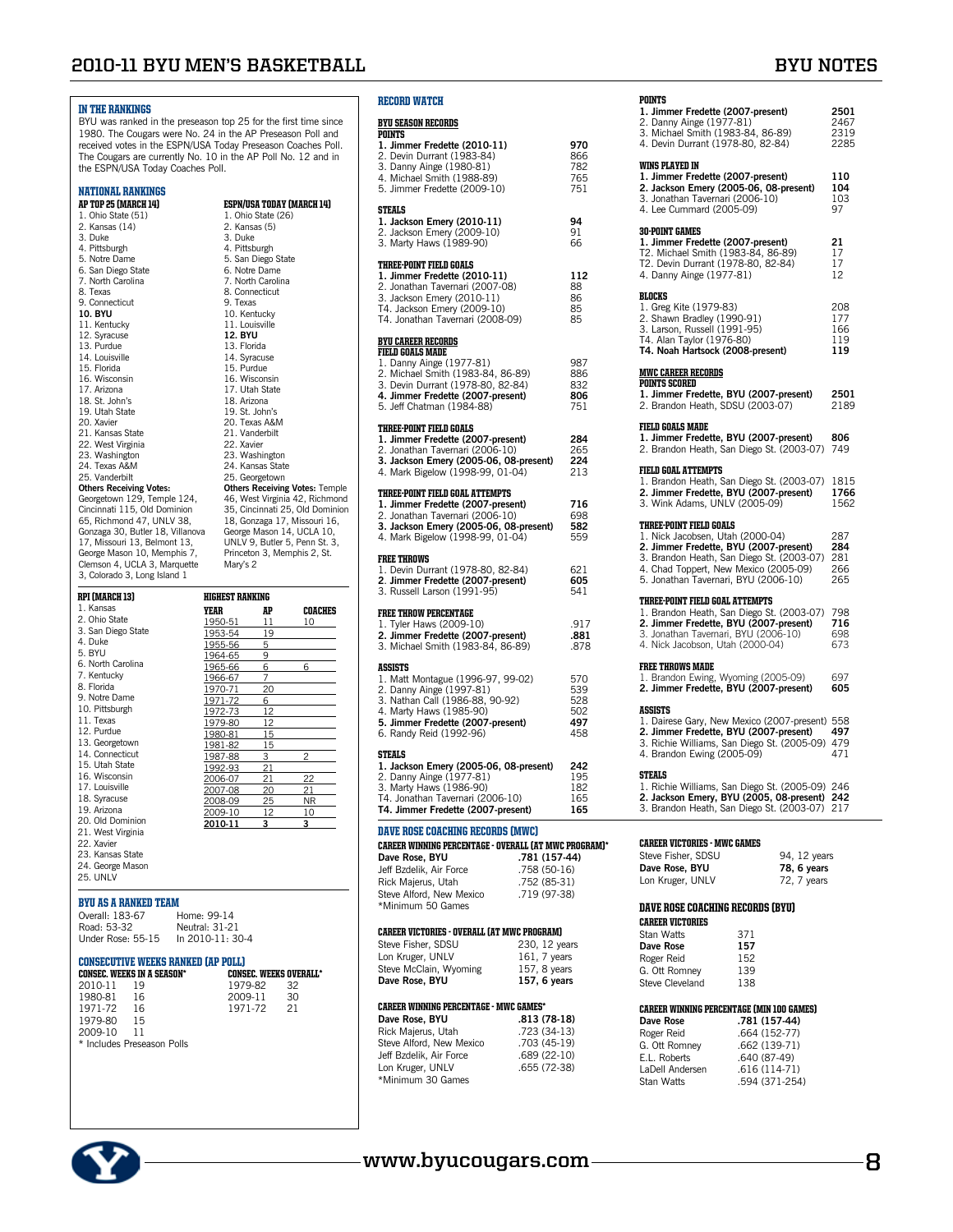## IN THE RANKINGS

BYU was ranked in the preseason top 25 for the first time since 1980. The Cougars were No. 24 in the AP Preseason Poll and received votes in the ESPN/USA Today Preseason Coaches Poll. The Cougars are currently No. 10 in the AP Poll No. 12 and in the ESPN/USA Today Coaches Poll.

## NATIONAL RANKINGS

| AP TOP 25 (MARCH 14) | ESPN/USA TODAY (MARCH 14) |
|---|---|
| 1. Ohio State (51) | 1. Ohio State (26) |
| 2. Kansas (14) | 2. Kansas (5) |
| 3. Duke | 3. Duke |
| 4. Pittsburgh | 4. Pittsburgh |
| 5. Notre Dame | 5. San Diego State |
| 6. San Diego State | 6. Notre Dame |
| 7. North Carolina | 7. North Carolina |
| 8. Texas | 8. Connecticut |
| 9. Connecticut | 9. Texas |
| **10. BYU** | 10. Kentucky |
| 11. Kentucky | 11. Louisville |
| 12. Syracuse | **12. BYU** |
| 13. Purdue | 13. Florida |
| 14. Louisville | 14. Syracuse |
| 15. Florida | 15. Purdue |
| 16. Wisconsin | 16. Wisconsin |
| 17. Arizona | 17. Utah State |
| 18. St. John's | 18. Arizona |
| 19. Utah State | 19. St. John's |
| 20. Xavier | 20. Texas A&M |
| 21. Kansas State | 21. Vanderbilt |
| 22. West Virginia | 22. Xavier |
| 23. Washington | 23. Washington |
| 24. Texas A&M | 24. Kansas State |
| 25. Vanderbilt | 25. Georgetown |

**Others Receiving Votes:** Georgetown 129, Temple 124, Cincinnati 115, Old Dominion 65, Richmond 47, UNLV 38, Gonzaga 30, Butler 18, Villanova 17, Missouri 13, Belmont 13, George Mason 10, Memphis 7, Clemson 4, UCLA 3, Marquette 3, Colorado 3, Long Island 1

**Others Receiving Votes:** Temple 46, West Virginia 42, Richmond 35, Cincinnati 25, Old Dominion 18, Gonzaga 17, Missouri 16, George Mason 14, UCLA 10, UNLV 9, Butler 5, Penn St. 3, Princeton 3, Memphis 2, St. Mary's 2

### RPI (MARCH 13)

1. Kansas
2. Ohio State
3. San Diego State
4. Duke
5. BYU
6. North Carolina
7. Kentucky
8. Florida
9. Notre Dame
10. Pittsburgh
11. Texas
12. Purdue
13. Georgetown
14. Connecticut
15. Utah State
16. Wisconsin
17. Louisville
18. Syracuse
19. Arizona
20. Old Dominion
21. West Virginia
22. Xavier
23. Kansas State
24. George Mason
25. UNLV

### HIGHEST RANKING

| YEAR | AP | COACHES |
|---|---|---|
| 1950-51 | 11 | 10 |
| 1953-54 | 19 | |
| 1955-56 | 5 | |
| 1964-65 | 9 | |
| 1965-66 | 6 | 6 |
| 1966-67 | 7 | |
| 1970-71 | 20 | |
| 1971-72 | 6 | |
| 1972-73 | 12 | |
| 1979-80 | 12 | |
| 1980-81 | 15 | |
| 1981-82 | 15 | |
| 1987-88 | 3 | 2 |
| 1992-93 | 21 | |
| 2006-07 | 21 | 22 |
| 2007-08 | 20 | 21 |
| 2008-09 | 25 | NR |
| 2009-10 | 12 | 10 |
| **2010-11** | **3** | **3** |

## BYU AS A RANKED TEAM

| | |
|---|---|
| Overall: 183-67 | Home: 99-14 |
| Road: 53-32 | Neutral: 31-21 |
| Under Rose: 55-15 | In 2010-11: 30-4 |

## CONSECUTIVE WEEKS RANKED (AP POLL)

| CONSEC. WEEKS IN A SEASON* | | CONSEC. WEEKS OVERALL* | |
|---|---|---|---|
| 2010-11 | 19 | 1979-82 | 32 |
| 1980-81 | 16 | 2009-11 | 30 |
| 1971-72 | 16 | 1971-72 | 21 |
| 1979-80 | 15 | | |
| 2009-10 | 11 | | |

\* Includes Preseason Polls

## RECORD WATCH

### BYU SEASON RECORDS

**POINTS**

| | |
|---|---|
| **1. Jimmer Fredette (2010-11)** | **970** |
| 2. Devin Durrant (1983-84) | 866 |
| 3. Danny Ainge (1980-81) | 782 |
| 4. Michael Smith (1988-89) | 765 |
| 5. Jimmer Fredette (2009-10) | 751 |

**STEALS**

| | |
|---|---|
| **1. Jackson Emery (2010-11)** | **94** |
| 2. Jackson Emery (2009-10) | 91 |
| 3. Marty Haws (1989-90) | 66 |

**THREE-POINT FIELD GOALS**

| | |
|---|---|
| **1. Jimmer Fredette (2010-11)** | **112** |
| 2. Jonathan Tavernari (2007-08) | 88 |
| 3. Jackson Emery (2010-11) | 86 |
| T4. Jackson Emery (2009-10) | 85 |
| T4. Jonathan Tavernari (2008-09) | 85 |

### BYU CAREER RECORDS

**FIELD GOALS MADE**

| | |
|---|---|
| 1. Danny Ainge (1977-81) | 987 |
| 2. Michael Smith (1983-84, 86-89) | 886 |
| 3. Devin Durrant (1978-80, 82-84) | 832 |
| **4. Jimmer Fredette (2007-present)** | **806** |
| 5. Jeff Chatman (1984-88) | 751 |

**THREE-POINT FIELD GOALS**

| | |
|---|---|
| **1. Jimmer Fredette (2007-present)** | **284** |
| 2. Jonathan Tavernari (2006-10) | 265 |
| **3. Jackson Emery (2005-06, 08-present)** | **224** |
| 4. Mark Bigelow (1998-99, 01-04) | 213 |

**THREE-POINT FIELD GOAL ATTEMPTS**

| | |
|---|---|
| **1. Jimmer Fredette (2007-present)** | **716** |
| 2. Jonathan Tavernari (2006-10) | 698 |
| **3. Jackson Emery (2005-06, 08-present)** | **582** |
| 4. Mark Bigelow (1998-99, 01-04) | 559 |

**FREE THROWS**

| | |
|---|---|
| 1. Devin Durrant (1978-80, 82-84) | 621 |
| **2. Jimmer Fredette (2007-present)** | **605** |
| 3. Russell Larson (1991-95) | 541 |

**FREE THROW PERCENTAGE**

| | |
|---|---|
| 1. Tyler Haws (2009-10) | .917 |
| **2. Jimmer Fredette (2007-present)** | **.881** |
| 3. Michael Smith (1983-84, 86-89) | .878 |

**ASSISTS**

| | |
|---|---|
| 1. Matt Montague (1996-97, 99-02) | 570 |
| 2. Danny Ainge (1997-81) | 539 |
| 3. Nathan Call (1986-88, 90-92) | 528 |
| 4. Marty Haws (1985-90) | 502 |
| **5. Jimmer Fredette (2007-present)** | **497** |
| 6. Randy Reid (1992-96) | 458 |

**STEALS**

| | |
|---|---|
| **1. Jackson Emery (2005-06, 08-present)** | **242** |
| 2. Danny Ainge (1977-81) | 195 |
| 3. Marty Haws (1986-90) | 182 |
| T4. Jonathan Tavernari (2006-10) | 165 |
| **T4. Jimmer Fredette (2007-present)** | **165** |

**POINTS**

| | |
|---|---|
| **1. Jimmer Fredette (2007-present)** | **2501** |
| 2. Danny Ainge (1977-81) | 2467 |
| 3. Michael Smith (1983-84, 86-89) | 2319 |
| 4. Devin Durrant (1978-80, 82-84) | 2285 |

**WINS PLAYED IN**

| | |
|---|---|
| **1. Jimmer Fredette (2007-present)** | **110** |
| **2. Jackson Emery (2005-06, 08-present)** | **104** |
| 3. Jonathan Tavernari (2006-10) | 103 |
| 4. Lee Cummard (2005-09) | 97 |

**30-POINT GAMES**

| | |
|---|---|
| **1. Jimmer Fredette (2007-present)** | **21** |
| T2. Michael Smith (1983-84, 86-89) | 17 |
| T2. Devin Durrant (1978-80, 82-84) | 17 |
| 4. Danny Ainge (1977-81) | 12 |

**BLOCKS**

| | |
|---|---|
| 1. Greg Kite (1979-83) | 208 |
| 2. Shawn Bradley (1990-91) | 177 |
| 3. Larson, Russell (1991-95) | 166 |
| T4. Alan Taylor (1976-80) | 119 |
| **T4. Noah Hartsock (2008-present)** | **119** |

### MWC CAREER RECORDS

**POINTS SCORED**

| | |
|---|---|
| **1. Jimmer Fredette, BYU (2007-present)** | **2501** |
| 2. Brandon Heath, SDSU (2003-07) | 2189 |

**FIELD GOALS MADE**

| | |
|---|---|
| **1. Jimmer Fredette, BYU (2007-present)** | **806** |
| 2. Brandon Heath, San Diego St. (2003-07) | 749 |

**FIELD GOAL ATTEMPTS**

| | |
|---|---|
| 1. Brandon Heath, San Diego St. (2003-07) | 1815 |
| **2. Jimmer Fredette, BYU (2007-present)** | **1766** |
| 3. Wink Adams, UNLV (2005-09) | 1562 |

**THREE-POINT FIELD GOALS**

| | |
|---|---|
| 1. Nick Jacobsen, Utah (2000-04) | 287 |
| **2. Jimmer Fredette, BYU (2007-present)** | **284** |
| 3. Brandon Heath, San Diego St. (2003-07) | 281 |
| 4. Chad Toppert, New Mexico (2005-09) | 266 |
| 5. Jonathan Tavernari, BYU (2006-10) | 265 |

**THREE-POINT FIELD GOAL ATTEMPTS**

| | |
|---|---|
| 1. Brandon Heath, San Diego St. (2003-07) | 798 |
| **2. Jimmer Fredette, BYU (2007-present)** | **716** |
| 3. Jonathan Tavernari, BYU (2006-10) | 698 |
| 4. Nick Jacobson, Utah (2000-04) | 673 |

**FREE THROWS MADE**

| | |
|---|---|
| 1. Brandon Ewing, Wyoming (2005-09) | 697 |
| **2. Jimmer Fredette, BYU (2007-present)** | **605** |

**ASSISTS**

| | |
|---|---|
| 1. Dairese Gary, New Mexico (2007-present) | 558 |
| **2. Jimmer Fredette, BYU (2007-present)** | **497** |
| 3. Richie Williams, San Diego St. (2005-09) | 479 |
| 4. Brandon Ewing (2005-09) | 471 |

**STEALS**

| | |
|---|---|
| 1. Richie Williams, San Diego St. (2005-09) | 246 |
| **2. Jackson Emery, BYU (2005, 08-present)** | **242** |
| 3. Brandon Heath, San Diego St. (2003-07) | 217 |

## DAVE ROSE COACHING RECORDS (MWC)

**CAREER WINNING PERCENTAGE - OVERALL (AT MWC PROGRAM)***

| | |
|---|---|
| **Dave Rose, BYU** | **.781 (157-44)** |
| Jeff Bzdelik, Air Force | .758 (50-16) |
| Rick Majerus, Utah | .752 (85-28) |
| Steve Alford, New Mexico | .719 (97-38) |

\*Minimum 50 Games

**CAREER VICTORIES - OVERALL (AT MWC PROGRAM)**

| | |
|---|---|
| Steve Fisher, SDSU | 230, 12 years |
| Lon Kruger, UNLV | 161, 7 years |
| Steve McClain, Wyoming | 157, 8 years |
| **Dave Rose, BYU** | **157, 6 years** |

**CAREER WINNING PERCENTAGE - MWC GAMES***

| | |
|---|---|
| **Dave Rose, BYU** | **.813 (78-18)** |
| Rick Majerus, Utah | .723 (34-13) |
| Steve Alford, New Mexico | .703 (45-19) |
| Jeff Bzdelik, Air Force | .689 (22-10) |
| Lon Kruger, UNLV | .655 (72-38) |

\*Minimum 30 Games

**CAREER VICTORIES - MWC GAMES**

| | |
|---|---|
| Steve Fisher, SDSU | 94, 12 years |
| **Dave Rose, BYU** | **78, 6 years** |
| Lon Kruger, UNLV | 72, 7 years |

## DAVE ROSE COACHING RECORDS (BYU)

**CAREER VICTORIES**

| | |
|---|---|
| Stan Watts | 371 |
| **Dave Rose** | **157** |
| Roger Reid | 152 |
| G. Ott Romney | 139 |
| Steve Cleveland | 138 |

**CAREER WINNING PERCENTAGE (MIN 100 GAMES)**

| | |
|---|---|
| **Dave Rose** | **.781 (157-44)** |
| Roger Reid | .664 (152-77) |
| G. Ott Romney | .662 (139-71) |
| E.L. Roberts | .640 (87-49) |
| LaDell Andersen | .616 (114-71) |
| Stan Watts | .594 (371-254) |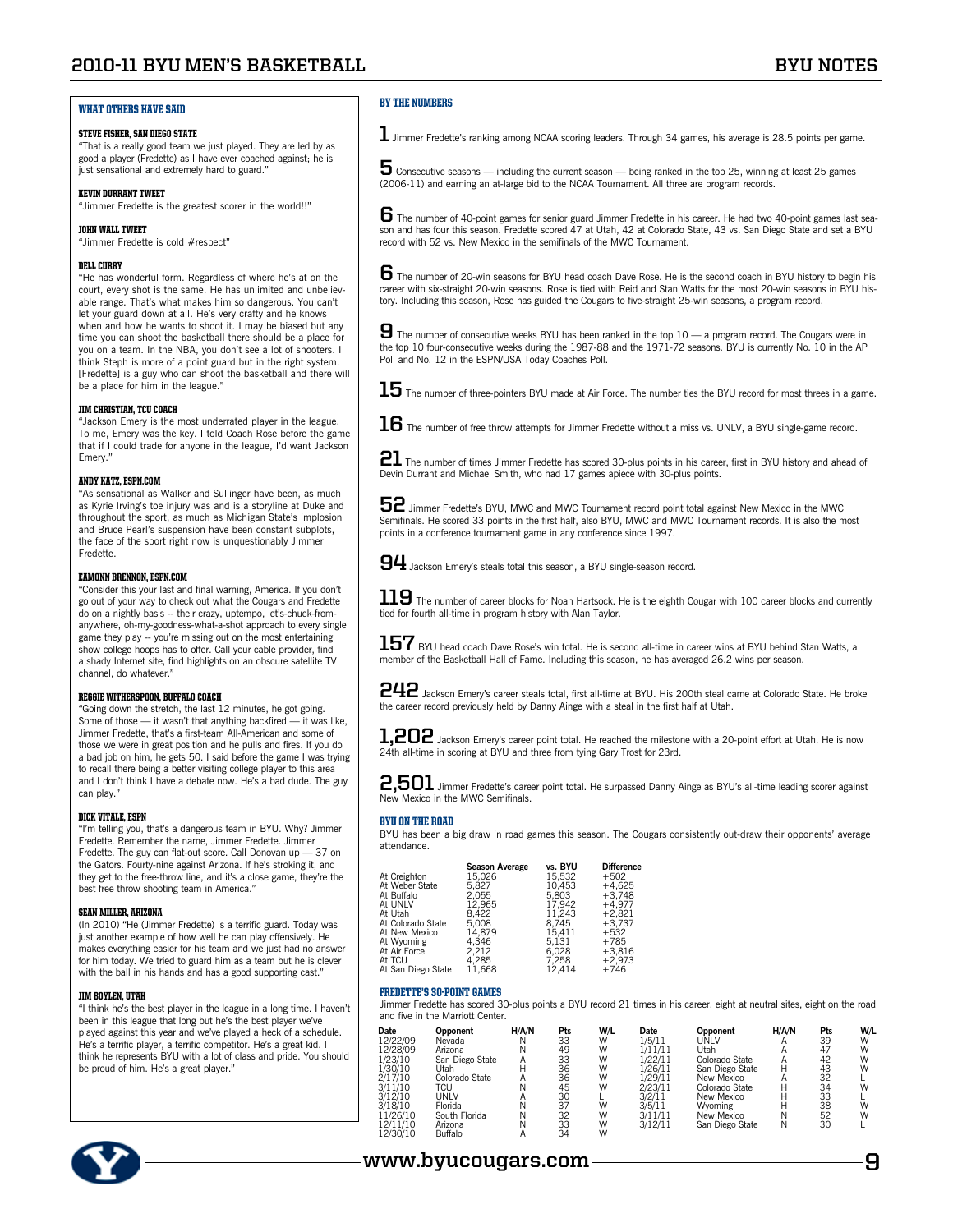## WHAT OTHERS HAVE SAID

**STEVE FISHER, SAN DIEGO STATE**

"That is a really good team we just played. They are led by as good a player (Fredette) as I have ever coached against; he is just sensational and extremely hard to guard."

**KEVIN DURRANT TWEET**

"Jimmer Fredette is the greatest scorer in the world!!"

**JOHN WALL TWEET**

"Jimmer Fredette is cold #respect"

**DELL CURRY**

"He has wonderful form. Regardless of where he's at on the court, every shot is the same. He has unlimited and unbelievable range. That's what makes him so dangerous. You can't let your guard down at all. He's very crafty and he knows when and how he wants to shoot it. I may be biased but any time you can shoot the basketball there should be a place for you on a team. In the NBA, you don't see a lot of shooters. I think Steph is more of a point guard but in the right system. [Fredette] is a guy who can shoot the basketball and there will be a place for him in the league."

**JIM CHRISTIAN, TCU COACH**

"Jackson Emery is the most underrated player in the league. To me, Emery was the key. I told Coach Rose before the game that if I could trade for anyone in the league, I'd want Jackson Emery."

**ANDY KATZ, ESPN.COM**

"As sensational as Walker and Sullinger have been, as much as Kyrie Irving's toe injury was and is a storyline at Duke and throughout the sport, as much as Michigan State's implosion and Bruce Pearl's suspension have been constant subplots, the face of the sport right now is unquestionably Jimmer Fredette."

**EAMONN BRENNON, ESPN.COM**

"Consider this your last and final warning, America. If you don't go out of your way to check out what the Cougars and Fredette do on a nightly basis -- their crazy, uptempo, let's-chuck-from-anywhere, oh-my-goodness-what-a-shot approach to every single game they play -- you're missing out on the most entertaining show college hoops has to offer. Call your cable provider, find a shady Internet site, find highlights on an obscure satellite TV channel, do whatever."

**REGGIE WITHERSPOON, BUFFALO COACH**

"Going down the stretch, the last 12 minutes, he got going. Some of those — it wasn't that anything backfired — it was like, Jimmer Fredette, that's a first-team All-American and some of those we were in great position and he pulls and fires. If you do a bad job on him, he gets 50. I said before the game I was trying to recall there being a better visiting college player to this area and I don't think I have a debate now. He's a bad dude. The guy can play."

**DICK VITALE, ESPN**

"I'm telling you, that's a dangerous team in BYU. Why? Jimmer Fredette. Remember the name, Jimmer Fredette. Jimmer Fredette. The guy can flat-out score. Call Donovan up — 37 on the Gators. Fourty-nine against Arizona. If he's stroking it, and they get to the free-throw line, and it's a close game, they're the best free throw shooting team in America."

**SEAN MILLER, ARIZONA**

(In 2010) "He (Jimmer Fredette) is a terrific guard. Today was just another example of how well he can play offensively. He makes everything easier for his team and we just had no answer for him today. We tried to guard him as a team but he is clever with the ball in his hands and has a good supporting cast."

**JIM BOYLEN, UTAH**

"I think he's the best player in the league in a long time. I haven't been in this league that long but he's the best player we've played against this year and we've played a heck of a schedule. He's a terrific player, a terrific competitor. He's a great kid. I think he represents BYU with a lot of class and pride. You should be proud of him. He's a great player."

## BY THE NUMBERS

**1** Jimmer Fredette's ranking among NCAA scoring leaders. Through 34 games, his average is 28.5 points per game.

**5** Consecutive seasons — including the current season — being ranked in the top 25, winning at least 25 games (2006-11) and earning an at-large bid to the NCAA Tournament. All three are program records.

**6** The number of 40-point games for senior guard Jimmer Fredette in his career. He had two 40-point games last season and has four this season. Fredette scored 47 at Utah, 42 at Colorado State, 43 vs. San Diego State and set a BYU record with 52 vs. New Mexico in the semifinals of the MWC Tournament.

**6** The number of 20-win seasons for BYU head coach Dave Rose. He is the second coach in BYU history to begin his career with six-straight 20-win seasons. Rose is tied with Reid and Stan Watts for the most 20-win seasons in BYU history. Including this season, Rose has guided the Cougars to five-straight 25-win seasons, a program record.

**9** The number of consecutive weeks BYU has been ranked in the top 10 — a program record. The Cougars were in the top 10 four-consecutive weeks during the 1987-88 and the 1971-72 seasons. BYU is currently No. 10 in the AP Poll and No. 12 in the ESPN/USA Today Coaches Poll.

**15** The number of three-pointers BYU made at Air Force. The number ties the BYU record for most threes in a game.

**16** The number of free throw attempts for Jimmer Fredette without a miss vs. UNLV, a BYU single-game record.

**21** The number of times Jimmer Fredette has scored 30-plus points in his career, first in BYU history and ahead of Devin Durrant and Michael Smith, who had 17 games apiece with 30-plus points.

**52** Jimmer Fredette's BYU, MWC and MWC Tournament record point total against New Mexico in the MWC Semifinals. He scored 33 points in the first half, also BYU, MWC and MWC Tournament records. It is also the most points in a conference tournament game in any conference since 1997.

**94** Jackson Emery's steals total this season, a BYU single-season record.

**119** The number of career blocks for Noah Hartsock. He is the eighth Cougar with 100 career blocks and currently tied for fourth all-time in program history with Alan Taylor.

**157** BYU head coach Dave Rose's win total. He is second all-time in career wins at BYU behind Stan Watts, a member of the Basketball Hall of Fame. Including this season, he has averaged 26.2 wins per season.

**242** Jackson Emery's career steals total, first all-time at BYU. His 200th steal came at Colorado State. He broke the career record previously held by Danny Ainge with a steal in the first half at Utah.

**1,202** Jackson Emery's career point total. He reached the milestone with a 20-point effort at Utah. He is now 24th all-time in scoring at BYU and three from tying Gary Trost for 23rd.

**2,501** Jimmer Fredette's career point total. He surpassed Danny Ainge as BYU's all-time leading scorer against New Mexico in the MWC Semifinals.

## BYU ON THE ROAD

BYU has been a big draw in road games this season. The Cougars consistently out-draw their opponents' average attendance.

| | Season Average | vs. BYU | Difference |
|---|---|---|---|
| At Creighton | 15,026 | 15,532 | +502 |
| At Weber State | 5,827 | 10,453 | +4,625 |
| At Buffalo | 2,055 | 5,803 | +3,748 |
| At UNLV | 12,965 | 17,942 | +4,977 |
| At Utah | 8,422 | 11,243 | +2,821 |
| At Colorado State | 5,008 | 8,745 | +3,737 |
| At New Mexico | 14,879 | 15,411 | +532 |
| At Wyoming | 4,346 | 5,131 | +785 |
| At Air Force | 2,212 | 6,028 | +3,816 |
| At TCU | 4,285 | 7,258 | +2,973 |
| At San Diego State | 11,668 | 12,414 | +746 |

## FREDETTE'S 30-POINT GAMES

Jimmer Fredette has scored 30-plus points a BYU record 21 times in his career, eight at neutral sites, eight on the road and five in the Marriott Center.

| Date | Opponent | H/A/N | Pts | W/L | Date | Opponent | H/A/N | Pts | W/L |
|---|---|---|---|---|---|---|---|---|---|
| 12/22/09 | Nevada | N | 33 | W | 1/5/11 | UNLV | A | 39 | W |
| 12/28/09 | Arizona | N | 49 | W | 1/11/11 | Utah | A | 47 | W |
| 1/23/10 | San Diego State | A | 33 | W | 1/22/11 | Colorado State | A | 42 | W |
| 1/30/10 | Utah | H | 36 | W | 1/26/11 | San Diego State | H | 43 | W |
| 2/17/10 | Colorado State | A | 36 | W | 1/29/11 | New Mexico | A | 32 | L |
| 3/11/10 | TCU | N | 45 | W | 2/23/11 | Colorado State | H | 34 | W |
| 3/12/10 | UNLV | A | 30 | L | 3/2/11 | New Mexico | H | 33 | L |
| 3/18/10 | Florida | N | 37 | W | 3/5/11 | Wyoming | H | 38 | W |
| 11/26/10 | South Florida | N | 32 | W | 3/11/11 | New Mexico | N | 52 | W |
| 12/11/10 | Arizona | N | 33 | W | 3/12/11 | San Diego State | N | 30 | L |
| 12/30/10 | Buffalo | A | 34 | W | | | | | |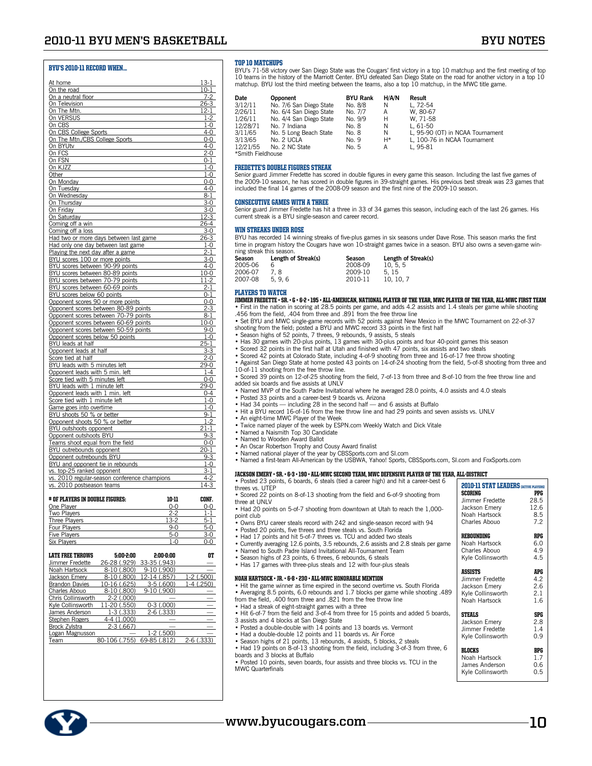## BYU'S 2010-11 RECORD WHEN...

| | |
|---|---|
| At home | 13-1 |
| On the road | 10-1 |
| On a neutral floor | 7-2 |
| On Television | 26-3 |
| On The Mtn. | 12-1 |
| On VERSUS | 1-2 |
| On CBS | 1-0 |
| On CBS College Sports | 4-0 |
| On The Mtn./CBS College Sports | 0-0 |
| On BYUtv | 4-0 |
| On FCS | 2-0 |
| On FSN | 0-1 |
| On KJZZ | 1-0 |
| Other | 1-0 |
| On Monday | 0-0 |
| On Tuesday | 4-0 |
| On Wednesday | 8-1 |
| On Thursday | 3-0 |
| On Friday | 3-0 |
| On Saturday | 12-3 |
| Coming off a win | 26-4 |
| Coming off a loss | 3-0 |
| Had two or more days between last game | 26-3 |
| Had only one day between last game | 1-0 |
| Playing the next day after a game | 2-1 |
| BYU scores 100 or more points | 3-0 |
| BYU scores between 90-99 points | 4-0 |
| BYU scores between 80-89 points | 10-0 |
| BYU scores between 70-79 points | 11-2 |
| BYU scores between 60-69 points | 2-1 |
| BYU scores below 60 points | 0-1 |
| Opponent scores 90 or more points | 0-0 |
| Opponent scores between 80-89 points | 2-3 |
| Opponent scores between 70-79 points | 8-1 |
| Opponent scores between 60-69 points | 10-0 |
| Opponent scores between 50-59 points | 9-0 |
| Opponent scores below 50 points | 1-0 |
| BYU leads at half | 25-1 |
| Opponent leads at half | 3-3 |
| Score tied at half | 2-0 |
| BYU leads with 5 minutes left | 29-0 |
| Opponent leads with 5 min. left | 1-4 |
| Score tied with 5 minutes left | 0-0 |
| BYU leads with 1 minute left | 29-0 |
| Opponent leads with 1 min. left | 0-4 |
| Score tied with 1 minute left | 1-0 |
| Game goes into overtime | 1-0 |
| BYU shoots 50 % or better | 9-1 |
| Opponent shoots 50 % or better | 1-2 |
| BYU outshoots opponent | 21-1 |
| Opponent outshoots BYU | 9-3 |
| Teams shoot equal from the field | 0-0 |
| BYU outrebounds opponent | 20-1 |
| Opponent outrebounds BYU | 9-3 |
| BYU and opponent tie in rebounds | 1-0 |
| vs. top-25 ranked opponent | 3-1 |
| vs. 2010 regular-season conference champions | 4-2 |
| vs. 2010 postseason teams | 14-3 |

| # OF PLAYERS IN DOUBLE FIGURES: | 10-11 | CONF. |
|---|---|---|
| One Player | 0-0 | 0-0 |
| Two Players | 2-2 | 1-1 |
| Three Players | 13-2 | 5-1 |
| Four Players | 9-0 | 5-0 |
| Five Players | 5-0 | 3-0 |
| Six Players | 1-0 | 0-0 |

| LATE FREE THROWS | 5:00-2:00 | 2:00-0:00 | OT |
|---|---|---|---|
| Jimmer Fredette | 26-28 (.929) | 33-35 (.943) | — |
| Noah Hartsock | 8-10 (.800) | 9-10 (.900) | — |
| Jackson Emery | 8-10 (.800) | 12-14 (.857) | 1-2 (.500) |
| Brandon Davies | 10-16 (.625) | 3-5 (.600) | 1-4 (.250) |
| Charles Abouo | 8-10 (.800) | 9-10 (.900) | — |
| Chris Collinsworth | 2-2 (.000) | — | — |
| Kyle Collinsworth | 11-20 (.550) | 0-3 (.000) | — |
| James Anderson | 1-3 (.333) | 2-6 (.333) | — |
| Stephen Rogers | 4-4 (1.000) | — | — |
| Brock Zylstra | 2-3 (.667) | — | — |
| Logan Magnusson | — | 1-2 (.500) | — |
| Team | 80-106 (.755) | 69-85 (.812) | 2-6 (.333) |

## TOP 10 MATCHUPS

BYU's 71-58 victory over San Diego State was the Cougars' first victory in a top 10 matchup and the first meeting of top 10 teams in the history of the Marriott Center. BYU defeated San Diego State on the road for another victory in a top 10 matchup. BYU lost the third meeting between the teams, also a top 10 matchup, in the MWC title game.

| Date | Opponent | BYU Rank | H/A/N | Result |
|---|---|---|---|---|
| 3/12/11 | No. 7/6 San Diego State | No. 8/8 | N | L, 72-54 |
| 2/26/11 | No. 6/4 San Diego State | No. 7/7 | A | W, 80-67 |
| 1/26/11 | No. 4/4 San Diego State | No. 9/9 | H | W, 71-58 |
| 12/28/71 | No. 7 Indiana | No. 8 | N | L, 61-50 |
| 3/11/65 | No. 5 Long Beach State | No. 8 | N | L, 95-90 (OT) in NCAA Tournament |
| 3/13/65 | No. 2 UCLA | No. 9 | H* | L, 100-76 in NCAA Tournament |
| 12/21/55 | No. 2 NC State | No. 5 | A | L, 95-81 |

*Smith Fieldhouse

## FREDETTE'S DOUBLE FIGURES STREAK

Senior guard Jimmer Fredette has scored in double figures in every game this season. Including the last five games of the 2009-10 season, he has scored in double figures in 39-straight games. His previous best streak was 23 games that included the final 14 games of the 2008-09 season and the first nine of the 2009-10 season.

## CONSECUTIVE GAMES WITH A THREE

Senior guard Jimmer Fredette has hit a three in 33 of 34 games this season, including each of the last 26 games. His current streak is a BYU single-season and career record.

## WIN STREAKS UNDER ROSE

BYU has recorded 14 winning streaks of five-plus games in six seasons under Dave Rose. This season marks the first time in program history the Cougars have won 10-straight games twice in a season. BYU also owns a seven-game winning streak this season.

| Season | Length of Streak(s) | Season | Length of Streak(s) |
|---|---|---|---|
| 2005-06 | 6 | 2008-09 | 10, 5, 5 |
| 2006-07 | 7, 8 | 2009-10 | 5, 15 |
| 2007-08 | 5, 9, 6 | 2010-11 | 10, 10, 7 |

## PLAYERS TO WATCH

**JIMMER FREDETTE • SR. • G • 6-2 • 195 • ALL-AMERICAN, NATIONAL PLAYER OF THE YEAR, MWC PLAYER OF THE YEAR, ALL-MWC FIRST TEAM**

- First in the nation in scoring at 28.5 points per game, and adds 4.2 assists and 1.4 steals per game while shooting .456 from the field, .404 from three and .891 from the free throw line
- Set BYU and MWC single-game records with 52 points against New Mexico in the MWC Tournament on 22-of-37 shooting from the field; posted a BYU and MWC record 33 points in the first half
- Season highs of 52 points, 7 threes, 9 rebounds, 9 assists, 5 steals
- Has 30 games with 20-plus points, 13 games with 30-plus points and four 40-point games this season
- Scored 32 points in the first half at Utah and finished with 47 points, six assists and two steals
- Scored 42 points at Colorado State, including 4-of-9 shooting from three and 16-of-17 free throw shooting
- Against San Diego State at home posted 43 points on 14-of-24 shooting from the field, 5-of-8 shooting from three and 10-of-11 shooting from the free throw line.
- Scored 39 points on 12-of-25 shooting from the field, 7-of-13 from three and 8-of-10 from the free throw line and added six boards and five assists at UNLV
- Named MVP of the South Padre Invitational where he averaged 28.0 points, 4.0 assists and 4.0 steals
- Posted 33 points and a career-best 9 boards vs. Arizona
- Had 34 points — including 28 in the second half — and 6 assists at Buffalo
- Hit a BYU record 16-of-16 from the free throw line and had 29 points and seven assists vs. UNLV
- An eight-time MWC Player of the Week
- Twice named player of the week by ESPN.com Weekly Watch and Dick Vitale
- Named a Naismith Top 30 Candidate
- Named to Wooden Award Ballot
- An Oscar Robertson Trophy and Cousy Award finalist
- Named national player of the year by CBSSports.com and SI.com
- Named a first-team All-American by the USBWA, Yahoo! Sports, CBSSports.com, SI.com and FoxSports.com

**JACKSON EMERY • SR. • 6-3 • 190 • ALL-MWC SECOND TEAM, MWC DEFENSIVE PLAYER OF THE YEAR, ALL-DISTRICT**

- Posted 23 points, 6 boards, 6 steals (tied a career high) and hit a career-best 6 threes vs. UTEP
- Scored 22 points on 8-of-13 shooting from the field and 6-of-9 shooting from three at UNLV
- Had 20 points on 5-of-7 shooting from downtown at Utah to reach the 1,000-point club
- Owns BYU career steals record with 242 and single-season record with 94
- Posted 20 points, five threes and three steals vs. South Florida
- Had 17 points and hit 5-of-7 threes vs. TCU and added two steals
- Currently averaging 12.6 points, 3.5 rebounds, 2.6 assists and 2.8 steals per game
- Named to South Padre Island Invitational All-Tournament Team
- Season highs of 23 points, 6 threes, 6 rebounds, 6 steals
- Has 17 games with three-plus steals and 12 with four-plus steals

**NOAH HARTSOCK • JR. • 6-8 • 230 • ALL-MWC HONORABLE MENTION**

- Hit the game winner as time expired in the second overtime vs. South Florida
- Averaging 8.5 points, 6.0 rebounds and 1.7 blocks per game while shooting .489 from the field, .400 from three and .821 from the free throw line
- Had a streak of eight-straight games with a three
- Hit 6-of-7 from the field and 3-of-4 from three for 15 points and added 5 boards, 3 assists and 4 blocks at San Diego State
- Posted a double-double with 14 points and 13 boards vs. Vermont
- Had a double-double 12 points and 11 boards vs. Air Force
- Season highs of 21 points, 13 rebounds, 4 assists, 5 blocks, 2 steals
- Had 19 points on 8-of-13 shooting from the field, including 3-of-3 from three, 6 boards and 3 blocks at Buffalo
- Posted 10 points, seven boards, four assists and three blocks vs. TCU in the MWC Quarterfinals

## 2010-11 STAT LEADERS (ACTIVE PLAYERS)

| SCORING | PPG |
|---|---|
| Jimmer Fredette | 28.5 |
| Jackson Emery | 12.6 |
| Noah Hartsock | 8.5 |
| Charles Abouo | 7.2 |

| REBOUNDING | RPG |
|---|---|
| Noah Hartsock | 6.0 |
| Charles Abouo | 4.9 |
| Kyle Collinsworth | 4.5 |

| ASSISTS | APG |
|---|---|
| Jimmer Fredette | 4.2 |
| Jackson Emery | 2.6 |
| Kyle Collinsworth | 2.1 |
| Noah Hartsock | 1.6 |

| STEALS | SPG |
|---|---|
| Jackson Emery | 2.8 |
| Jimmer Fredette | 1.4 |
| Kyle Collinsworth | 0.9 |

| BLOCKS | BPG |
|---|---|
| Noah Hartsock | 1.7 |
| James Anderson | 0.6 |
| Kyle Collinsworth | 0.5 |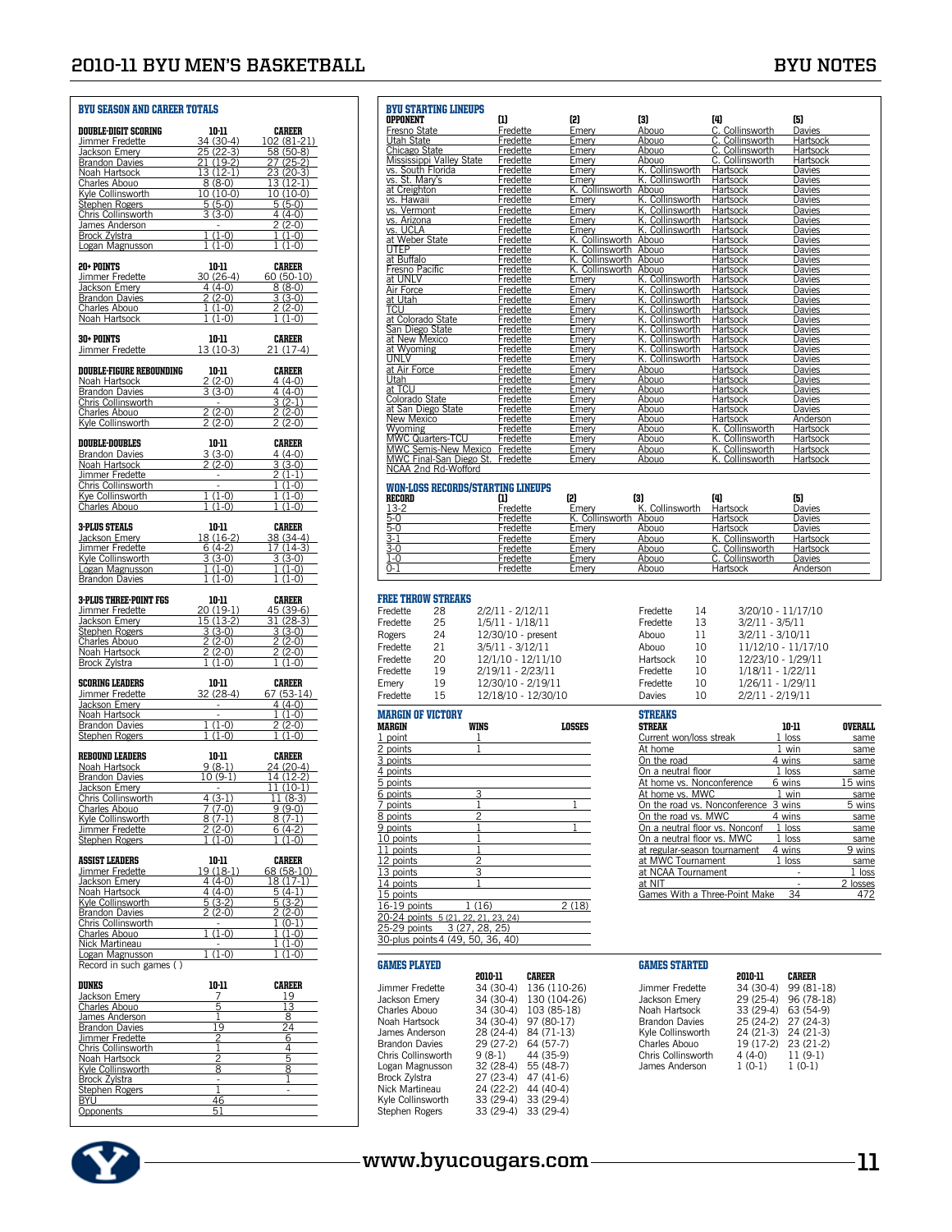## BYU SEASON AND CAREER TOTALS

| DOUBLE-DIGIT SCORING | 10-11 | CAREER |
|---|---|---|
| Jimmer Fredette | 34 (30-4) | 102 (81-21) |
| Jackson Emery | 25 (22-3) | 58 (50-8) |
| Brandon Davies | 21 (19-2) | 27 (25-2) |
| Noah Hartsock | 13 (12-1) | 23 (20-3) |
| Charles Abouo | 8 (8-0) | 13 (12-1) |
| Kyle Collinsworth | 10 (10-0) | 10 (10-0) |
| Stephen Rogers | 5 (5-0) | 5 (5-0) |
| Chris Collinsworth | 3 (3-0) | 4 (4-0) |
| James Anderson | - | 2 (2-0) |
| Brock Zylstra | 1 (1-0) | 1 (1-0) |
| Logan Magnusson | 1 (1-0) | 1 (1-0) |

| 20+ POINTS | 10-11 | CAREER |
|---|---|---|
| Jimmer Fredette | 30 (26-4) | 60 (50-10) |
| Jackson Emery | 4 (4-0) | 8 (8-0) |
| Brandon Davies | 2 (2-0) | 3 (3-0) |
| Charles Abouo | 1 (1-0) | 2 (2-0) |
| Noah Hartsock | 1 (1-0) | 1 (1-0) |

| 30+ POINTS | 10-11 | CAREER |
|---|---|---|
| Jimmer Fredette | 13 (10-3) | 21 (17-4) |

| DOUBLE-FIGURE REBOUNDING | 10-11 | CAREER |
|---|---|---|
| Noah Hartsock | 2 (2-0) | 4 (4-0) |
| Brandon Davies | 3 (3-0) | 4 (4-0) |
| Chris Collinsworth | | 3 (2-1) |
| Charles Abouo | 2 (2-0) | 2 (2-0) |
| Kyle Collinsworth | 2 (2-0) | 2 (2-0) |

| DOUBLE-DOUBLES | 10-11 | CAREER |
|---|---|---|
| Brandon Davies | 3 (3-0) | 4 (4-0) |
| Noah Hartsock | 2 (2-0) | 3 (3-0) |
| Jimmer Fredette | - | 2 (1-1) |
| Chris Collinsworth | - | 1 (1-0) |
| Kye Collinsworth | 1 (1-0) | 1 (1-0) |
| Charles Abouo | 1 (1-0) | 1 (1-0) |

| 3-PLUS STEALS | 10-11 | CAREER |
|---|---|---|
| Jackson Emery | 18 (16-2) | 38 (34-4) |
| Jimmer Fredette | 6 (4-2) | 17 (14-3) |
| Kyle Collinsworth | 3 (3-0) | 3 (3-0) |
| Logan Magnusson | 1 (1-0) | 1 (1-0) |
| Brandon Davies | 1 (1-0) | 1 (1-0) |

| 3-PLUS THREE-POINT FGS | 10-11 | CAREER |
|---|---|---|
| Jimmer Fredette | 20 (19-1) | 45 (39-6) |
| Jackson Emery | 15 (13-2) | 31 (28-3) |
| Stephen Rogers | 3 (3-0) | 3 (3-0) |
| Charles Abouo | 2 (2-0) | 2 (2-0) |
| Noah Hartsock | 2 (2-0) | 2 (2-0) |
| Brock Zylstra | 1 (1-0) | 1 (1-0) |

| SCORING LEADERS | 10-11 | CAREER |
|---|---|---|
| Jimmer Fredette | 32 (28-4) | 67 (53-14) |
| Jackson Emery | - | 4 (4-0) |
| Noah Hartsock | - | 1 (1-0) |
| Brandon Davies | 1 (1-0) | 2 (2-0) |
| Stephen Rogers | 1 (1-0) | 1 (1-0) |

| REBOUND LEADERS | 10-11 | CAREER |
|---|---|---|
| Noah Hartsock | 9 (8-1) | 24 (20-4) |
| Brandon Davies | 10 (9-1) | 14 (12-2) |
| Jackson Emery | - | 11 (10-1) |
| Chris Collinsworth | 4 (3-1) | 11 (8-3) |
| Charles Abouo | 7 (7-0) | 9 (9-0) |
| Kyle Collinsworth | 8 (7-1) | 8 (7-1) |
| Jimmer Fredette | 2 (2-0) | 6 (4-2) |
| Stephen Rogers | 1 (1-0) | 1 (1-0) |

| ASSIST LEADERS | 10-11 | CAREER |
|---|---|---|
| Jimmer Fredette | 19 (18-1) | 68 (58-10) |
| Jackson Emery | 4 (4-0) | 18 (17-1) |
| Noah Hartsock | 4 (4-0) | 5 (4-1) |
| Kyle Collinsworth | 5 (3-2) | 5 (3-2) |
| Brandon Davies | 2 (2-0) | 2 (2-0) |
| Chris Collinsworth | - | 1 (0-1) |
| Charles Abouo | 1 (1-0) | 1 (1-0) |
| Nick Martineau | - | 1 (1-0) |
| Logan Magnusson | 1 (1-0) | 1 (1-0) |

Record in such games ( )

| DUNKS | 10-11 | CAREER |
|---|---|---|
| Jackson Emery | 7 | 19 |
| Charles Abouo | 5 | 13 |
| James Anderson | 1 | 8 |
| Brandon Davies | 19 | 24 |
| Jimmer Fredette | 2 | 6 |
| Chris Collinsworth | 1 | 4 |
| Noah Hartsock | 2 | 5 |
| Kyle Collinsworth | 8 | 8 |
| Brock Zylstra | - | 1 |
| Stephen Rogers | 1 | - |
| BYU | 46 | |
| Opponents | 51 | |

## BYU STARTING LINEUPS

| OPPONENT | (1) | (2) | (3) | (4) | (5) |
|---|---|---|---|---|---|
| Fresno State | Fredette | Emery | Abouo | C. Collinsworth | Davies |
| Utah State | Fredette | Emery | Abouo | C. Collinsworth | Hartsock |
| Chicago State | Fredette | Emery | Abouo | C. Collinsworth | Hartsock |
| Mississippi Valley State | Fredette | Emery | Abouo | C. Collinsworth | Hartsock |
| vs. South Florida | Fredette | Emery | K. Collinsworth | Hartsock | Davies |
| vs. St. Mary's | Fredette | Emery | K. Collinsworth | Hartsock | Davies |
| at Creighton | Fredette | K. Collinsworth | Abouo | Hartsock | Davies |
| vs. Hawaii | Fredette | Emery | K. Collinsworth | Hartsock | Davies |
| vs. Vermont | Fredette | Emery | K. Collinsworth | Hartsock | Davies |
| vs. Arizona | Fredette | Emery | K. Collinsworth | Hartsock | Davies |
| vs. UCLA | Fredette | Emery | K. Collinsworth | Hartsock | Davies |
| at Weber State | Fredette | K. Collinsworth | Abouo | Hartsock | Davies |
| UTEP | Fredette | K. Collinsworth | Abouo | Hartsock | Davies |
| at Buffalo | Fredette | K. Collinsworth | Abouo | Hartsock | Davies |
| Fresno Pacific | Fredette | K. Collinsworth | Abouo | Hartsock | Davies |
| at UNLV | Fredette | Emery | K. Collinsworth | Hartsock | Davies |
| Air Force | Fredette | Emery | K. Collinsworth | Hartsock | Davies |
| at Utah | Fredette | Emery | K. Collinsworth | Hartsock | Davies |
| TCU | Fredette | Emery | K. Collinsworth | Hartsock | Davies |
| at Colorado State | Fredette | Emery | K. Collinsworth | Hartsock | Davies |
| San Diego State | Fredette | Emery | K. Collinsworth | Hartsock | Davies |
| at New Mexico | Fredette | Emery | K. Collinsworth | Hartsock | Davies |
| at Wyoming | Fredette | Emery | K. Collinsworth | Hartsock | Davies |
| UNLV | Fredette | Emery | K. Collinsworth | Hartsock | Davies |
| at Air Force | Fredette | Emery | Abouo | Hartsock | Davies |
| Utah | Fredette | Emery | Abouo | Hartsock | Davies |
| at TCU | Fredette | Emery | Abouo | Hartsock | Davies |
| Colorado State | Fredette | Emery | Abouo | Hartsock | Davies |
| at San Diego State | Fredette | Emery | Abouo | Hartsock | Davies |
| New Mexico | Fredette | Emery | Abouo | Hartsock | Anderson |
| Wyoming | Fredette | Emery | Abouo | K. Collinsworth | Hartsock |
| MWC Quarters-TCU | Fredette | Emery | Abouo | K. Collinsworth | Hartsock |
| MWC Semis-New Mexico | Fredette | Emery | Abouo | K. Collinsworth | Hartsock |
| MWC Final-San Diego St. | Fredette | Emery | Abouo | K. Collinsworth | Hartsock |
| NCAA 2nd Rd-Wofford | | | | | |

## WON-LOSS RECORDS/STARTING LINEUPS

| RECORD | (1) | (2) | (3) | (4) | (5) |
|---|---|---|---|---|---|
| 13-2 | Fredette | Emery | K. Collinsworth | Hartsock | Davies |
| 5-0 | Fredette | K. Collinsworth | Abouo | Hartsock | Davies |
| 5-0 | Fredette | Emery | Abouo | Hartsock | Davies |
| 3-1 | Fredette | Emery | Abouo | K. Collinsworth | Hartsock |
| 3-0 | Fredette | Emery | Abouo | C. Collinsworth | Hartsock |
| 1-0 | Fredette | Emery | Abouo | C. Collinsworth | Davies |
| 0-1 | Fredette | Emery | Abouo | Hartsock | Anderson |

## FREE THROW STREAKS

| Player | Streak | Dates |
|---|---|---|
| Fredette | 28 | 2/2/11 - 2/12/11 |
| Fredette | 25 | 1/5/11 - 1/18/11 |
| Rogers | 24 | 12/30/10 - present |
| Fredette | 21 | 3/5/11 - 3/12/11 |
| Fredette | 20 | 12/1/10 - 12/11/10 |
| Fredette | 19 | 2/19/11 - 2/23/11 |
| Emery | 19 | 12/30/10 - 2/19/11 |
| Fredette | 15 | 12/18/10 - 12/30/10 |
| Fredette | 14 | 3/20/10 - 11/17/10 |
| Fredette | 13 | 3/2/11 - 3/5/11 |
| Abouo | 11 | 3/2/11 - 3/10/11 |
| Abouo | 10 | 11/12/10 - 11/17/10 |
| Hartsock | 10 | 12/23/10 - 1/29/11 |
| Fredette | 10 | 1/18/11 - 1/22/11 |
| Fredette | 10 | 1/26/11 - 1/29/11 |
| Davies | 10 | 2/2/11 - 2/19/11 |

## MARGIN OF VICTORY

| MARGIN | WINS | LOSSES |
|---|---|---|
| 1 point | 1 | |
| 2 points | 1 | |
| 3 points | | |
| 4 points | | |
| 5 points | | |
| 6 points | 3 | |
| 7 points | 1 | 1 |
| 8 points | 2 | |
| 9 points | 1 | 1 |
| 10 points | 1 | |
| 11 points | 1 | |
| 12 points | 2 | |
| 13 points | 3 | |
| 14 points | 1 | |
| 15 points | | |
| 16-19 points | 1 (16) | 2 (18) |
| 20-24 points | 5 (21, 22, 21, 23, 24) | |
| 25-29 points | 3 (27, 28, 25) | |
| 30-plus points | 4 (49, 50, 36, 40) | |

## STREAKS

| STREAK | 10-11 | OVERALL |
|---|---|---|
| Current won/loss streak | 1 loss | same |
| At home | 1 win | same |
| On the road | 4 wins | same |
| On a neutral floor | 1 loss | same |
| At home vs. Nonconference | 6 wins | 15 wins |
| At home vs. MWC | 1 win | same |
| On the road vs. Nonconference | 3 wins | 5 wins |
| On the road vs. MWC | 4 wins | same |
| On a neutral floor vs. Nonconf | 1 loss | same |
| On a neutral floor vs. MWC | 1 loss | same |
| at regular-season tournament | 4 wins | 9 wins |
| at MWC Tournament | 1 loss | same |
| at NCAA Tournament | - | 1 loss |
| at NIT | - | 2 losses |
| Games With a Three-Point Make | 34 | 472 |

## GAMES PLAYED

| | 2010-11 | CAREER |
|---|---|---|
| Jimmer Fredette | 34 (30-4) | 136 (110-26) |
| Jackson Emery | 34 (30-4) | 130 (104-26) |
| Charles Abouo | 34 (30-4) | 103 (85-18) |
| Noah Hartsock | 34 (30-4) | 97 (80-17) |
| James Anderson | 28 (24-4) | 84 (71-13) |
| Brandon Davies | 29 (27-2) | 64 (57-7) |
| Chris Collinsworth | 9 (8-1) | 44 (35-9) |
| Logan Magnusson | 32 (28-4) | 55 (48-7) |
| Brock Zylstra | 27 (23-4) | 47 (41-6) |
| Nick Martineau | 24 (22-2) | 44 (40-4) |
| Kyle Collinsworth | 33 (29-4) | 33 (29-4) |
| Stephen Rogers | 33 (29-4) | 33 (29-4) |

## GAMES STARTED

| | 2010-11 | CAREER |
|---|---|---|
| Jimmer Fredette | 34 (30-4) | 99 (81-18) |
| Jackson Emery | 29 (25-4) | 96 (78-18) |
| Noah Hartsock | 33 (29-4) | 63 (54-9) |
| Brandon Davies | 25 (24-2) | 27 (24-3) |
| Kyle Collinsworth | 24 (21-3) | 24 (21-3) |
| Charles Abouo | 19 (17-2) | 23 (21-2) |
| Chris Collinsworth | 4 (4-0) | 11 (9-1) |
| James Anderson | 1 (0-1) | 1 (0-1) |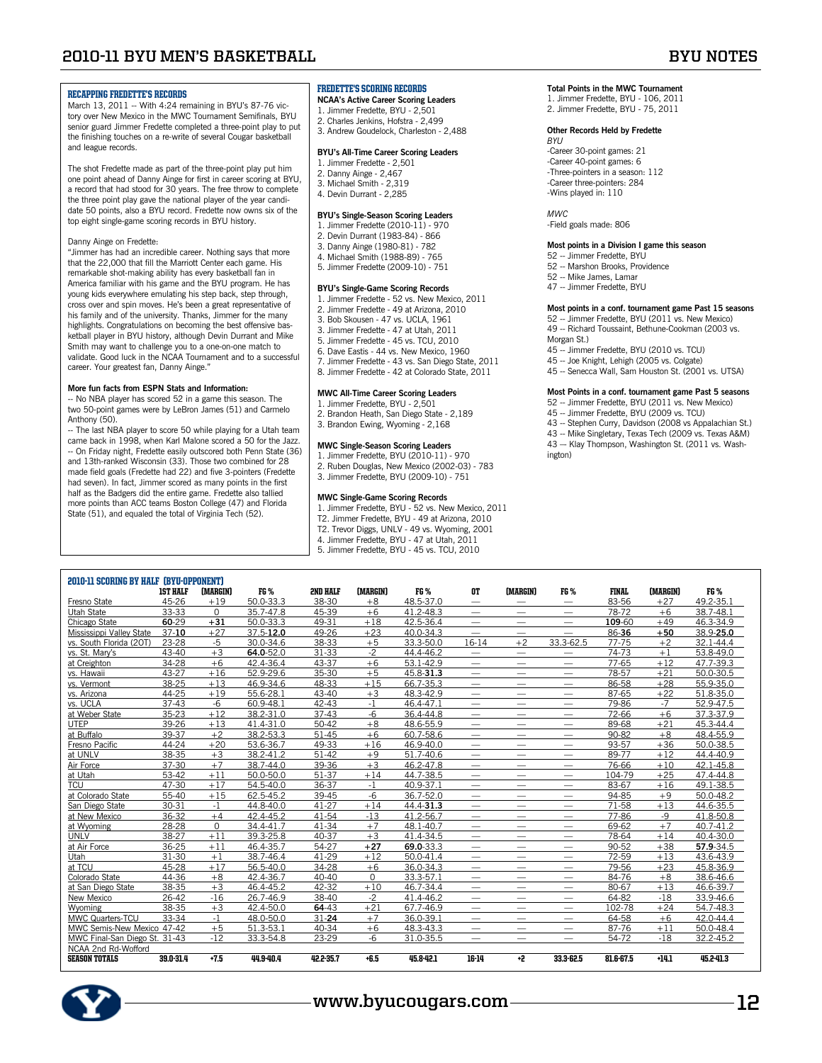## RECAPPING FREDETTE'S RECORDS

March 13, 2011 -- With 4:24 remaining in BYU's 87-76 victory over New Mexico in the MWC Tournament Semifinals, BYU senior guard Jimmer Fredette completed a three-point play to put the finishing touches on a re-write of several Cougar basketball and league records.

The shot Fredette made as part of the three-point play put him one point ahead of Danny Ainge for first in career scoring at BYU, a record that had stood for 30 years. The free throw to complete the three point play gave the national player of the year candidate 50 points, also a BYU record. Fredette now owns six of the top eight single-game scoring records in BYU history.

Danny Ainge on Fredette:
"Jimmer has had an incredible career. Nothing says that more that the 22,000 that fill the Marriott Center each game. His remarkable shot-making ability has every basketball fan in America familiar with his game and the BYU program. He has young kids everywhere emulating his step back, step through, cross over and spin moves. He's been a great representative of his family and of the university. Thanks, Jimmer for the many highlights. Congratulations on becoming the best offensive basketball player in BYU history, although Devin Durrant and Mike Smith may want to challenge you to a one-on-one match to validate. Good luck in the NCAA Tournament and to a successful career. Your greatest fan, Danny Ainge."

**More fun facts from ESPN Stats and Information:**

-- No NBA player has scored 52 in a game this season. The two 50-point games were by LeBron James (51) and Carmelo Anthony (50).
-- The last NBA player to score 50 while playing for a Utah team came back in 1998, when Karl Malone scored a 50 for the Jazz.
-- On Friday night, Fredette easily outscored both Penn State (36) and 13th-ranked Wisconsin (33). Those two combined for 28 made field goals (Fredette had 22) and five 3-pointers (Fredette had seven). In fact, Jimmer scored as many points in the first half as the Badgers did the entire game. Fredette also tallied more points than ACC teams Boston College (47) and Florida State (51), and equaled the total of Virginia Tech (52).

## FREDETTE'S SCORING RECORDS

**NCAA's Active Career Scoring Leaders**
1. Jimmer Fredette, BYU - 2,501
2. Charles Jenkins, Hofstra - 2,499
3. Andrew Goudelock, Charleston - 2,488

**BYU's All-Time Career Scoring Leaders**
1. Jimmer Fredette - 2,501
2. Danny Ainge - 2,467
3. Michael Smith - 2,319
4. Devin Durrant - 2,285

**BYU's Single-Season Scoring Leaders**
1. Jimmer Fredette (2010-11) - 970
2. Devin Durrant (1983-84) - 866
3. Danny Ainge (1980-81) - 782
4. Michael Smith (1988-89) - 765
5. Jimmer Fredette (2009-10) - 751

**BYU's Single-Game Scoring Records**
1. Jimmer Fredette - 52 vs. New Mexico, 2011
2. Jimmer Fredette - 49 at Arizona, 2010
3. Bob Skousen - 47 vs. UCLA, 1961
3. Jimmer Fredette - 47 at Utah, 2011
5. Jimmer Fredette - 45 vs. TCU, 2010
6. Dave Eastis - 44 vs. New Mexico, 1960
7. Jimmer Fredette - 43 vs. San Diego State, 2011
8. Jimmer Fredette - 42 at Colorado State, 2011

**MWC All-Time Career Scoring Leaders**
1. Jimmer Fredette, BYU - 2,501
2. Brandon Heath, San Diego State - 2,189
3. Brandon Ewing, Wyoming - 2,168

**MWC Single-Season Scoring Leaders**
1. Jimmer Fredette, BYU (2010-11) - 970
2. Ruben Douglas, New Mexico (2002-03) - 783
3. Jimmer Fredette, BYU (2009-10) - 751

**MWC Single-Game Scoring Records**
1. Jimmer Fredette, BYU - 52 vs. New Mexico, 2011
T2. Jimmer Fredette, BYU - 49 at Arizona, 2010
T2. Trevor Diggs, UNLV - 49 vs. Wyoming, 2001
4. Jimmer Fredette, BYU - 47 at Utah, 2011
5. Jimmer Fredette, BYU - 45 vs. TCU, 2010

**Total Points in the MWC Tournament**
1. Jimmer Fredette, BYU - 106, 2011
2. Jimmer Fredette, BYU - 75, 2011

**Other Records Held by Fredette**

*BYU*
-Career 30-point games: 21
-Career 40-point games: 6
-Three-pointers in a season: 112
-Career three-pointers: 284
-Wins played in: 110

*MWC*
-Field goals made: 806

**Most points in a Division I game this season**
52 -- Jimmer Fredette, BYU
52 -- Marshon Brooks, Providence
52 -- Mike James, Lamar
47 -- Jimmer Fredette, BYU

**Most points in a conf. tournament game Past 15 seasons**
52 -- Jimmer Fredette, BYU (2011 vs. New Mexico)
49 -- Richard Toussaint, Bethune-Cookman (2003 vs. Morgan St.)
45 -- Jimmer Fredette, BYU (2010 vs. TCU)
45 -- Joe Knight, Lehigh (2005 vs. Colgate)
45 -- Senecca Wall, Sam Houston St. (2001 vs. UTSA)

**Most Points in a conf. tournament game Past 5 seasons**
52 -- Jimmer Fredette, BYU (2011 vs. New Mexico)
45 -- Jimmer Fredette, BYU (2009 vs. TCU)
43 -- Stephen Curry, Davidson (2008 vs Appalachian St.)
43 -- Mike Singletary, Texas Tech (2009 vs. Texas A&M)
43 — Klay Thompson, Washington St. (2011 vs. Washington)

## 2010-11 SCORING BY HALF (BYU-OPPONENT)

| | 1ST HALF | (MARGIN) | FG % | 2ND HALF | (MARGIN) | FG % | OT | (MARGIN) | FG % | FINAL | (MARGIN) | FG % |
|---|---|---|---|---|---|---|---|---|---|---|---|---|
| Fresno State | 45-26 | +19 | 50.0-33.3 | 38-30 | +8 | 48.5-37.0 | — | — | — | 83-56 | +27 | 49.2-35.1 |
| Utah State | 33-33 | 0 | 35.7-47.8 | 45-39 | +6 | 41.2-48.3 | — | — | — | 78-72 | +6 | 38.7-48.1 |
| Chicago State | **60**-29 | **+31** | 50.0-33.3 | 49-31 | +18 | 42.5-36.4 | — | — | — | **109**-60 | +49 | 46.3-34.9 |
| Mississippi Valley State | 37-**10** | +27 | 37.5-**12.0** | 49-26 | +23 | 40.0-34.3 | — | — | — | 86-**36** | **+50** | 38.9-**25.0** |
| vs. South Florida (2OT) | 23-28 | -5 | 30.0-34.6 | 38-33 | +5 | 33.3-50.0 | 16-14 | +2 | 33.3-62.5 | 77-75 | +2 | 32.1-44.4 |
| vs. St. Mary's | 43-40 | +3 | **64.0**-52.0 | 31-33 | -2 | 44.4-46.2 | — | — | — | 74-73 | +1 | 53.8-49.0 |
| at Creighton | 34-28 | +6 | 42.4-36.4 | 43-37 | +6 | 53.1-42.9 | — | — | — | 77-65 | +12 | 47.7-39.3 |
| vs. Hawaii | 43-27 | +16 | 52.9-29.6 | 35-30 | +5 | 45.8-**31.3** | — | — | — | 78-57 | +21 | 50.0-30.5 |
| vs. Vermont | 38-25 | +13 | 46.9-34.6 | 48-33 | +15 | 66.7-35.3 | — | — | — | 86-58 | +28 | 55.9-35.0 |
| vs. Arizona | 44-25 | +19 | 55.6-28.1 | 43-40 | +3 | 48.3-42.9 | — | — | — | 87-65 | +22 | 51.8-35.0 |
| vs. UCLA | 37-43 | -6 | 60.9-48.1 | 42-43 | -1 | 46.4-47.1 | — | — | — | 79-86 | -7 | 52.9-47.5 |
| at Weber State | 35-23 | +12 | 38.2-31.0 | 37-43 | -6 | 36.4-44.8 | — | — | — | 72-66 | +6 | 37.3-37.9 |
| UTEP | 39-26 | +13 | 41.4-31.0 | 50-42 | +8 | 48.6-55.9 | — | — | — | 89-68 | +21 | 45.3-44.4 |
| at Buffalo | 39-37 | +2 | 38.2-53.3 | 51-45 | +6 | 60.7-58.6 | — | — | — | 90-82 | +8 | 48.4-55.9 |
| Fresno Pacific | 44-24 | +20 | 53.6-36.7 | 49-33 | +16 | 46.9-40.0 | — | — | — | 93-57 | +36 | 50.0-38.5 |
| at UNLV | 38-35 | +3 | 38.2-41.2 | 51-42 | +9 | 51.7-40.6 | — | — | — | 89-77 | +12 | 44.4-40.9 |
| Air Force | 37-30 | +7 | 38.7-44.0 | 39-36 | +3 | 46.2-47.8 | — | — | — | 76-66 | +10 | 42.1-45.8 |
| at Utah | 53-42 | +11 | 50.0-50.0 | 51-37 | +14 | 44.7-38.5 | — | — | — | 104-79 | +25 | 47.4-44.8 |
| TCU | 47-30 | +17 | 54.5-40.0 | 36-37 | -1 | 40.9-37.1 | — | — | — | 83-67 | +16 | 49.1-38.5 |
| at Colorado State | 55-40 | +15 | 62.5-45.2 | 39-45 | -6 | 36.7-52.0 | — | — | — | 94-85 | +9 | 50.0-48.2 |
| San Diego State | 30-31 | -1 | 44.8-40.0 | 41-27 | +14 | 44.4-**31.3** | — | — | — | 71-58 | +13 | 44.6-35.5 |
| at New Mexico | 36-32 | +4 | 42.4-45.2 | 41-54 | -13 | 41.2-56.7 | — | — | — | 77-86 | -9 | 41.8-50.8 |
| at Wyoming | 28-28 | 0 | 34.4-41.7 | 41-34 | +7 | 48.1-40.7 | — | — | — | 69-62 | +7 | 40.7-41.2 |
| UNLV | 38-27 | +11 | 39.3-25.8 | 40-37 | +3 | 41.4-34.5 | — | — | — | 78-64 | +14 | 40.4-30.0 |
| at Air Force | 36-25 | +11 | 46.4-35.7 | 54-27 | **+27** | **69.0**-33.3 | — | — | — | 90-52 | +38 | **57.9**-34.5 |
| Utah | 31-30 | +1 | 38.7-46.4 | 41-29 | +12 | 50.0-41.4 | — | — | — | 72-59 | +13 | 43.6-43.9 |
| at TCU | 45-28 | +17 | 56.5-40.0 | 34-28 | +6 | 36.0-34.3 | — | — | — | 79-56 | +23 | 45.8-36.9 |
| Colorado State | 44-36 | +8 | 42.4-36.7 | 40-40 | 0 | 33.3-57.1 | — | — | — | 84-76 | +8 | 38.6-46.6 |
| at San Diego State | 38-35 | +3 | 46.4-45.2 | 42-32 | +10 | 46.7-34.4 | — | — | — | 80-67 | +13 | 46.6-39.7 |
| New Mexico | 26-42 | -16 | 26.7-46.9 | 38-40 | -2 | 41.4-46.2 | — | — | — | 64-82 | -18 | 33.9-46.6 |
| Wyoming | 38-35 | +3 | 42.4-50.0 | **64**-43 | +21 | 67.7-46.9 | — | — | — | 102-78 | +24 | 54.7-48.3 |
| MWC Quarters-TCU | 33-34 | -1 | 48.0-50.0 | 31-**24** | +7 | 36.0-39.1 | — | — | — | 64-58 | +6 | 42.0-44.4 |
| MWC Semis-New Mexico | 47-42 | +5 | 51.3-53.1 | 40-34 | +6 | 48.3-43.3 | — | — | — | 87-76 | +11 | 50.0-48.4 |
| MWC Final-San Diego St. | 31-43 | -12 | 33.3-54.8 | 23-29 | -6 | 31.0-35.5 | — | — | — | 54-72 | -18 | 32.2-45.2 |
| NCAA 2nd Rd-Wofford | | | | | | | | | | | | |
| **SEASON TOTALS** | **39.0-31.4** | **+7.5** | **44.9-40.4** | **42.2-35.7** | **+6.5** | **45.8-42.1** | **16-14** | **+2** | **33.3-62.5** | **81.6-67.5** | **+14.1** | **45.2-41.3** |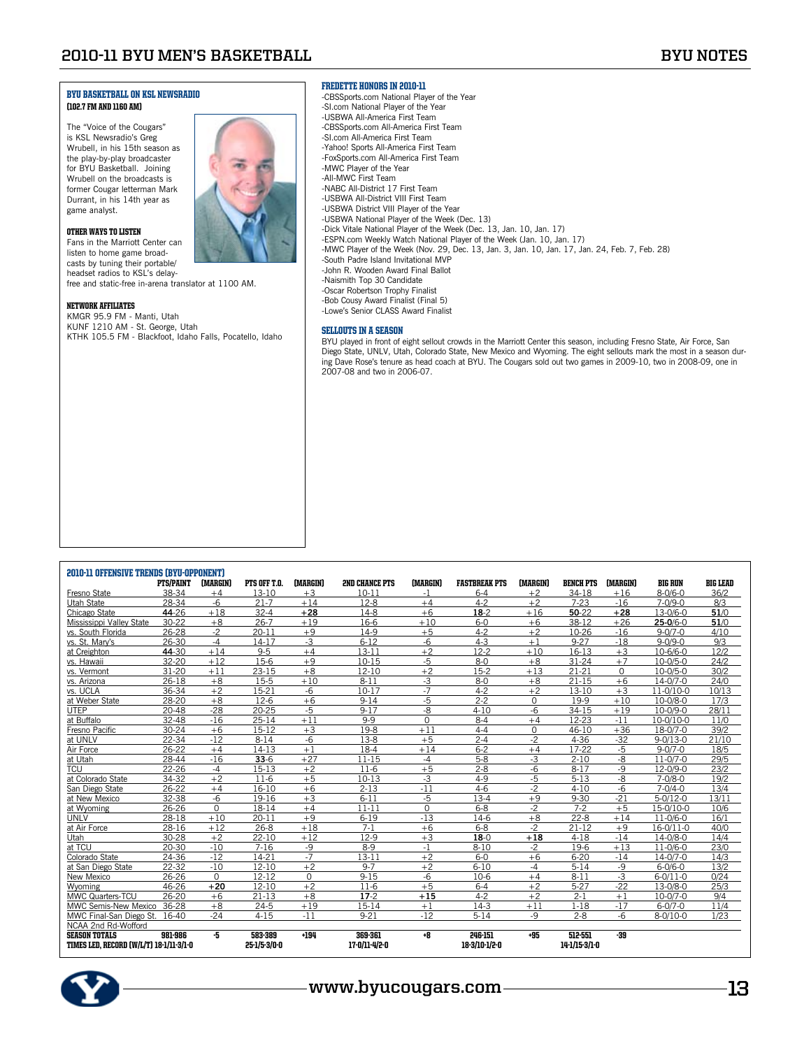### BYU BASKETBALL ON KSL NEWSRADIO
**(102.7 FM AND 1160 AM)**

The "Voice of the Cougars" is KSL Newsradio's Greg Wrubell, in his 15th season as the play-by-play broadcaster for BYU Basketball. Joining Wrubell on the broadcasts is former Cougar letterman Mark Durrant, in his 14th year as game analyst.

#### OTHER WAYS TO LISTEN

Fans in the Marriott Center can listen to home game broadcasts by tuning their portable/headset radios to KSL's delay-free and static-free in-arena translator at 1100 AM.

#### NETWORK AFFILIATES

KMGR 95.9 FM - Manti, Utah
KUNF 1210 AM - St. George, Utah
KTHK 105.5 FM - Blackfoot, Idaho Falls, Pocatello, Idaho

### FREDETTE HONORS IN 2010-11

-CBSSports.com National Player of the Year
-SI.com National Player of the Year
-USBWA All-America First Team
-CBSSports.com All-America First Team
-SI.com All-America First Team
-Yahoo! Sports All-America First Team
-FoxSports.com All-America First Team
-MWC Player of the Year
-All-MWC First Team
-NABC All-District 17 First Team
-USBWA All-District VIII First Team
-USBWA District VIII Player of the Year
-USBWA National Player of the Week (Dec. 13)
-Dick Vitale National Player of the Week (Dec. 13, Jan. 10, Jan. 17)
-ESPN.com Weekly Watch National Player of the Week (Jan. 10, Jan. 17)
-MWC Player of the Week (Nov. 29, Dec. 13, Jan. 3, Jan. 10, Jan. 17, Jan. 24, Feb. 7, Feb. 28)
-South Padre Island Invitational MVP
-John R. Wooden Award Final Ballot
-Naismith Top 30 Candidate
-Oscar Robertson Trophy Finalist
-Bob Cousy Award Finalist (Final 5)
-Lowe's Senior CLASS Award Finalist

### SELLOUTS IN A SEASON

BYU played in front of eight sellout crowds in the Marriott Center this season, including Fresno State, Air Force, San Diego State, UNLV, Utah, Colorado State, New Mexico and Wyoming. The eight sellouts mark the most in a season during Dave Rose's tenure as head coach at BYU. The Cougars sold out two games in 2009-10, two in 2008-09, one in 2007-08 and two in 2006-07.

### 2010-11 OFFENSIVE TRENDS (BYU-OPPONENT)

| | PTS/PAINT | (MARGIN) | PTS OFF T.O. | (MARGIN) | 2ND CHANCE PTS | (MARGIN) | FASTBREAK PTS | (MARGIN) | BENCH PTS | (MARGIN) | BIG RUN | BIG LEAD |
|---|---|---|---|---|---|---|---|---|---|---|---|---|
| Fresno State | 38-34 | +4 | 13-10 | +3 | 10-11 | -1 | 6-4 | +2 | 34-18 | +16 | 8-0/6-0 | 36/2 |
| Utah State | 28-34 | -6 | 21-7 | +14 | 12-8 | +4 | 4-2 | +2 | 7-23 | -16 | 7-0/9-0 | 8/3 |
| Chicago State | **44**-26 | +18 | 32-4 | **+28** | 14-8 | +6 | **18**-2 | +16 | **50**-22 | **+28** | 13-0/6-0 | **51**/0 |
| Mississippi Valley State | 30-22 | +8 | 26-7 | +19 | 16-6 | +10 | 6-0 | +6 | 38-12 | +26 | **25-0**/6-0 | **51**/0 |
| vs. South Florida | 26-28 | -2 | 20-11 | +9 | 14-9 | +5 | 4-2 | +2 | 10-26 | -16 | 9-0/7-0 | 4/10 |
| vs. St. Mary's | 26-30 | -4 | 14-17 | -3 | 6-12 | -6 | 4-3 | +1 | 9-27 | -18 | 9-0/9-0 | 9/3 |
| at Creighton | **44**-30 | +14 | 9-5 | +4 | 13-11 | +2 | 12-2 | +10 | 16-13 | +3 | 10-6/6-0 | 12/2 |
| vs. Hawaii | 32-20 | +12 | 15-6 | +9 | 10-15 | -5 | 8-0 | +8 | 31-24 | +7 | 10-0/5-0 | 24/2 |
| vs. Vermont | 31-20 | +11 | 23-15 | +8 | 12-10 | +2 | 15-2 | +13 | 21-21 | 0 | 10-0/5-0 | 30/2 |
| vs. Arizona | 26-18 | +8 | 15-5 | +10 | 8-11 | -3 | 8-0 | +8 | 21-15 | +6 | 14-0/7-0 | 24/0 |
| vs. UCLA | 36-34 | +2 | 15-21 | -6 | 10-17 | -7 | 4-2 | +2 | 13-10 | +3 | 11-0/10-0 | 10/13 |
| at Weber State | 28-20 | +8 | 12-6 | +6 | 9-14 | -5 | 2-2 | 0 | 19-9 | +10 | 10-0/8-0 | 17/3 |
| UTEP | 20-48 | -28 | 20-25 | -5 | 9-17 | -8 | 4-10 | -6 | 34-15 | +19 | 10-0/9-0 | 28/11 |
| at Buffalo | 32-48 | -16 | 25-14 | +11 | 9-9 | 0 | 8-4 | +4 | 12-23 | -11 | 10-0/10-0 | 11/0 |
| Fresno Pacific | 30-24 | +6 | 15-12 | +3 | 19-8 | +11 | 4-4 | 0 | 46-10 | +36 | 18-0/7-0 | 39/2 |
| at UNLV | 22-34 | -12 | 8-14 | -6 | 13-8 | +5 | 2-4 | -2 | 4-36 | -32 | 9-0/13-0 | 21/10 |
| Air Force | 26-22 | +4 | 14-13 | +1 | 18-4 | +14 | 6-2 | +4 | 17-22 | -5 | 9-0/7-0 | 18/5 |
| at Utah | 28-44 | -16 | **33**-6 | +27 | 11-15 | -4 | 5-8 | -3 | 2-10 | -8 | 11-0/7-0 | 29/5 |
| TCU | 22-26 | -4 | 15-13 | +2 | 11-6 | +5 | 2-8 | -6 | 8-17 | -9 | 12-0/9-0 | 23/2 |
| at Colorado State | 34-32 | +2 | 11-6 | +5 | 10-13 | -3 | 4-9 | -5 | 5-13 | -8 | 7-0/8-0 | 19/2 |
| San Diego State | 26-22 | +4 | 16-10 | +6 | 2-13 | -11 | 4-6 | -2 | 4-10 | -6 | 7-0/4-0 | 13/4 |
| at New Mexico | 32-38 | -6 | 19-16 | +3 | 6-11 | -5 | 13-4 | +9 | 9-30 | -21 | 5-0/12-0 | 13/11 |
| at Wyoming | 26-26 | 0 | 18-14 | +4 | 11-11 | 0 | 6-8 | -2 | 7-2 | +5 | 15-0/10-0 | 10/6 |
| UNLV | 28-18 | +10 | 20-11 | +9 | 6-19 | -13 | 14-6 | +8 | 22-8 | +14 | 11-0/6-0 | 16/1 |
| at Air Force | 28-16 | +12 | 26-8 | +18 | 7-1 | +6 | 6-8 | -2 | 21-12 | +9 | 16-0/11-0 | 40/0 |
| Utah | 30-28 | +2 | 22-10 | +12 | 12-9 | +3 | **18**-0 | **+18** | 4-18 | -14 | 14-0/8-0 | 14/4 |
| at TCU | 20-30 | -10 | 7-16 | -9 | 8-9 | -1 | 8-10 | -2 | 19-6 | +13 | 11-0/6-0 | 23/0 |
| Colorado State | 24-36 | -12 | 14-21 | -7 | 13-11 | +2 | 6-0 | +6 | 6-20 | -14 | 14-0/7-0 | 14/3 |
| at San Diego State | 22-32 | -10 | 12-10 | +2 | 9-7 | +2 | 6-10 | -4 | 5-14 | -9 | 6-0/6-0 | 13/2 |
| New Mexico | 26-26 | 0 | 12-12 | 0 | 9-15 | -6 | 10-6 | +4 | 8-11 | -3 | 6-0/11-0 | 0/24 |
| Wyoming | 46-26 | **+20** | 12-10 | +2 | 11-6 | +5 | 6-4 | +2 | 5-27 | -22 | 13-0/8-0 | 25/3 |
| MWC Quarters-TCU | 26-20 | +6 | 21-13 | +8 | **17**-2 | **+15** | 4-2 | +2 | 2-1 | +1 | 10-0/7-0 | 9/4 |
| MWC Semis-New Mexico | 36-28 | +8 | 24-5 | +19 | 15-14 | +1 | 14-3 | +11 | 1-18 | -17 | 6-0/7-0 | 11/4 |
| MWC Final-San Diego St. | 16-40 | -24 | 4-15 | -11 | 9-21 | -12 | 5-14 | -9 | 2-8 | -6 | 8-0/10-0 | 1/23 |
| NCAA 2nd Rd-Wofford | | | | | | | | | | | | |
| **SEASON TOTALS** | **981-986** | **-5** | **583-389** | **+194** | **369-361** | **+8** | **246-151** | **+95** | **512-551** | **-39** | | |
| **TIMES LED, RECORD (W/L/T)** | **18-1/11-3/1-0** | | **25-1/5-3/0-0** | | **17-0/11-4/2-0** | | **18-3/10-1/2-0** | | **14-1/15-3/1-0** | | | |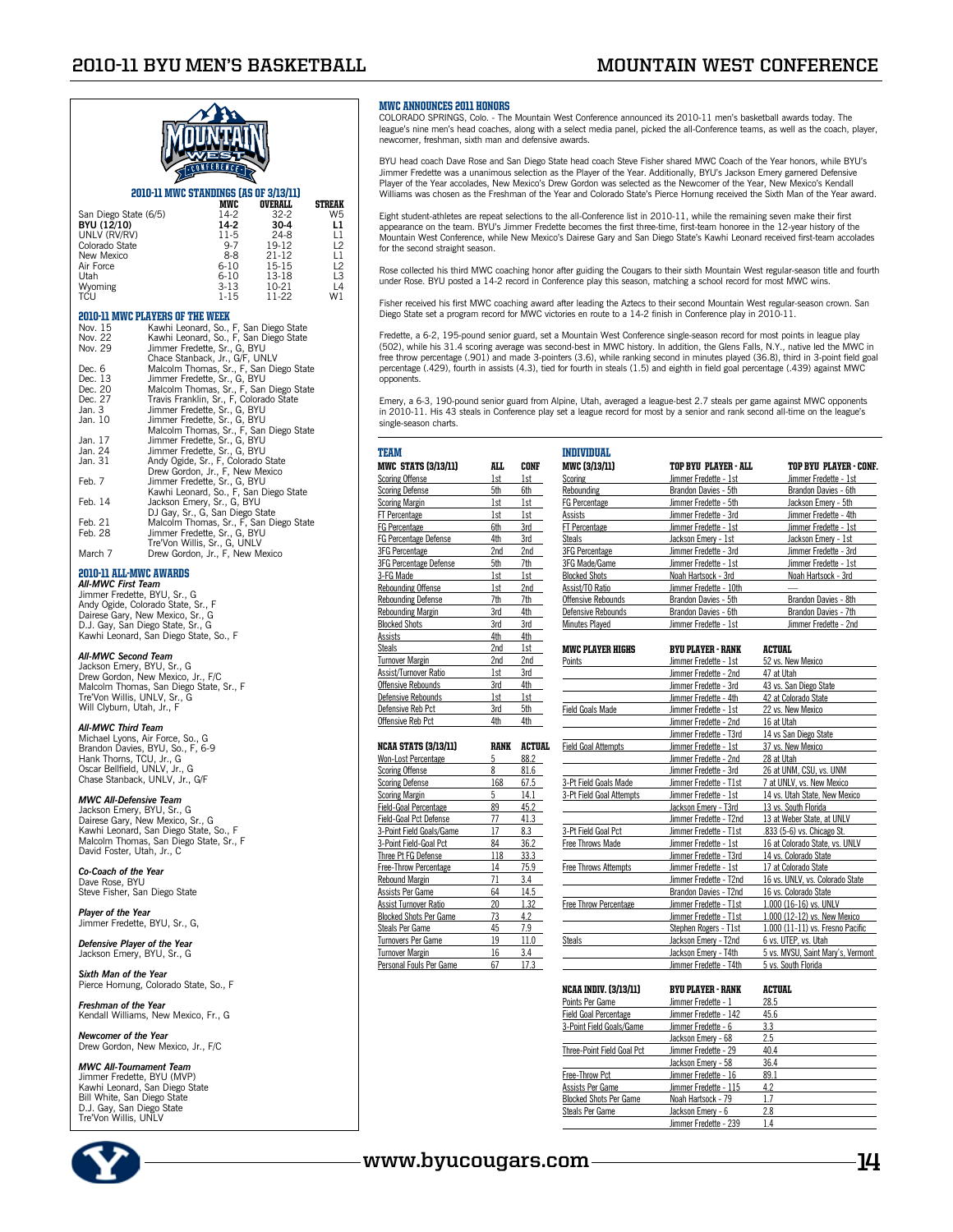## 2010-11 MWC STANDINGS (AS OF 3/13/11)

| | MWC | OVERALL | STREAK |
|---|---|---|---|
| San Diego State (6/5) | 14-2 | 32-2 | W5 |
| **BYU (12/10)** | **14-2** | **30-4** | **L1** |
| UNLV (RV/RV) | 11-5 | 24-8 | L1 |
| Colorado State | 9-7 | 19-12 | L2 |
| New Mexico | 8-8 | 21-12 | L1 |
| Air Force | 6-10 | 15-15 | L2 |
| Utah | 6-10 | 13-18 | L3 |
| Wyoming | 3-13 | 10-21 | L4 |
| TCU | 1-15 | 11-22 | W1 |

## 2010-11 MWC PLAYERS OF THE WEEK

| | |
|---|---|
| Nov. 15 | Kawhi Leonard, So., F, San Diego State |
| Nov. 22 | Kawhi Leonard, So., F, San Diego State |
| Nov. 29 | Jimmer Fredette, Sr., G, BYU |
| | Chace Stanback, Jr., G/F, UNLV |
| Dec. 6 | Malcolm Thomas, Sr., F, San Diego State |
| Dec. 13 | Jimmer Fredette, Sr., G, BYU |
| Dec. 20 | Malcolm Thomas, Sr., F, San Diego State |
| Dec. 27 | Travis Franklin, Sr., F, Colorado State |
| Jan. 3 | Jimmer Fredette, Sr., G, BYU |
| Jan. 10 | Jimmer Fredette, Sr., G, BYU |
| | Malcolm Thomas, Sr., F, San Diego State |
| Jan. 17 | Jimmer Fredette, Sr., G, BYU |
| Jan. 24 | Jimmer Fredette, Sr., G, BYU |
| Jan. 31 | Andy Ogide, Sr., F, Colorado State |
| | Drew Gordon, Jr., F, New Mexico |
| Feb. 7 | Jimmer Fredette, Sr., G, BYU |
| | Kawhi Leonard, So., F, San Diego State |
| Feb. 14 | Jackson Emery, Sr., G, BYU |
| | DJ Gay, Sr., G, San Diego State |
| Feb. 21 | Malcolm Thomas, Sr., F, San Diego State |
| Feb. 28 | Jimmer Fredette, Sr., G, BYU |
| | Tre'Von Willis, Sr., G, UNLV |
| March 7 | Drew Gordon, Jr., F, New Mexico |

## 2010-11 ALL-MWC AWARDS

***All-MWC First Team***
Jimmer Fredette, BYU, Sr., G
Andy Ogide, Colorado State, Sr., F
Dairese Gary, New Mexico, Sr., G
D.J. Gay, San Diego State, Sr., G
Kawhi Leonard, San Diego State, So., F

***All-MWC Second Team***
Jackson Emery, BYU, Sr., G
Drew Gordon, New Mexico, Jr., F/C
Malcolm Thomas, San Diego State, Sr., F
Tre'Von Willis, UNLV, Sr., G
Will Clyburn, Utah, Jr., F

***All-MWC Third Team***
Michael Lyons, Air Force, So., G
Brandon Davies, BYU, So., F, 6-9
Hank Thorns, TCU, Jr., G
Oscar Bellfield, UNLV, Jr., G
Chase Stanback, UNLV, Jr., G/F

***MWC All-Defensive Team***
Jackson Emery, BYU, Sr., G
Dairese Gary, New Mexico, Sr., G
Kawhi Leonard, San Diego State, So., F
Malcolm Thomas, San Diego State, Sr., F
David Foster, Utah, Jr., C

***Co-Coach of the Year***
Dave Rose, BYU
Steve Fisher, San Diego State

***Player of the Year***
Jimmer Fredette, BYU, Sr., G,

***Defensive Player of the Year***
Jackson Emery, BYU, Sr., G

***Sixth Man of the Year***
Pierce Hornung, Colorado State, So., F

***Freshman of the Year***
Kendall Williams, New Mexico, Fr., G

***Newcomer of the Year***
Drew Gordon, New Mexico, Jr., F/C

***MWC All-Tournament Team***
Jimmer Fredette, BYU (MVP)
Kawhi Leonard, San Diego State
Bill White, San Diego State
D.J. Gay, San Diego State
Tre'Von Willis, UNLV

## MWC ANNOUNCES 2011 HONORS

COLORADO SPRINGS, Colo. - The Mountain West Conference announced its 2010-11 men's basketball awards today. The league's nine men's head coaches, along with a select media panel, picked the all-Conference teams, as well as the coach, player, newcomer, freshman, sixth man and defensive awards.

BYU head coach Dave Rose and San Diego State head coach Steve Fisher shared MWC Coach of the Year honors, while BYU's Jimmer Fredette was a unanimous selection as the Player of the Year. Additionally, BYU's Jackson Emery garnered Defensive Player of the Year accolades, New Mexico's Drew Gordon was selected as the Newcomer of the Year, New Mexico's Kendall Williams was chosen as the Freshman of the Year and Colorado State's Pierce Hornung received the Sixth Man of the Year award.

Eight student-athletes are repeat selections to the all-Conference list in 2010-11, while the remaining seven make their first appearance on the team. BYU's Jimmer Fredette becomes the first three-time, first-team honoree in the 12-year history of the Mountain West Conference, while New Mexico's Dairese Gary and San Diego State's Kawhi Leonard received first-team accolades for the second straight season.

Rose collected his third MWC coaching honor after guiding the Cougars to their sixth Mountain West regular-season title and fourth under Rose. BYU posted a 14-2 record in Conference play this season, matching a school record for most MWC wins.

Fisher received his first MWC coaching award after leading the Aztecs to their second Mountain West regular-season crown. San Diego State set a program record for MWC victories en route to a 14-2 finish in Conference play in 2010-11.

Fredette, a 6-2, 195-pound senior guard, set a Mountain West Conference single-season record for most points in league play (502), while his 31.4 scoring average was second-best in MWC history. In addition, the Glens Falls, N.Y., native led the MWC in free throw percentage (.901) and made 3-pointers (3.6), while ranking second in minutes played (36.8), third in 3-point field goal percentage (.429), fourth in assists (4.3), tied for fourth in steals (1.5) and eighth in field goal percentage (.439) against MWC opponents.

Emery, a 6-3, 190-pound senior guard from Alpine, Utah, averaged a league-best 2.7 steals per game against MWC opponents in 2010-11. His 43 steals in Conference play set a league record for most by a senior and rank second all-time on the league's single-season charts.

## TEAM

| MWC STATS (3/13/11) | ALL | CONF |
|---|---|---|
| Scoring Offense | 1st | 1st |
| Scoring Defense | 5th | 6th |
| Scoring Margin | 1st | 1st |
| FT Percentage | 1st | 1st |
| FG Percentage | 6th | 3rd |
| FG Percentage Defense | 4th | 3rd |
| 3FG Percentage | 2nd | 2nd |
| 3FG Percentage Defense | 5th | 7th |
| 3-FG Made | 1st | 1st |
| Rebounding Offense | 1st | 2nd |
| Rebounding Defense | 7th | 7th |
| Rebounding Margin | 3rd | 4th |
| Blocked Shots | 3rd | 3rd |
| Assists | 4th | 4th |
| Steals | 2nd | 1st |
| Turnover Margin | 2nd | 2nd |
| Assist/Turnover Ratio | 1st | 3rd |
| Offensive Rebounds | 3rd | 4th |
| Defensive Rebounds | 1st | 1st |
| Defensive Reb Pct | 3rd | 5th |
| Offensive Reb Pct | 4th | 4th |

| NCAA STATS (3/13/11) | RANK | ACTUAL |
|---|---|---|
| Won-Lost Percentage | 5 | 88.2 |
| Scoring Offense | 8 | 81.6 |
| Scoring Defense | 168 | 67.5 |
| Scoring Margin | 5 | 14.1 |
| Field-Goal Percentage | 89 | 45.2 |
| Field-Goal Pct Defense | 77 | 41.3 |
| 3-Point Field Goals/Game | 17 | 8.3 |
| 3-Point Field-Goal Pct | 84 | 36.2 |
| Three Pt FG Defense | 118 | 33.3 |
| Free-Throw Percentage | 14 | 75.9 |
| Rebound Margin | 71 | 3.4 |
| Assists Per Game | 64 | 14.5 |
| Assist Turnover Ratio | 20 | 1.32 |
| Blocked Shots Per Game | 73 | 4.2 |
| Steals Per Game | 45 | 7.9 |
| Turnovers Per Game | 19 | 11.0 |
| Turnover Margin | 16 | 3.4 |
| Personal Fouls Per Game | 67 | 17.3 |

## INDIVIDUAL

| MWC (3/13/11) | TOP BYU PLAYER - ALL | TOP BYU PLAYER - CONF. |
|---|---|---|
| Scoring | Jimmer Fredette - 1st | Jimmer Fredette - 1st |
| Rebounding | Brandon Davies - 5th | Brandon Davies - 6th |
| FG Percentage | Jimmer Fredette - 5th | Jackson Emery - 5th |
| Assists | Jimmer Fredette - 3rd | Jimmer Fredette - 4th |
| FT Percentage | Jimmer Fredette - 1st | Jimmer Fredette - 1st |
| Steals | Jackson Emery - 1st | Jackson Emery - 1st |
| 3FG Percentage | Jimmer Fredette - 3rd | Jimmer Fredette - 3rd |
| 3FG Made/Game | Jimmer Fredette - 1st | Jimmer Fredette - 1st |
| Blocked Shots | Noah Hartsock - 3rd | Noah Hartsock - 3rd |
| Assist/TO Ratio | Jimmer Fredette - 10th | — |
| Offensive Rebounds | Brandon Davies - 5th | Brandon Davies - 8th |
| Defensive Rebounds | Brandon Davies - 6th | Brandon Davies - 7th |
| Minutes Played | Jimmer Fredette - 1st | Jimmer Fredette - 2nd |

| MWC PLAYER HIGHS | BYU PLAYER - RANK | ACTUAL |
|---|---|---|
| Points | Jimmer Fredette - 1st | 52 vs. New Mexico |
| | Jimmer Fredette - 2nd | 47 at Utah |
| | Jimmer Fredette - 3rd | 43 vs. San Diego State |
| | Jimmer Fredette - 4th | 42 at Colorado State |
| Field Goals Made | Jimmer Fredette - 1st | 22 vs. New Mexico |
| | Jimmer Fredette - 2nd | 16 at Utah |
| | Jimmer Fredette - T3rd | 14 vs San Diego State |
| Field Goal Attempts | Jimmer Fredette - 1st | 37 vs. New Mexico |
| | Jimmer Fredette - 2nd | 28 at Utah |
| | Jimmer Fredette - 3rd | 26 at UNM, CSU, vs. UNM |
| 3-Pt Field Goals Made | Jimmer Fredette - T1st | 7 at UNLV, vs. New Mexico |
| 3-Pt Field Goal Attempts | Jimmer Fredette - 1st | 14 vs. Utah State, New Mexico |
| | Jackson Emery - T3rd | 13 vs. South Florida |
| | Jimmer Fredette - T2nd | 13 at Weber State, at UNLV |
| 3-Pt Field Goal Pct | Jimmer Fredette - T1st | .833 (5-6) vs. Chicago St. |
| Free Throws Made | Jimmer Fredette - 1st | 16 at Colorado State, vs. UNLV |
| | Jimmer Fredette - T3rd | 14 vs. Colorado State |
| Free Throws Attempts | Jimmer Fredette - 1st | 17 at Colorado State |
| | Jimmer Fredette - T2nd | 16 vs. UNLV, vs. Colorado State |
| | Brandon Davies - T2nd | 16 vs. Colorado State |
| Free Throw Percentage | Jimmer Fredette - T1st | 1.000 (16-16) vs. UNLV |
| | Jimmer Fredette - T1st | 1.000 (12-12) vs. New Mexico |
| | Stephen Rogers - T1st | 1.000 (11-11) vs. Fresno Pacific |
| Steals | Jackson Emery - T2nd | 6 vs. UTEP, vs. Utah |
| | Jackson Emery - T4th | 5 vs. MVSU, Saint Mary's, Vermont |
| | Jimmer Fredette - T4th | 5 vs. South Florida |

| NCAA INDIV. (3/13/11) | BYU PLAYER - RANK | ACTUAL |
|---|---|---|
| Points Per Game | Jimmer Fredette - 1 | 28.5 |
| Field Goal Percentage | Jimmer Fredette - 142 | 45.6 |
| 3-Point Field Goals/Game | Jimmer Fredette - 6 | 3.3 |
| | Jackson Emery - 68 | 2.5 |
| Three-Point Field Goal Pct | Jimmer Fredette - 29 | 40.4 |
| | Jackson Emery - 58 | 36.4 |
| Free-Throw Pct | Jimmer Fredette - 16 | 89.1 |
| Assists Per Game | Jimmer Fredette - 115 | 4.2 |
| Blocked Shots Per Game | Noah Hartsock - 79 | 1.7 |
| Steals Per Game | Jackson Emery - 6 | 2.8 |
| | Jimmer Fredette - 239 | 1.4 |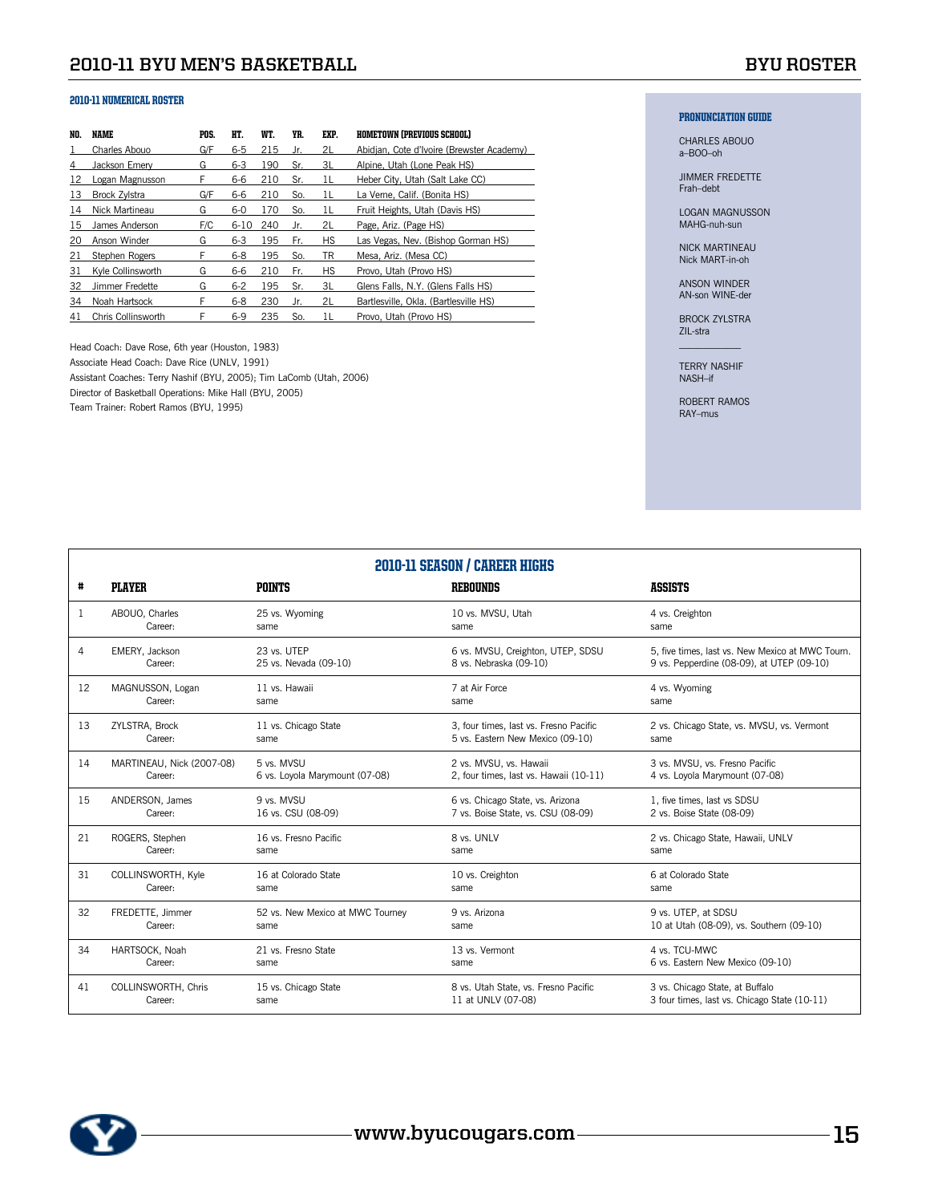## 2010-11 NUMERICAL ROSTER

| NO. | NAME | POS. | HT. | WT. | YR. | EXP. | HOMETOWN (PREVIOUS SCHOOL) |
|---|---|---|---|---|---|---|---|
| 1 | Charles Abouo | G/F | 6-5 | 215 | Jr. | 2L | Abidjan, Cote d'Ivoire (Brewster Academy) |
| 4 | Jackson Emery | G | 6-3 | 190 | Sr. | 3L | Alpine, Utah (Lone Peak HS) |
| 12 | Logan Magnusson | F | 6-6 | 210 | Sr. | 1L | Heber City, Utah (Salt Lake CC) |
| 13 | Brock Zylstra | G/F | 6-6 | 210 | So. | 1L | La Verne, Calif. (Bonita HS) |
| 14 | Nick Martineau | G | 6-0 | 170 | So. | 1L | Fruit Heights, Utah (Davis HS) |
| 15 | James Anderson | F/C | 6-10 | 240 | Jr. | 2L | Page, Ariz. (Page HS) |
| 20 | Anson Winder | G | 6-3 | 195 | Fr. | HS | Las Vegas, Nev. (Bishop Gorman HS) |
| 21 | Stephen Rogers | F | 6-8 | 195 | So. | TR | Mesa, Ariz. (Mesa CC) |
| 31 | Kyle Collinsworth | G | 6-6 | 210 | Fr. | HS | Provo, Utah (Provo HS) |
| 32 | Jimmer Fredette | G | 6-2 | 195 | Sr. | 3L | Glens Falls, N.Y. (Glens Falls HS) |
| 34 | Noah Hartsock | F | 6-8 | 230 | Jr. | 2L | Bartlesville, Okla. (Bartlesville HS) |
| 41 | Chris Collinsworth | F | 6-9 | 235 | So. | 1L | Provo, Utah (Provo HS) |

Head Coach: Dave Rose, 6th year (Houston, 1983)
Associate Head Coach: Dave Rice (UNLV, 1991)
Assistant Coaches: Terry Nashif (BYU, 2005); Tim LaComb (Utah, 2006)
Director of Basketball Operations: Mike Hall (BYU, 2005)
Team Trainer: Robert Ramos (BYU, 1995)

### PRONUNCIATION GUIDE

CHARLES ABOUO
a–BOO–oh

JIMMER FREDETTE
Frah–debt

LOGAN MAGNUSSON
MAHG-nuh-sun

NICK MARTINEAU
Nick MART-in-oh

ANSON WINDER
AN-son WINE-der

BROCK ZYLSTRA
ZIL-stra

---

TERRY NASHIF
NASH–if

ROBERT RAMOS
RAY–mus

## 2010-11 SEASON / CAREER HIGHS

| # | PLAYER | POINTS | REBOUNDS | ASSISTS |
|---|---|---|---|---|
| 1 | ABOUO, Charles | 25 vs. Wyoming | 10 vs. MVSU, Utah | 4 vs. Creighton |
| | Career: | same | same | same |
| 4 | EMERY, Jackson | 23 vs. UTEP | 6 vs. MVSU, Creighton, UTEP, SDSU | 5, five times, last vs. New Mexico at MWC Tourn. |
| | Career: | 25 vs. Nevada (09-10) | 8 vs. Nebraska (09-10) | 9 vs. Pepperdine (08-09), at UTEP (09-10) |
| 12 | MAGNUSSON, Logan | 11 vs. Hawaii | 7 at Air Force | 4 vs. Wyoming |
| | Career: | same | same | same |
| 13 | ZYLSTRA, Brock | 11 vs. Chicago State | 3, four times, last vs. Fresno Pacific | 2 vs. Chicago State, vs. MVSU, vs. Vermont |
| | Career: | same | 5 vs. Eastern New Mexico (09-10) | same |
| 14 | MARTINEAU, Nick (2007-08) | 5 vs. MVSU | 2 vs. MVSU, vs. Hawaii | 3 vs. MVSU, vs. Fresno Pacific |
| | Career: | 6 vs. Loyola Marymount (07-08) | 2, four times, last vs. Hawaii (10-11) | 4 vs. Loyola Marymount (07-08) |
| 15 | ANDERSON, James | 9 vs. MVSU | 6 vs. Chicago State, vs. Arizona | 1, five times, last vs SDSU |
| | Career: | 16 vs. CSU (08-09) | 7 vs. Boise State, vs. CSU (08-09) | 2 vs. Boise State (08-09) |
| 21 | ROGERS, Stephen | 16 vs. Fresno Pacific | 8 vs. UNLV | 2 vs. Chicago State, Hawaii, UNLV |
| | Career: | same | same | same |
| 31 | COLLINSWORTH, Kyle | 16 at Colorado State | 10 vs. Creighton | 6 at Colorado State |
| | Career: | same | same | same |
| 32 | FREDETTE, Jimmer | 52 vs. New Mexico at MWC Tourney | 9 vs. Arizona | 9 vs. UTEP, at SDSU |
| | Career: | same | same | 10 at Utah (08-09), vs. Southern (09-10) |
| 34 | HARTSOCK, Noah | 21 vs. Fresno State | 13 vs. Vermont | 4 vs. TCU-MWC |
| | Career: | same | same | 6 vs. Eastern New Mexico (09-10) |
| 41 | COLLINSWORTH, Chris | 15 vs. Chicago State | 8 vs. Utah State, vs. Fresno Pacific | 3 vs. Chicago State, at Buffalo |
| | Career: | same | 11 at UNLV (07-08) | 3 four times, last vs. Chicago State (10-11) |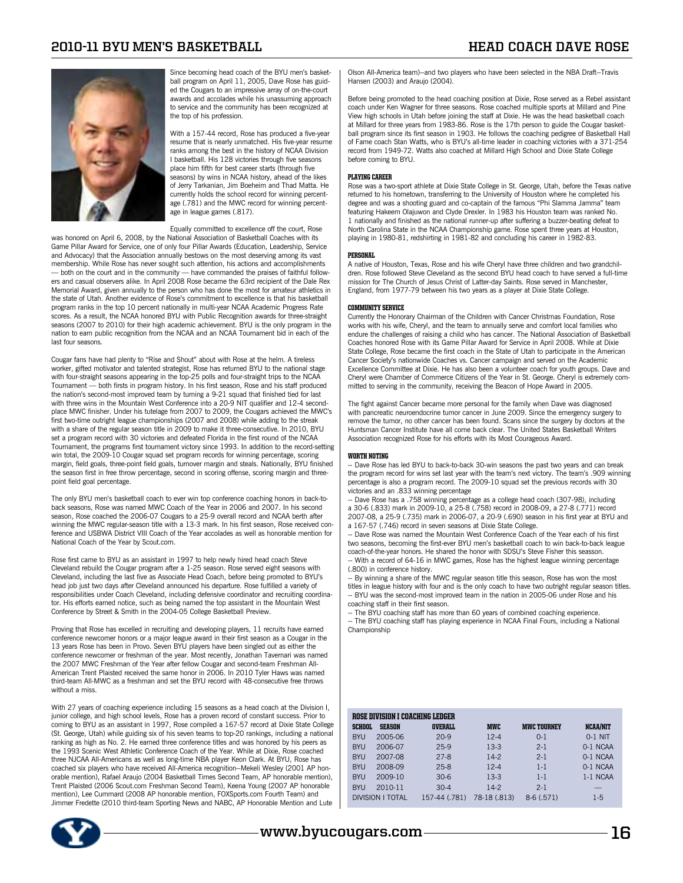Since becoming head coach of the BYU men's basketball program on April 11, 2005, Dave Rose has guided the Cougars to an impressive array of on-the-court awards and accolades while his unassuming approach to service and the community has been recognized at the top of his profession.

With a 157-44 record, Rose has produced a five-year resume that is nearly unmatched. His five-year resume ranks among the best in the history of NCAA Division I basketball. His 128 victories through five seasons place him fifth for best career starts (through five seasons) by wins in NCAA history, ahead of the likes of Jerry Tarkanian, Jim Boeheim and Thad Matta. He currently holds the school record for winning percentage (.781) and the MWC record for winning percentage in league games (.817).

Equally committed to excellence off the court, Rose was honored on April 6, 2008, by the National Association of Basketball Coaches with its Game Pillar Award for Service, one of only four Pillar Awards (Education, Leadership, Service and Advocacy) that the Association annually bestows on the most deserving among its vast membership. While Rose has never sought such attention, his actions and accomplishments — both on the court and in the community — have commanded the praises of faithful followers and casual observers alike. In April 2008 Rose became the 63rd recipient of the Dale Rex Memorial Award, given annually to the person who has done the most for amateur athletics in the state of Utah. Another evidence of Rose's commitment to excellence is that his basketball program ranks in the top 10 percent nationally in multi-year NCAA Academic Progress Rate scores. As a result, the NCAA honored BYU with Public Recognition awards for three-straight seasons (2007 to 2010) for their high academic achievement. BYU is the only program in the nation to earn public recognition from the NCAA and an NCAA Tournament bid in each of the last four seasons.

Cougar fans have had plenty to "Rise and Shout" about with Rose at the helm. A tireless worker, gifted motivator and talented strategist, Rose has returned BYU to the national stage with four-straight seasons appearing in the top-25 polls and four-straight trips to the NCAA Tournament — both firsts in program history. In his first season, Rose and his staff produced the nation's second-most improved team by turning a 9-21 squad that finished tied for last with three wins in the Mountain West Conference into a 20-9 NIT qualifier and 12-4 second-place MWC finisher. Under his tutelage from 2007 to 2009, the Cougars achieved the MWC's first two-time outright league championships (2007 and 2008) while adding to the streak with a share of the regular season title in 2009 to make it three-consecutive. In 2010, BYU set a program record with 30 victories and defeated Florida in the first round of the NCAA Tournament, the programs first tournament victory since 1993. In addition to the record-setting win total, the 2009-10 Cougar squad set program records for winning percentage, scoring margin, field goals, three-point field goals, turnover margin and steals. Nationally, BYU finished the season first in free throw percentage, second in scoring offense, scoring margin and three-point field goal percentage.

The only BYU men's basketball coach to ever win top conference coaching honors in back-to-back seasons, Rose was named MWC Coach of the Year in 2006 and 2007. In his second season, Rose coached the 2006-07 Cougars to a 25-9 overall record and NCAA berth after winning the MWC regular-season title with a 13-3 mark. In his first season, Rose received conference and USBWA District VIII Coach of the Year accolades as well as honorable mention for National Coach of the Year by Scout.com.

Rose first came to BYU as an assistant in 1997 to help newly hired head coach Steve Cleveland rebuild the Cougar program after a 1-25 season. Rose served eight seasons with Cleveland, including the last five as Associate Head Coach, before being promoted to BYU's head job just two days after Cleveland announced his departure. Rose fulfilled a variety of responsibilities under Coach Cleveland, including defensive coordinator and recruiting coordinator. His efforts earned notice, such as being named the top assistant in the Mountain West Conference by Street & Smith in the 2004-05 College Basketball Preview.

Proving that Rose has excelled in recruiting and developing players, 11 recruits have earned conference newcomer honors or a major league award in their first season as a Cougar in the 13 years Rose has been in Provo. Seven BYU players have been singled out as either the conference newcomer or freshman of the year. Most recently, Jonathan Tavernari was named the 2007 MWC Freshman of the Year after fellow Cougar and second-team Freshman All-American Trent Plaisted received the same honor in 2006. In 2010 Tyler Haws was named third-team All-MWC as a freshman and set the BYU record with 48-consecutive free throws without a miss.

With 27 years of coaching experience including 15 seasons as a head coach at the Division I, junior college, and high school levels, Rose has a proven record of constant success. Prior to coming to BYU as an assistant in 1997, Rose compiled a 167-57 record at Dixie State College (St. George, Utah) while guiding six of his seven teams to top-20 rankings, including a national ranking as high as No. 2. He earned three conference titles and was honored by his peers as the 1993 Scenic West Athletic Conference Coach of the Year. While at Dixie, Rose coached three NJCAA All-Americans as well as long-time NBA player Keon Clark. At BYU, Rose has coached six players who have received All-America recognition--Mekeli Wesley (2001 AP honorable mention), Rafael Araujo (2004 Basketball Times Second Team, AP honorable mention), Trent Plaisted (2006 Scout.com Freshman Second Team), Keena Young (2007 AP honorable mention), Lee Cummard (2008 AP honorable mention, FOXSports.com Fourth Team) and Jimmer Fredette (2010 third-team Sporting News and NABC, AP Honorable Mention and Lute Olson All-America team)--and two players who have been selected in the NBA Draft--Travis Hansen (2003) and Araujo (2004).

Before being promoted to the head coaching position at Dixie, Rose served as a Rebel assistant coach under Ken Wagner for three seasons. Rose coached multiple sports at Millard and Pine View high schools in Utah before joining the staff at Dixie. He was the head basketball coach at Millard for three years from 1983-86. Rose is the 17th person to guide the Cougar basketball program since its first season in 1903. He follows the coaching pedigree of Basketball Hall of Fame coach Stan Watts, who is BYU's all-time leader in coaching victories with a 371-254 record from 1949-72. Watts also coached at Millard High School and Dixie State College before coming to BYU.

### PLAYING CAREER

Rose was a two-sport athlete at Dixie State College in St. George, Utah, before the Texas native returned to his hometown, transferring to the University of Houston where he completed his degree and was a shooting guard and co-captain of the famous "Phi Slamma Jamma" team featuring Hakeem Olajuwon and Clyde Drexler. In 1983 his Houston team was ranked No. 1 nationally and finished as the national runner-up after suffering a buzzer-beating defeat to North Carolina State in the NCAA Championship game. Rose spent three years at Houston, playing in 1980-81, redshirting in 1981-82 and concluding his career in 1982-83.

### PERSONAL

A native of Houston, Texas, Rose and his wife Cheryl have three children and two grandchildren. Rose followed Steve Cleveland as the second BYU head coach to have served a full-time mission for The Church of Jesus Christ of Latter-day Saints. Rose served in Manchester, England, from 1977-79 between his two years as a player at Dixie State College.

### COMMUNITY SERVICE

Currently the Honorary Chairman of the Children with Cancer Christmas Foundation, Rose works with his wife, Cheryl, and the team to annually serve and comfort local families who endure the challenges of raising a child who has cancer. The National Association of Basketball Coaches honored Rose with its Game Pillar Award for Service in April 2008. While at Dixie State College, Rose became the first coach in the State of Utah to participate in the American Cancer Society's nationwide Coaches vs. Cancer campaign and served on the Academic Excellence Committee at Dixie. He has also been a volunteer coach for youth groups. Dave and Cheryl were Chamber of Commerce Citizens of the Year in St. George. Cheryl is extremely committed to serving in the community, receiving the Beacon of Hope Award in 2005.

The fight against Cancer became more personal for the family when Dave was diagnosed with pancreatic neuroendocrine tumor cancer in June 2009. Since the emergency surgery to remove the tumor, no other cancer has been found. Scans since the surgery by doctors at the Huntsman Cancer Institute have all come back clear. The United States Basketball Writers Association recognized Rose for his efforts with its Most Courageous Award.

### WORTH NOTING

-- Dave Rose has led BYU to back-to-back 30-win seasons the past two years and can break the program record for wins set last year with the team's next victory. The team's .909 winning percentage is also a program record. The 2009-10 squad set the previous records with 30 victories and an .833 winning percentage

-- Dave Rose has a .758 winning percentage as a college head coach (307-98), including a 30-6 (.833) mark in 2009-10, a 25-8 (.758) record in 2008-09, a 27-8 (.771) record 2007-08, a 25-9 (.735) mark in 2006-07, a 20-9 (.690) season in his first year at BYU and a 167-57 (.746) record in seven seasons at Dixie State College.

-- Dave Rose was named the Mountain West Conference Coach of the Year each of his first two seasons, becoming the first-ever BYU men's basketball coach to win back-to-back league coach-of-the-year honors. He shared the honor with SDSU's Steve Fisher this season.

-- With a record of 64-16 in MWC games, Rose has the highest league winning percentage (.800) in conference history.

-- By winning a share of the MWC regular season title this season, Rose has won the most titles in league history with four and is the only coach to have two outright regular season titles.

-- BYU was the second-most improved team in the nation in 2005-06 under Rose and his coaching staff in their first season.

-- The BYU coaching staff has more than 60 years of combined coaching experience.

-- The BYU coaching staff has playing experience in NCAA Final Fours, including a National Championship

**ROSE DIVISION I COACHING LEDGER**

| SCHOOL | SEASON | OVERALL | MWC | MWC TOURNEY | NCAA/NIT |
|---|---|---|---|---|---|
| BYU | 2005-06 | 20-9 | 12-4 | 0-1 | 0-1 NIT |
| BYU | 2006-07 | 25-9 | 13-3 | 2-1 | 0-1 NCAA |
| BYU | 2007-08 | 27-8 | 14-2 | 2-1 | 0-1 NCAA |
| BYU | 2008-09 | 25-8 | 12-4 | 1-1 | 0-1 NCAA |
| BYU | 2009-10 | 30-6 | 13-3 | 2-1 | 1-1 NCAA |
| BYU | 2010-11 | 30-4 | 14-2 | 2-1 | — |
| DIVISION I TOTAL | | 157-44 (.781) | 78-18 (.813) | 8-6 (.571) | 1-5 |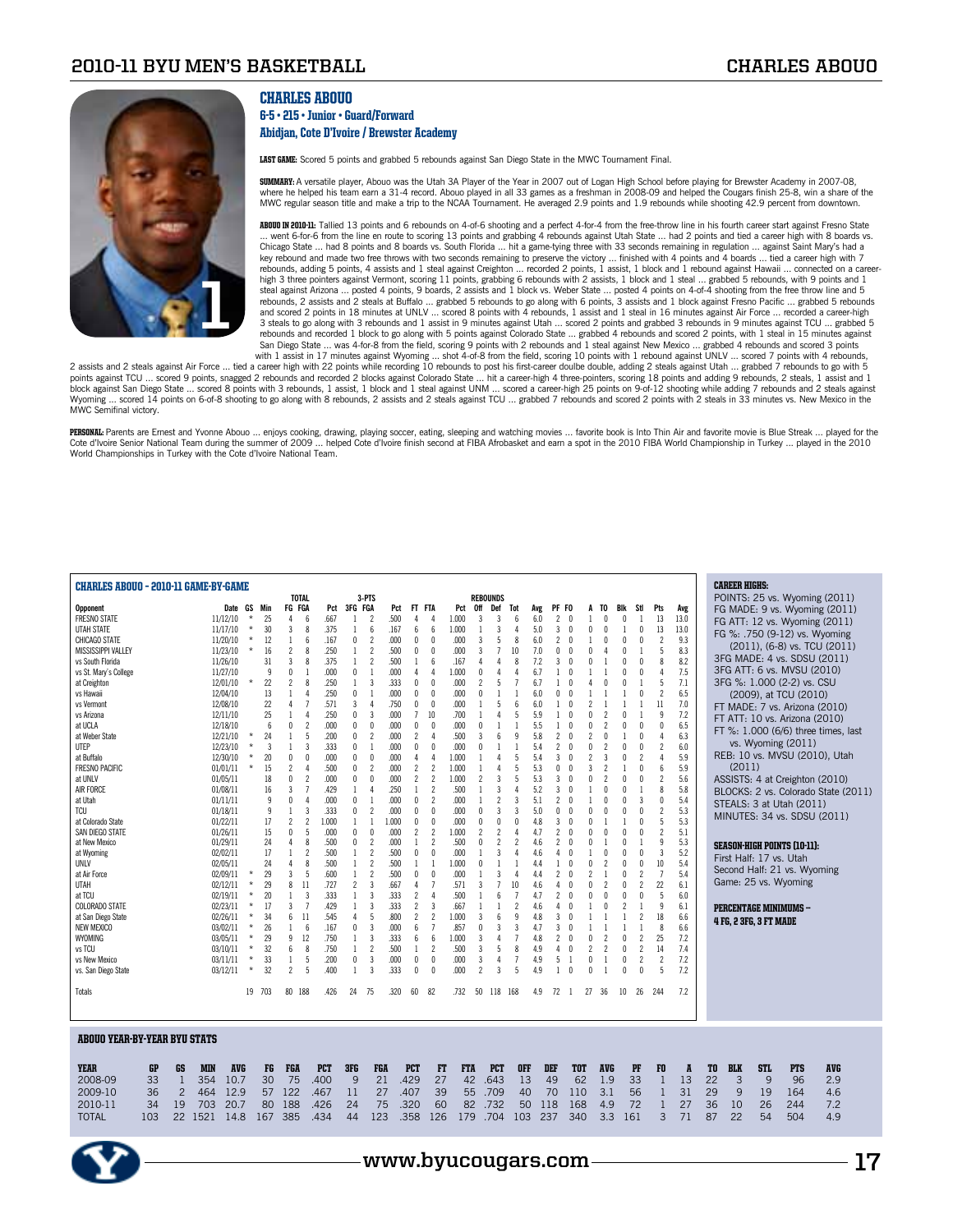# CHARLES ABOUO

**6-5 • 215 • Junior • Guard/Forward**

**Abidjan, Cote D'Ivoire / Brewster Academy**

**LAST GAME:** Scored 5 points and grabbed 5 rebounds against San Diego State in the MWC Tournament Final.

**SUMMARY:** A versatile player, Abouo was the Utah 3A Player of the Year in 2007 out of Logan High School before playing for Brewster Academy in 2007-08, where he helped his team earn a 31-4 record. Abouo played in all 33 games as a freshman in 2008-09 and helped the Cougars finish 25-8, win a share of the MWC regular season title and make a trip to the NCAA Tournament. He averaged 2.9 points and 1.9 rebounds while shooting 42.9 percent from downtown.

**ABOUO IN 2010-11:** Tallied 13 points and 6 rebounds on 4-of-6 shooting and a perfect 4-for-4 from the free-throw line in his fourth career start against Fresno State ... went 6-for-6 from the line en route to scoring 13 points and grabbing 4 rebounds against Utah State ... had 2 points and tied a career high with 8 boards vs. Chicago State ... had 8 points and 8 boards vs. South Florida ... hit a game-tying three with 33 seconds remaining in regulation ... against Saint Mary's had a key rebound and made two free throws with two seconds remaining to preserve the victory ... finished with 4 points and 4 boards ... tied a career high of 7 rebounds, adding 5 points, 4 assists and 1 steal against Creighton ... recorded 2 points, 1 assist, 1 block and 1 rebound against Hawaii ... connected on a career-high 3 three pointers against Vermont, scoring 11 points, grabbing 6 rebounds with 2 assists, 1 block and 1 steal ... grabbed 5 rebounds, with 9 points and 1 steal against Arizona ... posted 4 points, 9 boards, 2 assists and 1 block vs. Weber State ... posted 4 points on 4-of-4 shooting from the free throw line and 5 rebounds, 2 assists and 2 steals at Buffalo ... grabbed 5 rebounds to go along with 6 points, 3 assists and 1 block against Fresno Pacific ... grabbed 5 rebounds and scored 2 points in 18 minutes at UNLV ... scored 8 points with 4 rebounds, 1 assist and 1 steal in 16 minutes against Air Force ... recorded a career-high 3 steals to go along with 3 rebounds and 1 assist in 9 minutes against Utah ... scored 2 points and grabbed 3 rebounds in 9 minutes against TCU ... grabbed 5 rebounds and recorded 1 block to go along with 5 points against Colorado State ... grabbed 4 rebounds and scored 2 points, with 1 steal in 15 minutes against San Diego State ... was 4-for-8 from the field, scoring 9 points with 2 rebounds and 1 steal against New Mexico ... grabbed 4 rebounds and scored 3 points with 1 assist in 17 minutes against Wyoming ... shot 4-of-8 from the field, scoring 10 points with 1 rebound against UNLV ... scored 7 points with 4 rebounds, 2 assists and 2 steals against Air Force ... tied a career high with 22 points while recording 10 rebounds to post his first-career double double, adding 2 steals against Utah ... grabbed 7 rebounds to go with 5 points against TCU ... scored 9 points, snagged 2 rebounds and recorded 2 blocks against Colorado State ... hit a career-high 4 three-pointers, scoring 18 points and adding 9 rebounds, 2 steals, 1 assist and 1 block against San Diego State ... scored 8 points with 3 rebounds, 1 assist, 1 block and 1 steal against UNM ... scored a career-high 25 points on 9-of-12 shooting while adding 7 rebounds and 2 steals against Wyoming ... scored 14 points on 6-of-8 shooting to go along with 8 rebounds, 2 assists and 2 steals against TCU ... grabbed 7 rebounds and scored 2 points with 2 steals in 33 minutes vs. New Mexico in the MWC Semifinal victory.

**PERSONAL:** Parents are Ernest and Yvonne Abouo ... enjoys cooking, drawing, playing soccer, eating, sleeping and watching movies ... favorite book is Into Thin Air and favorite movie is Blue Streak ... played for the Cote d'Ivoire Senior National Team during the summer of 2009 ... helped Cote d'Ivoire finish second at FIBA Afrobasket and earn a spot in the 2010 FIBA World Championship in Turkey ... played in the 2010 World Championships in Turkey with the Cote d'Ivoire National Team.

## CHARLES ABOUO - 2010-11 GAME-BY-GAME

| Opponent | Date | GS | Min | FG | FGA | Pct | 3FG | FGA | Pct | FT | FTA | Pct | Off | Def | Tot | Avg | PF | FO | A | TO | Blk | Stl | Pts | Avg |
|---|---|---|---|---|---|---|---|---|---|---|---|---|---|---|---|---|---|---|---|---|---|---|---|---|
| FRESNO STATE | 11/12/10 | * | 25 | 4 | 6 | .667 | 1 | 2 | .500 | 4 | 4 | 1.000 | 3 | 3 | 6 | 6.0 | 2 | 0 | 1 | 0 | 0 | 1 | 13 | 13.0 |
| UTAH STATE | 11/17/10 | * | 30 | 3 | 8 | .375 | 1 | 6 | .167 | 6 | 6 | 1.000 | 1 | 3 | 4 | 5.0 | 3 | 0 | 0 | 0 | 1 | 0 | 13 | 13.0 |
| CHICAGO STATE | 11/20/10 | * | 12 | 1 | 6 | .167 | 0 | 2 | .000 | 0 | 0 | .000 | 3 | 5 | 8 | 6.0 | 2 | 0 | 1 | 0 | 0 | 0 | 2 | 9.3 |
| MISSISSIPPI VALLEY | 11/23/10 | * | 16 | 2 | 8 | .250 | 1 | 2 | .500 | 0 | 0 | .000 | 3 | 7 | 10 | 7.0 | 0 | 0 | 0 | 4 | 0 | 1 | 5 | 8.3 |
| vs South Florida | 11/26/10 | | 31 | 3 | 8 | .375 | 1 | 2 | .500 | 1 | 6 | .167 | 4 | 4 | 8 | 7.2 | 3 | 0 | 0 | 1 | 0 | 0 | 8 | 8.2 |
| vs St. Mary's College | 11/27/10 | | 9 | 0 | 1 | .000 | 0 | 1 | .000 | 4 | 4 | 1.000 | 0 | 4 | 4 | 6.7 | 1 | 0 | 1 | 1 | 0 | 0 | 4 | 7.5 |
| at Creighton | 12/01/10 | * | 22 | 2 | 8 | .250 | 1 | 3 | .333 | 0 | 0 | .000 | 2 | 5 | 7 | 6.7 | 1 | 0 | 4 | 0 | 0 | 1 | 5 | 7.1 |
| vs Hawaii | 12/04/10 | | 13 | 1 | 4 | .250 | 0 | 1 | .000 | 0 | 0 | .000 | 0 | 1 | 1 | 6.0 | 0 | 0 | 1 | 1 | 1 | 0 | 2 | 6.5 |
| vs Vermont | 12/08/10 | | 22 | 4 | 7 | .571 | 3 | 4 | .750 | 0 | 0 | .000 | 1 | 5 | 6 | 6.0 | 1 | 0 | 2 | 1 | 1 | 1 | 11 | 7.0 |
| vs Arizona | 12/11/10 | | 25 | 1 | 4 | .250 | 0 | 3 | .000 | 7 | 10 | .700 | 1 | 4 | 5 | 5.9 | 1 | 0 | 0 | 2 | 0 | 1 | 9 | 7.2 |
| at UCLA | 12/18/10 | | 6 | 0 | 2 | .000 | 0 | 0 | .000 | 0 | 0 | .000 | 0 | 1 | 1 | 5.5 | 1 | 0 | 0 | 2 | 0 | 0 | 0 | 6.5 |
| at Weber State | 12/21/10 | * | 24 | 1 | 5 | .200 | 0 | 2 | .000 | 2 | 4 | .500 | 3 | 6 | 9 | 5.8 | 2 | 0 | 2 | 0 | 1 | 0 | 4 | 6.3 |
| UTEP | 12/23/10 | * | 3 | 1 | 3 | .333 | 0 | 1 | .000 | 0 | 0 | .000 | 0 | 1 | 1 | 5.4 | 2 | 0 | 0 | 2 | 0 | 0 | 2 | 6.0 |
| at Buffalo | 12/30/10 | * | 20 | 0 | 0 | .000 | 0 | 0 | .000 | 4 | 4 | 1.000 | 1 | 4 | 5 | 5.4 | 3 | 0 | 2 | 3 | 0 | 2 | 4 | 5.9 |
| FRESNO PACIFIC | 01/01/11 | * | 15 | 2 | 4 | .500 | 0 | 2 | .000 | 2 | 2 | 1.000 | 1 | 4 | 5 | 5.3 | 0 | 0 | 3 | 2 | 1 | 0 | 6 | 5.9 |
| at UNLV | 01/05/11 | | 18 | 0 | 2 | .000 | 0 | 0 | .000 | 2 | 2 | 1.000 | 2 | 3 | 5 | 5.3 | 3 | 0 | 0 | 2 | 0 | 0 | 2 | 5.6 |
| AIR FORCE | 01/08/11 | | 16 | 3 | 7 | .429 | 1 | 4 | .250 | 1 | 2 | .500 | 1 | 3 | 4 | 5.2 | 3 | 0 | 1 | 0 | 0 | 1 | 8 | 5.8 |
| at Utah | 01/11/11 | | 9 | 0 | 4 | .000 | 0 | 1 | .000 | 0 | 2 | .000 | 1 | 2 | 3 | 5.1 | 2 | 0 | 1 | 0 | 0 | 3 | 0 | 5.4 |
| TCU | 01/18/11 | | 9 | 1 | 3 | .333 | 0 | 2 | .000 | 0 | 0 | .000 | 0 | 3 | 3 | 5.0 | 0 | 0 | 0 | 0 | 0 | 0 | 2 | 5.3 |
| at Colorado State | 01/22/11 | | 17 | 2 | 2 | 1.000 | 1 | 1 | 1.000 | 0 | 0 | .000 | 0 | 0 | 0 | 4.8 | 3 | 0 | 0 | 1 | 1 | 0 | 5 | 5.3 |
| SAN DIEGO STATE | 01/26/11 | | 15 | 0 | 5 | .000 | 0 | 0 | .000 | 2 | 2 | 1.000 | 2 | 2 | 4 | 4.7 | 2 | 0 | 0 | 0 | 0 | 0 | 2 | 5.1 |
| at New Mexico | 01/29/11 | | 24 | 4 | 8 | .500 | 0 | 2 | .000 | 1 | 2 | .500 | 0 | 2 | 2 | 4.6 | 2 | 0 | 0 | 1 | 0 | 1 | 9 | 5.3 |
| at Wyoming | 02/02/11 | | 17 | 1 | 2 | .500 | 1 | 2 | .500 | 0 | 0 | .000 | 1 | 3 | 4 | 4.6 | 4 | 0 | 1 | 0 | 0 | 0 | 3 | 5.2 |
| UNLV | 02/05/11 | | 24 | 4 | 8 | .500 | 1 | 2 | .500 | 1 | 1 | 1.000 | 0 | 1 | 1 | 4.4 | 1 | 0 | 0 | 2 | 0 | 0 | 10 | 5.4 |
| at Air Force | 02/09/11 | * | 29 | 3 | 5 | .600 | 1 | 2 | .500 | 0 | 0 | .000 | 1 | 3 | 4 | 4.4 | 2 | 0 | 2 | 1 | 0 | 2 | 7 | 5.4 |
| UTAH | 02/12/11 | * | 29 | 8 | 11 | .727 | 2 | 3 | .667 | 4 | 7 | .571 | 3 | 7 | 10 | 4.6 | 4 | 0 | 0 | 2 | 0 | 2 | 22 | 6.1 |
| at TCU | 02/19/11 | * | 20 | 1 | 3 | .333 | 1 | 3 | .333 | 2 | 4 | .500 | 1 | 6 | 7 | 4.7 | 2 | 0 | 0 | 0 | 0 | 0 | 5 | 6.0 |
| COLORADO STATE | 02/23/11 | * | 17 | 3 | 7 | .429 | 1 | 3 | .333 | 2 | 3 | .667 | 1 | 1 | 2 | 4.6 | 4 | 0 | 1 | 0 | 2 | 1 | 9 | 6.1 |
| at San Diego State | 02/26/11 | * | 34 | 6 | 11 | .545 | 4 | 5 | .800 | 2 | 2 | 1.000 | 3 | 6 | 9 | 4.8 | 3 | 0 | 1 | 1 | 1 | 2 | 18 | 6.6 |
| NEW MEXICO | 03/02/11 | * | 26 | 1 | 6 | .167 | 0 | 3 | .000 | 6 | 7 | .857 | 0 | 3 | 3 | 4.7 | 3 | 0 | 1 | 1 | 1 | 1 | 8 | 6.6 |
| WYOMING | 03/05/11 | * | 29 | 9 | 12 | .750 | 1 | 3 | .333 | 6 | 6 | 1.000 | 3 | 4 | 7 | 4.8 | 2 | 0 | 0 | 2 | 0 | 2 | 25 | 7.2 |
| vs TCU | 03/10/11 | * | 32 | 6 | 8 | .750 | 1 | 2 | .500 | 1 | 2 | .500 | 3 | 5 | 8 | 4.9 | 4 | 0 | 2 | 2 | 0 | 2 | 14 | 7.4 |
| vs New Mexico | 03/11/11 | * | 33 | 1 | 5 | .200 | 0 | 3 | .000 | 0 | 0 | .000 | 3 | 4 | 7 | 4.9 | 5 | 1 | 0 | 1 | 0 | 2 | 2 | 7.2 |
| vs. San Diego State | 03/12/11 | * | 32 | 2 | 5 | .400 | 1 | 3 | .333 | 0 | 0 | .000 | 2 | 3 | 5 | 4.9 | 1 | 0 | 0 | 1 | 0 | 0 | 5 | 7.2 |
| Totals | | 19 | 703 | 80 | 188 | .426 | 24 | 75 | .320 | 60 | 82 | .732 | 50 | 118 | 168 | 4.9 | 72 | 1 | 27 | 36 | 10 | 26 | 244 | 7.2 |

**CAREER HIGHS:**

POINTS: 25 vs. Wyoming (2011)
FG MADE: 9 vs. Wyoming (2011)
FG ATT: 12 vs. Wyoming (2011)
FG %: .750 (9-12) vs. Wyoming (2011), (6-8) vs. TCU (2011)
3FG MADE: 4 vs. SDSU (2011)
3FG ATT: 6 vs. MVSU (2010)
3FG %: 1.000 (2-2) vs. CSU (2009), at TCU (2010)
FT MADE: 7 vs. Arizona (2010)
FT ATT: 10 vs. Arizona (2010)
FT %: 1.000 (6/6) three times, last vs. Wyoming (2011)
REB: 10 vs. MVSU (2010), Utah (2011)
ASSISTS: 4 at Creighton (2010)
BLOCKS: 2 vs. Colorado State (2011)
STEALS: 3 at Utah (2011)
MINUTES: 34 vs. SDSU (2011)

**SEASON-HIGH POINTS (10-11):**

First Half: 17 vs. Utah
Second Half: 21 vs. Wyoming
Game: 25 vs. Wyoming

**PERCENTAGE MINIMUMS – 4 FG, 2 3FG, 3 FT MADE**

## ABOUO YEAR-BY-YEAR BYU STATS

| YEAR | GP | GS | MIN | AVG | FG | FGA | PCT | 3FG | FGA | PCT | FT | FTA | PCT | OFF | DEF | TOT | AVG | PF | FO | A | TO | BLK | STL | PTS | AVG |
|---|---|---|---|---|---|---|---|---|---|---|---|---|---|---|---|---|---|---|---|---|---|---|---|---|---|
| 2008-09 | 33 | 1 | 354 | 10.7 | 30 | 75 | .400 | 9 | 21 | .429 | 27 | 42 | .643 | 13 | 49 | 62 | 1.9 | 33 | 1 | 13 | 22 | 3 | 9 | 96 | 2.9 |
| 2009-10 | 36 | 2 | 464 | 12.9 | 57 | 122 | .467 | 11 | 27 | .407 | 39 | 55 | .709 | 40 | 70 | 110 | 3.1 | 56 | 1 | 31 | 29 | 9 | 19 | 164 | 4.6 |
| 2010-11 | 34 | 19 | 703 | 20.7 | 80 | 188 | .426 | 24 | 75 | .320 | 60 | 82 | .732 | 50 | 118 | 168 | 4.9 | 72 | 1 | 27 | 36 | 10 | 26 | 244 | 7.2 |
| TOTAL | 103 | 22 | 1521 | 14.8 | 167 | 385 | .434 | 44 | 123 | .358 | 126 | 179 | .704 | 103 | 237 | 340 | 3.3 | 161 | 3 | 71 | 87 | 22 | 54 | 504 | 4.9 |

www.byucougars.com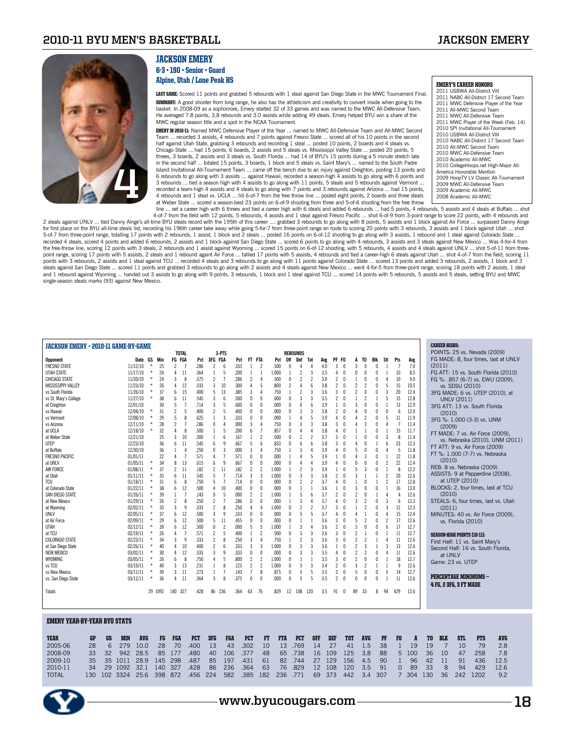# JACKSON EMERY

**6-3 • 190 • Senior • Guard**
**Alpine, Utah / Lone Peak HS**

**LAST GAME:** Scored 11 points and grabbed 5 rebounds with 1 steal against San Diego State in the MWC Tournament Final.

**SUMMARY:** A good shooter from long range, he also has the athleticism and creativity to convert inside when going to the basket. In 2008-09 as a sophomore, Emery started 32 of 33 games and was named to the MWC All-Defensive Team. He averaged 7.8 points, 3.8 rebounds and 3.0 assists while adding 49 steals. Emery helped BYU win a share of the MWC regular season title and a spot in the NCAA Tournament.

**EMERY IN 2010-11:** Named MWC Defensive Player of the Year ... named to MWC All-Defensive Team and All-MWC Second Team ... recorded 3 assists, 4 rebounds and 7 points against Fresno State ... scored all of his 10 points in the second half against Utah State, grabbing 3 rebounds and recording 1 steal ... posted 10 points, 2 boards and 4 steals vs. Chicago State ... had 15 points, 6 boards, 2 assists and 5 steals vs. Mississippi Valley State ... posted 20 points, 5 threes, 3 boards, 2 assists and 3 steals vs. South Florida ... had 14 of BYU's 15 points during a 5 minute stretch late in the second half ... totaled 15 points, 3 boards, 1 block and 5 steals vs. Saint Mary's ... named to the South Padre Island Invitational All-Tournament Team ... came off the bench due to an injury against Creighton, posting 13 points and 6 rebounds to go along with 3 assists ... against Hawaii, recorded a season-high 4 assists to go along with 6 points and 3 rebounds ... tied a season high with 4 assists to go along with 11 points, 5 steals and 5 rebounds against Vermont ... recorded a team-high 4 assists and 4 steals to go along with 7 points and 3 rebounds against Arizona ... had 15 points, 4 rebounds and 1 steal vs. UCLA ... hit 6-of-7 from the free throw line ... posted eight points, 2 boards and three steals at Weber State ... scored a season-best 23 points on 6-of-9 shooting from three and 5-of-6 shooting from the free throw line ... set a career high with 6 threes and tied a career high with 6 steals and added 6 rebounds ... had 5 points, 4 rebounds, 5 assists and 4 steals at Buffalo ... shot 4-of-7 from the field with 12 points, 5 rebounds, 4 assists and 1 steal against Fresno Pacific ... shot 6-of-9 from 3-point range to score 22 points, with 4 rebounds and 2 steals against UNLV ... tied Danny Ainge's all-time BYU steals record with the 195th of this career .... grabbed 3 rebounds to go along with 8 points, 5 assists and 1 block against Air Force ... surpassed Danny Ainge for first place on the BYU all-time steals list, recording his 196th career take away while going 5-for-7 from three-point range en route to scoring 20 points with 3 rebounds, 3 assists and 1 block against Utah ... shot 5-of-7 from three-point range, totalling 17 points with 2 rebounds, 1 assist, 1 block and 2 steals ... posted 16 points on 6-of-12 shooting to go along with 3 assists, 1 rebound and 1 steal against Colorado State ... recorded 4 steals, scored 4 points and added 6 rebounds, 2 assists and 1 block against San Diego State ... scored 6 points to go along with 4 rebounds, 3 assists and 3 steals against New Mexico ... Was 4-for-4 from the free-throw line, scoring 12 points with 3 steals, 2 rebounds and 1 assist against Wyoming ... scored 15 points on 6-of-12 shooting, with 5 rebounds, 4 assists and 4 steals against UNLV ... shot 5-of-11 from three-point range, scoring 17 points with 5 assists, 2 steals and 1 rebound againt Air Force ... tallied 17 points with 5 assists, 4 rebounds and tied a career-high 6 steals against Utah ... shot 4-of-7 from the field, scoring 11 points with 3 rebounds, 2 assists and 1 steal against TCU ... recorded 4 steals and 3 rebounds to go along with 11 points against Colorado State ... scored 13 points and added 3 rebounds, 2 assists, 1 block and 3 steals against San Diego State ... scored 11 points and grabbed 3 rebounds to go along with 2 assists and 4 steals against New Mexico ... went 4-for-5 from three-point range, scoring 18 points with 2 assists, 1 steal and 1 rebound against Wyoming ... handed out 3 assists to go along with 9 points, 3 rebounds, 1 block and 1 steal against TCU ... scored 14 points with 5 rebounds, 5 assists and 5 steals, setting BYU and MWC single-season steals marks (93) against New Mexico.

### EMERY'S CAREER HONORS

- 2011 USBWA All-District VIII
- 2011 NABC All-District 17 Second Team
- 2011 MWC Defensive Player of the Year
- 2011 All-MWC Second Team
- 2011 MWC All-Defensive Team
- 2011 MWC Player of the Week (Feb. 14)
- 2010 SPI Invitational All-Tournament
- 2010 USBWA All-District VIII
- 2010 NABC All-District 17 Second Team
- 2010 All-MWC Second Team
- 2010 MWC All-Defensive Team
- 2010 Academic All-MWC
- 2010 CollegeHoops.net High-Major All-America Honorable Mention
- 2009 HoopTV LV Classic All-Tournament
- 2009 MWC All-Defensive Team
- 2009 Academic All-MWC
- 2008 Academic All-MWC

## JACKSON EMERY - 2010-11 GAME-BY-GAME

| Opponent | Date | GS | Min | FG | FGA | Pct | 3FG | FGA | Pct | FT | FTA | Pct | Off | Def | Tot | Avg | PF | FO | A | TO | Blk | Stl | Pts | Avg |
|---|---|---|---|---|---|---|---|---|---|---|---|---|---|---|---|---|---|---|---|---|---|---|---|---|
| FRESNO STATE | 11/12/10 | * | 25 | 2 | 7 | .286 | 2 | 6 | .333 | 1 | 2 | .500 | 0 | 4 | 4 | 4.0 | 3 | 0 | 3 | 0 | 0 | 1 | 7 | 7.0 |
| UTAH STATE | 11/17/10 | * | 24 | 4 | 11 | .364 | 1 | 5 | .200 | 1 | 1 | 1.000 | 1 | 2 | 3 | 3.5 | 4 | 0 | 0 | 0 | 0 | 1 | 10 | 8.5 |
| CHICAGO STATE | 11/20/10 | * | 24 | 3 | 8 | .375 | 2 | 7 | .286 | 2 | 4 | .500 | 0 | 2 | 2 | 3.0 | 2 | 0 | 1 | 0 | 0 | 4 | 10 | 9.0 |
| MISSISSIPPI VALLEY | 11/23/10 | * | 26 | 4 | 12 | .333 | 3 | 10 | .300 | 4 | 5 | .800 | 2 | 4 | 6 | 3.8 | 2 | 0 | 2 | 2 | 0 | 5 | 15 | 10.5 |
| vs South Florida | 11/26/10 | * | 37 | 6 | 15 | .400 | 5 | 13 | .385 | 3 | 4 | .750 | 1 | 2 | 3 | 3.6 | 3 | 0 | 2 | 0 | 0 | 3 | 20 | 12.4 |
| vs St. Mary's College | 11/27/10 | * | 38 | 6 | 11 | .545 | 3 | 6 | .500 | 0 | 0 | .000 | 0 | 3 | 3 | 3.5 | 2 | 0 | 1 | 2 | 1 | 5 | 15 | 12.8 |
| at Creighton | 12/01/10 | | 30 | 5 | 7 | .714 | 3 | 5 | .600 | 0 | 0 | .000 | 0 | 6 | 6 | 3.9 | 1 | 0 | 3 | 0 | 0 | 1 | 13 | 12.9 |
| vs Hawaii | 12/04/10 | * | 31 | 2 | 5 | .400 | 2 | 5 | .400 | 0 | 0 | .000 | 0 | 3 | 3 | 3.8 | 2 | 0 | 4 | 0 | 0 | 0 | 6 | 12.0 |
| vs Vermont | 12/08/10 | * | 29 | 5 | 8 | .625 | 1 | 3 | .333 | 0 | 0 | .000 | 1 | 4 | 5 | 3.9 | 4 | 0 | 4 | 2 | 0 | 5 | 11 | 11.9 |
| vs Arizona | 12/11/10 | * | 28 | 2 | 7 | .286 | 0 | 4 | .000 | 3 | 4 | .750 | 0 | 3 | 3 | 3.8 | 3 | 0 | 4 | 2 | 0 | 4 | 7 | 11.4 |
| at UCLA | 12/18/10 | * | 32 | 4 | 8 | .500 | 1 | 5 | .200 | 6 | 7 | .857 | 0 | 4 | 4 | 3.8 | 4 | 0 | 1 | 1 | 0 | 1 | 15 | 11.7 |
| at Weber State | 12/21/10 | | 25 | 3 | 10 | .300 | 1 | 6 | .167 | 1 | 2 | .500 | 0 | 2 | 2 | 3.7 | 3 | 0 | 1 | 0 | 0 | 3 | 8 | 11.4 |
| UTEP | 12/23/10 | | 36 | 6 | 11 | .545 | 6 | 9 | .667 | 5 | 6 | .833 | 0 | 6 | 6 | 3.8 | 3 | 0 | 4 | 0 | 1 | 6 | 23 | 12.3 |
| at Buffalo | 12/30/10 | | 36 | 1 | 4 | .250 | 0 | 3 | .000 | 3 | 4 | .750 | 1 | 3 | 4 | 3.9 | 4 | 0 | 5 | 0 | 0 | 4 | 5 | 11.8 |
| FRESNO PACIFIC | 01/01/11 | | 22 | 4 | 7 | .571 | 4 | 7 | .571 | 0 | 0 | .000 | 1 | 4 | 5 | 3.9 | 1 | 0 | 4 | 3 | 0 | 1 | 12 | 11.8 |
| at UNLV | 01/05/11 | * | 34 | 8 | 13 | .615 | 6 | 9 | .667 | 0 | 0 | .000 | 0 | 4 | 4 | 3.9 | 4 | 0 | 0 | 0 | 0 | 2 | 22 | 12.4 |
| AIR FORCE | 01/08/11 | * | 37 | 2 | 11 | .182 | 2 | 11 | .182 | 2 | 2 | 1.000 | 1 | 2 | 3 | 3.9 | 1 | 0 | 5 | 3 | 0 | 1 | 8 | 12.2 |
| at Utah | 01/11/11 | * | 35 | 6 | 11 | .545 | 5 | 7 | .714 | 3 | 3 | 1.000 | 0 | 3 | 3 | 3.8 | 2 | 0 | 3 | 1 | 1 | 2 | 20 | 12.6 |
| TCU | 01/18/11 | * | 31 | 6 | 8 | .750 | 5 | 7 | .714 | 0 | 0 | .000 | 0 | 2 | 2 | 3.7 | 4 | 0 | 1 | 0 | 1 | 2 | 17 | 12.8 |
| at Colorado State | 01/22/11 | * | 38 | 6 | 12 | .500 | 4 | 10 | .400 | 0 | 0 | .000 | 0 | 1 | 1 | 3.6 | 1 | 0 | 3 | 0 | 0 | 1 | 16 | 13.0 |
| SAN DIEGO STATE | 01/26/11 | * | 39 | 1 | 7 | .143 | 0 | 5 | .000 | 2 | 2 | 1.000 | 1 | 5 | 6 | 3.7 | 2 | 0 | 2 | 0 | 1 | 4 | 4 | 12.6 |
| at New Mexico | 01/29/11 | * | 26 | 2 | 8 | .250 | 2 | 7 | .286 | 0 | 0 | .000 | 1 | 3 | 4 | 3.7 | 4 | 0 | 3 | 2 | 0 | 3 | 6 | 12.3 |
| at Wyoming | 02/02/11 | * | 33 | 3 | 9 | .333 | 2 | 8 | .250 | 4 | 4 | 1.000 | 0 | 2 | 2 | 3.7 | 3 | 0 | 1 | 2 | 0 | 3 | 12 | 12.3 |
| UNLV | 02/05/11 | * | 37 | 6 | 12 | .500 | 3 | 9 | .333 | 0 | 0 | .000 | 0 | 5 | 5 | 3.7 | 4 | 0 | 4 | 1 | 0 | 4 | 15 | 12.4 |
| at Air Force | 02/09/11 | * | 29 | 6 | 12 | .500 | 5 | 11 | .455 | 0 | 0 | .000 | 0 | 1 | 1 | 3.6 | 3 | 0 | 5 | 2 | 0 | 2 | 17 | 12.6 |
| UTAH | 02/12/11 | * | 39 | 6 | 12 | .500 | 0 | 2 | .000 | 5 | 5 | 1.000 | 1 | 3 | 4 | 3.6 | 2 | 0 | 5 | 0 | 0 | 6 | 17 | 12.7 |
| at TCU | 02/19/11 | * | 26 | 4 | 7 | .571 | 2 | 5 | .400 | 1 | 2 | .500 | 0 | 3 | 3 | 3.6 | 3 | 0 | 2 | 1 | 0 | 1 | 11 | 12.7 |
| COLORADO STATE | 02/23/11 | * | 34 | 3 | 9 | .333 | 2 | 8 | .250 | 3 | 4 | .750 | 1 | 2 | 3 | 3.6 | 3 | 0 | 2 | 2 | 1 | 4 | 11 | 12.6 |
| at San Diego State | 02/26/11 | * | 40 | 4 | 10 | .400 | 2 | 6 | .333 | 3 | 3 | 1.000 | 0 | 3 | 3 | 3.6 | 1 | 0 | 2 | 3 | 1 | 3 | 13 | 12.6 |
| NEW MEXICO | 03/02/11 | * | 30 | 4 | 12 | .333 | 3 | 9 | .333 | 0 | 0 | .000 | 0 | 3 | 3 | 3.5 | 4 | 0 | 2 | 2 | 0 | 4 | 11 | 12.6 |
| WYOMING | 03/05/11 | * | 26 | 6 | 8 | .750 | 4 | 5 | .800 | 2 | 2 | 1.000 | 0 | 1 | 1 | 3.5 | 3 | 0 | 2 | 0 | 0 | 1 | 18 | 12.7 |
| vs TCU | 03/10/11 | * | 40 | 3 | 13 | .231 | 1 | 8 | .125 | 2 | 2 | 1.000 | 0 | 3 | 3 | 3.4 | 2 | 0 | 3 | 2 | 1 | 1 | 9 | 12.6 |
| vs New Mexico | 03/11/11 | * | 39 | 3 | 11 | .273 | 1 | 7 | .143 | 7 | 8 | .875 | 0 | 5 | 5 | 3.5 | 2 | 0 | 5 | 0 | 0 | 5 | 14 | 12.7 |
| vs. San Diego State | 03/12/11 | * | 36 | 4 | 11 | .364 | 3 | 8 | .375 | 0 | 0 | .000 | 0 | 5 | 5 | 3.5 | 2 | 0 | 0 | 0 | 0 | 1 | 11 | 12.6 |
| Totals | | 29 | 1092 | 140 | 327 | .428 | 86 | 236 | .364 | 63 | 76 | .829 | 12 | 108 | 120 | 3.5 | 91 | 0 | 89 | 33 | 8 | 94 | 429 | 12.6 |

### CAREER HIGHS:

- POINTS: 25 vs. Nevada (2009)
- FG MADE: 8, four times, last at UNLV (2011)
- FG ATT: 15 vs. South Florida (2010)
- FG %: .857 (6-7) vs. EWU (2009), vs. SDSU (2010)
- 3FG MADE: 6 vs. UTEP (2010), at UNLV (2011)
- 3FG ATT: 13 vs. South Florida (2010)
- 3FG %: 1.000 (3-3) vs. UNM (2009)
- FT MADE: 7 vs. Air Force (2009), vs. Nebraska (2010), UNM (2011)
- FT ATT: 9 vs. Air Force (2009)
- FT %: 1.000 (7-7) vs. Nebraska (2010)
- REB: 8 vs. Nebraska (2009)
- ASSISTS: 9 at Pepperdine (2008), at UTEP (2010)
- BLOCKS: 2, four times, last at TCU (2010)
- STEALS: 6, four times, last vs. Utah (2011)
- MINUTES: 40 vs. Air Force (2009), vs. Florida (2010)

### SEASON-HIGH POINTS (10-11):

- First Half: 11 vs. Saint Mary's
- Second Half: 16 vs. South Florida, at UNLV
- Game: 23 vs. UTEP

### PERCENTAGE MINIMUMS – 4 FG, 2 3FG, 3 FT MADE

## EMERY YEAR-BY-YEAR BYU STATS

| YEAR | GP | GS | MIN | AVG | FG | FGA | PCT | 3FG | FGA | PCT | FT | FTA | PCT | OFF | DEF | TOT | AVG | PF | FO | A | TO | BLK | STL | PTS | AVG |
|---|---|---|---|---|---|---|---|---|---|---|---|---|---|---|---|---|---|---|---|---|---|---|---|---|---|
| 2005-06 | 28 | 6 | 279 | 10.0 | 28 | 70 | .400 | 13 | 43 | .302 | 10 | 13 | .769 | 14 | 27 | 41 | 1.5 | 38 | 1 | 19 | 19 | 7 | 10 | 79 | 2.8 |
| 2008-09 | 33 | 32 | 942 | 28.5 | 85 | 177 | .480 | 40 | 106 | .377 | 48 | 65 | .738 | 16 | 109 | 125 | 3.8 | 88 | 5 | 100 | 36 | 10 | 47 | 258 | 7.8 |
| 2009-10 | 35 | 35 | 1011 | 28.9 | 145 | 298 | .487 | 85 | 197 | .431 | 61 | 82 | .744 | 27 | 129 | 156 | 4.5 | 90 | 1 | 96 | 42 | 11 | 91 | 436 | 12.5 |
| 2010-11 | 34 | 29 | 1092 | 32.1 | 140 | 327 | .428 | 86 | 236 | .364 | 63 | 76 | .829 | 12 | 108 | 120 | 3.5 | 91 | 0 | 89 | 33 | 8 | 94 | 429 | 12.6 |
| TOTAL | 130 | 102 | 3324 | 25.6 | 398 | 872 | .456 | 224 | 582 | .385 | 182 | 236 | .771 | 69 | 373 | 442 | 3.4 | 307 | 7 | 304 | 130 | 36 | 242 | 1202 | 9.2 |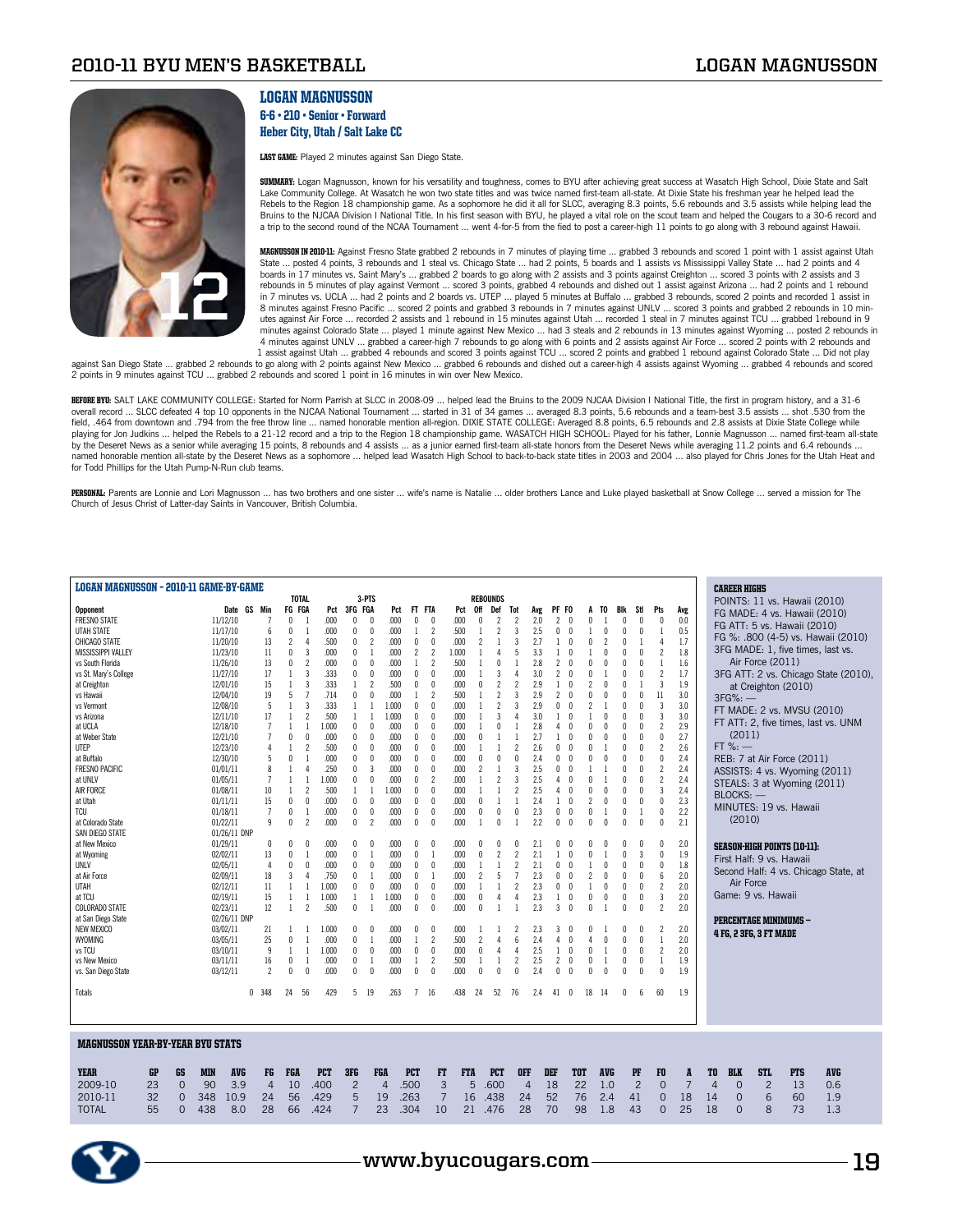# LOGAN MAGNUSSON

**6-6 • 210 • Senior • Forward**
**Heber City, Utah / Salt Lake CC**

**LAST GAME:** Played 2 minutes against San Diego State.

**SUMMARY:** Logan Magnusson, known for his versatility and toughness, comes to BYU after achieving great success at Wasatch High School, Dixie State and Salt Lake Community College. At Wasatch he won two state titles and was twice named first-team all-state. At Dixie State his freshman year he helped lead the Rebels to the Region 18 championship game. As a sophomore he did it all for SLCC, averaging 8.3 points, 5.6 rebounds and 3.5 assists while helping lead the Bruins to the NJCAA Division I National Title. In his first season with BYU, he played a vital role on the scout team and helped the Cougars to a 30-6 record and a trip to the second round of the NCAA Tournament ... went 4-for-5 from the fied to post a career-high 11 points to go along with 3 rebound against Hawaii.

**MAGNUSSON IN 2010-11:** Against Fresno State grabbed 2 rebounds in 7 minutes of playing time ... grabbed 3 rebounds and scored 1 point with 1 assist against Utah State ... posted 4 points, 3 rebounds and 1 steal vs. Chicago State ... had 2 points, 5 boards and 1 assists vs Mississippi Valley State ... had 2 points and 4 boards in 17 minutes vs. Saint Mary's ... grabbed 2 boards to go along with 2 assists and 3 points against Creighton ... scored 3 points with 2 assists and 3 rebounds in 5 minutes of play against Vermont ... scored 3 points, grabbed 4 rebounds and dished out 1 assist against Arizona ... had 2 points and 1 rebound in 7 minutes vs. UCLA ... had 2 points and 2 boards vs. UTEP ... played 5 minutes at Buffalo ... grabbed 3 rebounds, scored 2 points and recorded 1 assist in 8 minutes against Fresno Pacific ... scored 2 points and grabbed 3 rebounds in 7 minutes against UNLV ... scored 3 points and grabbed 2 rebounds in 10 minutes against Air Force ... recorded 2 assists and 1 rebound in 15 minutes against Utah ... recorded 1 steal in 7 minutes against TCU ... grabbed 1rebound in 9 minutes against Colorado State ... played 1 minute against New Mexico ... had 3 steals and 2 rebounds in 13 minutes against Wyoming ... posted 2 rebounds in 4 minutes against UNLV ... grabbed a career-high 7 rebounds to go along with 6 points and 2 assists against Air Force ... scored 2 points with 2 rebounds and 1 assist against Utah ... grabbed 4 rebounds and scored 3 points against TCU ... scored 2 points and grabbed 1 rebound against Colorado State ... Did not play against San Diego State ... grabbed 2 rebounds to go along with 2 points against New Mexico ... grabbed 6 rebounds and dished out a career-high 4 assists against Wyoming ... grabbed 4 rebounds and scored 2 points in 9 minutes against TCU ... grabbed 2 rebounds and scored 1 point in 16 minutes in win over New Mexico.

**BEFORE BYU:** SALT LAKE COMMUNITY COLLEGE: Started for Norm Parrish at SLCC in 2008-09 ... helped lead the Bruins to the 2009 NJCAA Division I National Title, the first in program history, and a 31-6 overall record ... SLCC defeated 4 top 10 opponents in the NJCAA National Tournament ... started in 31 of 34 games ... averaged 8.3 points, 5.6 rebounds and a team-best 3.5 assists ... shot .530 from the field, .464 from downtown and .794 from the free throw line ... named honorable mention all-region. DIXIE STATE COLLEGE: Averaged 8.8 points, 6.5 rebounds and 2.8 assists at Dixie State College while playing for Jon Judkins ... helped the Rebels to a 21-12 record and a trip to the Region 18 championship game. WASATCH HIGH SCHOOL: Played for his father, Lonnie Magnusson ... named first-team all-state by the Deseret News as a senior while averaging 15 points, 8 rebounds and 4 assists ... as a junior earned first-team all-state honors from the Deseret News while averaging 11.2 points and 6.4 rebounds ... named honorable mention all-state by the Deseret News as a sophomore ... helped lead Wasatch High School to back-to-back state titles in 2003 and 2004 ... also played for Chris Jones for the Utah Heat and for Todd Phillips for the Utah Pump-N-Run club teams.

**PERSONAL:** Parents are Lonnie and Lori Magnusson ... has two brothers and one sister ... wife's name is Natalie ... older brothers Lance and Luke played basketball at Snow College ... served a mission for The Church of Jesus Christ of Latter-day Saints in Vancouver, British Columbia.

## LOGAN MAGNUSSON - 2010-11 GAME-BY-GAME

| Opponent | Date | GS | Min | FG | FGA | Pct | 3FG | 3FGA | Pct | FT | FTA | Pct | Off | Def | Tot | Avg | PF | FO | A | TO | Blk | Stl | Pts | Avg |
|---|---|---|---|---|---|---|---|---|---|---|---|---|---|---|---|---|---|---|---|---|---|---|---|---|
| FRESNO STATE | 11/12/10 | | 7 | 0 | 1 | .000 | 0 | 0 | .000 | 0 | 0 | .000 | 0 | 2 | 2 | 2.0 | 2 | 0 | 0 | 1 | 0 | 0 | 0 | 0.0 |
| UTAH STATE | 11/17/10 | | 6 | 0 | 1 | .000 | 0 | 0 | .000 | 1 | 2 | .500 | 1 | 2 | 3 | 2.5 | 0 | 0 | 1 | 0 | 0 | 0 | 1 | 0.5 |
| CHICAGO STATE | 11/20/10 | | 13 | 2 | 4 | .500 | 0 | 2 | .000 | 0 | 0 | .000 | 2 | 1 | 3 | 2.7 | 1 | 0 | 0 | 2 | 0 | 1 | 4 | 1.7 |
| MISSISSIPPI VALLEY | 11/23/10 | | 11 | 0 | 3 | .000 | 0 | 1 | .000 | 2 | 2 | 1.000 | 1 | 4 | 5 | 3.3 | 1 | 0 | 1 | 0 | 0 | 0 | 2 | 1.8 |
| vs South Florida | 11/26/10 | | 13 | 0 | 2 | .000 | 0 | 0 | .000 | 1 | 2 | .500 | 1 | 0 | 1 | 2.8 | 2 | 0 | 0 | 0 | 0 | 0 | 1 | 1.6 |
| vs St. Mary's College | 11/27/10 | | 17 | 1 | 3 | .333 | 0 | 0 | .000 | 0 | 0 | .000 | 1 | 3 | 4 | 3.0 | 2 | 0 | 0 | 1 | 0 | 0 | 2 | 1.7 |
| at Creighton | 12/01/10 | | 15 | 1 | 3 | .333 | 1 | 2 | .500 | 0 | 0 | .000 | 0 | 2 | 2 | 2.9 | 1 | 0 | 2 | 0 | 0 | 1 | 3 | 1.9 |
| vs Hawaii | 12/04/10 | | 19 | 5 | 7 | .714 | 0 | 0 | .000 | 1 | 2 | .500 | 1 | 2 | 3 | 2.9 | 2 | 0 | 0 | 0 | 0 | 0 | 11 | 3.0 |
| vs Vermont | 12/08/10 | | 5 | 1 | 3 | .333 | 1 | 1 | 1.000 | 0 | 0 | .000 | 1 | 2 | 3 | 2.9 | 0 | 0 | 2 | 1 | 0 | 0 | 3 | 3.0 |
| vs Arizona | 12/11/10 | | 17 | 1 | 2 | .500 | 1 | 1 | 1.000 | 0 | 0 | .000 | 1 | 3 | 4 | 3.0 | 1 | 0 | 1 | 0 | 0 | 0 | 3 | 3.0 |
| at UCLA | 12/18/10 | | 7 | 1 | 1 | 1.000 | 0 | 0 | .000 | 0 | 0 | .000 | 1 | 0 | 1 | 2.8 | 4 | 0 | 0 | 0 | 0 | 0 | 2 | 2.9 |
| at Weber State | 12/21/10 | | 7 | 0 | 0 | .000 | 0 | 0 | .000 | 0 | 0 | .000 | 0 | 1 | 1 | 2.7 | 1 | 0 | 0 | 0 | 0 | 0 | 0 | 2.7 |
| UTEP | 12/23/10 | | 4 | 1 | 2 | .500 | 0 | 0 | .000 | 0 | 0 | .000 | 1 | 1 | 2 | 2.6 | 0 | 0 | 0 | 1 | 0 | 0 | 2 | 2.6 |
| at Buffalo | 12/30/10 | | 5 | 0 | 1 | .000 | 0 | 0 | .000 | 0 | 0 | .000 | 0 | 0 | 0 | 2.4 | 0 | 0 | 0 | 0 | 0 | 0 | 0 | 2.4 |
| FRESNO PACIFIC | 01/01/11 | | 8 | 1 | 4 | .250 | 0 | 3 | .000 | 0 | 0 | .000 | 2 | 1 | 3 | 2.5 | 0 | 0 | 1 | 1 | 0 | 0 | 2 | 2.4 |
| at UNLV | 01/05/11 | | 7 | 1 | 1 | 1.000 | 0 | 0 | .000 | 0 | 2 | .000 | 1 | 2 | 3 | 2.5 | 4 | 0 | 0 | 1 | 0 | 0 | 2 | 2.4 |
| AIR FORCE | 01/08/11 | | 10 | 1 | 2 | .500 | 1 | 1 | 1.000 | 0 | 0 | .000 | 1 | 1 | 2 | 2.5 | 4 | 0 | 0 | 0 | 0 | 0 | 3 | 2.4 |
| at Utah | 01/11/11 | | 15 | 0 | 0 | .000 | 0 | 0 | .000 | 0 | 0 | .000 | 0 | 1 | 1 | 2.4 | 1 | 0 | 2 | 0 | 0 | 0 | 0 | 2.3 |
| TCU | 01/18/11 | | 7 | 0 | 1 | .000 | 0 | 0 | .000 | 0 | 0 | .000 | 0 | 0 | 0 | 2.3 | 0 | 0 | 0 | 1 | 0 | 1 | 0 | 2.2 |
| at Colorado State | 01/22/11 | | 9 | 0 | 2 | .000 | 0 | 2 | .000 | 0 | 0 | .000 | 1 | 0 | 1 | 2.2 | 0 | 0 | 0 | 0 | 0 | 0 | 0 | 2.1 |
| SAN DIEGO STATE | 01/26/11 | DNP | | | | | | | | | | | | | | | | | | | | | | |
| at New Mexico | 01/29/11 | | 0 | 0 | 0 | .000 | 0 | 0 | .000 | 0 | 0 | .000 | 0 | 0 | 0 | 2.1 | 0 | 0 | 0 | 0 | 0 | 0 | 0 | 2.0 |
| at Wyoming | 02/02/11 | | 13 | 0 | 1 | .000 | 0 | 1 | .000 | 0 | 1 | .000 | 0 | 2 | 2 | 2.1 | 1 | 0 | 0 | 1 | 0 | 3 | 0 | 1.9 |
| UNLV | 02/05/11 | | 4 | 0 | 0 | .000 | 0 | 0 | .000 | 0 | 0 | .000 | 1 | 1 | 2 | 2.1 | 0 | 0 | 1 | 0 | 0 | 0 | 0 | 1.8 |
| at Air Force | 02/09/11 | | 18 | 3 | 4 | .750 | 0 | 1 | .000 | 0 | 1 | .000 | 2 | 5 | 7 | 2.3 | 0 | 0 | 2 | 0 | 0 | 0 | 6 | 2.0 |
| UTAH | 02/12/11 | | 11 | 1 | 1 | 1.000 | 0 | 0 | .000 | 0 | 0 | .000 | 1 | 1 | 2 | 2.3 | 0 | 0 | 1 | 0 | 0 | 0 | 2 | 2.0 |
| at TCU | 02/19/11 | | 15 | 1 | 1 | 1.000 | 1 | 1 | 1.000 | 0 | 0 | .000 | 0 | 4 | 4 | 2.3 | 1 | 0 | 0 | 0 | 0 | 0 | 3 | 2.0 |
| COLORADO STATE | 02/23/11 | | 12 | 1 | 2 | .500 | 0 | 1 | .000 | 0 | 0 | .000 | 0 | 1 | 1 | 2.3 | 3 | 0 | 0 | 1 | 0 | 0 | 2 | 2.0 |
| at San Diego State | 02/26/11 | DNP | | | | | | | | | | | | | | | | | | | | | | |
| NEW MEXICO | 03/02/11 | | 21 | 1 | 1 | 1.000 | 0 | 0 | .000 | 0 | 0 | .000 | 1 | 1 | 2 | 2.3 | 3 | 0 | 0 | 1 | 0 | 0 | 2 | 2.0 |
| WYOMING | 03/05/11 | | 25 | 0 | 1 | .000 | 0 | 1 | .000 | 1 | 2 | .500 | 2 | 4 | 6 | 2.4 | 4 | 0 | 4 | 0 | 0 | 0 | 1 | 2.0 |
| vs TCU | 03/10/11 | | 9 | 1 | 1 | 1.000 | 0 | 0 | .000 | 0 | 0 | .000 | 0 | 4 | 4 | 2.5 | 1 | 0 | 0 | 1 | 0 | 0 | 2 | 2.0 |
| vs New Mexico | 03/11/11 | | 16 | 0 | 1 | .000 | 0 | 1 | .000 | 1 | 2 | .500 | 1 | 1 | 2 | 2.5 | 2 | 0 | 0 | 1 | 0 | 0 | 1 | 1.9 |
| vs. San Diego State | 03/12/11 | | 2 | 0 | 0 | .000 | 0 | 0 | .000 | 0 | 0 | .000 | 0 | 0 | 0 | 2.4 | 0 | 0 | 0 | 0 | 0 | 0 | 0 | 1.9 |
| Totals | | 0 | 348 | 24 | 56 | .429 | 5 | 19 | .263 | 7 | 16 | .438 | 24 | 52 | 76 | 2.4 | 41 | 0 | 18 | 14 | 0 | 6 | 60 | 1.9 |

### CAREER HIGHS

POINTS: 11 vs. Hawaii (2010)
FG MADE: 4 vs. Hawaii (2010)
FG ATT: 5 vs. Hawaii (2010)
FG %: .800 (4-5) vs. Hawaii (2010)
3FG MADE: 1, five times, last vs. Air Force (2011)
3FG ATT: 2 vs. Chicago State (2010), at Creighton (2010)
3FG%: —
FT MADE: 2 vs. MVSU (2010)
FT ATT: 2, five times, last vs. UNM (2011)
FT %: —
REB: 7 at Air Force (2011)
ASSISTS: 4 vs. Wyoming (2011)
STEALS: 3 at Wyoming (2011)
BLOCKS: —
MINUTES: 19 vs. Hawaii (2010)

### SEASON-HIGH POINTS (10-11):

First Half: 9 vs. Hawaii
Second Half: 4 vs. Chicago State, at Air Force
Game: 9 vs. Hawaii

### PERCENTAGE MINIMUMS –
4 FG, 2 3FG, 3 FT MADE

## MAGNUSSON YEAR-BY-YEAR BYU STATS

| YEAR | GP | GS | MIN | AVG | FG | FGA | PCT | 3FG | FGA | PCT | FT | FTA | PCT | OFF | DEF | TOT | AVG | PF | FO | A | TO | BLK | STL | PTS | AVG |
|---|---|---|---|---|---|---|---|---|---|---|---|---|---|---|---|---|---|---|---|---|---|---|---|---|---|
| 2009-10 | 23 | 0 | 90 | 3.9 | 4 | 10 | .400 | 2 | 4 | .500 | 3 | 5 | .600 | 4 | 18 | 22 | 1.0 | 2 | 0 | 7 | 4 | 0 | 2 | 13 | 0.6 |
| 2010-11 | 32 | 0 | 348 | 10.9 | 24 | 56 | .429 | 5 | 19 | .263 | 7 | 16 | .438 | 24 | 52 | 76 | 2.4 | 41 | 0 | 18 | 14 | 0 | 6 | 60 | 1.9 |
| TOTAL | 55 | 0 | 438 | 8.0 | 28 | 66 | .424 | 7 | 23 | .304 | 10 | 21 | .476 | 28 | 70 | 98 | 1.8 | 43 | 0 | 25 | 18 | 0 | 8 | 73 | 1.3 |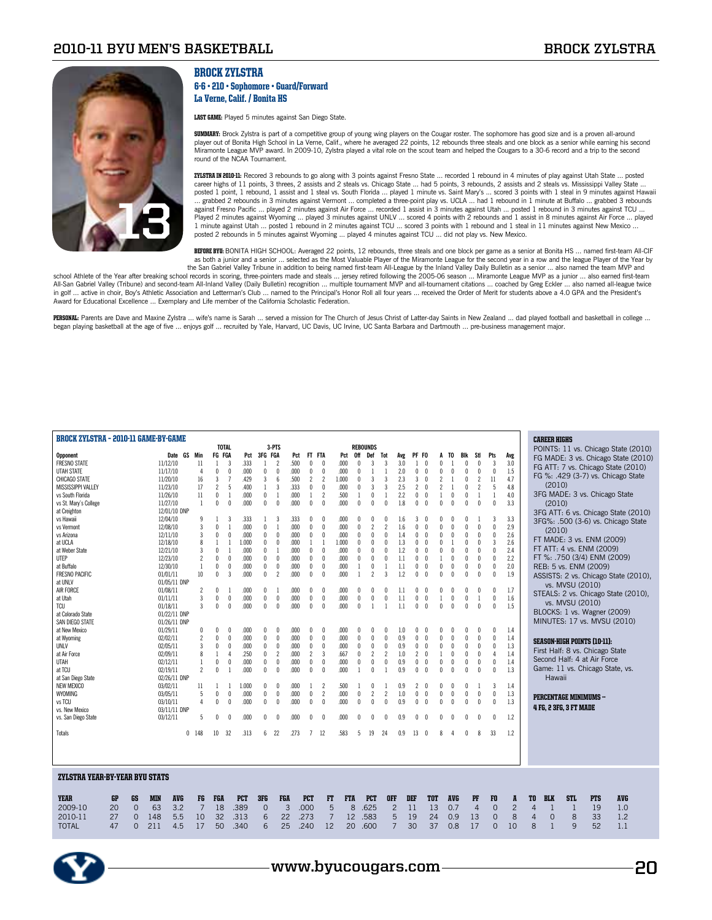## BROCK ZYLSTRA

**6-6 • 210 • Sophomore • Guard/Forward**
**La Verne, Calif. / Bonita HS**

**LAST GAME:** Played 5 minutes against San Diego State.

**SUMMARY:** Brock Zylstra is part of a competitive group of young wing players on the Cougar roster. The sophomore has good size and is a proven all-around player out of Bonita High School in La Verne, Calif., where he averaged 22 points, 12 rebounds three steals and one block as a senior while earning his second Miramonte League MVP award. In 2009-10, Zylstra played a vital role on the scout team and helped the Cougars to a 30-6 record and a trip to the second round of the NCAA Tournament.

**ZYLSTRA IN 2010-11:** Recorded 3 rebounds to go along with 3 points against Fresno State ... recorded 1 rebound in 4 minutes of play against Utah State ... posted career highs of 11 points, 3 threes, 2 assists and 2 steals vs. Chicago State ... had 5 points, 3 rebounds, 2 assists and 2 steals vs. Mississippi Valley State ... posted 1 point, 1 rebound, 1 assist and 1 steal vs. South Florida ... played 1 minute vs. Saint Mary's ... scored 3 points with 1 steal in 9 minutes against Hawaii ... grabbed 2 rebounds in 3 minutes against Vermont ... completed a three-point play vs. UCLA ... had 1 rebound in 1 minute at Buffalo ... grabbed 3 rebounds against Fresno Pacific ... played 2 minutes against Air Force ... recorded 1 assist in 3 minutes against Utah ... posted 1 rebound in 3 minutes against TCU ... Played 2 minutes against Wyoming ... played 3 minutes against UNLV ... scored 4 points with 2 rebounds and 1 assist in 8 minutes against Air Force ... played 1 minute against Utah ... posted 1 rebound in 2 minutes against TCU ... scored 3 points with 1 rebound and 1 steal in 11 minutes against New Mexico ... posted 2 rebounds in 5 minutes against Wyoming ... played 4 minutes against TCU ... did not play vs. New Mexico.

**BEFORE BYU:** BONITA HIGH SCHOOL: Averaged 22 points, 12 rebounds, three steals and one block per game as a senior at Bonita HS ... named first-team All-CIF as both a junior and a senior ... selected as the Most Valuable Player of the Miramonte League for the second year in a row and the league Player of the Year by the San Gabriel Valley Tribune in addition to being named first-team All-League by the Inland Valley Daily Bulletin as a senior ... also named the team MVP and school Athlete of the Year after breaking school records in scoring, three-pointers made and steals ... jersey retired following the 2005-06 season ... Miramonte League MVP as a junior ... also earned first-team All-San Gabriel Valley (Tribune) and second-team All-Inland Valley (Daily Bulletin) recognition ... multiple tournament MVP and all-tournament citations ... coached by Greg Eckler ... also named all-league twice in golf ... active in choir, Boy's Athletic Association and Letterman's Club ... named to the Principal's Honor Roll all four years ... received the Order of Merit for students above a 4.0 GPA and the President's Award for Educational Excellence ... Exemplary and Life member of the California Scholastic Federation.

**PERSONAL:** Parents are Dave and Maxine Zylstra ... wife's name is Sarah ... served a mission for The Church of Jesus Christ of Latter-day Saints in New Zealand ... dad played football and basketball in college ... began playing basketball at the age of five ... enjoys golf ... recruited by Yale, Harvard, UC Davis, UC Irvine, UC Santa Barbara and Dartmouth ... pre-business management major.

### BROCK ZYLSTRA - 2010-11 GAME-BY-GAME

| Opponent | Date | GS | Min | FG | FGA | Pct | 3FG | FGA | Pct | FT | FTA | Pct | Off | Def | Tot | Avg | PF | FO | A | TO | Blk | Stl | Pts | Avg |
|---|---|---|---|---|---|---|---|---|---|---|---|---|---|---|---|---|---|---|---|---|---|---|---|---|
| FRESNO STATE | 11/12/10 | | 11 | 1 | 3 | .333 | 1 | 2 | .500 | 0 | 0 | .000 | 0 | 3 | 3 | 3.0 | 1 | 0 | 0 | 1 | 0 | 0 | 3 | 3.0 |
| UTAH STATE | 11/17/10 | | 4 | 0 | 0 | .000 | 0 | 0 | .000 | 0 | 0 | .000 | 0 | 1 | 1 | 2.0 | 0 | 0 | 0 | 0 | 0 | 0 | 0 | 1.5 |
| CHICAGO STATE | 11/20/10 | | 16 | 3 | 7 | .429 | 3 | 6 | .500 | 2 | 2 | 1.000 | 0 | 3 | 3 | 2.3 | 3 | 0 | 2 | 1 | 0 | 2 | 11 | 4.7 |
| MISSISSIPPI VALLEY | 11/23/10 | | 17 | 2 | 5 | .400 | 1 | 3 | .333 | 0 | 0 | .000 | 0 | 3 | 3 | 2.5 | 2 | 0 | 2 | 1 | 0 | 2 | 5 | 4.8 |
| vs South Florida | 11/26/10 | | 11 | 0 | 1 | .000 | 0 | 1 | .000 | 1 | 2 | .500 | 1 | 0 | 1 | 2.2 | 0 | 0 | 1 | 0 | 0 | 1 | 1 | 4.0 |
| vs St. Mary's College | 11/27/10 | | 1 | 0 | 0 | .000 | 0 | 0 | .000 | 0 | 0 | .000 | 0 | 0 | 0 | 1.8 | 0 | 0 | 0 | 0 | 0 | 0 | 0 | 3.3 |
| at Creighton | 12/01/10 DNP | | | | | | | | | | | | | | | | | | | | | | | |
| vs Hawaii | 12/04/10 | | 9 | 1 | 3 | .333 | 1 | 3 | .333 | 0 | 0 | .000 | 0 | 0 | 0 | 1.6 | 3 | 0 | 0 | 0 | 0 | 1 | 3 | 3.3 |
| vs Vermont | 12/08/10 | | 3 | 0 | 1 | .000 | 0 | 1 | .000 | 0 | 0 | .000 | 0 | 2 | 2 | 1.6 | 0 | 0 | 0 | 0 | 0 | 0 | 0 | 2.9 |
| vs Arizona | 12/11/10 | | 3 | 0 | 0 | .000 | 0 | 0 | .000 | 0 | 0 | .000 | 0 | 0 | 0 | 1.4 | 0 | 0 | 0 | 0 | 0 | 0 | 0 | 2.6 |
| at UCLA | 12/18/10 | | 8 | 1 | 1 | 1.000 | 0 | 0 | .000 | 1 | 1 | 1.000 | 0 | 0 | 0 | 1.3 | 0 | 0 | 0 | 1 | 0 | 0 | 3 | 2.6 |
| at Weber State | 12/21/10 | | 3 | 0 | 1 | .000 | 0 | 1 | .000 | 0 | 0 | .000 | 0 | 0 | 0 | 1.2 | 0 | 0 | 0 | 0 | 0 | 0 | 0 | 2.4 |
| UTEP | 12/23/10 | | 2 | 0 | 0 | .000 | 0 | 0 | .000 | 0 | 0 | .000 | 0 | 0 | 0 | 1.1 | 0 | 0 | 1 | 0 | 0 | 0 | 0 | 2.2 |
| at Buffalo | 12/30/10 | | 1 | 0 | 0 | .000 | 0 | 0 | .000 | 0 | 0 | .000 | 1 | 0 | 1 | 1.1 | 0 | 0 | 0 | 0 | 0 | 0 | 0 | 2.0 |
| FRESNO PACIFIC | 01/01/11 | | 10 | 0 | 3 | .000 | 0 | 2 | .000 | 0 | 0 | .000 | 1 | 2 | 3 | 1.2 | 0 | 0 | 0 | 0 | 0 | 0 | 0 | 1.9 |
| at UNLV | 01/05/11 DNP | | | | | | | | | | | | | | | | | | | | | | | |
| AIR FORCE | 01/08/11 | | 2 | 0 | 1 | .000 | 0 | 1 | .000 | 0 | 0 | .000 | 0 | 0 | 0 | 1.1 | 0 | 0 | 0 | 0 | 0 | 0 | 0 | 1.7 |
| at Utah | 01/11/11 | | 3 | 0 | 0 | .000 | 0 | 0 | .000 | 0 | 0 | .000 | 0 | 0 | 0 | 1.1 | 0 | 0 | 1 | 0 | 0 | 1 | 0 | 1.6 |
| TCU | 01/18/11 | | 3 | 0 | 0 | .000 | 0 | 0 | .000 | 0 | 0 | .000 | 0 | 1 | 1 | 1.1 | 0 | 0 | 0 | 0 | 0 | 0 | 0 | 1.5 |
| at Colorado State | 01/22/11 DNP | | | | | | | | | | | | | | | | | | | | | | | |
| SAN DIEGO STATE | 01/26/11 DNP | | | | | | | | | | | | | | | | | | | | | | | |
| at New Mexico | 01/29/11 | | 0 | 0 | 0 | .000 | 0 | 0 | .000 | 0 | 0 | .000 | 0 | 0 | 0 | 1.0 | 0 | 0 | 0 | 0 | 0 | 0 | 0 | 1.4 |
| at Wyoming | 02/02/11 | | 2 | 0 | 0 | .000 | 0 | 0 | .000 | 0 | 0 | .000 | 0 | 0 | 0 | 0.9 | 0 | 0 | 0 | 0 | 0 | 0 | 0 | 1.4 |
| UNLV | 02/05/11 | | 3 | 0 | 0 | .000 | 0 | 0 | .000 | 0 | 0 | .000 | 0 | 0 | 0 | 0.9 | 0 | 0 | 0 | 0 | 0 | 0 | 0 | 1.3 |
| at Air Force | 02/09/11 | | 8 | 1 | 4 | .250 | 0 | 2 | .000 | 2 | 3 | .667 | 0 | 2 | 2 | 1.0 | 2 | 0 | 1 | 0 | 0 | 0 | 4 | 1.4 |
| UTAH | 02/12/11 | | 1 | 0 | 0 | .000 | 0 | 0 | .000 | 0 | 0 | .000 | 0 | 0 | 0 | 0.9 | 0 | 0 | 0 | 0 | 0 | 0 | 0 | 1.4 |
| at TCU | 02/19/11 | | 2 | 0 | 1 | .000 | 0 | 0 | .000 | 0 | 0 | .000 | 1 | 0 | 1 | 0.9 | 0 | 0 | 0 | 0 | 0 | 0 | 0 | 1.3 |
| at San Diego State | 02/26/11 DNP | | | | | | | | | | | | | | | | | | | | | | | |
| NEW MEXICO | 03/02/11 | | 11 | 1 | 1 | 1.000 | 0 | 0 | .000 | 1 | 2 | .500 | 1 | 0 | 1 | 0.9 | 2 | 0 | 0 | 0 | 0 | 1 | 3 | 1.4 |
| WYOMING | 03/05/11 | | 5 | 0 | 0 | .000 | 0 | 0 | .000 | 0 | 2 | .000 | 0 | 2 | 2 | 1.0 | 0 | 0 | 0 | 0 | 0 | 0 | 0 | 1.3 |
| vs TCU | 03/10/11 | | 4 | 0 | 0 | .000 | 0 | 0 | .000 | 0 | 0 | .000 | 0 | 0 | 0 | 0.9 | 0 | 0 | 0 | 0 | 0 | 0 | 0 | 1.3 |
| vs. New Mexico | 03/11/11 DNP | | | | | | | | | | | | | | | | | | | | | | | |
| vs. San Diego State | 03/12/11 | | 5 | 0 | 0 | .000 | 0 | 0 | .000 | 0 | 0 | .000 | 0 | 0 | 0 | 0.9 | 0 | 0 | 0 | 0 | 0 | 0 | 0 | 1.2 |
| Totals | | 0 | 148 | 10 | 32 | .313 | 6 | 22 | .273 | 7 | 12 | .583 | 5 | 19 | 24 | 0.9 | 13 | 0 | 8 | 4 | 0 | 8 | 33 | 1.2 |

### CAREER HIGHS

POINTS: 11 vs. Chicago State (2010)
FG MADE: 3 vs. Chicago State (2010)
FG ATT: 7 vs. Chicago State (2010)
FG %: .429 (3-7) vs. Chicago State (2010)
3FG MADE: 3 vs. Chicago State (2010)
3FG ATT: 6 vs. Chicago State (2010)
3FG%: .500 (3-6) vs. Chicago State (2010)
FT MADE: 3 vs. ENM (2009)
FT ATT: 4 vs. ENM (2009)
FT %: .750 (3/4) ENM (2009)
REB: 5 vs. ENM (2009)
ASSISTS: 2 vs. Chicago State (2010), vs. MVSU (2010)
STEALS: 2 vs. Chicago State (2010), vs. MVSU (2010)
BLOCKS: 1 vs. Wagner (2009)
MINUTES: 17 vs. MVSU (2010)

### SEASON-HIGH POINTS (10-11):

First Half: 8 vs. Chicago State
Second Half: 4 at Air Force
Game: 11 vs. Chicago State, vs. Hawaii

### PERCENTAGE MINIMUMS –
**4 FG, 2 3FG, 3 FT MADE**

### ZYLSTRA YEAR-BY-YEAR BYU STATS

| YEAR | GP | GS | MIN | AVG | FG | FGA | PCT | 3FG | FGA | PCT | FT | FTA | PCT | OFF | DEF | TOT | AVG | PF | FO | A | TO | BLK | STL | PTS | AVG |
|---|---|---|---|---|---|---|---|---|---|---|---|---|---|---|---|---|---|---|---|---|---|---|---|---|---|
| 2009-10 | 20 | 0 | 63 | 3.2 | 7 | 18 | .389 | 0 | 3 | .000 | 5 | 8 | .625 | 2 | 11 | 13 | 0.7 | 4 | 0 | 2 | 4 | 1 | 1 | 19 | 1.0 |
| 2010-11 | 27 | 0 | 148 | 5.5 | 10 | 32 | .313 | 6 | 22 | .273 | 7 | 12 | .583 | 5 | 19 | 24 | 0.9 | 13 | 0 | 8 | 4 | 0 | 8 | 33 | 1.2 |
| TOTAL | 47 | 0 | 211 | 4.5 | 17 | 50 | .340 | 6 | 25 | .240 | 12 | 20 | .600 | 7 | 30 | 37 | 0.8 | 17 | 0 | 10 | 8 | 1 | 9 | 52 | 1.1 |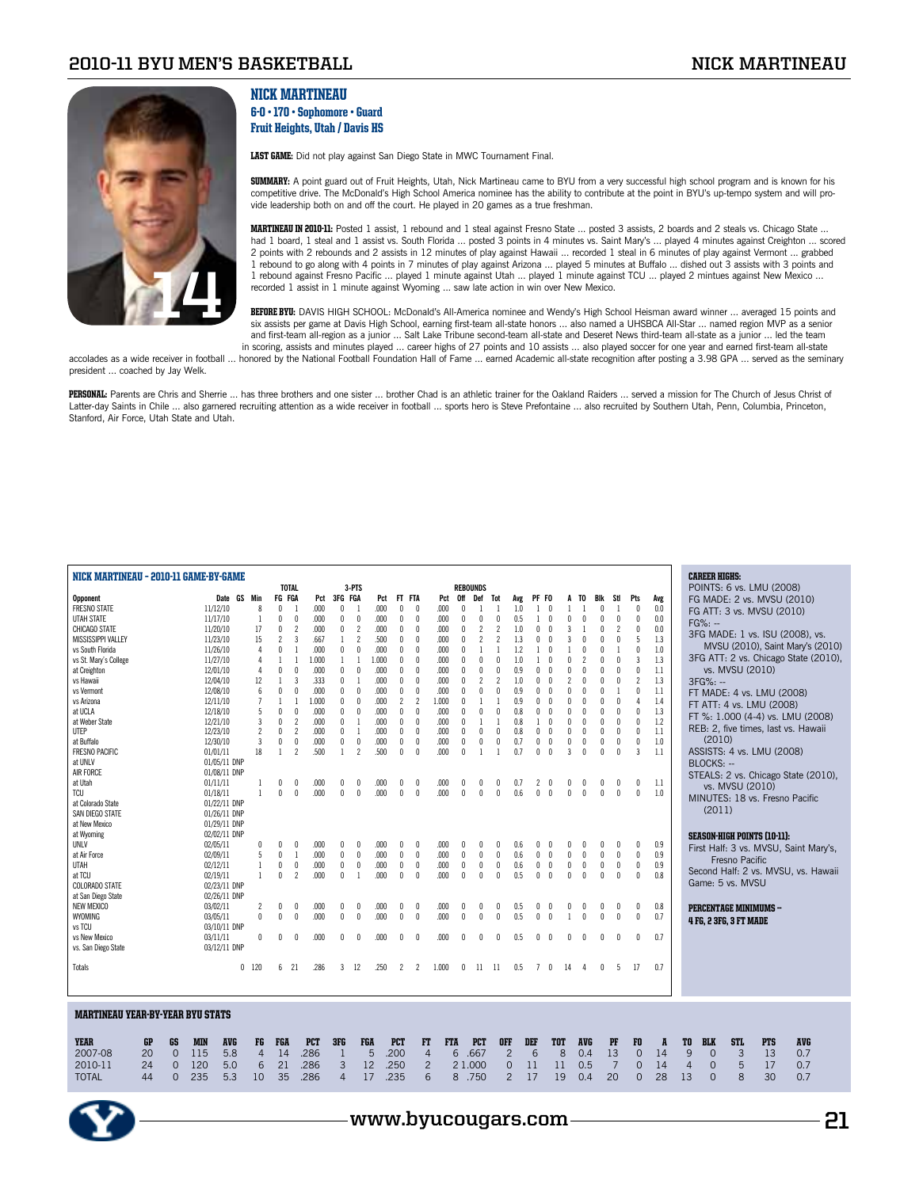## NICK MARTINEAU

**6-0 • 170 • Sophomore • Guard**
**Fruit Heights, Utah / Davis HS**

**LAST GAME:** Did not play against San Diego State in MWC Tournament Final.

**SUMMARY:** A point guard out of Fruit Heights, Utah, Nick Martineau came to BYU from a very successful high school program and is known for his competitive drive. The McDonald's High School America nominee has the ability to contribute at the point in BYU's up-tempo system and will provide leadership both on and off the court. He played in 20 games as a true freshman.

**MARTINEAU IN 2010-11:** Posted 1 assist, 1 rebound and 1 steal against Fresno State ... posted 3 assists, 2 boards and 2 steals vs. Chicago State ... had 1 board, 1 steal and 1 assist vs. South Florida ... posted 3 points in 4 minutes vs. Saint Mary's ... played 4 minutes against Creighton ... scored 2 points with 2 rebounds and 2 assists in 12 minutes of play against Hawaii ... recorded 1 steal in 6 minutes of play against Vermont ... grabbed 1 rebound to go along with 4 points in 7 minutes of play against Arizona ... played 5 minutes at Buffalo ... dished out 3 assists with 3 points and 1 rebound against Fresno Pacific ... played 1 minute against Utah ... played 1 minute against TCU ... played 2 mintues against New Mexico ... recorded 1 assist in 1 minute against Wyoming ... saw late action in win over New Mexico.

**BEFORE BYU:** DAVIS HIGH SCHOOL: McDonald's All-America nominee and Wendy's High School Heisman award winner ... averaged 15 points and six assists per game at Davis High School, earning first-team all-state honors ... also named a UHSBCA All-Star ... named region MVP as a senior and first-team all-region as a junior ... Salt Lake Tribune second-team all-state and Deseret News third-team all-state as a junior ... led the team in scoring, assists and minutes played ... career highs of 27 points and 10 assists ... also played soccer for one year and earned first-team all-state accolades as a wide receiver in football ... honored by the National Football Foundation Hall of Fame ... earned Academic all-state recognition after posting a 3.98 GPA ... served as the seminary president ... coached by Jay Welk.

**PERSONAL:** Parents are Chris and Sherrie ... has three brothers and one sister ... brother Chad is an athletic trainer for the Oakland Raiders ... served a mission for The Church of Jesus Christ of Latter-day Saints in Chile ... also garnered recruiting attention as a wide receiver in football ... sports hero is Steve Prefontaine ... also recruited by Southern Utah, Penn, Columbia, Princeton, Stanford, Air Force, Utah State and Utah.

### NICK MARTINEAU - 2010-11 GAME-BY-GAME

| | | | | TOTAL | | | 3-PTS | | | | | | REBOUNDS | | | | | | | | | | | |
|---|---|---|---|---|---|---|---|---|---|---|---|---|---|---|---|---|---|---|---|---|---|---|---|---|
| Opponent | Date | GS | Min | FG | FGA | Pct | 3FG | FGA | Pct | FT | FTA | Pct | Off | Def | Tot | Avg | PF | FO | A | TO | Blk | Stl | Pts | Avg |
| FRESNO STATE | 11/12/10 | | 8 | 0 | 1 | .000 | 0 | 1 | .000 | 0 | 0 | .000 | 0 | 1 | 1 | 1.0 | 1 | 0 | 1 | 1 | 0 | 1 | 0 | 0.0 |
| UTAH STATE | 11/17/10 | | 1 | 0 | 0 | .000 | 0 | 0 | .000 | 0 | 0 | .000 | 0 | 0 | 0 | 0.5 | 1 | 0 | 0 | 0 | 0 | 0 | 0 | 0.0 |
| CHICAGO STATE | 11/20/10 | | 17 | 0 | 2 | .000 | 0 | 2 | .000 | 0 | 0 | .000 | 0 | 2 | 2 | 1.0 | 0 | 0 | 3 | 1 | 0 | 2 | 0 | 0.0 |
| MISSISSIPPI VALLEY | 11/23/10 | | 15 | 2 | 3 | .667 | 1 | 2 | .500 | 0 | 0 | .000 | 0 | 2 | 2 | 1.3 | 0 | 0 | 3 | 0 | 0 | 0 | 5 | 1.3 |
| vs South Florida | 11/26/10 | | 4 | 0 | 1 | .000 | 0 | 0 | .000 | 0 | 0 | .000 | 0 | 1 | 1 | 1.2 | 1 | 0 | 1 | 0 | 0 | 1 | 0 | 1.0 |
| vs St. Mary's College | 11/27/10 | | 4 | 1 | 1 | 1.000 | 1 | 1 | 1.000 | 0 | 0 | .000 | 0 | 0 | 0 | 1.0 | 1 | 0 | 0 | 2 | 0 | 0 | 3 | 1.3 |
| at Creighton | 12/01/10 | | 4 | 0 | 0 | .000 | 0 | 0 | .000 | 0 | 0 | .000 | 0 | 0 | 0 | 0.9 | 0 | 0 | 0 | 0 | 0 | 0 | 0 | 1.1 |
| vs Hawaii | 12/04/10 | | 12 | 1 | 3 | .333 | 0 | 1 | .000 | 0 | 0 | .000 | 0 | 2 | 2 | 1.0 | 0 | 0 | 2 | 0 | 0 | 0 | 2 | 1.3 |
| vs Vermont | 12/08/10 | | 6 | 0 | 0 | .000 | 0 | 0 | .000 | 0 | 0 | .000 | 0 | 0 | 0 | 0.9 | 0 | 0 | 0 | 0 | 0 | 1 | 0 | 1.1 |
| vs Arizona | 12/11/10 | | 7 | 1 | 1 | 1.000 | 0 | 0 | .000 | 2 | 2 | 1.000 | 0 | 1 | 1 | 0.9 | 0 | 0 | 0 | 0 | 0 | 0 | 4 | 1.4 |
| at UCLA | 12/18/10 | | 5 | 0 | 0 | .000 | 0 | 0 | .000 | 0 | 0 | .000 | 0 | 0 | 0 | 0.8 | 0 | 0 | 0 | 0 | 0 | 0 | 0 | 1.3 |
| at Weber State | 12/21/10 | | 3 | 0 | 2 | .000 | 0 | 1 | .000 | 0 | 0 | .000 | 0 | 1 | 1 | 0.8 | 1 | 0 | 0 | 0 | 0 | 0 | 0 | 1.2 |
| UTEP | 12/23/10 | | 2 | 0 | 2 | .000 | 0 | 1 | .000 | 0 | 0 | .000 | 0 | 0 | 0 | 0.8 | 0 | 0 | 0 | 0 | 0 | 0 | 0 | 1.1 |
| at Buffalo | 12/30/10 | | 3 | 0 | 0 | .000 | 0 | 0 | .000 | 0 | 0 | .000 | 0 | 0 | 0 | 0.7 | 0 | 0 | 0 | 0 | 0 | 0 | 0 | 1.0 |
| FRESNO PACIFIC | 01/01/11 | | 18 | 1 | 2 | .500 | 1 | 2 | .500 | 0 | 0 | .000 | 0 | 1 | 1 | 0.7 | 0 | 0 | 3 | 0 | 0 | 0 | 3 | 1.1 |
| at UNLV | 01/05/11 DNP | | | | | | | | | | | | | | | | | | | | | | | |
| AIR FORCE | 01/08/11 DNP | | | | | | | | | | | | | | | | | | | | | | | |
| at Utah | 01/11/11 | | 1 | 0 | 0 | .000 | 0 | 0 | .000 | 0 | 0 | .000 | 0 | 0 | 0 | 0.7 | 2 | 0 | 0 | 0 | 0 | 0 | 0 | 1.1 |
| TCU | 01/18/11 | | 1 | 0 | 0 | .000 | 0 | 0 | .000 | 0 | 0 | .000 | 0 | 0 | 0 | 0.6 | 0 | 0 | 0 | 0 | 0 | 0 | 0 | 1.0 |
| at Colorado State | 01/22/11 DNP | | | | | | | | | | | | | | | | | | | | | | | |
| SAN DIEGO STATE | 01/26/11 DNP | | | | | | | | | | | | | | | | | | | | | | | |
| at New Mexico | 01/29/11 DNP | | | | | | | | | | | | | | | | | | | | | | | |
| at Wyoming | 02/02/11 DNP | | | | | | | | | | | | | | | | | | | | | | | |
| UNLV | 02/05/11 | | 0 | 0 | 0 | .000 | 0 | 0 | .000 | 0 | 0 | .000 | 0 | 0 | 0 | 0.6 | 0 | 0 | 0 | 0 | 0 | 0 | 0 | 0.9 |
| at Air Force | 02/09/11 | | 5 | 0 | 1 | .000 | 0 | 0 | .000 | 0 | 0 | .000 | 0 | 0 | 0 | 0.6 | 0 | 0 | 0 | 0 | 0 | 0 | 0 | 0.9 |
| UTAH | 02/12/11 | | 1 | 0 | 0 | .000 | 0 | 0 | .000 | 0 | 0 | .000 | 0 | 0 | 0 | 0.6 | 0 | 0 | 0 | 0 | 0 | 0 | 0 | 0.9 |
| at TCU | 02/19/11 | | 1 | 0 | 2 | .000 | 0 | 1 | .000 | 0 | 0 | .000 | 0 | 0 | 0 | 0.5 | 0 | 0 | 0 | 0 | 0 | 0 | 0 | 0.8 |
| COLORADO STATE | 02/23/11 DNP | | | | | | | | | | | | | | | | | | | | | | | |
| at San Diego State | 02/26/11 DNP | | | | | | | | | | | | | | | | | | | | | | | |
| NEW MEXICO | 03/02/11 | | 2 | 0 | 0 | .000 | 0 | 0 | .000 | 0 | 0 | .000 | 0 | 0 | 0 | 0.5 | 0 | 0 | 0 | 0 | 0 | 0 | 0 | 0.8 |
| WYOMING | 03/05/11 | | 0 | 0 | 0 | .000 | 0 | 0 | .000 | 0 | 0 | .000 | 0 | 0 | 0 | 0.5 | 0 | 0 | 1 | 0 | 0 | 0 | 0 | 0.7 |
| vs TCU | 03/10/11 DNP | | | | | | | | | | | | | | | | | | | | | | | |
| vs New Mexico | 03/11/11 | | 0 | 0 | 0 | .000 | 0 | 0 | .000 | 0 | 0 | .000 | 0 | 0 | 0 | 0.5 | 0 | 0 | 0 | 0 | 0 | 0 | 0 | 0.7 |
| vs. San Diego State | 03/12/11 DNP | | | | | | | | | | | | | | | | | | | | | | | |
| Totals | | 0 | 120 | 6 | 21 | .286 | 3 | 12 | .250 | 2 | 2 | 1.000 | 0 | 11 | 11 | 0.5 | 7 | 0 | 14 | 4 | 0 | 5 | 17 | 0.7 |

**CAREER HIGHS:**
POINTS: 6 vs. LMU (2008)
FG MADE: 2 vs. MVSU (2010)
FG ATT: 3 vs. MVSU (2010)
FG%: --
3FG MADE: 1 vs. ISU (2008), vs. MVSU (2010), Saint Mary's (2010)
3FG ATT: 2 vs. Chicago State (2010), vs. MVSU (2010)
3FG%: --
FT MADE: 4 vs. LMU (2008)
FT ATT: 4 vs. LMU (2008)
FT %: 1.000 (4-4) vs. LMU (2008)
REB: 2, five times, last vs. Hawaii (2010)
ASSISTS: 4 vs. LMU (2008)
BLOCKS: --
STEALS: 2 vs. Chicago State (2010), vs. MVSU (2010)
MINUTES: 18 vs. Fresno Pacific (2011)

**SEASON-HIGH POINTS (10-11):**
First Half: 3 vs. MVSU, Saint Mary's, Fresno Pacific
Second Half: 2 vs. MVSU, vs. Hawaii
Game: 5 vs. MVSU

**PERCENTAGE MINIMUMS – 4 FG, 2 3FG, 3 FT MADE**

### MARTINEAU YEAR-BY-YEAR BYU STATS

| YEAR | GP | GS | MIN | AVG | FG | FGA | PCT | 3FG | FGA | PCT | FT | FTA | PCT | OFF | DEF | TOT | AVG | PF | FO | A | TO | BLK | STL | PTS | AVG |
|---|---|---|---|---|---|---|---|---|---|---|---|---|---|---|---|---|---|---|---|---|---|---|---|---|---|
| 2007-08 | 20 | 0 | 115 | 5.8 | 4 | 14 | .286 | 1 | 5 | .200 | 4 | 6 | .667 | 2 | 6 | 8 | 0.4 | 13 | 0 | 14 | 9 | 0 | 3 | 13 | 0.7 |
| 2010-11 | 24 | 0 | 120 | 5.0 | 6 | 21 | .286 | 3 | 12 | .250 | 2 | 2 | 1.000 | 0 | 11 | 11 | 0.5 | 7 | 0 | 14 | 4 | 0 | 5 | 17 | 0.7 |
| TOTAL | 44 | 0 | 235 | 5.3 | 10 | 35 | .286 | 4 | 17 | .235 | 6 | 8 | .750 | 2 | 17 | 19 | 0.4 | 20 | 0 | 28 | 13 | 0 | 8 | 30 | 0.7 |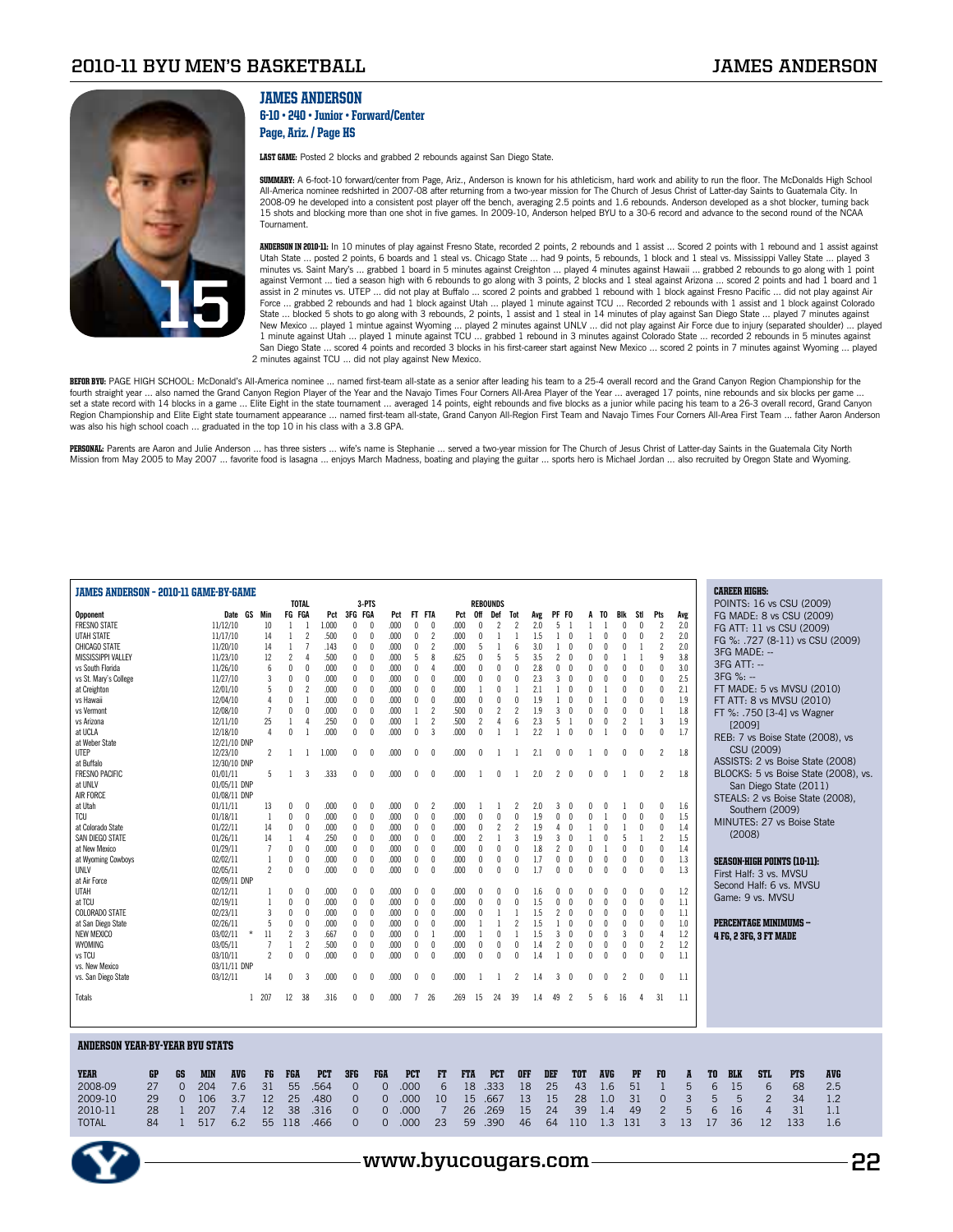## JAMES ANDERSON

**6-10 • 240 • Junior • Forward/Center**
**Page, Ariz. / Page HS**

**LAST GAME:** Posted 2 blocks and grabbed 2 rebounds against San Diego State.

**SUMMARY:** A 6-foot-10 forward/center from Page, Ariz., Anderson is known for his athleticism, hard work and ability to run the floor. The McDonalds High School All-America nominee redshirted in 2007-08 after returning from a two-year mission for The Church of Jesus Christ of Latter-day Saints to Guatemala City. In 2008-09 he developed into a consistent post player off the bench, averaging 2.5 points and 1.6 rebounds. Anderson developed as a shot blocker, turning back 15 shots and blocking more than one shot in five games. In 2009-10, Anderson helped BYU to a 30-6 record and advance to the second round of the NCAA Tournament.

**ANDERSON IN 2010-11:** In 10 minutes of play against Fresno State, recorded 2 points, 2 rebounds and 1 assist ... Scored 2 points with 1 rebound and 1 assist against Utah State ... posted 2 points, 6 boards and 1 steal vs. Chicago State ... had 9 points, 5 rebounds, 1 block and 1 steal vs. Mississippi Valley State ... played 3 minutes vs. Saint Mary's ... grabbed 1 board in 5 minutes against Creighton ... played 4 minutes against Hawaii ... grabbed 2 rebounds to go along with 1 point against Vermont ... tied a season high with 6 rebounds to go along with 3 points, 2 blocks and 1 steal against Arizona ... scored 2 points and had 1 board and 1 assist in 2 minutes vs. UTEP ... did not play at Buffalo ... scored 2 points and grabbed 1 rebound with 1 block against Fresno Pacific ... did not play against Air Force ... grabbed 2 rebounds and had 1 block against Utah ... played 1 minute against TCU ... Recorded 2 rebounds with 1 assist and 1 block against Colorado State ... blocked 5 shots to go along with 3 rebounds, 2 points, 1 assist and 1 steal in 14 minutes of play against San Diego State ... played 7 minutes against New Mexico ... played 1 mintue against Wyoming ... played 2 minutes against UNLV ... did not play against Air Force due to injury (separated shoulder) ... played 1 minute against Utah ... played 1 minute against TCU ... grabbed 1 rebound in 3 minutes against Colorado State ... recorded 2 rebounds in 5 minutes against San Diego State ... scored 4 points and recorded 3 blocks in his first-career start against New Mexico ... scored 2 points in 7 minutes against Wyoming ... played 2 minutes against TCU ... did not play against New Mexico.

**BEFOR BYU:** PAGE HIGH SCHOOL: McDonald's All-America nominee ... named first-team all-state as a senior after leading his team to a 25-4 overall record and the Grand Canyon Region Championship for the fourth straight year ... also named the Grand Canyon Region Player of the Year and the Navajo Times Four Corners All-Area Player of the Year ... averaged 17 points, nine rebounds and six blocks per game ... set a state record with 14 blocks in a game ... Elite Eight in the state tournament ... averaged 14 points, eight rebounds and five blocks as a junior while pacing his team to a 26-3 overall record, Grand Canyon Region Championship and Elite Eight state tournament appearance ... named first-team all-state, Grand Canyon All-Region First Team and Navajo Times Four Corners All-Area First Team ... father Aaron Anderson was also his high school coach ... graduated in the top 10 in his class with a 3.8 GPA.

**PERSONAL:** Parents are Aaron and Julie Anderson ... has three sisters ... wife's name is Stephanie ... served a two-year mission for The Church of Jesus Christ of Latter-day Saints in the Guatemala City North Mission from May 2005 to May 2007 ... favorite food is lasagna ... enjoys March Madness, boating and playing the guitar ... sports hero is Michael Jordan ... also recruited by Oregon State and Wyoming.

### JAMES ANDERSON – 2010-11 GAME-BY-GAME

| Opponent | Date | GS | Min | FG | FGA | Pct | 3FG | FGA | Pct | FT | FTA | Pct | Off | Def | Tot | Avg | PF | FO | A | TO | Blk | Stl | Pts | Avg |
|---|---|---|---|---|---|---|---|---|---|---|---|---|---|---|---|---|---|---|---|---|---|---|---|---|
| FRESNO STATE | 11/12/10 | | 10 | 1 | 1 | 1.000 | 0 | 0 | .000 | 0 | 0 | .000 | 0 | 2 | 2 | 2.0 | 5 | 1 | 1 | 1 | 0 | 0 | 2 | 2.0 |
| UTAH STATE | 11/17/10 | | 14 | 1 | 2 | .500 | 0 | 0 | .000 | 0 | 2 | .000 | 0 | 1 | 1 | 1.5 | 1 | 0 | 1 | 0 | 0 | 0 | 2 | 2.0 |
| CHICAGO STATE | 11/20/10 | | 14 | 1 | 7 | .143 | 0 | 0 | .000 | 0 | 2 | .000 | 5 | 1 | 6 | 3.0 | 1 | 0 | 0 | 0 | 0 | 1 | 2 | 2.0 |
| MISSISSIPPI VALLEY | 11/23/10 | | 12 | 2 | 4 | .500 | 0 | 0 | .000 | 5 | 8 | .625 | 0 | 5 | 5 | 3.5 | 2 | 0 | 0 | 0 | 1 | 1 | 9 | 3.8 |
| vs South Florida | 11/26/10 | | 6 | 0 | 0 | .000 | 0 | 0 | .000 | 0 | 4 | .000 | 0 | 0 | 0 | 2.8 | 0 | 0 | 0 | 0 | 0 | 0 | 0 | 3.0 |
| vs St. Mary's College | 11/27/10 | | 3 | 0 | 0 | .000 | 0 | 0 | .000 | 0 | 0 | .000 | 0 | 0 | 0 | 2.3 | 3 | 0 | 0 | 0 | 0 | 0 | 0 | 2.5 |
| at Creighton | 12/01/10 | | 5 | 0 | 2 | .000 | 0 | 0 | .000 | 0 | 0 | .000 | 1 | 0 | 1 | 2.1 | 1 | 0 | 0 | 1 | 0 | 0 | 0 | 2.1 |
| vs Hawaii | 12/04/10 | | 4 | 0 | 1 | .000 | 0 | 0 | .000 | 0 | 0 | .000 | 0 | 0 | 0 | 1.9 | 1 | 0 | 0 | 1 | 0 | 0 | 0 | 1.9 |
| vs Vermont | 12/08/10 | | 7 | 0 | 0 | .000 | 0 | 0 | .000 | 1 | 2 | .500 | 0 | 2 | 2 | 1.9 | 3 | 0 | 0 | 0 | 0 | 0 | 1 | 1.8 |
| vs Arizona | 12/11/10 | | 25 | 1 | 4 | .250 | 0 | 0 | .000 | 1 | 2 | .500 | 2 | 4 | 6 | 2.3 | 5 | 1 | 0 | 0 | 2 | 1 | 3 | 1.9 |
| at UCLA | 12/18/10 | | 4 | 0 | 1 | .000 | 0 | 0 | .000 | 0 | 3 | .000 | 0 | 1 | 1 | 2.2 | 1 | 0 | 0 | 1 | 0 | 0 | 0 | 1.7 |
| at Weber State | 12/21/10 DNP | | | | | | | | | | | | | | | | | | | | | | | |
| UTEP | 12/23/10 | | 2 | 1 | 1 | 1.000 | 0 | 0 | .000 | 0 | 0 | .000 | 0 | 1 | 1 | 2.1 | 0 | 0 | 1 | 0 | 0 | 0 | 2 | 1.8 |
| at Buffalo | 12/30/10 DNP | | | | | | | | | | | | | | | | | | | | | | | |
| FRESNO PACIFIC | 01/01/11 | | 5 | 1 | 3 | .333 | 0 | 0 | .000 | 0 | 0 | .000 | 1 | 0 | 1 | 2.0 | 2 | 0 | 0 | 0 | 1 | 0 | 2 | 1.8 |
| at UNLV | 01/05/11 DNP | | | | | | | | | | | | | | | | | | | | | | | |
| AIR FORCE | 01/08/11 DNP | | | | | | | | | | | | | | | | | | | | | | | |
| at Utah | 01/11/11 | | 13 | 0 | 0 | .000 | 0 | 0 | .000 | 0 | 2 | .000 | 1 | 1 | 2 | 2.0 | 3 | 0 | 0 | 0 | 1 | 0 | 0 | 1.6 |
| TCU | 01/18/11 | | 1 | 0 | 0 | .000 | 0 | 0 | .000 | 0 | 0 | .000 | 0 | 0 | 0 | 1.9 | 0 | 0 | 0 | 1 | 0 | 0 | 0 | 1.5 |
| at Colorado State | 01/22/11 | | 14 | 0 | 0 | .000 | 0 | 0 | .000 | 0 | 0 | .000 | 0 | 2 | 2 | 1.9 | 4 | 0 | 1 | 0 | 1 | 0 | 0 | 1.4 |
| SAN DIEGO STATE | 01/26/11 | | 14 | 1 | 4 | .250 | 0 | 0 | .000 | 0 | 0 | .000 | 2 | 1 | 3 | 1.9 | 3 | 0 | 1 | 0 | 5 | 1 | 2 | 1.5 |
| at New Mexico | 01/29/11 | | 7 | 0 | 0 | .000 | 0 | 0 | .000 | 0 | 0 | .000 | 0 | 0 | 0 | 1.8 | 2 | 0 | 0 | 1 | 0 | 0 | 0 | 1.4 |
| at Wyoming Cowboys | 02/02/11 | | 1 | 0 | 0 | .000 | 0 | 0 | .000 | 0 | 0 | .000 | 0 | 0 | 0 | 1.7 | 0 | 0 | 0 | 0 | 0 | 0 | 0 | 1.3 |
| UNLV | 02/05/11 | | 2 | 0 | 0 | .000 | 0 | 0 | .000 | 0 | 0 | .000 | 0 | 0 | 0 | 1.7 | 0 | 0 | 0 | 0 | 0 | 0 | 0 | 1.3 |
| at Air Force | 02/09/11 DNP | | | | | | | | | | | | | | | | | | | | | | | |
| UTAH | 02/12/11 | | 1 | 0 | 0 | .000 | 0 | 0 | .000 | 0 | 0 | .000 | 0 | 0 | 0 | 1.6 | 0 | 0 | 0 | 0 | 0 | 0 | 0 | 1.2 |
| at TCU | 02/19/11 | | 1 | 0 | 0 | .000 | 0 | 0 | .000 | 0 | 0 | .000 | 0 | 0 | 0 | 1.5 | 0 | 0 | 0 | 0 | 0 | 0 | 0 | 1.1 |
| COLORADO STATE | 02/23/11 | | 3 | 0 | 0 | .000 | 0 | 0 | .000 | 0 | 0 | .000 | 0 | 1 | 1 | 1.5 | 2 | 0 | 0 | 0 | 0 | 0 | 0 | 1.1 |
| at San Diego State | 02/26/11 | | 5 | 0 | 0 | .000 | 0 | 0 | .000 | 0 | 0 | .000 | 1 | 1 | 2 | 1.5 | 1 | 0 | 0 | 0 | 0 | 0 | 0 | 1.0 |
| NEW MEXICO | 03/02/11 | * | 11 | 2 | 3 | .667 | 0 | 0 | .000 | 0 | 1 | .000 | 1 | 0 | 1 | 1.5 | 3 | 0 | 0 | 0 | 3 | 0 | 4 | 1.2 |
| WYOMING | 03/05/11 | | 7 | 1 | 2 | .500 | 0 | 0 | .000 | 0 | 0 | .000 | 0 | 0 | 0 | 1.4 | 2 | 0 | 0 | 0 | 0 | 0 | 2 | 1.2 |
| vs TCU | 03/10/11 | | 2 | 0 | 0 | .000 | 0 | 0 | .000 | 0 | 0 | .000 | 0 | 0 | 0 | 1.4 | 1 | 0 | 0 | 0 | 0 | 0 | 0 | 1.1 |
| vs. New Mexico | 03/11/11 DNP | | | | | | | | | | | | | | | | | | | | | | | |
| vs. San Diego State | 03/12/11 | | 14 | 0 | 3 | .000 | 0 | 0 | .000 | 0 | 0 | .000 | 1 | 1 | 2 | 1.4 | 3 | 0 | 0 | 0 | 2 | 0 | 0 | 1.1 |
| Totals | | 1 | 207 | 12 | 38 | .316 | 0 | 0 | .000 | 7 | 26 | .269 | 15 | 24 | 39 | 1.4 | 49 | 2 | 5 | 6 | 16 | 4 | 31 | 1.1 |

**CAREER HIGHS:**
POINTS: 16 vs CSU (2009)
FG MADE: 8 vs CSU (2009)
FG ATT: 11 vs CSU (2009)
FG %: .727 (8-11) vs CSU (2009)
3FG MADE: --
3FG ATT: --
3FG %: --
FT MADE: 5 vs MVSU (2010)
FT ATT: 8 vs MVSU (2010)
FT %: .750 [3-4] vs Wagner [2009]
REB: 7 vs Boise State (2008), vs CSU (2009)
ASSISTS: 2 vs Boise State (2008)
BLOCKS: 5 vs Boise State (2008), vs. San Diego State (2011)
STEALS: 2 vs Boise State (2008), Southern (2009)
MINUTES: 27 vs Boise State (2008)

**SEASON-HIGH POINTS (10-11):**
First Half: 3 vs. MVSU
Second Half: 6 vs. MVSU
Game: 9 vs. MVSU

**PERCENTAGE MINIMUMS – 4 FG, 2 3FG, 3 FT MADE**

### ANDERSON YEAR-BY-YEAR BYU STATS

| YEAR | GP | GS | MIN | AVG | FG | FGA | PCT | 3FG | FGA | PCT | FT | FTA | PCT | OFF | DEF | TOT | AVG | PF | FO | A | TO | BLK | STL | PTS | AVG |
|---|---|---|---|---|---|---|---|---|---|---|---|---|---|---|---|---|---|---|---|---|---|---|---|---|---|
| 2008-09 | 27 | 0 | 204 | 7.6 | 31 | 55 | .564 | 0 | 0 | .000 | 6 | 18 | .333 | 18 | 25 | 43 | 1.6 | 51 | 1 | 5 | 6 | 15 | 6 | 68 | 2.5 |
| 2009-10 | 29 | 0 | 106 | 3.7 | 12 | 25 | .480 | 0 | 0 | .000 | 10 | 15 | .667 | 13 | 15 | 28 | 1.0 | 31 | 0 | 3 | 5 | 5 | 2 | 34 | 1.2 |
| 2010-11 | 28 | 1 | 207 | 7.4 | 12 | 38 | .316 | 0 | 0 | .000 | 7 | 26 | .269 | 15 | 24 | 39 | 1.4 | 49 | 2 | 5 | 6 | 16 | 4 | 31 | 1.1 |
| TOTAL | 84 | 1 | 517 | 6.2 | 55 | 118 | .466 | 0 | 0 | .000 | 23 | 59 | .390 | 46 | 64 | 110 | 1.3 | 131 | 3 | 13 | 17 | 36 | 12 | 133 | 1.6 |

www.byucougars.com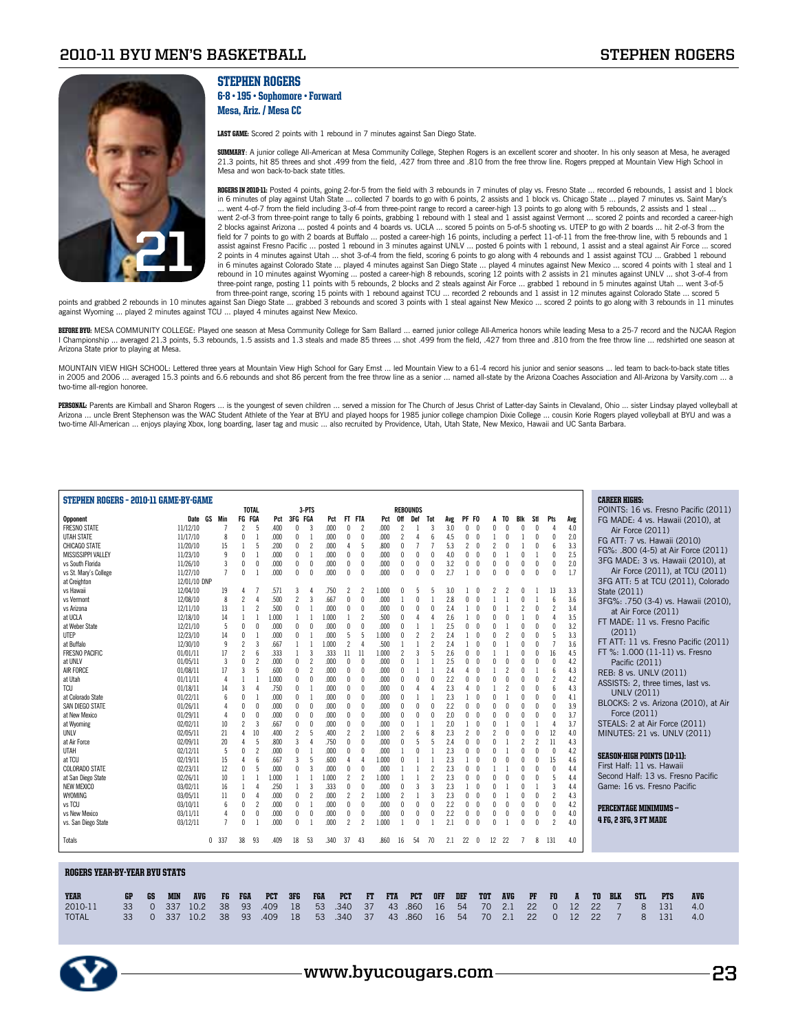## STEPHEN ROGERS

**6-8 • 195 • Sophomore • Forward**
**Mesa, Ariz. / Mesa CC**

**LAST GAME:** Scored 2 points with 1 rebound in 7 minutes against San Diego State.

**SUMMARY:** A junior college All-American at Mesa Community College, Stephen Rogers is an excellent scorer and shooter. In his only season at Mesa, he averaged 21.3 points, hit 85 threes and shot .499 from the field, .427 from three and .810 from the free throw line. Rogers prepped at Mountain View High School in Mesa and won back-to-back state titles.

**ROGERS IN 2010-11:** Posted 4 points, going 2-for-5 from the field with 3 rebounds in 7 minutes of play vs. Fresno State ... recorded 6 rebounds, 1 assist and 1 block in 6 minutes of play against Utah State ... collected 7 boards to go with 6 points, 2 assists and 1 block vs. Chicago State ... played 7 minutes vs. Saint Mary's ... went 4-of-7 from the field including 3-of-4 from three-point range to record a career-high 13 points to go along with 5 rebounds, 2 assists and 1 steal ... went 2-of-3 from three-point range to tally 6 points, grabbing 1 rebound with 1 steal and 1 assist against Vermont ... scored 2 points and recorded a career-high 2 blocks against Arizona ... posted 4 points and 4 boards vs. UCLA ... scored 5 points on 5-of-5 shooting vs. UTEP to go with 2 boards ... hit 2-of-3 from the field for 7 points to go with 2 boards at Buffalo ... posted a career-high 16 points, including a perfect 11-of-11 from the free-throw line, with 5 rebounds and 1 assist against Fresno Pacific ... posted 1 rebound in 3 minutes against UNLV ... posted 6 points with 1 rebound, 1 assist and a steal against Air Force ... scored 2 points in 4 minutes against Utah ... shot 3-of-4 from the field, scoring 6 points to go along with 4 rebounds and 1 assist against TCU ... Grabbed 1 rebound in 6 minutes against Colorado State ... played 4 minutes against San Diego State ... played 4 minutes against New Mexico ... scored 4 points with 1 steal and 1 rebound in 10 minutes against Wyoming ... posted a career-high 8 rebounds, scoring 12 points with 2 assists in 21 minutes against UNLV ... shot 4-of-4 from three-point range, posting 11 points with 5 rebounds, 2 blocks and 2 steals against Air Force ... grabbed 1 rebound in 5 minutes against Utah ... went 3-of-5 from three-point range, scoring 15 points with 1 rebound against TCU ... recorded 2 rebounds and 1 assist in 12 minutes against Colorado State ... scored 5 points and grabbed 2 rebounds in 10 minutes against San Diego State ... grabbed 3 rebounds and scored 3 points with 1 steal against New Mexico ... scored 2 points to go along with 3 rebounds in 11 minutes against Wyoming ... played 2 minutes against TCU ... played 4 minutes against New Mexico.

**BEFORE BYU:** MESA COMMUNITY COLLEGE: Played one season at Mesa Community College for Sam Ballard ... earned junior college All-America honors while leading Mesa to a 25-7 record and the NJCAA Region I Championship ... averaged 21.3 points, 5.3 rebounds, 1.5 assists and 1.3 steals and made 85 threes ... shot .499 from the field, .427 from three and .810 from the free throw line ... redshirted one season at Arizona State prior to playing at Mesa.

MOUNTAIN VIEW HIGH SCHOOL: Lettered three years at Mountain View High School for Gary Ernst ... led Mountain View to a 61-4 record his junior and senior seasons ... led team to back-to-back state titles in 2005 and 2006 ... averaged 15.3 points and 6.6 rebounds and shot 86 percent from the free throw line as a senior ... named all-state by the Arizona Coaches Association and All-Arizona by Varsity.com ... a two-time all-region honoree.

**PERSONAL:** Parents are Kimball and Sharon Rogers ... is the youngest of seven children ... served a mission for The Church of Jesus Christ of Latter-day Saints in Clevaland, Ohio ... sister Lindsay played volleyball at Arizona ... uncle Brent Stephenson was the WAC Student Athlete of the Year at BYU and played hoops for 1985 junior college champion Dixie College ... cousin Korie Rogers played volleyball at BYU and was a two-time All-American ... enjoys playing Xbox, long boarding, laser tag and music ... also recruited by Providence, Utah, Utah State, New Mexico, Hawaii and UC Santa Barbara.

### STEPHEN ROGERS - 2010-11 GAME-BY-GAME

| Opponent | Date | GS | Min | FG | FGA | Pct | 3FG | FGA | Pct | FT | FTA | Pct | Off | Def | Tot | Avg | PF | FO | A | TO | Blk | Stl | Pts | Avg |
|---|---|---|---|---|---|---|---|---|---|---|---|---|---|---|---|---|---|---|---|---|---|---|---|---|
| FRESNO STATE | 11/12/10 | | 7 | 2 | 5 | .400 | 0 | 3 | .000 | 0 | 2 | .000 | 2 | 1 | 3 | 3.0 | 0 | 0 | 0 | 0 | 0 | 0 | 4 | 4.0 |
| UTAH STATE | 11/17/10 | | 8 | 0 | 1 | .000 | 0 | 1 | .000 | 0 | 0 | .000 | 2 | 4 | 6 | 4.5 | 0 | 0 | 1 | 0 | 1 | 0 | 0 | 2.0 |
| CHICAGO STATE | 11/20/10 | | 15 | 1 | 5 | .200 | 0 | 2 | .000 | 4 | 5 | .800 | 0 | 7 | 7 | 5.3 | 2 | 0 | 2 | 0 | 1 | 0 | 6 | 3.3 |
| MISSISSIPPI VALLEY | 11/23/10 | | 9 | 0 | 1 | .000 | 0 | 1 | .000 | 0 | 0 | .000 | 0 | 0 | 0 | 4.0 | 0 | 0 | 0 | 1 | 0 | 1 | 0 | 2.5 |
| vs South Florida | 11/26/10 | | 3 | 0 | 0 | .000 | 0 | 0 | .000 | 0 | 0 | .000 | 0 | 0 | 0 | 3.2 | 0 | 0 | 0 | 0 | 0 | 0 | 0 | 2.0 |
| vs St. Mary's College | 11/27/10 | | 7 | 0 | 1 | .000 | 0 | 0 | .000 | 0 | 0 | .000 | 0 | 0 | 0 | 2.7 | 1 | 0 | 0 | 0 | 0 | 0 | 0 | 1.7 |
| at Creighton | 12/01/10 DNP | | | | | | | | | | | | | | | | | | | | | | | |
| vs Hawaii | 12/04/10 | | 19 | 4 | 7 | .571 | 3 | 4 | .750 | 2 | 2 | 1.000 | 0 | 5 | 5 | 3.0 | 1 | 0 | 2 | 2 | 0 | 1 | 13 | 3.3 |
| vs Vermont | 12/08/10 | | 8 | 2 | 4 | .500 | 2 | 3 | .667 | 0 | 0 | .000 | 1 | 0 | 1 | 2.8 | 0 | 0 | 1 | 1 | 0 | 1 | 6 | 3.6 |
| vs Arizona | 12/11/10 | | 13 | 1 | 2 | .500 | 0 | 1 | .000 | 0 | 0 | .000 | 0 | 0 | 0 | 2.4 | 1 | 0 | 0 | 1 | 2 | 0 | 2 | 3.4 |
| at UCLA | 12/18/10 | | 14 | 1 | 1 | 1.000 | 1 | 1 | 1.000 | 1 | 2 | .500 | 0 | 4 | 4 | 2.6 | 1 | 0 | 0 | 0 | 1 | 0 | 4 | 3.5 |
| at Weber State | 12/21/10 | | 5 | 0 | 0 | .000 | 0 | 0 | .000 | 0 | 0 | .000 | 0 | 1 | 1 | 2.5 | 0 | 0 | 0 | 1 | 0 | 0 | 0 | 3.2 |
| UTEP | 12/23/10 | | 14 | 0 | 1 | .000 | 0 | 1 | .000 | 5 | 5 | 1.000 | 0 | 2 | 2 | 2.4 | 1 | 0 | 0 | 2 | 0 | 0 | 5 | 3.3 |
| at Buffalo | 12/30/10 | | 9 | 2 | 3 | .667 | 1 | 1 | 1.000 | 2 | 4 | .500 | 1 | 1 | 2 | 2.4 | 1 | 0 | 0 | 1 | 0 | 0 | 7 | 3.6 |
| FRESNO PACIFIC | 01/01/11 | | 17 | 2 | 6 | .333 | 1 | 3 | .333 | 11 | 11 | 1.000 | 2 | 3 | 5 | 2.6 | 0 | 0 | 1 | 1 | 0 | 0 | 16 | 4.5 |
| at UNLV | 01/05/11 | | 3 | 0 | 2 | .000 | 0 | 2 | .000 | 0 | 0 | .000 | 0 | 1 | 1 | 2.5 | 0 | 0 | 0 | 0 | 0 | 0 | 0 | 4.2 |
| AIR FORCE | 01/08/11 | | 17 | 3 | 5 | .600 | 0 | 2 | .000 | 0 | 0 | .000 | 0 | 1 | 1 | 2.4 | 4 | 0 | 1 | 2 | 0 | 1 | 6 | 4.3 |
| at Utah | 01/11/11 | | 4 | 1 | 1 | 1.000 | 0 | 0 | .000 | 0 | 0 | .000 | 0 | 0 | 0 | 2.2 | 0 | 0 | 0 | 0 | 0 | 0 | 2 | 4.2 |
| TCU | 01/18/11 | | 14 | 3 | 4 | .750 | 0 | 1 | .000 | 0 | 0 | .000 | 0 | 4 | 4 | 2.3 | 4 | 0 | 1 | 2 | 0 | 0 | 6 | 4.3 |
| at Colorado State | 01/22/11 | | 6 | 0 | 1 | .000 | 0 | 1 | .000 | 0 | 0 | .000 | 0 | 1 | 1 | 2.3 | 1 | 0 | 0 | 1 | 0 | 0 | 0 | 4.1 |
| SAN DIEGO STATE | 01/26/11 | | 4 | 0 | 0 | .000 | 0 | 0 | .000 | 0 | 0 | .000 | 0 | 0 | 0 | 2.2 | 0 | 0 | 0 | 0 | 0 | 0 | 0 | 3.9 |
| at New Mexico | 01/29/11 | | 4 | 0 | 0 | .000 | 0 | 0 | .000 | 0 | 0 | .000 | 0 | 0 | 0 | 2.0 | 0 | 0 | 0 | 0 | 0 | 0 | 0 | 3.7 |
| at Wyoming | 02/02/11 | | 10 | 2 | 3 | .667 | 0 | 0 | .000 | 0 | 0 | .000 | 0 | 1 | 1 | 2.0 | 1 | 0 | 0 | 1 | 0 | 1 | 4 | 3.7 |
| UNLV | 02/05/11 | | 21 | 4 | 10 | .400 | 2 | 5 | .400 | 2 | 2 | 1.000 | 2 | 6 | 8 | 2.3 | 2 | 0 | 2 | 0 | 0 | 0 | 12 | 4.0 |
| at Air Force | 02/09/11 | | 20 | 4 | 5 | .800 | 3 | 4 | .750 | 0 | 0 | .000 | 0 | 5 | 5 | 2.4 | 0 | 0 | 0 | 1 | 2 | 2 | 11 | 4.3 |
| UTAH | 02/12/11 | | 5 | 0 | 2 | .000 | 0 | 1 | .000 | 0 | 0 | .000 | 1 | 0 | 1 | 2.3 | 0 | 0 | 0 | 1 | 0 | 0 | 0 | 4.2 |
| at TCU | 02/19/11 | | 15 | 4 | 6 | .667 | 3 | 5 | .600 | 4 | 4 | 1.000 | 0 | 1 | 1 | 2.3 | 1 | 0 | 0 | 0 | 0 | 0 | 15 | 4.6 |
| COLORADO STATE | 02/23/11 | | 12 | 0 | 5 | .000 | 0 | 3 | .000 | 0 | 0 | .000 | 1 | 1 | 2 | 2.3 | 0 | 0 | 1 | 1 | 0 | 0 | 0 | 4.4 |
| at San Diego State | 02/26/11 | | 10 | 1 | 1 | 1.000 | 1 | 1 | 1.000 | 2 | 2 | 1.000 | 1 | 1 | 2 | 2.3 | 0 | 0 | 0 | 0 | 0 | 0 | 5 | 4.4 |
| NEW MEXICO | 03/02/11 | | 16 | 1 | 4 | .250 | 1 | 3 | .333 | 0 | 0 | .000 | 0 | 3 | 3 | 2.3 | 1 | 0 | 0 | 1 | 0 | 1 | 3 | 4.4 |
| WYOMING | 03/05/11 | | 11 | 0 | 4 | .000 | 0 | 2 | .000 | 2 | 2 | 1.000 | 2 | 1 | 3 | 2.3 | 0 | 0 | 0 | 1 | 0 | 0 | 2 | 4.3 |
| vs TCU | 03/10/11 | | 6 | 0 | 2 | .000 | 0 | 1 | .000 | 0 | 0 | .000 | 0 | 0 | 0 | 2.2 | 0 | 0 | 0 | 0 | 0 | 0 | 0 | 4.2 |
| vs New Mexico | 03/11/11 | | 4 | 0 | 0 | .000 | 0 | 0 | .000 | 0 | 0 | .000 | 0 | 0 | 0 | 2.2 | 0 | 0 | 0 | 0 | 0 | 0 | 0 | 4.0 |
| vs. San Diego State | 03/12/11 | | 7 | 0 | 1 | .000 | 0 | 1 | .000 | 2 | 2 | 1.000 | 1 | 0 | 1 | 2.1 | 0 | 0 | 0 | 1 | 0 | 0 | 2 | 4.0 |
| Totals | | 0 | 337 | 38 | 93 | .409 | 18 | 53 | .340 | 37 | 43 | .860 | 16 | 54 | 70 | 2.1 | 22 | 0 | 12 | 22 | 7 | 8 | 131 | 4.0 |

**CAREER HIGHS:**
POINTS: 16 vs. Fresno Pacific (2011)
FG MADE: 4 vs. Hawaii (2010), at Air Force (2011)
FG ATT: 7 vs. Hawaii (2010)
FG%: .800 (4-5) at Air Force (2011)
3FG MADE: 3 vs. Hawaii (2010), at Air Force (2011), at TCU (2011)
3FG ATT: 5 at TCU (2011), Colorado State (2011)
3FG%: .750 (3-4) vs. Hawaii (2010), at Air Force (2011)
FT MADE: 11 vs. Fresno Pacific (2011)
FT ATT: 11 vs. Fresno Pacific (2011)
FT %: 1.000 (11-11) vs. Fresno Pacific (2011)
REB: 8 vs. UNLV (2011)
ASSISTS: 2, three times, last vs. UNLV (2011)
BLOCKS: 2 vs. Arizona (2010), at Air Force (2011)
STEALS: 2 at Air Force (2011)
MINUTES: 21 vs. UNLV (2011)

**SEASON-HIGH POINTS (10-11):**
First Half: 11 vs. Hawaii
Second Half: 13 vs. Fresno Pacific
Game: 16 vs. Fresno Pacific

**PERCENTAGE MINIMUMS –**
**4 FG, 2 3FG, 3 FT MADE**

### ROGERS YEAR-BY-YEAR BYU STATS

| YEAR | GP | GS | MIN | AVG | FG | FGA | PCT | 3FG | FGA | PCT | FT | FTA | PCT | OFF | DEF | TOT | AVG | PF | FO | A | TO | BLK | STL | PTS | AVG |
|---|---|---|---|---|---|---|---|---|---|---|---|---|---|---|---|---|---|---|---|---|---|---|---|---|---|
| 2010-11 | 33 | 0 | 337 | 10.2 | 38 | 93 | .409 | 18 | 53 | .340 | 37 | 43 | .860 | 16 | 54 | 70 | 2.1 | 22 | 0 | 12 | 22 | 7 | 8 | 131 | 4.0 |
| TOTAL | 33 | 0 | 337 | 10.2 | 38 | 93 | .409 | 18 | 53 | .340 | 37 | 43 | .860 | 16 | 54 | 70 | 2.1 | 22 | 0 | 12 | 22 | 7 | 8 | 131 | 4.0 |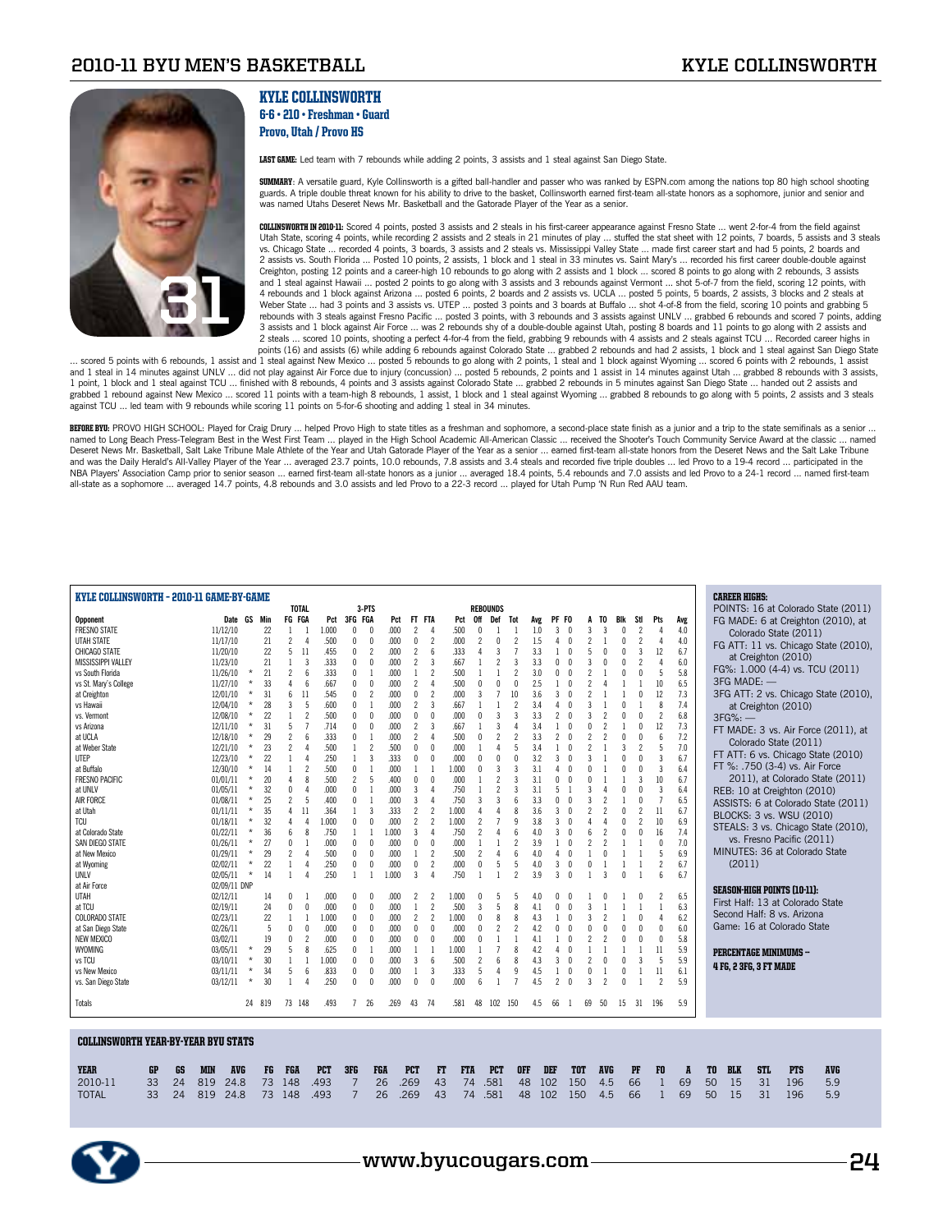# KYLE COLLINSWORTH

**6-6 • 210 • Freshman • Guard**
**Provo, Utah / Provo HS**

**LAST GAME:** Led team with 7 rebounds while adding 2 points, 3 assists and 1 steal against San Diego State.

**SUMMARY:** A versatile guard, Kyle Collinsworth is a gifted ball-handler and passer who was ranked by ESPN.com among the nations top 80 high school shooting guards. A triple double threat known for his ability to drive to the basket, Collinsworth earned first-team all-state honors as a sophomore, junior and senior and was named Utahs Deseret News Mr. Basketball and the Gatorade Player of the Year as a senior.

**COLLINSWORTH IN 2010-11:** Scored 4 points, posted 3 assists and 2 steals in his first-career appearance against Fresno State ... went 2-for-4 from the field against Utah State, scoring 4 points, while recording 2 assists and 2 steals in 21 minutes of play ... stuffed the stat sheet with 12 points, 7 boards, 5 assists and 3 steals vs. Chicago State ... recorded 4 points, 3 boards, 3 assists and 2 steals vs. Mississippi Valley State ... made first career start and had 5 points, 2 boards and 2 assists vs. South Florida ... Posted 10 points, 2 assists, 1 block and 1 steal in 33 minutes vs. Saint Mary's ... recorded his first career double-double against Creighton, posting 12 points and a career-high 10 rebounds to go along with 2 assists and 1 block ... scored 8 points to go along with 2 rebounds, 3 assists and 1 steal against Hawaii ... posted 2 points to go along with 3 assists and 3 rebounds against Vermont ... shot 5-of-7 from the field, scoring 12 points, with 4 rebounds and 1 block against Arizona ... posted 6 points, 2 boards and 2 assists vs. UCLA ... posted 5 points, 5 boards, 2 assists, 3 blocks and 2 steals at Weber State ... had 3 points and 3 assists vs. UTEP ... posted 3 points and 3 boards at Buffalo ... shot 4-of-8 from the field, scoring 10 points and grabbing 5 rebounds with 3 steals against Fresno Pacific ... posted 3 points, with 3 rebounds and 3 assists against UNLV ... grabbed 6 rebounds and scored 7 points, adding 3 assists and 1 block against Air Force ... was 2 rebounds shy of a double-double against Utah, posting 8 boards and 11 points to go along with 2 assists and 2 steals ... scored 10 points, shooting a perfect 4-for-4 from the field, grabbing 9 rebounds with 4 assists and 2 steals against TCU ... Recorded career highs in points (16) and assists (6) while adding 6 rebounds against Colorado State ... grabbed 2 rebounds and had 2 assists, 1 block and 1 steal against San Diego State ... scored 5 points with 6 rebounds, 1 assist and 1 steal against New Mexico ... posted 5 rebounds to go along with 2 points, 1 steal and 1 block against Wyoming ... scored 6 points with 2 rebounds, 1 assist and 1 steal in 14 minutes against UNLV ... did not play against Air Force due to injury (concussion) ... posted 5 rebounds, 2 points and 1 assist in 14 minutes against Utah ... grabbed 8 rebounds with 3 assists, 1 point, 1 block and 1 steal against TCU ... finished with 8 rebounds, 4 points and 3 assists against Colorado State ... grabbed 2 rebounds in 5 minutes against San Diego State ... handed out 2 assists and grabbed 1 rebound against New Mexico ... scored 11 points with a team-high 8 rebounds, 1 assist, 1 block and 1 steal against Wyoming ... grabbed 8 rebounds to go along with 5 points, 2 assists and 3 steals against TCU ... led team with 9 rebounds while scoring 11 points on 5-for-6 shooting and adding 1 steal in 34 minutes.

**BEFORE BYU:** PROVO HIGH SCHOOL: Played for Craig Drury ... helped Provo High to state titles as a freshman and sophomore, a second-place state finish as a junior and a trip to the state semifinals as a senior ... named to Long Beach Press-Telegram Best in the West First Team ... played in the High School Academic All-American Classic ... received the Shooter's Touch Community Service Award at the classic ... named Deseret News Mr. Basketball, Salt Lake Tribune Male Athlete of the Year and Utah Gatorade Player of the Year as a senior ... earned first-team all-state honors from the Deseret News and the Salt Lake Tribune and was the Daily Herald's All-Valley Player of the Year ... averaged 23.7 points, 10.0 rebounds, 7.8 assists and 3.4 steals and recorded five triple doubles ... led Provo to a 19-4 record ... participated in the NBA Players' Association Camp prior to senior season ... earned first-team all-state honors as a junior ... averaged 18.4 points, 5.4 rebounds and 7.0 assists and led Provo to a 24-1 record ... named first-team all-state as a sophomore ... averaged 14.7 points, 4.8 rebounds and 3.0 assists and led Provo to a 22-3 record ... played for Utah Pump 'N Run Red AAU team.

## KYLE COLLINSWORTH - 2010-11 GAME-BY-GAME

| Opponent | Date | GS | Min | FG | FGA | Pct | 3FG | FGA | Pct | FT | FTA | Pct | Off | Def | Tot | Avg | PF | FO | A | TO | Blk | Stl | Pts | Avg |
|---|---|---|---|---|---|---|---|---|---|---|---|---|---|---|---|---|---|---|---|---|---|---|---|---|
| FRESNO STATE | 11/12/10 | | 22 | 1 | 1 | 1.000 | 0 | 0 | .000 | 2 | 4 | .500 | 0 | 1 | 1 | 1.0 | 3 | 0 | 3 | 3 | 0 | 2 | 4 | 4.0 |
| UTAH STATE | 11/17/10 | | 21 | 2 | 4 | .500 | 0 | 0 | .000 | 0 | 2 | .000 | 2 | 0 | 2 | 1.5 | 4 | 0 | 2 | 1 | 0 | 2 | 4 | 4.0 |
| CHICAGO STATE | 11/20/10 | | 22 | 5 | 11 | .455 | 0 | 2 | .000 | 2 | 6 | .333 | 4 | 3 | 7 | 3.3 | 1 | 0 | 5 | 0 | 0 | 3 | 12 | 6.7 |
| MISSISSIPPI VALLEY | 11/23/10 | | 21 | 1 | 3 | .333 | 0 | 0 | .000 | 2 | 3 | .667 | 1 | 2 | 3 | 3.3 | 0 | 0 | 3 | 0 | 0 | 2 | 4 | 6.0 |
| vs South Florida | 11/26/10 | * | 21 | 2 | 6 | .333 | 0 | 1 | .000 | 1 | 2 | .500 | 1 | 1 | 2 | 3.0 | 0 | 0 | 2 | 1 | 0 | 0 | 5 | 5.8 |
| vs St. Mary's College | 11/27/10 | * | 33 | 4 | 6 | .667 | 0 | 0 | .000 | 2 | 4 | .500 | 0 | 0 | 0 | 2.5 | 1 | 0 | 2 | 4 | 1 | 1 | 10 | 6.5 |
| at Creighton | 12/01/10 | * | 31 | 6 | 11 | .545 | 0 | 2 | .000 | 0 | 2 | .000 | 3 | 7 | 10 | 3.6 | 3 | 0 | 2 | 1 | 1 | 0 | 12 | 7.3 |
| vs Hawaii | 12/04/10 | * | 28 | 3 | 5 | .600 | 0 | 1 | .000 | 2 | 3 | .667 | 1 | 1 | 2 | 3.4 | 4 | 0 | 3 | 1 | 0 | 1 | 8 | 7.4 |
| vs. Vermont | 12/08/10 | * | 22 | 1 | 2 | .500 | 0 | 0 | .000 | 0 | 0 | .000 | 0 | 3 | 3 | 3.3 | 2 | 0 | 3 | 2 | 0 | 0 | 2 | 6.8 |
| vs Arizona | 12/11/10 | * | 31 | 5 | 7 | .714 | 0 | 0 | .000 | 2 | 3 | .667 | 1 | 3 | 4 | 3.4 | 1 | 0 | 0 | 2 | 1 | 0 | 12 | 7.3 |
| at UCLA | 12/18/10 | * | 29 | 2 | 6 | .333 | 0 | 1 | .000 | 2 | 4 | .500 | 0 | 2 | 2 | 3.3 | 2 | 0 | 2 | 2 | 0 | 0 | 6 | 7.2 |
| at Weber State | 12/21/10 | * | 23 | 2 | 4 | .500 | 1 | 2 | .500 | 0 | 0 | .000 | 1 | 4 | 5 | 3.4 | 1 | 0 | 2 | 1 | 3 | 2 | 5 | 7.0 |
| UTEP | 12/23/10 | * | 22 | 1 | 4 | .250 | 1 | 3 | .333 | 0 | 0 | .000 | 0 | 0 | 0 | 3.2 | 3 | 0 | 3 | 1 | 0 | 0 | 3 | 6.7 |
| at Buffalo | 12/30/10 | * | 14 | 1 | 2 | .500 | 0 | 1 | .000 | 1 | 1 | 1.000 | 0 | 3 | 3 | 3.1 | 4 | 0 | 0 | 1 | 0 | 0 | 3 | 6.4 |
| FRESNO PACIFIC | 01/01/11 | * | 20 | 4 | 8 | .500 | 2 | 5 | .400 | 0 | 0 | .000 | 1 | 2 | 3 | 3.1 | 0 | 0 | 0 | 1 | 1 | 3 | 10 | 6.7 |
| at UNLV | 01/05/11 | * | 32 | 0 | 4 | .000 | 0 | 1 | .000 | 3 | 4 | .750 | 1 | 2 | 3 | 3.1 | 5 | 1 | 3 | 4 | 0 | 0 | 3 | 6.4 |
| AIR FORCE | 01/08/11 | * | 25 | 2 | 5 | .400 | 0 | 1 | .000 | 3 | 4 | .750 | 3 | 3 | 6 | 3.3 | 0 | 0 | 3 | 2 | 1 | 0 | 7 | 6.5 |
| at Utah | 01/11/11 | * | 35 | 4 | 11 | .364 | 1 | 3 | .333 | 2 | 2 | 1.000 | 4 | 4 | 8 | 3.6 | 3 | 0 | 2 | 2 | 0 | 2 | 11 | 6.7 |
| TCU | 01/18/11 | * | 32 | 4 | 4 | 1.000 | 0 | 0 | .000 | 2 | 2 | 1.000 | 2 | 7 | 9 | 3.8 | 3 | 0 | 4 | 4 | 0 | 2 | 10 | 6.9 |
| at Colorado State | 01/22/11 | * | 36 | 6 | 8 | .750 | 1 | 1 | 1.000 | 3 | 4 | .750 | 2 | 4 | 6 | 4.0 | 3 | 0 | 6 | 2 | 0 | 0 | 16 | 7.4 |
| SAN DIEGO STATE | 01/26/11 | * | 27 | 0 | 1 | .000 | 0 | 0 | .000 | 0 | 0 | .000 | 1 | 1 | 2 | 3.9 | 1 | 0 | 2 | 2 | 1 | 1 | 0 | 7.0 |
| at New Mexico | 01/29/11 | * | 29 | 2 | 4 | .500 | 0 | 0 | .000 | 1 | 2 | .500 | 2 | 4 | 6 | 4.0 | 4 | 0 | 1 | 0 | 1 | 1 | 5 | 6.9 |
| at Wyoming | 02/02/11 | * | 22 | 1 | 4 | .250 | 0 | 0 | .000 | 0 | 2 | .000 | 0 | 5 | 5 | 4.0 | 3 | 0 | 0 | 1 | 1 | 1 | 2 | 6.7 |
| UNLV | 02/05/11 | * | 14 | 1 | 4 | .250 | 1 | 1 | 1.000 | 3 | 4 | .750 | 1 | 1 | 2 | 3.9 | 3 | 0 | 1 | 3 | 0 | 1 | 6 | 6.7 |
| at Air Force | 02/09/11 | DNP | | | | | | | | | | | | | | | | | | | | | | |
| UTAH | 02/12/11 | | 14 | 0 | 1 | .000 | 0 | 0 | .000 | 2 | 2 | 1.000 | 0 | 5 | 5 | 4.0 | 0 | 0 | 1 | 0 | 1 | 0 | 2 | 6.5 |
| at TCU | 02/19/11 | | 24 | 0 | 0 | .000 | 0 | 0 | .000 | 1 | 2 | .500 | 3 | 5 | 8 | 4.1 | 0 | 0 | 3 | 1 | 1 | 1 | 1 | 6.3 |
| COLORADO STATE | 02/23/11 | | 22 | 1 | 1 | 1.000 | 0 | 0 | .000 | 2 | 2 | 1.000 | 0 | 8 | 8 | 4.3 | 1 | 0 | 3 | 2 | 1 | 0 | 4 | 6.2 |
| at San Diego State | 02/26/11 | | 5 | 0 | 0 | .000 | 0 | 0 | .000 | 0 | 0 | .000 | 0 | 2 | 2 | 4.2 | 0 | 0 | 0 | 0 | 0 | 0 | 0 | 6.0 |
| NEW MEXICO | 03/02/11 | | 19 | 0 | 2 | .000 | 0 | 0 | .000 | 0 | 0 | .000 | 0 | 1 | 1 | 4.1 | 1 | 0 | 2 | 2 | 0 | 0 | 0 | 5.8 |
| WYOMING | 03/05/11 | * | 29 | 5 | 8 | .625 | 0 | 1 | .000 | 1 | 1 | 1.000 | 1 | 7 | 8 | 4.2 | 4 | 0 | 1 | 1 | 1 | 1 | 11 | 5.9 |
| vs TCU | 03/10/11 | * | 30 | 1 | 1 | 1.000 | 0 | 0 | .000 | 3 | 6 | .500 | 2 | 6 | 8 | 4.3 | 3 | 0 | 2 | 0 | 0 | 3 | 5 | 5.9 |
| vs New Mexico | 03/11/11 | * | 34 | 5 | 6 | .833 | 0 | 0 | .000 | 1 | 3 | .333 | 5 | 4 | 9 | 4.5 | 1 | 0 | 0 | 1 | 0 | 1 | 11 | 6.1 |
| vs. San Diego State | 03/12/11 | * | 30 | 1 | 4 | .250 | 0 | 0 | .000 | 0 | 0 | .000 | 6 | 1 | 7 | 4.5 | 2 | 0 | 3 | 2 | 0 | 1 | 2 | 5.9 |
| Totals | | 24 | 819 | 73 | 148 | .493 | 7 | 26 | .269 | 43 | 74 | .581 | 48 | 102 | 150 | 4.5 | 66 | 1 | 69 | 50 | 15 | 31 | 196 | 5.9 |

**CAREER HIGHS:**
POINTS: 16 at Colorado State (2011)
FG MADE: 6 at Creighton (2010), at Colorado State (2011)
FG ATT: 11 vs. Chicago State (2010), at Creighton (2010)
FG%: 1.000 (4-4) vs. TCU (2011)
3FG MADE: —
3FG ATT: 2 vs. Chicago State (2010), at Creighton (2010)
3FG%: —
FT MADE: 3 vs. Air Force (2011), at Colorado State (2011)
FT ATT: 6 vs. Chicago State (2010)
FT %: .750 (3-4) vs. Air Force 2011), at Colorado State (2011)
REB: 10 at Creighton (2010)
ASSISTS: 6 at Colorado State (2011)
BLOCKS: 3 vs. WSU (2010)
STEALS: 3 vs. Chicago State (2010), vs. Fresno Pacific (2011)
MINUTES: 36 at Colorado State (2011)

**SEASON-HIGH POINTS (10-11):**
First Half: 13 at Colorado State
Second Half: 8 vs. Arizona
Game: 16 at Colorado State

**PERCENTAGE MINIMUMS –**
**4 FG, 2 3FG, 3 FT MADE**

## COLLINSWORTH YEAR-BY-YEAR BYU STATS

| YEAR | GP | GS | MIN | AVG | FG | FGA | PCT | 3FG | FGA | PCT | FT | FTA | PCT | OFF | DEF | TOT | AVG | PF | FO | A | TO | BLK | STL | PTS | AVG |
|---|---|---|---|---|---|---|---|---|---|---|---|---|---|---|---|---|---|---|---|---|---|---|---|---|---|
| 2010-11 | 33 | 24 | 819 | 24.8 | 73 | 148 | .493 | 7 | 26 | .269 | 43 | 74 | .581 | 48 | 102 | 150 | 4.5 | 66 | 1 | 69 | 50 | 15 | 31 | 196 | 5.9 |
| TOTAL | 33 | 24 | 819 | 24.8 | 73 | 148 | .493 | 7 | 26 | .269 | 43 | 74 | .581 | 48 | 102 | 150 | 4.5 | 66 | 1 | 69 | 50 | 15 | 31 | 196 | 5.9 |

www.byucougars.com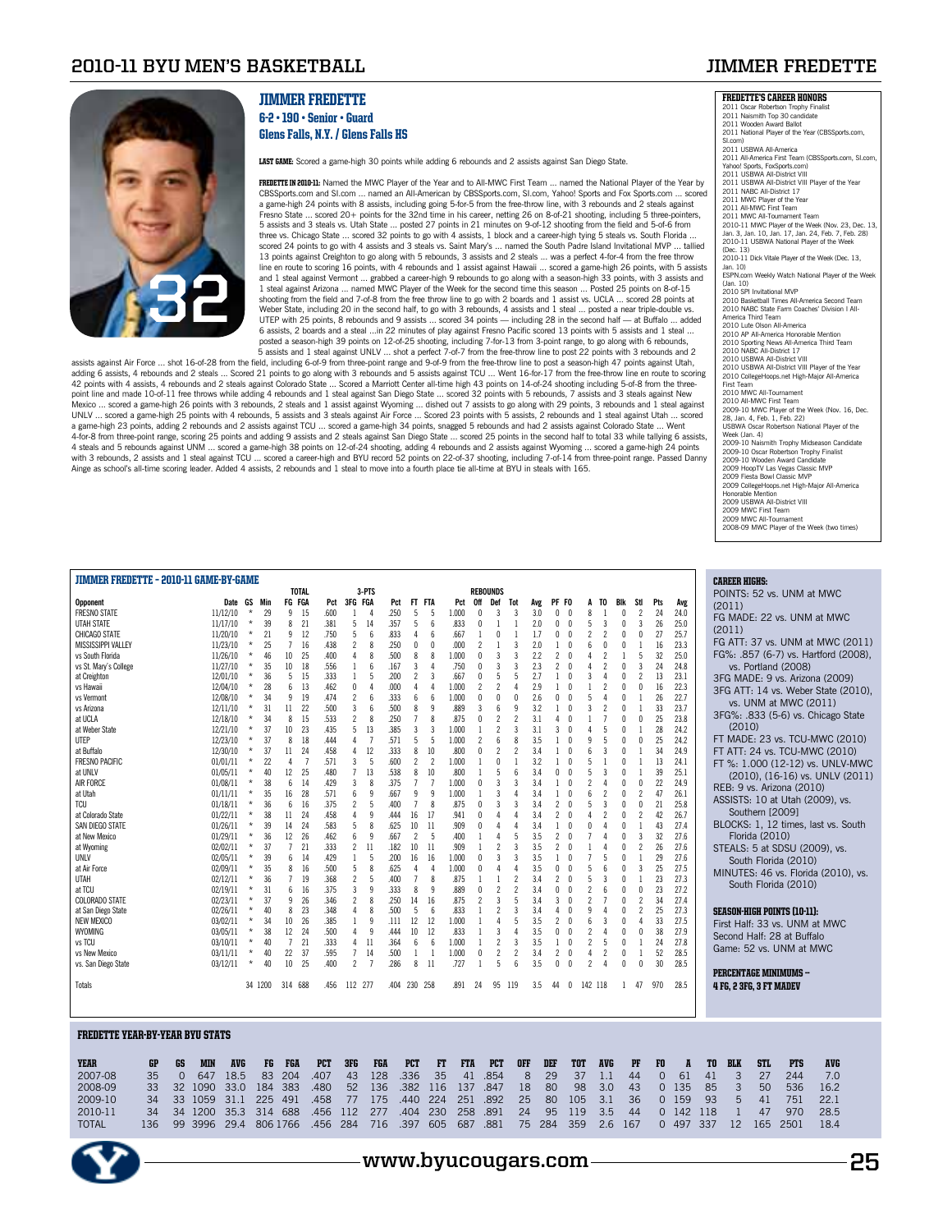# JIMMER FREDETTE

**6-2 • 190 • Senior • Guard**
**Glens Falls, N.Y. / Glens Falls HS**

**LAST GAME:** Scored a game-high 30 points while adding 6 rebounds and 2 assists against San Diego State.

**FREDETTE IN 2010-11:** Named the MWC Player of the Year and to All-MWC First Team ... named the National Player of the Year by CBSSports.com and SI.com ... named an All-American by CBSSports.com, SI.com, Yahoo! Sports and Fox Sports.com ... scored a game-high 24 points with 8 assists, including going 5-for-5 from the free-throw line, with 3 rebounds and 2 steals against Fresno State ... scored 20+ points for the 32nd time in his career, netting 26 on 8-of-21 shooting, including 5 three-pointers, 5 assists and 3 steals vs. Utah State ... posted 27 points in 21 minutes on 9-of-12 shooting from the field and 5-of-6 from three vs. Chicago State ... scored 32 points to go with 4 assists, 1 block and a career-high tying 5 steals vs. South Florida ... scored 24 points to go with 4 assists and 3 steals vs. Saint Mary's ... named the South Padre Island Invitational MVP ... tallied 13 points against Creighton to go along with 5 rebounds, 3 assists and 2 steals ... was a perfect 4-for-4 from the free throw line en route to scoring 16 points, with 4 rebounds and 1 assist against Hawaii ... scored a game-high 26 points, with 5 assists and 1 steal against Vermont ... grabbed a career-high 9 rebounds to go along with a season-high 33 points, with 3 assists and 1 steal against Arizona ... named MWC Player of the Week for the second time this season ... Posted 25 points on 8-of-15 shooting from the field and 7-of-8 from the free throw line to go with 2 boards and 1 assist vs. UCLA ... scored 28 points at Weber State, including 20 in the second half, to go with 3 rebounds, 4 assists and 1 steal ... posted a near triple-double vs. UTEP with 25 points, 8 rebounds and 9 assists ... scored 34 points — including 28 in the second half — at Buffalo ... added 6 assists, 2 boards and a steal ...in 22 minutes of play against Fresno Pacific scored 13 points with 5 assists and 1 steal ... posted a season-high 39 points on 12-of-25 shooting, including 7-for-13 from 3-point range, to go along with 6 rebounds, 5 assists and 1 steal against UNLV ... shot a perfect 7-of-7 from the free-throw line to post 22 points with 3 rebounds and 2 assists against Air Force ... shot 16-of-28 from the field, including 6-of-9 from three-point range and 9-of-9 from the free-throw line to post a season-high 47 points against Utah, adding 6 assists, 4 rebounds and 2 steals ... Scored 21 points to go along with 3 rebounds and 5 assists against TCU ... Went 16-for-17 from the free-throw line en route to scoring 42 points with 4 assists, 4 rebounds and 2 steals against Colorado State ... Scored a Marriott Center all-time high 43 points on 14-of-24 shooting including 5-of-8 from the three-point line and made 10-of-11 free throws while adding 4 rebounds and 1 steal against San Diego State ... scored 32 points with 5 rebounds, 7 assists and 3 steals against New Mexico ... scored a game-high 26 points with 3 rebounds, 2 steals and 1 assist against Wyoming ... dished out 7 assists to go along with 29 points, 3 rebounds and 1 steal against UNLV ... scored a game-high 25 points with 4 rebounds, 5 assists and 3 steals against Air Force ... Scored 23 points with 5 assists, 2 rebounds and 1 steal against Utah ... scored a game-high 23 points, adding 2 rebounds and 2 assists against TCU ... scored a game-high 34 points, snagged 5 rebounds and had 2 assists against Colorado State ... Went 4-for-8 from three-point range, scoring 25 points and adding 9 assists and 2 steals against San Diego State ... scored 25 points in the second half to total 33 while tallying 6 assists, 4 steals and 5 rebounds against UNM ... scored a game-high 38 points on 12-of-24 shooting, adding 4 rebounds and 2 assists against Wyoming ... scored a game-high 24 points with 3 rebounds, 2 assists and 1 steal against TCU ... scored a career-high and BYU record 52 points on 22-of-37 shooting, including 7-of-14 from three-point range. Passed Danny Ainge as school's all-time scoring leader. Added 4 assists, 2 rebounds and 1 steal to move into a fourth place tie all-time at BYU in steals with 165.

### FREDETTE'S CAREER HONORS

- 2011 Oscar Robertson Trophy Finalist
- 2011 Naismith Top 30 candidate
- 2011 Wooden Award Ballot
- 2011 National Player of the Year (CBSSports.com, SI.com)
- 2011 USBWA All-America
- 2011 All-America First Team (CBSSports.com, SI.com, Yahoo! Sports, FoxSports.com)
- 2011 USBWA All-District VIII
- 2011 USBWA All-District VIII Player of the Year
- 2011 NABC All-District 17
- 2011 MWC Player of the Year
- 2011 All-MWC First Team
- 2011 MWC All-Tournament Team
- 2010-11 MWC Player of the Week (Nov. 23, Dec. 13, Jan. 3, Jan. 10, Jan. 17, Jan. 24, Feb. 7, Feb. 28)
- 2010-11 USBWA National Player of the Week (Dec. 13)
- 2010-11 Dick Vitale Player of the Week (Dec. 13, Jan. 10)
- ESPN.com Weekly Watch National Player of the Week (Jan. 10)
- 2010 SPI Invitational MVP
- 2010 Basketball Times All-America Second Team
- 2010 NABC State Farm Coaches' Division I All-America Third Team
- 2010 Lute Olson All-America
- 2010 AP All-America Honorable Mention
- 2010 Sporting News All-America Third Team
- 2010 NABC All-District 17
- 2010 USBWA All-District VIII
- 2010 USBWA All-District VIII Player of the Year
- 2010 CollegeHoops.net High-Major All-America First Team
- 2010 MWC All-Tournament
- 2010 All-MWC First Team
- 2009-10 MWC Player of the Week (Nov. 16, Dec. 28, Jan. 4, Feb. 1, Feb. 22)
- USBWA Oscar Robertson National Player of the Week (Jan. 4)
- 2009-10 Naismith Trophy Midseason Candidate
- 2009-10 Oscar Robertson Trophy Finalist
- 2009-10 Wooden Award Candidate
- 2009 HoopTV Las Vegas Classic MVP
- 2009 Fiesta Bowl Classic MVP
- 2009 CollegeHoops.net High-Major All-America Honorable Mention
- 2009 USBWA All-District VIII
- 2009 MWC First Team
- 2009 MWC All-Tournament
- 2008-09 MWC Player of the Week (two times)

### JIMMER FREDETTE - 2010-11 GAME-BY-GAME

| Opponent | Date | GS | Min | FG | FGA | Pct | 3FG | FGA | Pct | FT | FTA | Pct | Off | Def | Tot | Avg | PF | FO | A | TO | Blk | Stl | Pts | Avg |
|---|---|---|---|---|---|---|---|---|---|---|---|---|---|---|---|---|---|---|---|---|---|---|---|---|
| FRESNO STATE | 11/12/10 | * | 29 | 9 | 15 | .600 | 1 | 4 | .250 | 5 | 5 | 1.000 | 0 | 3 | 3 | 3.0 | 0 | 0 | 8 | 1 | 0 | 2 | 24 | 24.0 |
| UTAH STATE | 11/17/10 | * | 39 | 8 | 21 | .381 | 5 | 14 | .357 | 5 | 6 | .833 | 0 | 1 | 1 | 2.0 | 0 | 0 | 5 | 3 | 0 | 3 | 26 | 25.0 |
| CHICAGO STATE | 11/20/10 | * | 21 | 9 | 12 | .750 | 5 | 6 | .833 | 4 | 6 | .667 | 1 | 0 | 1 | 1.7 | 0 | 0 | 2 | 2 | 0 | 0 | 27 | 25.7 |
| MISSISSIPPI VALLEY | 11/23/10 | * | 25 | 7 | 16 | .438 | 2 | 8 | .250 | 0 | 0 | .000 | 2 | 1 | 3 | 2.0 | 1 | 0 | 6 | 0 | 0 | 1 | 16 | 23.3 |
| vs South Florida | 11/26/10 | * | 46 | 10 | 25 | .400 | 4 | 8 | .500 | 8 | 8 | 1.000 | 0 | 3 | 3 | 2.2 | 2 | 0 | 4 | 2 | 1 | 5 | 32 | 25.0 |
| vs St. Mary's College | 11/27/10 | * | 35 | 10 | 18 | .556 | 1 | 6 | .167 | 3 | 4 | .750 | 0 | 3 | 3 | 2.3 | 2 | 0 | 4 | 2 | 0 | 3 | 24 | 24.8 |
| at Creighton | 12/01/10 | * | 36 | 5 | 15 | .333 | 1 | 5 | .200 | 2 | 3 | .667 | 0 | 5 | 5 | 2.7 | 1 | 0 | 3 | 4 | 0 | 2 | 13 | 23.1 |
| vs Hawaii | 12/04/10 | * | 28 | 6 | 13 | .462 | 0 | 4 | .000 | 4 | 4 | 1.000 | 2 | 2 | 4 | 2.9 | 1 | 0 | 1 | 2 | 0 | 0 | 16 | 22.3 |
| vs Vermont | 12/08/10 | * | 34 | 9 | 19 | .474 | 2 | 6 | .333 | 6 | 6 | 1.000 | 0 | 0 | 0 | 2.6 | 0 | 0 | 5 | 4 | 0 | 1 | 26 | 22.7 |
| vs Arizona | 12/11/10 | * | 31 | 11 | 22 | .500 | 3 | 6 | .500 | 8 | 9 | .889 | 3 | 6 | 9 | 3.2 | 1 | 0 | 3 | 2 | 0 | 1 | 33 | 23.7 |
| at UCLA | 12/18/10 | * | 34 | 8 | 15 | .533 | 2 | 8 | .250 | 7 | 8 | .875 | 0 | 2 | 2 | 3.1 | 4 | 0 | 1 | 7 | 0 | 0 | 25 | 23.8 |
| at Weber State | 12/21/10 | * | 37 | 10 | 23 | .435 | 5 | 13 | .385 | 3 | 3 | 1.000 | 1 | 2 | 3 | 3.1 | 3 | 0 | 4 | 5 | 0 | 1 | 28 | 24.2 |
| UTEP | 12/23/10 | * | 37 | 8 | 18 | .444 | 4 | 7 | .571 | 5 | 5 | 1.000 | 2 | 6 | 8 | 3.5 | 1 | 0 | 9 | 5 | 0 | 0 | 25 | 24.2 |
| at Buffalo | 12/30/10 | * | 37 | 11 | 24 | .458 | 4 | 12 | .333 | 8 | 10 | .800 | 0 | 2 | 2 | 3.4 | 1 | 0 | 6 | 3 | 0 | 1 | 34 | 24.9 |
| FRESNO PACIFIC | 01/01/11 | * | 22 | 4 | 7 | .571 | 3 | 5 | .600 | 2 | 2 | 1.000 | 1 | 0 | 1 | 3.2 | 1 | 0 | 5 | 1 | 0 | 1 | 13 | 24.1 |
| at UNLV | 01/05/11 | * | 40 | 12 | 25 | .480 | 7 | 13 | .538 | 8 | 10 | .800 | 1 | 5 | 6 | 3.4 | 0 | 0 | 5 | 3 | 0 | 1 | 39 | 25.1 |
| AIR FORCE | 01/08/11 | * | 38 | 6 | 14 | .429 | 3 | 8 | .375 | 7 | 7 | 1.000 | 0 | 3 | 3 | 3.4 | 1 | 0 | 2 | 4 | 0 | 0 | 22 | 24.9 |
| at Utah | 01/11/11 | * | 35 | 16 | 28 | .571 | 6 | 9 | .667 | 9 | 9 | 1.000 | 1 | 3 | 4 | 3.4 | 1 | 0 | 6 | 2 | 0 | 2 | 47 | 26.1 |
| TCU | 01/18/11 | * | 36 | 6 | 16 | .375 | 2 | 5 | .400 | 7 | 8 | .875 | 0 | 3 | 3 | 3.4 | 2 | 0 | 5 | 3 | 0 | 0 | 21 | 25.8 |
| at Colorado State | 01/22/11 | * | 38 | 11 | 24 | .458 | 4 | 9 | .444 | 16 | 17 | .941 | 0 | 4 | 4 | 3.4 | 2 | 0 | 4 | 2 | 0 | 2 | 42 | 26.7 |
| SAN DIEGO STATE | 01/26/11 | * | 39 | 14 | 24 | .583 | 5 | 8 | .625 | 10 | 11 | .909 | 0 | 4 | 4 | 3.4 | 1 | 0 | 0 | 4 | 0 | 1 | 43 | 27.4 |
| at New Mexico | 01/29/11 | * | 36 | 12 | 26 | .462 | 6 | 9 | .667 | 2 | 5 | .400 | 1 | 4 | 5 | 3.5 | 2 | 0 | 7 | 4 | 0 | 3 | 32 | 27.6 |
| at Wyoming | 02/02/11 | * | 37 | 7 | 21 | .333 | 2 | 11 | .182 | 10 | 11 | .909 | 1 | 2 | 3 | 3.5 | 2 | 0 | 1 | 4 | 0 | 2 | 26 | 27.6 |
| UNLV | 02/05/11 | * | 39 | 6 | 14 | .429 | 1 | 5 | .200 | 16 | 16 | 1.000 | 0 | 3 | 3 | 3.5 | 1 | 0 | 7 | 5 | 0 | 1 | 29 | 27.6 |
| at Air Force | 02/09/11 | * | 35 | 8 | 16 | .500 | 5 | 8 | .625 | 4 | 4 | 1.000 | 0 | 4 | 4 | 3.5 | 0 | 0 | 5 | 6 | 0 | 3 | 25 | 27.5 |
| UTAH | 02/12/11 | * | 36 | 7 | 19 | .368 | 2 | 5 | .400 | 7 | 8 | .875 | 1 | 1 | 2 | 3.4 | 2 | 0 | 5 | 3 | 0 | 1 | 23 | 27.3 |
| at TCU | 02/19/11 | * | 31 | 6 | 16 | .375 | 3 | 9 | .333 | 8 | 9 | .889 | 0 | 2 | 2 | 3.4 | 0 | 0 | 2 | 6 | 0 | 0 | 23 | 27.2 |
| COLORADO STATE | 02/23/11 | * | 37 | 9 | 26 | .346 | 2 | 8 | .250 | 14 | 16 | .875 | 2 | 3 | 5 | 3.4 | 3 | 0 | 2 | 7 | 0 | 2 | 34 | 27.4 |
| at San Diego State | 02/26/11 | * | 40 | 8 | 23 | .348 | 4 | 8 | .500 | 5 | 6 | .833 | 1 | 2 | 3 | 3.4 | 4 | 0 | 9 | 4 | 0 | 2 | 25 | 27.3 |
| NEW MEXICO | 03/02/11 | * | 34 | 10 | 26 | .385 | 1 | 9 | .111 | 12 | 12 | 1.000 | 1 | 4 | 5 | 3.5 | 2 | 0 | 6 | 3 | 0 | 4 | 33 | 27.5 |
| WYOMING | 03/05/11 | * | 38 | 12 | 24 | .500 | 4 | 9 | .444 | 10 | 12 | .833 | 1 | 3 | 4 | 3.5 | 0 | 0 | 2 | 4 | 0 | 0 | 38 | 27.9 |
| vs TCU | 03/10/11 | * | 40 | 7 | 21 | .333 | 4 | 11 | .364 | 6 | 6 | 1.000 | 1 | 2 | 3 | 3.5 | 1 | 0 | 2 | 5 | 0 | 1 | 24 | 27.8 |
| vs New Mexico | 03/11/11 | * | 40 | 22 | 37 | .595 | 7 | 14 | .500 | 1 | 1 | 1.000 | 0 | 2 | 2 | 3.4 | 2 | 0 | 4 | 2 | 0 | 1 | 52 | 28.5 |
| vs. San Diego State | 03/12/11 | * | 40 | 10 | 25 | .400 | 2 | 7 | .286 | 8 | 11 | .727 | 1 | 5 | 6 | 3.5 | 0 | 0 | 2 | 4 | 0 | 0 | 30 | 28.5 |
| Totals | | 34 | 1200 | 314 | 688 | .456 | 112 | 277 | .404 | 230 | 258 | .891 | 24 | 95 | 119 | 3.5 | 44 | 0 | 142 | 118 | 1 | 47 | 970 | 28.5 |

### CAREER HIGHS:

- POINTS: 52 vs. UNM at MWC (2011)
- FG MADE: 22 vs. UNM at MWC (2011)
- FG ATT: 37 vs. UNM at MWC (2011)
- FG%: .857 (6-7) vs. Hartford (2008), vs. Portland (2008)
- 3FG MADE: 9 vs. Arizona (2009)
- 3FG ATT: 14 vs. Weber State (2010), vs. UNM at MWC (2011)
- 3FG%: .833 (5-6) vs. Chicago State (2010)
- FT MADE: 23 vs. TCU-MWC (2010)
- FT ATT: 24 vs. TCU-MWC (2010)
- FT %: 1.000 (12-12) vs. UNLV-MWC (2010), (16-16) vs. UNLV (2011)
- REB: 9 vs. Arizona (2010)
- ASSISTS: 10 at Utah (2009), vs. Southern [2009]
- BLOCKS: 1, 12 times, last vs. South Florida (2010)
- STEALS: 5 at SDSU (2009), vs. South Florida (2010)
- MINUTES: 46 vs. Florida (2010), vs. South Florida (2010)

### SEASON-HIGH POINTS (10-11):

- First Half: 33 vs. UNM at MWC
- Second Half: 28 at Buffalo
- Game: 52 vs. UNM at MWC

### PERCENTAGE MINIMUMS – 4 FG, 2 3FG, 3 FT MADE

### FREDETTE YEAR-BY-YEAR BYU STATS

| YEAR | GP | GS | MIN | AVG | FG | FGA | PCT | 3FG | FGA | PCT | FT | FTA | PCT | OFF | DEF | TOT | AVG | PF | FO | A | TO | BLK | STL | PTS | AVG |
|---|---|---|---|---|---|---|---|---|---|---|---|---|---|---|---|---|---|---|---|---|---|---|---|---|---|
| 2007-08 | 35 | 0 | 647 | 18.5 | 83 | 204 | .407 | 43 | 128 | .336 | 35 | 41 | .854 | 8 | 29 | 37 | 1.1 | 44 | 0 | 61 | 41 | 3 | 27 | 244 | 7.0 |
| 2008-09 | 33 | 32 | 1090 | 33.0 | 184 | 383 | .480 | 52 | 136 | .382 | 116 | 137 | .847 | 18 | 80 | 98 | 3.0 | 43 | 0 | 135 | 85 | 3 | 50 | 536 | 16.2 |
| 2009-10 | 34 | 33 | 1059 | 31.1 | 225 | 491 | .458 | 77 | 175 | .440 | 224 | 251 | .892 | 25 | 80 | 105 | 3.1 | 36 | 0 | 159 | 93 | 5 | 41 | 751 | 22.1 |
| 2010-11 | 34 | 34 | 1200 | 35.3 | 314 | 688 | .456 | 112 | 277 | .404 | 230 | 258 | .891 | 24 | 95 | 119 | 3.5 | 44 | 0 | 142 | 118 | 1 | 47 | 970 | 28.5 |
| TOTAL | 136 | 99 | 3996 | 29.4 | 806 | 1766 | .456 | 284 | 716 | .397 | 605 | 687 | .881 | 75 | 284 | 359 | 2.6 | 167 | 0 | 497 | 337 | 12 | 165 | 2501 | 18.4 |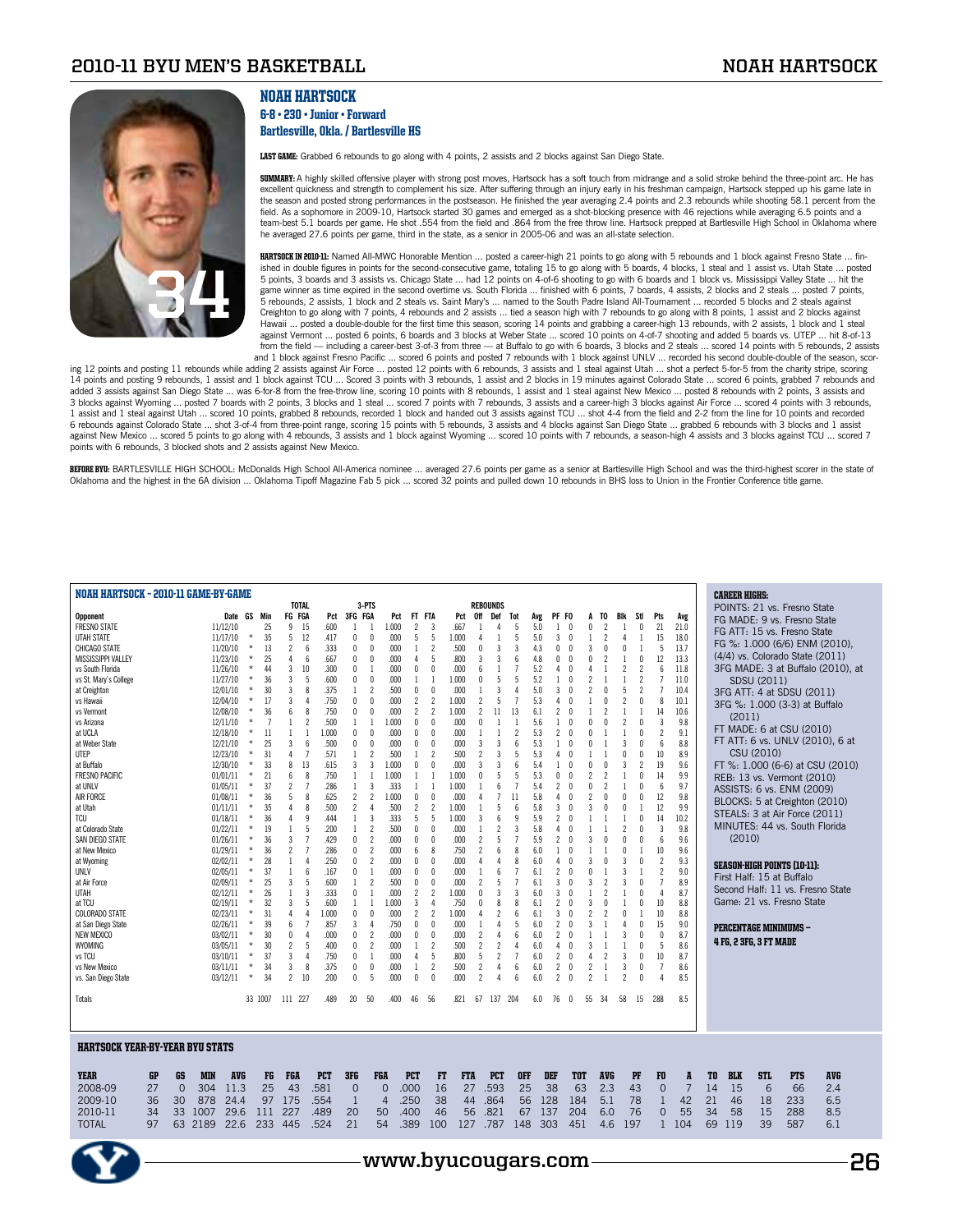# NOAH HARTSOCK

**6-8 • 230 • Junior • Forward**
**Bartlesville, Okla. / Bartlesville HS**

34

**LAST GAME:** Grabbed 6 rebounds to go along with 4 points, 2 assists and 2 blocks against San Diego State.

**SUMMARY:** A highly skilled offensive player with strong post moves, Hartsock has a soft touch from midrange and a solid stroke behind the three-point arc. He has excellent quickness and strength to complement his size. After suffering through an injury early in his freshman campaign, Hartsock stepped up his game late in the season and posted strong performances in the postseason. He finished the year averaging 2.4 points and 2.3 rebounds while shooting 58.1 percent from the field. As a sophomore in 2009-10, Hartsock started 30 games and emerged as a shot-blocking presence with 46 rejections while averaging 6.5 points and a team-best 5.1 boards per game. He shot .554 from the field and .864 from the free throw line. Hartsock prepped at Bartlesville High School in Oklahoma where he averaged 27.6 points per game, third in the state, as a senior in 2005-06 and was an all-state selection.

**HARTSOCK IN 2010-11:** Named All-MWC Honorable Mention ... posted a career-high 21 points to go along with 5 rebounds and 1 block against Fresno State ... finished in double figures in points for the second-consecutive game, totaling 15 to go along with 5 boards, 4 blocks, 1 steal and 1 assist vs. Utah State ... posted 5 points, 3 boards and 3 assists vs. Chicago State ... had 12 points on 4-of-6 shooting to go with 6 boards and 1 block vs. Mississippi Valley State ... hit the game winner as time expired in the second overtime vs. South Florida ... finished with 6 points, 7 boards, 4 assists, 2 blocks and 2 steals ... posted 7 points, 5 rebounds, 2 assists, 1 block and 2 steals vs. Saint Mary's ... named to the South Padre Island All-Tournament ... recorded 5 blocks and 2 steals against Creighton to go along with 7 points, 4 rebounds and 2 assists ... tied a season high with 7 rebounds to go along with 8 points, 1 assist and 2 blocks against Hawaii ... posted a double-double for the first time this season, scoring 14 points and grabbing a career-high 13 rebounds, with 2 assists, 1 block and 1 steal against Vermont ... posted 6 points, 6 boards and 3 blocks at Weber State ... scored 10 points on 4-of-7 shooting and added 5 boards vs. UTEP ... hit 8-of-13 from the field — including a career-best 3-of-3 from three — at Buffalo to go with 6 boards, 3 blocks and 2 steals ... scored 14 points with 5 rebounds, 2 assists and 1 block against Fresno Pacific ... scored 6 points and posted 7 rebounds with 1 block against UNLV ... recorded his second double-double of the season, scoring 12 points and posting 11 rebounds while adding 2 assists against Air Force ... posted 12 points with 6 rebounds, 3 assists and 1 steal against Utah ... shot a perfect 5-for-5 from the charity stripe, scoring 14 points and posting 9 rebounds, 1 assist and 1 block against TCU ... Scored 3 points with 3 rebounds, 1 assist and 2 blocks in 19 minutes against Colorado State ... scored 6 points, grabbed 7 rebounds and added 3 assists against San Diego State ... was 6-for-8 from the free-throw line, scoring 10 points with 8 rebounds, 1 assist and 1 steal against New Mexico ... posted 8 rebounds with 2 points, 3 assists and 3 blocks against Wyoming ... posted 7 boards with 2 points, 3 blocks and 1 steal ... scored 7 points with 7 rebounds, 3 assists and a career-high 3 blocks against Air Force ... scored 4 points with 3 rebounds, 1 assist and 1 steal against Utah ... scored 10 points, grabbed 8 rebounds, recorded 1 block and handed out 3 assists against TCU ... shot 4-4 from the field and 2-2 from the line for 10 points and recorded 6 rebounds against Colorado State ... shot 3-of-4 from three-point range, scoring 15 points with 5 rebounds, 3 assists and 4 blocks against San Diego State ... grabbed 6 rebounds with 3 blocks and 1 assist against New Mexico ... scored 5 points to go along with 4 rebounds, 3 assists and 1 block against Wyoming ... scored 10 points with 7 rebounds, a season-high 4 assists and 3 blocks against TCU ... scored 7 points with 6 rebounds, 3 blocked shots and 2 assists against New Mexico.

**BEFORE BYU:** BARTLESVILLE HIGH SCHOOL: McDonalds High School All-America nominee ... averaged 27.6 points per game as a senior at Bartlesville High School and was the third-highest scorer in the state of Oklahoma and the highest in the 6A division ... Oklahoma Tipoff Magazine Fab 5 pick ... scored 32 points and pulled down 10 rebounds in BHS loss to Union in the Frontier Conference title game.

## NOAH HARTSOCK - 2010-11 GAME-BY-GAME

| Opponent | Date | GS | Min | FG | FGA | Pct | 3FG | 3FGA | Pct | FT | FTA | Pct | Off | Def | Tot | Avg | PF | FO | A | TO | Blk | Stl | Pts | Avg |
|---|---|---|---|---|---|---|---|---|---|---|---|---|---|---|---|---|---|---|---|---|---|---|---|---|
| FRESNO STATE | 11/12/10 | | 25 | 9 | 15 | .600 | 1 | 1 | 1.000 | 2 | 3 | .667 | 1 | 4 | 5 | 5.0 | 1 | 0 | 0 | 2 | 1 | 0 | 21 | 21.0 |
| UTAH STATE | 11/17/10 | * | 35 | 5 | 12 | .417 | 0 | 0 | .000 | 5 | 5 | 1.000 | 4 | 1 | 5 | 5.0 | 3 | 0 | 1 | 2 | 4 | 1 | 15 | 18.0 |
| CHICAGO STATE | 11/20/10 | * | 13 | 2 | 6 | .333 | 0 | 0 | .000 | 1 | 2 | .500 | 0 | 3 | 3 | 4.3 | 0 | 0 | 3 | 0 | 0 | 1 | 5 | 13.7 |
| MISSISSIPPI VALLEY | 11/23/10 | * | 25 | 4 | 6 | .667 | 0 | 0 | .000 | 4 | 5 | .800 | 3 | 3 | 6 | 4.8 | 0 | 0 | 0 | 2 | 1 | 0 | 12 | 13.3 |
| vs South Florida | 11/26/10 | * | 44 | 3 | 10 | .300 | 0 | 1 | .000 | 0 | 0 | .000 | 6 | 1 | 7 | 5.2 | 4 | 0 | 4 | 1 | 2 | 2 | 6 | 11.8 |
| vs St. Mary's College | 11/27/10 | * | 36 | 3 | 5 | .600 | 0 | 0 | .000 | 1 | 1 | 1.000 | 0 | 5 | 5 | 5.2 | 1 | 0 | 2 | 1 | 1 | 2 | 7 | 11.0 |
| at Creighton | 12/01/10 | * | 30 | 3 | 8 | .375 | 1 | 2 | .500 | 0 | 0 | .000 | 1 | 3 | 4 | 5.0 | 3 | 0 | 2 | 0 | 5 | 2 | 7 | 10.4 |
| vs Hawaii | 12/04/10 | * | 17 | 3 | 4 | .750 | 0 | 0 | .000 | 2 | 2 | 1.000 | 2 | 5 | 7 | 5.3 | 4 | 0 | 1 | 0 | 2 | 0 | 8 | 10.1 |
| vs Vermont | 12/08/10 | * | 36 | 6 | 8 | .750 | 0 | 0 | .000 | 2 | 2 | 1.000 | 2 | 11 | 13 | 6.1 | 2 | 0 | 1 | 2 | 1 | 1 | 14 | 10.6 |
| vs Arizona | 12/11/10 | * | 7 | 1 | 2 | .500 | 1 | 1 | 1.000 | 0 | 0 | .000 | 0 | 1 | 1 | 5.6 | 1 | 0 | 0 | 0 | 2 | 0 | 3 | 9.8 |
| at UCLA | 12/18/10 | * | 11 | 1 | 1 | 1.000 | 0 | 0 | .000 | 0 | 0 | .000 | 1 | 1 | 2 | 5.3 | 2 | 0 | 0 | 1 | 1 | 0 | 2 | 9.1 |
| at Weber State | 12/21/10 | * | 25 | 3 | 6 | .500 | 0 | 0 | .000 | 0 | 0 | .000 | 3 | 3 | 6 | 5.3 | 1 | 0 | 0 | 1 | 3 | 0 | 6 | 8.8 |
| UTEP | 12/23/10 | * | 31 | 4 | 7 | .571 | 1 | 2 | .500 | 1 | 2 | .500 | 2 | 3 | 5 | 5.3 | 4 | 0 | 1 | 1 | 0 | 0 | 10 | 8.9 |
| at Buffalo | 12/30/10 | * | 33 | 8 | 13 | .615 | 3 | 3 | 1.000 | 0 | 0 | .000 | 3 | 3 | 6 | 5.4 | 1 | 0 | 0 | 0 | 3 | 2 | 19 | 9.6 |
| FRESNO PACIFIC | 01/01/11 | * | 21 | 6 | 8 | .750 | 1 | 1 | 1.000 | 1 | 1 | 1.000 | 0 | 5 | 5 | 5.3 | 0 | 0 | 2 | 2 | 1 | 0 | 14 | 9.9 |
| at UNLV | 01/05/11 | * | 37 | 2 | 7 | .286 | 1 | 3 | .333 | 1 | 1 | 1.000 | 1 | 6 | 7 | 5.4 | 2 | 0 | 0 | 2 | 1 | 0 | 6 | 9.7 |
| AIR FORCE | 01/08/11 | * | 36 | 5 | 8 | .625 | 2 | 2 | 1.000 | 0 | 0 | .000 | 4 | 7 | 11 | 5.8 | 4 | 0 | 2 | 0 | 0 | 0 | 12 | 9.8 |
| at Utah | 01/11/11 | * | 35 | 4 | 8 | .500 | 2 | 4 | .500 | 2 | 2 | 1.000 | 1 | 5 | 6 | 5.8 | 3 | 0 | 3 | 0 | 0 | 1 | 12 | 9.9 |
| TCU | 01/18/11 | * | 36 | 4 | 9 | .444 | 1 | 3 | .333 | 5 | 5 | 1.000 | 3 | 6 | 9 | 5.9 | 2 | 0 | 1 | 1 | 1 | 0 | 14 | 10.2 |
| at Colorado State | 01/22/11 | * | 19 | 1 | 5 | .200 | 1 | 2 | .500 | 0 | 0 | .000 | 1 | 2 | 3 | 5.8 | 4 | 0 | 1 | 1 | 2 | 0 | 3 | 9.8 |
| SAN DIEGO STATE | 01/26/11 | * | 36 | 3 | 7 | .429 | 0 | 2 | .000 | 0 | 0 | .000 | 2 | 5 | 7 | 5.9 | 2 | 0 | 3 | 0 | 0 | 0 | 6 | 9.6 |
| at New Mexico | 01/29/11 | * | 36 | 2 | 7 | .286 | 0 | 2 | .000 | 6 | 8 | .750 | 2 | 6 | 8 | 6.0 | 1 | 0 | 1 | 1 | 0 | 1 | 10 | 9.6 |
| at Wyoming | 02/02/11 | * | 28 | 1 | 4 | .250 | 0 | 2 | .000 | 0 | 0 | .000 | 4 | 4 | 8 | 6.0 | 4 | 0 | 3 | 0 | 3 | 0 | 2 | 9.3 |
| UNLV | 02/05/11 | * | 37 | 1 | 6 | .167 | 0 | 1 | .000 | 0 | 0 | .000 | 1 | 6 | 7 | 6.1 | 2 | 0 | 0 | 1 | 3 | 1 | 2 | 9.0 |
| at Air Force | 02/09/11 | * | 25 | 3 | 5 | .600 | 1 | 2 | .500 | 0 | 0 | .000 | 2 | 5 | 7 | 6.1 | 3 | 0 | 3 | 2 | 3 | 0 | 7 | 8.9 |
| UTAH | 02/12/11 | * | 26 | 1 | 3 | .333 | 0 | 1 | .000 | 2 | 2 | 1.000 | 0 | 3 | 3 | 6.0 | 3 | 0 | 1 | 2 | 1 | 0 | 4 | 8.7 |
| at TCU | 02/19/11 | * | 32 | 3 | 5 | .600 | 1 | 1 | 1.000 | 3 | 4 | .750 | 0 | 8 | 8 | 6.1 | 2 | 0 | 3 | 0 | 1 | 0 | 10 | 8.8 |
| COLORADO STATE | 02/23/11 | * | 31 | 4 | 4 | 1.000 | 0 | 0 | .000 | 2 | 2 | 1.000 | 4 | 2 | 6 | 6.1 | 3 | 0 | 2 | 2 | 0 | 1 | 10 | 8.8 |
| at San Diego State | 02/26/11 | * | 39 | 6 | 7 | .857 | 3 | 4 | .750 | 0 | 0 | .000 | 1 | 4 | 5 | 6.0 | 2 | 0 | 3 | 1 | 4 | 0 | 15 | 9.0 |
| NEW MEXICO | 03/02/11 | * | 30 | 0 | 4 | .000 | 0 | 2 | .000 | 0 | 0 | .000 | 2 | 4 | 6 | 6.0 | 2 | 0 | 1 | 1 | 3 | 0 | 0 | 8.7 |
| WYOMING | 03/05/11 | * | 30 | 2 | 5 | .400 | 0 | 2 | .000 | 1 | 2 | .500 | 2 | 2 | 4 | 6.0 | 4 | 0 | 3 | 1 | 1 | 0 | 5 | 8.6 |
| vs TCU | 03/10/11 | * | 37 | 3 | 4 | .750 | 0 | 1 | .000 | 4 | 5 | .800 | 5 | 2 | 7 | 6.0 | 2 | 0 | 4 | 2 | 3 | 0 | 10 | 8.7 |
| vs New Mexico | 03/11/11 | * | 34 | 3 | 8 | .375 | 0 | 0 | .000 | 1 | 2 | .500 | 2 | 4 | 6 | 6.0 | 2 | 0 | 2 | 1 | 3 | 0 | 7 | 8.6 |
| vs. San Diego State | 03/12/11 | * | 34 | 2 | 10 | .200 | 0 | 5 | .000 | 0 | 0 | .000 | 2 | 4 | 6 | 6.0 | 2 | 0 | 2 | 1 | 2 | 0 | 4 | 8.5 |
| Totals | | 33 | 1007 | 111 | 227 | .489 | 20 | 50 | .400 | 46 | 56 | .821 | 67 | 137 | 204 | 6.0 | 76 | 0 | 55 | 34 | 58 | 15 | 288 | 8.5 |

**CAREER HIGHS:**
- POINTS: 21 vs. Fresno State
- FG MADE: 9 vs. Fresno State
- FG ATT: 15 vs. Fresno State
- FG %: 1.000 (6/6) ENM (2010), (4/4) vs. Colorado State (2011)
- 3FG MADE: 3 at Buffalo (2010), at SDSU (2011)
- 3FG ATT: 4 at SDSU (2011)
- 3FG %: 1.000 (3-3) at Buffalo (2011)
- FT MADE: 6 at CSU (2010)
- FT ATT: 6 vs. UNLV (2010), 6 at CSU (2010)
- FT %: 1.000 (6-6) at CSU (2010)
- REB: 13 vs. Vermont (2010)
- ASSISTS: 6 vs. ENM (2009)
- BLOCKS: 5 at Creighton (2010)
- STEALS: 3 at Air Force (2011)
- MINUTES: 44 vs. South Florida (2010)

**SEASON-HIGH POINTS (10-11):**
- First Half: 15 at Buffalo
- Second Half: 11 vs. Fresno State
- Game: 21 vs. Fresno State

**PERCENTAGE MINIMUMS –**
**4 FG, 2 3FG, 3 FT MADE**

## HARTSOCK YEAR-BY-YEAR BYU STATS

| YEAR | GP | GS | MIN | AVG | FG | FGA | PCT | 3FG | FGA | PCT | FT | FTA | PCT | OFF | DEF | TOT | AVG | PF | FO | A | TO | BLK | STL | PTS | AVG |
|---|---|---|---|---|---|---|---|---|---|---|---|---|---|---|---|---|---|---|---|---|---|---|---|---|---|
| 2008-09 | 27 | 0 | 304 | 11.3 | 25 | 43 | .581 | 0 | 0 | .000 | 16 | 27 | .593 | 25 | 38 | 63 | 2.3 | 43 | 0 | 7 | 14 | 15 | 6 | 66 | 2.4 |
| 2009-10 | 36 | 30 | 878 | 24.4 | 97 | 175 | .554 | 1 | 4 | .250 | 38 | 44 | .864 | 56 | 128 | 184 | 5.1 | 78 | 1 | 42 | 21 | 46 | 18 | 233 | 6.5 |
| 2010-11 | 34 | 33 | 1007 | 29.6 | 111 | 227 | .489 | 20 | 50 | .400 | 46 | 56 | .821 | 67 | 137 | 204 | 6.0 | 76 | 0 | 55 | 34 | 58 | 15 | 288 | 8.5 |
| TOTAL | 97 | 63 | 2189 | 22.6 | 233 | 445 | .524 | 21 | 54 | .389 | 100 | 127 | .787 | 148 | 303 | 451 | 4.6 | 197 | 1 | 104 | 69 | 119 | 39 | 587 | 6.1 |

www.byucougars.com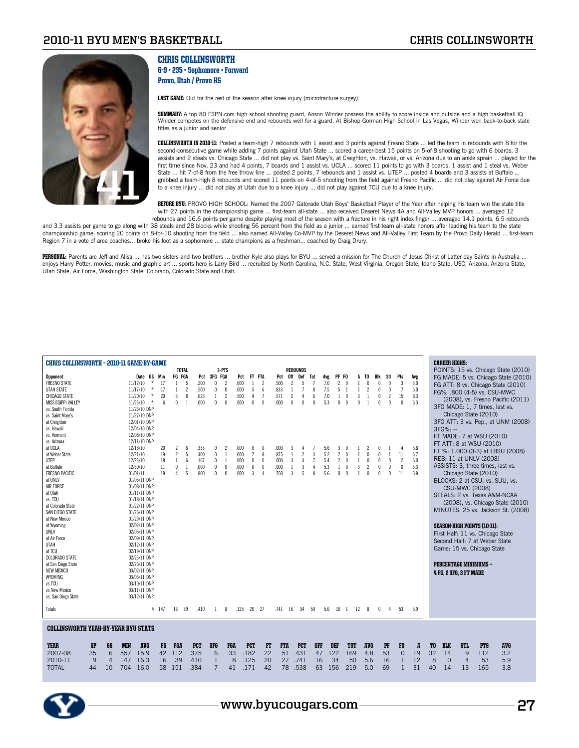# CHRIS COLLINSWORTH

**6-9 • 235 • Sophomore • Forward**
**Provo, Utah / Provo HS**

**LAST GAME:** Out for the rest of the season after knee injury (microfracture surgey).

**SUMMARY:** A top 80 ESPN.com high school shooting guard, Anson Winder possess the ability to score inside and outside and a high basketball IQ. Winder competes on the defensive end and rebounds well for a guard. At Bishop Gorman High School in Las Vegas, Winder won back-to-back state titles as a junior and senior.

**COLLINSWORTH IN 2010-11:** Posted a team-high 7 rebounds with 1 assist and 3 points against Fresno State ... led the team in rebounds with 8 for the second-consecutive game while adding 7 points against Utah State ... scored a career-best 15 points on 5-of-8 shooting to go with 6 boards, 3 assists and 2 steals vs. Chicago State ... did not play vs. Saint Mary's, at Creighton, vs. Hawaii, or vs. Arizona due to an ankle sprain ... played for the first time since Nov. 23 and had 4 points, 7 boards and 1 assist vs. UCLA ... scored 11 points to go with 3 boards, 1 assist and 1 steal vs. Weber State ... hit 7-of-8 from the free throw line ... posted 2 points, 7 rebounds and 1 assist vs. UTEP ... posted 4 boards and 3 assists at Buffalo ... grabbed a team-high 8 rebounds and scored 11 points on 4-of-5 shooting from the field against Fresno Pacific ... did not play against Air Force due to a knee injury ... did not play at Utah due to a knee injury ... did not play against TCU due to a knee injury.

**BEFORE BYU:** PROVO HIGH SCHOOL: Named the 2007 Gatorade Utah Boys' Basketball Player of the Year after helping his team win the state title with 27 points in the championship game ... first-team all-state ... also received Deseret News 4A and All-Valley MVP honors ... averaged 12 rebounds and 16.6 points per game despite playing most of the season with a fracture in his right index finger ... averaged 14.1 points, 6.5 rebounds and 3.3 assists per game to go along with 38 steals and 28 blocks while shooting 56 percent from the field as a junior ... earned first-team all-state honors after leading his team to the state championship game, scoring 20 points on 8-for-10 shooting from the field ... also named All-Valley Co-MVP by the Deseret News and All-Valley First Team by the Provo Daily Herald ... first-team Region 7 in a vote of area coaches... broke his foot as a sophomore ... state champions as a freshman... coached by Craig Drury.

**PERSONAL:** Parents are Jeff and Alisa ... has two sisters and two brothers ... brother Kyle also plays for BYU ... served a mission for The Church of Jesus Christ of Latter-day Saints in Australia ... enjoys Harry Potter, movies, music and graphic art ... sports hero is Larry Bird ... recruited by North Carolina, N.C. State, West Virginia, Oregon State, Idaho State, USC, Arizona, Arizona State, Utah State, Air Force, Washington State, Colorado, Colorado State and Utah.

## CHRIS COLLINSWORTH - 2010-11 GAME-BY-GAME

| Opponent | Date | GS | Min | FG | FGA | Pct | 3FG | FGA | Pct | FT | FTA | Pct | Off | Def | Tot | Avg | PF | FO | A | TO | Blk | Stl | Pts | Avg |
|---|---|---|---|---|---|---|---|---|---|---|---|---|---|---|---|---|---|---|---|---|---|---|---|---|
| FRESNO STATE | 11/12/10 | * | 17 | 1 | 5 | .200 | 0 | 2 | .000 | 1 | 2 | .500 | 2 | 5 | 7 | 7.0 | 2 | 0 | 1 | 0 | 0 | 0 | 3 | 3.0 |
| UTAH STATE | 11/17/10 | * | 17 | 1 | 2 | .500 | 0 | 0 | .000 | 5 | 6 | .833 | 1 | 7 | 8 | 7.5 | 5 | 1 | 1 | 2 | 0 | 0 | 7 | 5.0 |
| CHICAGO STATE | 11/20/10 | * | 20 | 5 | 8 | .625 | 1 | 2 | .500 | 4 | 7 | .571 | 2 | 4 | 6 | 7.0 | 1 | 0 | 3 | 1 | 0 | 2 | 15 | 8.3 |
| MISSISSIPPI VALLEY | 11/23/10 | * | 6 | 0 | 1 | .000 | 0 | 0 | .000 | 0 | 0 | .000 | 0 | 0 | 0 | 5.3 | 0 | 0 | 0 | 1 | 0 | 0 | 0 | 6.3 |
| vs. South Florida | 11/26/10 DNP | | | | | | | | | | | | | | | | | | | | | | | |
| vs. Saint Mary's | 11/27/10 DNP | | | | | | | | | | | | | | | | | | | | | | | |
| at Creighton | 12/01/10 DNP | | | | | | | | | | | | | | | | | | | | | | | |
| vs. Hawaii | 12/04/10 DNP | | | | | | | | | | | | | | | | | | | | | | | |
| vs. Vermont | 12/08/10 DNP | | | | | | | | | | | | | | | | | | | | | | | |
| vs. Arizona | 12/11/10 DNP | | | | | | | | | | | | | | | | | | | | | | | |
| at UCLA | 12/18/10 | | 20 | 2 | 6 | .333 | 0 | 2 | .000 | 0 | 0 | .000 | 3 | 4 | 7 | 5.6 | 3 | 0 | 1 | 2 | 0 | 1 | 4 | 5.8 |
| at Weber State | 12/21/10 | | 19 | 2 | 5 | .400 | 0 | 1 | .000 | 7 | 8 | .875 | 1 | 2 | 3 | 5.2 | 2 | 0 | 1 | 0 | 0 | 1 | 11 | 6.7 |
| UTEP | 12/23/10 | | 18 | 1 | 6 | .167 | 0 | 1 | .000 | 0 | 0 | .000 | 3 | 4 | 7 | 5.4 | 2 | 0 | 1 | 0 | 0 | 0 | 2 | 6.0 |
| at Buffalo | 12/30/10 | | 11 | 0 | 1 | .000 | 0 | 0 | .000 | 0 | 0 | .000 | 1 | 3 | 4 | 5.3 | 1 | 0 | 3 | 2 | 0 | 0 | 0 | 5.3 |
| FRESNO PACIFIC | 01/01/11 | | 19 | 4 | 5 | .800 | 0 | 0 | .000 | 3 | 4 | .750 | 3 | 5 | 8 | 5.6 | 0 | 0 | 1 | 0 | 0 | 0 | 11 | 5.9 |
| at UNLV | 01/05/11 DNP | | | | | | | | | | | | | | | | | | | | | | | |
| AIR FORCE | 01/08/11 DNP | | | | | | | | | | | | | | | | | | | | | | | |
| at Utah | 01/11/11 DNP | | | | | | | | | | | | | | | | | | | | | | | |
| vs. TCU | 01/18/11 DNP | | | | | | | | | | | | | | | | | | | | | | | |
| at Colorado State | 01/22/11 DNP | | | | | | | | | | | | | | | | | | | | | | | |
| SAN DIEGO STATE | 01/26/11 DNP | | | | | | | | | | | | | | | | | | | | | | | |
| at New Mexico | 01/29/11 DNP | | | | | | | | | | | | | | | | | | | | | | | |
| at Wyoming | 02/02/11 DNP | | | | | | | | | | | | | | | | | | | | | | | |
| UNLV | 02/05/11 DNP | | | | | | | | | | | | | | | | | | | | | | | |
| at Air Force | 02/09/11 DNP | | | | | | | | | | | | | | | | | | | | | | | |
| UTAH | 02/12/11 DNP | | | | | | | | | | | | | | | | | | | | | | | |
| at TCU | 02/19/11 DNP | | | | | | | | | | | | | | | | | | | | | | | |
| COLORADO STATE | 02/23/11 DNP | | | | | | | | | | | | | | | | | | | | | | | |
| at San Diego State | 02/26/11 DNP | | | | | | | | | | | | | | | | | | | | | | | |
| NEW MEXICO | 03/02/11 DNP | | | | | | | | | | | | | | | | | | | | | | | |
| WYOMING | 03/05/11 DNP | | | | | | | | | | | | | | | | | | | | | | | |
| vs TCU | 03/10/11 DNP | | | | | | | | | | | | | | | | | | | | | | | |
| vs New Mexico | 03/11/11 DNP | | | | | | | | | | | | | | | | | | | | | | | |
| vs. San Diego State | 03/12/11 DNP | | | | | | | | | | | | | | | | | | | | | | | |
| Totals | | 4 | 147 | 16 | 39 | .410 | 1 | 8 | .125 | 20 | 27 | .741 | 16 | 34 | 50 | 5.6 | 16 | 1 | 12 | 8 | 0 | 4 | 53 | 5.9 |

**CAREER HIGHS:**
POINTS: 15 vs. Chicago State (2010)
FG MADE: 5 vs. Chicago State (2010)
FG ATT: 8 vs. Chicago State (2010)
FG%: .800 (4-5) vs. CSU-MWC (2008), vs. Fresno Pacific (2011)
3FG MADE: 1, 7 times, last vs. Chicago State (2010)
3FG ATT: 3 vs. Pep., at UNM (2008)
3FG%: --
FT MADE: 7 at WSU (2010)
FT ATT: 8 at WSU (2010)
FT %: 1.000 (3-3) at LBSU (2008)
REB: 11 at UNLV (2008)
ASSISTS: 3, three times, last vs. Chicago State (2010)
BLOCKS: 2 at CSU, vs. SUU, vs. CSU-MWC (2008)
STEALS: 2 vs. Texas A&M-NCAA (2008), vs. Chicago State (2010)
MINUTES: 25 vs. Jackson St. (2008)

**SEASON-HIGH POINTS (10-11):**
First Half: 11 vs. Chicago State
Second Half: 7 at Weber State
Game: 15 vs. Chicago State

**PERCENTAGE MINIMUMS – 4 FG, 2 3FG, 3 FT MADE**

## COLLINSWORTH YEAR-BY-YEAR BYU STATS

| YEAR | GP | GS | MIN | AVG | FG | FGA | PCT | 3FG | FGA | PCT | FT | FTA | PCT | OFF | DEF | TOT | AVG | PF | FO | A | TO | BLK | STL | PTS | AVG |
|---|---|---|---|---|---|---|---|---|---|---|---|---|---|---|---|---|---|---|---|---|---|---|---|---|---|
| 2007-08 | 35 | 6 | 557 | 15.9 | 42 | 112 | .375 | 6 | 33 | .182 | 22 | 51 | .431 | 47 | 122 | 169 | 4.8 | 53 | 0 | 19 | 32 | 14 | 9 | 112 | 3.2 |
| 2010-11 | 9 | 4 | 147 | 16.3 | 16 | 39 | .410 | 1 | 8 | .125 | 20 | 27 | .741 | 16 | 34 | 50 | 5.6 | 16 | 1 | 12 | 8 | 0 | 4 | 53 | 5.9 |
| TOTAL | 44 | 10 | 704 | 16.0 | 58 | 151 | .384 | 7 | 41 | .171 | 42 | 78 | .538 | 63 | 156 | 219 | 5.0 | 69 | 1 | 31 | 40 | 14 | 13 | 165 | 3.8 |

www.byucougars.com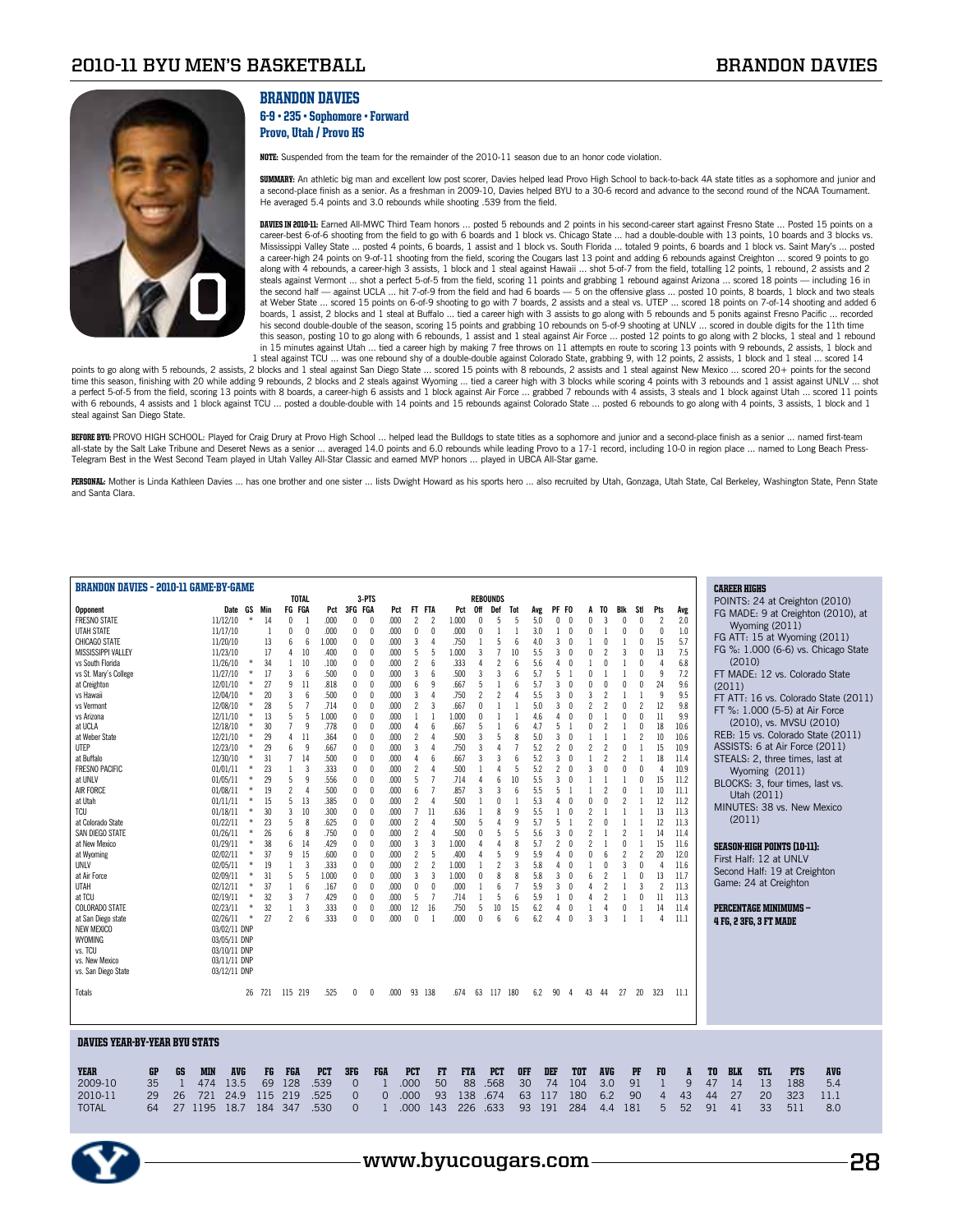# BRANDON DAVIES

**6-9 • 235 • Sophomore • Forward**
**Provo, Utah / Provo HS**

**NOTE:** Suspended from the team for the remainder of the 2010-11 season due to an honor code violation.

**SUMMARY:** An athletic big man and excellent low post scorer, Davies helped lead Provo High School to back-to-back 4A state titles as a sophomore and junior and a second-place finish as a senior. As a freshman in 2009-10, Davies helped BYU to a 30-6 record and advance to the second round of the NCAA Tournament. He averaged 5.4 points and 3.0 rebounds while shooting .539 from the field.

**DAVIES IN 2010-11:** Earned All-MWC Third Team honors ... posted 5 rebounds and 2 points in his second-career start against Fresno State ... Posted 15 points on a career-best 6-of-6 shooting from the field to go with 6 boards and 1 block vs. Chicago State ... had a double-double with 13 points, 10 boards and 3 blocks vs. Mississippi Valley State ... posted 4 points, 6 boards, 1 assist and 1 block vs. South Florida ... totaled 9 points, 6 boards and 1 block vs. Saint Mary's ... posted a career-high 24 points on 9-of-11 shooting from the field, scoring the Cougars last 13 point and adding 6 rebounds against Creighton ... scored 9 points to go along with 4 rebounds, a career-high 3 assists, 1 block and 1 steal against Hawaii ... shot 5-of-7 from the field, totalling 12 points, 1 rebound, 2 assists and 2 steals against Vermont ... shot a perfect 5-of-5 from the field, scoring 11 points and grabbing 1 rebound against Arizona ... scored 18 points — including 16 in the second half — against UCLA ... hit 7-of-9 from the field and had 6 boards — 5 on the offensive glass ... posted 10 points, 8 boards, 1 block and two steals at Weber State ... scored 15 points on 6-of-9 shooting to go with 7 boards, 2 assists and a steal vs. UTEP ... scored 18 points on 7-of-14 shooting and added 6 boards, 1 assist, 2 blocks and 1 steal at Buffalo ... tied a career high with 3 assists to go along with 5 rebounds and 5 points against Fresno Pacific ... recorded his second double-double of the season, scoring 15 points and grabbing 10 rebounds on 5-of-9 shooting at UNLV ... scored in double digits for the 11th time this season, posting 10 to go along with 6 rebounds, 1 assist and 1 steal against Air Force ... posted 12 points to go along with 2 blocks, 1 steal and 1 rebound in 15 minutes against Utah ... tied a career high by making 7 free throws on 11 attempts en route to scoring 13 points with 9 rebounds, 2 assists, 1 block and 1 steal against TCU ... was one rebound shy of a double-double against Colorado State, grabbing 9, with 12 points, 2 assists, 1 block and 1 steal ... scored 14 points to go along with 5 rebounds, 2 assists, 2 blocks and 1 steal against San Diego State ... scored 15 points with 8 rebounds, 2 assists and 1 steal against New Mexico ... scored 20+ points for the second time this season, finishing with 20 while adding 9 rebounds, 2 blocks and 2 steals against Wyoming ... tied a career high with 3 blocks while scoring 4 points with 3 rebounds and 1 assist against UNLV ... shot a perfect 5-of-5 from the field, scoring 13 points with 8 boards, a career-high 6 assists and 1 block against Air Force ... grabbed 7 rebounds with 4 assists, 3 steals and 4 blocks against Utah ... scored 11 points with 6 rebounds, 4 assists and 1 block against TCU ... posted a double-double with 14 points and 15 rebounds against Colorado State ... posted 6 rebounds to go along with 4 points, 3 assists, 1 block and 1 steal against San Diego State.

**BEFORE BYU:** PROVO HIGH SCHOOL: Played for Craig Drury at Provo High School ... helped lead the Bulldogs to state titles as a sophomore and junior and a second-place finish as a senior ... named first-team all-state by the Salt Lake Tribune and Deseret News as a senior ... averaged 14.0 points and 6.0 rebounds while leading Provo to a 17-1 record, including 10-0 in region place ... named to Long Beach Press-Telegram Best in the West Second Team played in Utah Valley All-Star Classic and earned MVP honors ... played in UBCA All-Star game.

**PERSONAL:** Mother is Linda Kathleen Davies ... has one brother and one sister ... lists Dwight Howard as his sports hero ... also recruited by Utah, Gonzaga, Utah State, Cal Berkeley, Washington State, Penn State and Santa Clara.

## BRANDON DAVIES – 2010-11 GAME-BY-GAME

| Opponent | Date | GS | Min | FG | FGA | Pct | 3FG | 3FGA | Pct | FT | FTA | Pct | Off | Def | Tot | Avg | PF | FO | A | TO | Blk | Stl | Pts | Avg |
|---|---|---|---|---|---|---|---|---|---|---|---|---|---|---|---|---|---|---|---|---|---|---|---|---|
| FRESNO STATE | 11/12/10 | * | 14 | 0 | 1 | .000 | 0 | 0 | .000 | 2 | 2 | 1.000 | 0 | 5 | 5 | 5.0 | 0 | 0 | 0 | 3 | 0 | 0 | 2 | 2.0 |
| UTAH STATE | 11/17/10 | | 1 | 0 | 0 | .000 | 0 | 0 | .000 | 0 | 0 | .000 | 0 | 1 | 1 | 3.0 | 1 | 0 | 0 | 1 | 0 | 0 | 0 | 1.0 |
| CHICAGO STATE | 11/20/10 | | 13 | 6 | 6 | 1.000 | 0 | 0 | .000 | 3 | 4 | .750 | 1 | 5 | 6 | 4.0 | 3 | 0 | 1 | 0 | 1 | 0 | 15 | 5.7 |
| MISSISSIPPI VALLEY | 11/23/10 | | 17 | 4 | 10 | .400 | 0 | 0 | .000 | 5 | 5 | 1.000 | 3 | 7 | 10 | 5.5 | 3 | 0 | 0 | 2 | 3 | 0 | 13 | 7.5 |
| vs South Florida | 11/26/10 | * | 34 | 1 | 10 | .100 | 0 | 0 | .000 | 2 | 6 | .333 | 4 | 2 | 6 | 5.6 | 4 | 0 | 1 | 0 | 1 | 0 | 4 | 6.8 |
| vs St. Mary's College | 11/27/10 | * | 17 | 3 | 6 | .500 | 0 | 0 | .000 | 3 | 6 | .500 | 3 | 3 | 6 | 5.7 | 5 | 1 | 0 | 1 | 1 | 0 | 9 | 7.2 |
| at Creighton | 12/01/10 | * | 27 | 9 | 11 | .818 | 0 | 0 | .000 | 6 | 9 | .667 | 5 | 1 | 6 | 5.7 | 3 | 0 | 0 | 0 | 0 | 0 | 24 | 9.6 |
| vs Hawaii | 12/04/10 | * | 20 | 3 | 6 | .500 | 0 | 0 | .000 | 3 | 4 | .750 | 2 | 2 | 4 | 5.5 | 3 | 0 | 3 | 2 | 1 | 1 | 9 | 9.5 |
| vs Vermont | 12/08/10 | * | 28 | 5 | 7 | .714 | 0 | 0 | .000 | 2 | 3 | .667 | 0 | 1 | 1 | 5.0 | 3 | 0 | 2 | 2 | 0 | 2 | 12 | 9.8 |
| vs Arizona | 12/11/10 | * | 13 | 5 | 5 | 1.000 | 0 | 0 | .000 | 1 | 1 | 1.000 | 0 | 1 | 1 | 4.6 | 4 | 0 | 0 | 1 | 0 | 0 | 11 | 9.9 |
| at UCLA | 12/18/10 | * | 30 | 7 | 9 | .778 | 0 | 0 | .000 | 4 | 6 | .667 | 5 | 1 | 6 | 4.7 | 5 | 1 | 0 | 2 | 1 | 0 | 18 | 10.6 |
| at Weber State | 12/21/10 | * | 29 | 4 | 11 | .364 | 0 | 0 | .000 | 2 | 4 | .500 | 3 | 5 | 8 | 5.0 | 3 | 0 | 1 | 1 | 1 | 2 | 10 | 10.6 |
| UTEP | 12/23/10 | * | 29 | 6 | 9 | .667 | 0 | 0 | .000 | 3 | 4 | .750 | 3 | 4 | 7 | 5.2 | 2 | 0 | 2 | 2 | 0 | 1 | 15 | 10.9 |
| at Buffalo | 12/30/10 | * | 31 | 7 | 14 | .500 | 0 | 0 | .000 | 4 | 6 | .667 | 3 | 3 | 6 | 5.2 | 3 | 0 | 1 | 2 | 2 | 1 | 18 | 11.4 |
| FRESNO PACIFIC | 01/01/11 | * | 23 | 1 | 3 | .333 | 0 | 0 | .000 | 2 | 4 | .500 | 1 | 4 | 5 | 5.2 | 2 | 0 | 3 | 0 | 0 | 0 | 4 | 10.9 |
| at UNLV | 01/05/11 | * | 29 | 5 | 9 | .556 | 0 | 0 | .000 | 5 | 7 | .714 | 4 | 6 | 10 | 5.5 | 3 | 0 | 1 | 1 | 1 | 0 | 15 | 11.2 |
| AIR FORCE | 01/08/11 | * | 19 | 2 | 4 | .500 | 0 | 0 | .000 | 6 | 7 | .857 | 3 | 3 | 6 | 5.5 | 5 | 1 | 1 | 2 | 0 | 1 | 10 | 11.1 |
| at Utah | 01/11/11 | * | 15 | 5 | 13 | .385 | 0 | 0 | .000 | 2 | 4 | .500 | 1 | 0 | 1 | 5.3 | 4 | 0 | 0 | 0 | 2 | 1 | 12 | 11.2 |
| TCU | 01/18/11 | * | 30 | 3 | 10 | .300 | 0 | 0 | .000 | 7 | 11 | .636 | 1 | 8 | 9 | 5.5 | 1 | 0 | 2 | 1 | 1 | 1 | 13 | 11.3 |
| at Colorado State | 01/22/11 | * | 23 | 5 | 8 | .625 | 0 | 0 | .000 | 2 | 4 | .500 | 5 | 4 | 9 | 5.7 | 5 | 1 | 2 | 0 | 1 | 1 | 12 | 11.3 |
| SAN DIEGO STATE | 01/26/11 | * | 26 | 6 | 8 | .750 | 0 | 0 | .000 | 2 | 4 | .500 | 0 | 5 | 5 | 5.6 | 3 | 0 | 2 | 1 | 2 | 1 | 14 | 11.4 |
| at New Mexico | 01/29/11 | * | 38 | 6 | 14 | .429 | 0 | 0 | .000 | 3 | 3 | 1.000 | 4 | 4 | 8 | 5.7 | 2 | 0 | 2 | 1 | 0 | 1 | 15 | 11.6 |
| at Wyoming | 02/02/11 | * | 37 | 9 | 15 | .600 | 0 | 0 | .000 | 2 | 5 | .400 | 4 | 5 | 9 | 5.9 | 4 | 0 | 0 | 6 | 2 | 2 | 20 | 12.0 |
| UNLV | 02/05/11 | * | 19 | 1 | 3 | .333 | 0 | 0 | .000 | 2 | 2 | 1.000 | 1 | 2 | 3 | 5.8 | 4 | 0 | 1 | 0 | 3 | 0 | 4 | 11.6 |
| at Air Force | 02/09/11 | * | 31 | 5 | 5 | 1.000 | 0 | 0 | .000 | 3 | 3 | 1.000 | 0 | 8 | 8 | 5.8 | 3 | 0 | 6 | 2 | 1 | 0 | 13 | 11.7 |
| UTAH | 02/12/11 | * | 37 | 1 | 6 | .167 | 0 | 0 | .000 | 0 | 0 | .000 | 1 | 6 | 7 | 5.9 | 3 | 0 | 4 | 2 | 1 | 3 | 2 | 11.3 |
| at TCU | 02/19/11 | * | 32 | 3 | 7 | .429 | 0 | 0 | .000 | 5 | 7 | .714 | 1 | 5 | 6 | 5.9 | 1 | 0 | 4 | 2 | 1 | 0 | 11 | 11.3 |
| COLORADO STATE | 02/23/11 | * | 32 | 1 | 3 | .333 | 0 | 0 | .000 | 12 | 16 | .750 | 5 | 10 | 15 | 6.2 | 4 | 0 | 1 | 4 | 0 | 1 | 14 | 11.4 |
| at San Diego state | 02/26/11 | * | 27 | 2 | 6 | .333 | 0 | 0 | .000 | 0 | 1 | .000 | 0 | 6 | 6 | 6.2 | 4 | 0 | 3 | 3 | 1 | 1 | 4 | 11.1 |
| NEW MEXICO | 03/02/11 | DNP | | | | | | | | | | | | | | | | | | | | | | |
| WYOMING | 03/05/11 | DNP | | | | | | | | | | | | | | | | | | | | | | |
| vs. TCU | 03/10/11 | DNP | | | | | | | | | | | | | | | | | | | | | | |
| vs. New Mexico | 03/11/11 | DNP | | | | | | | | | | | | | | | | | | | | | | |
| vs. San Diego State | 03/12/11 | DNP | | | | | | | | | | | | | | | | | | | | | | |
| Totals | | 26 | 721 | 115 | 219 | .525 | 0 | 0 | .000 | 93 | 138 | .674 | 63 | 117 | 180 | 6.2 | 90 | 4 | 43 | 44 | 27 | 20 | 323 | 11.1 |

### CAREER HIGHS

POINTS: 24 at Creighton (2010)
FG MADE: 9 at Creighton (2010), at Wyoming (2011)
FG ATT: 15 at Wyoming (2011)
FG %: 1.000 (6-6) vs. Chicago State (2010)
FT MADE: 12 vs. Colorado State (2011)
FT ATT: 16 vs. Colorado State (2011)
FT %: 1.000 (5-5) at Air Force (2010), vs. MVSU (2010)
REB: 15 vs. Colorado State (2011)
ASSISTS: 6 at Air Force (2011)
STEALS: 2, three times, last at Wyoming (2011)
BLOCKS: 3, four times, last vs. Utah (2011)
MINUTES: 38 vs. New Mexico (2011)

### SEASON-HIGH POINTS (10-11):

First Half: 12 at UNLV
Second Half: 19 at Creighton
Game: 24 at Creighton

### PERCENTAGE MINIMUMS –
### 4 FG, 2 3FG, 3 FT MADE

## DAVIES YEAR-BY-YEAR BYU STATS

| YEAR | GP | GS | MIN | AVG | FG | FGA | PCT | 3FG | FGA | PCT | FT | FTA | PCT | OFF | DEF | TOT | AVG | PF | FO | A | TO | BLK | STL | PTS | AVG |
|---|---|---|---|---|---|---|---|---|---|---|---|---|---|---|---|---|---|---|---|---|---|---|---|---|---|
| 2009-10 | 35 | 1 | 474 | 13.5 | 69 | 128 | .539 | 0 | 1 | .000 | 50 | 88 | .568 | 30 | 74 | 104 | 3.0 | 91 | 1 | 9 | 47 | 14 | 13 | 188 | 5.4 |
| 2010-11 | 29 | 26 | 721 | 24.9 | 115 | 219 | .525 | 0 | 0 | .000 | 93 | 138 | .674 | 63 | 117 | 180 | 6.2 | 90 | 4 | 43 | 44 | 27 | 20 | 323 | 11.1 |
| TOTAL | 64 | 27 | 1195 | 18.7 | 184 | 347 | .530 | 0 | 1 | .000 | 143 | 226 | .633 | 93 | 191 | 284 | 4.4 | 181 | 5 | 52 | 91 | 41 | 33 | 511 | 8.0 |

www.byucougars.com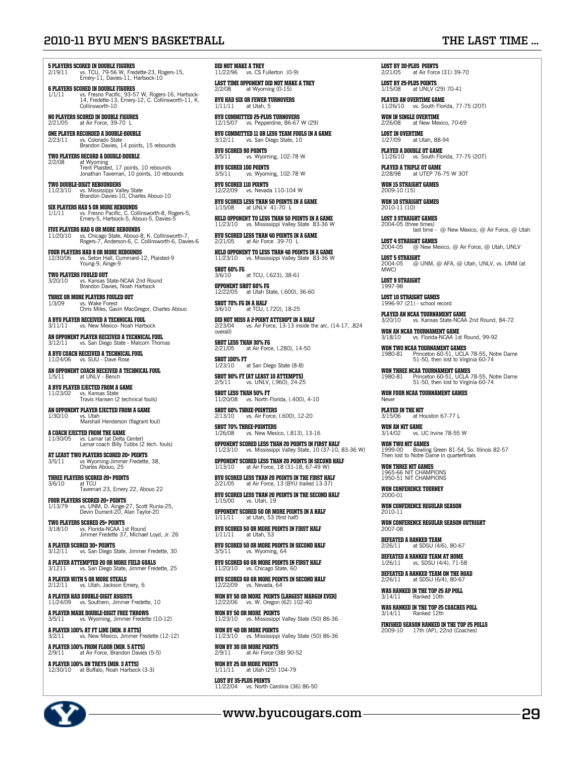# THE LAST TIME ...

**5 PLAYERS SCORED IN DOUBLE FIGURES**
2/19/11 vs. TCU, 79-56 W, Fredette-23, Rogers-15, Emery-11, Davies-11, Hartsock-10

**6 PLAYERS SCORED IN DOUBLE FIGURES**
1/1/11 vs. Fresno Pacific, 93-57 W, Rogers-16, Hartsock-14, Fredette-13, Emery-12, C. Collinsworth-11, K. Collinsworth-10

**NO PLAYERS SCORED IN DOUBLE FIGURES**
2/21/05 at Air Force, 39-70 L

**ONE PLAYER RECORDED A DOUBLE-DOUBLE**
2/23/11 vs. Colorado State
Brandon Davies, 14 points, 15 rebounds

**TWO PLAYERS RECORD A DOUBLE-DOUBLE**
2/2/08 at Wyoming
Trent Plaisted, 17 points, 10 rebounds
Jonathan Tavernari, 10 points, 10 rebounds

**TWO DOUBLE-DIGIT REBOUNDERS**
11/23/10 vs. Mississippi Valley State
Brandon Davies-10, Charles Abouo-10

**SIX PLAYERS HAD 5 OR MORE REBOUNDS**
1/1/11 vs. Fresno Pacific, C. Collinsworth-8, Rogers-5, Emery-5, Hartsock-5, Abouo-5, Davies-5

**FIVE PLAYERS HAD 6 OR MORE REBOUNDS**
11/20/10 vs. Chicago State, Abouo-8, K. Collinsworth-7, Rogers-7, Anderson-6, C. Collinsworth-6, Davies-6

**FOUR PLAYERS HAD 9 OR MORE REBOUNDS**
12/30/06 vs. Seton Hall, Cummard-12, Plaisted-9 Young-9, Ainge-9

**TWO PLAYERS FOULED OUT**
3/20/10 vs. Kansas State-NCAA 2nd Round
Brandon Davies, Noah Hartsock

**THREE OR MORE PLAYERS FOULED OUT**
1/3/09 vs. Wake Forest
Chris Miles, Gavin MacGregor, Charles Abouo

**A BYU PLAYER RECEIVED A TECHNICAL FOUL**
3/11/11 vs. New Mexico- Noah Hartsock

**AN OPPONENT PLAYER RECEIVED A TECHNICAL FOUL**
3/12/11 vs. San Diego State - Malcom Thomas

**A BYU COACH RECEIVED A TECHNICAL FOUL**
11/24/06 vs. SUU - Dave Rose

**AN OPPONENT COACH RECEIVED A TECHNICAL FOUL**
1/5/11 at UNLV - Bench

**A BYU PLAYER EJECTED FROM A GAME**
11/23/02 vs. Kansas State
Travis Hansen (2 technical fouls)

**AN OPPONENT PLAYER EJECTED FROM A GAME**
1/30/10 vs. Utah
Marshall Henderson (flagrant foul)

**A COACH EJECTED FROM THE GAME**
11/30/05 vs. Lamar (at Delta Center)
Lamar coach Billy Tubbs (2 tech. fouls)

**AT LEAST TWO PLAYERS SCORED 20+ POINTS**
3/5/11 vs Wyoming-Jimmer Fredette, 38, Charles Abouo, 25

**THREE PLAYERS SCORED 20+ POINTS**
3/6/10 at TCU
Tavernari 23, Emery 22, Abouo 22

**FOUR PLAYERS SCORED 20+ POINTS**
1/13/79 vs. UNM, D. Ainge-27, Scott Runia-25, Devin Durrant-20, Alan Taylor-20

**TWO PLAYERS SCORED 25+ POINTS**
3/18/10 vs. Florida-NCAA 1st Round
Jimmer Fredette 37, Michael Loyd, Jr. 26

**A PLAYER SCORED 30+ POINTS**
3/12/11 vs. San Diego State, Jimmer Fredette, 30

**A PLAYER ATTEMPTED 20 OR MORE FIELD GOALS**
3/1211 vs. San Diego State, Jimmer Fredette, 25

**A PLAYER WITH 5 OR MORE STEALS**
2/12/11 vs. Utah, Jackson Emery, 6

**A PLAYER HAD DOUBLE-DIGIT ASSISTS**
11/24/09 vs. Southern, Jimmer Fredette, 10

**A PLAYER MADE DOUBLE-DIGIT FREE THROWS**
3/5/11 vs. Wyoming, Jimmer Fredette (10-12)

**A PLAYER 100% AT FT LINE (MIN. 8 ATTS)**
3/2/11 vs. New Mexico, Jimmer Fredette (12-12)

**A PLAYER 100% FROM FLOOR (MIN. 5 ATTS)**
2/9/11 at Air Force, Brandon Davies (5-5)

**A PLAYER 100% ON TREYS (MIN. 3 ATTS)**
12/30/10 at Buffalo, Noah Hartsock (3-3)

**DID NOT MAKE A TREY**
11/22/96 vs. CS Fullerton (0-9)

**LAST TIME OPPONENT DID NOT MAKE A TREY**
2/2/08 at Wyoming (0-15)

**BYU HAD SIX OR FEWER TURNOVERS**
1/11/11 at Utah, 5

**BYU COMMITTED 25-PLUS TURNOVERS**
12/15/07 vs. Pepperdine, 86-67 W (29)

**BYU COMMITTED 11 OR LESS TEAM FOULS IN A GAME**
3/12/11 vs. San Diego State, 10

**BYU SCORED 90 POINTS**
3/5/11 vs. Wyoming, 102-78 W

**BYU SCORED 100 POINTS**
3/5/11 vs. Wyoming, 102-78 W

**BYU SCORED 110 POINTS**
12/22/09 vs. Nevada 110-104 W

**BYU SCORED LESS THAN 50 POINTS IN A GAME**
1/15/08 at UNLV 41-70 L

**HELD OPPONENT TO LESS THAN 50 POINTS IN A GAME**
11/23/10 vs. Mississippi Valley State 83-36 W

**BYU SCORED LESS THAN 40 POINTS IN A GAME**
2/21/05 at Air Force 39-70 L

**HELD OPPONENT TO LESS THAN 40 POINTS IN A GAME**
11/23/10 vs. Mississippi Valley State 83-36 W

**SHOT 60% FG**
3/6/10 at TCU, (.623), 38-61

**OPPONENT SHOT 60% FG**
12/22/05 at Utah State, (.600), 36-60

**SHOT 70% FG IN A HALF**
3/6/10 at TCU, (.720), 18-25

**DID NOT MISS A 2-POINT ATTEMPT IN A HALF**
2/23/04 vs. Air Force, 13-13 inside the arc, (14-17, .824 overall)

**SHOT LESS THAN 30% FG**
2/21/05 at Air Force, (.280), 14-50

**SHOT 100% FT**
1/23/10 at San Diego State (8-8)

**SHOT 90% FT (AT LEAST 10 ATTEMPTS)**
2/5/11 vs. UNLV, (.960), 24-25

**SHOT LESS THAN 50% FT**
11/20/08 vs. North Florida, (.400), 4-10

**SHOT 60% THREE-POINTERS**
2/13/10 vs. Air Force, (.600), 12-20

**SHOT 70% THREE-POINTERS**
1/26/08 vs. New Mexico, (.813), 13-16

**OPPONENT SCORED LESS THAN 20 POINTS IN FIRST HALF**
11/23/10 vs. Mississippi Valley State, 10 (37-10, 83-36 W)

**OPPONENT SCORED LESS THAN 20 POINTS IN SECOND HALF**
1/13/10 at Air Force, 18 (31-18, 67-49 W)

**BYU SCORED LESS THAN 20 POINTS IN THE FIRST HALF**
2/21/05 at Air Force, 13 (BYU trailed 13-37)

**BYU SCORED LESS THAN 20 POINTS IN THE SECOND HALF**
1/15/00 vs. Utah, 19

**OPPONENT SCORED 50 OR MORE POINTS IN A HALF**
1/11/11 at Utah, 53 (first half)

**BYU SCORED 50 OR MORE POINTS IN FIRST HALF**
1/11/11 at Utah, 53

**BYU SCORED 50 OR MORE POINTS IN SECOND HALF**
3/5/11 vs. Wyoming, 64

**BYU SCORED 60 OR MORE POINTS IN FIRST HALF**
11/20/10 vs. Chicago State, 60

**BYU SCORED 60 OR MORE POINTS IN SECOND HALF**
12/22/09 vs. Nevada, 64

**WON BY 50 OR MORE POINTS (LARGEST MARGIN EVER)**
12/22/06 vs. W. Oregon (62) 102-40

**WON BY 50 OR MORE POINTS**
11/23/10 vs. Mississippi Valley State (50) 86-36

**WON BY 40 OR MORE POINTS**
11/23/10 vs. Mississippi Valley State (50) 86-36

**WON BY 30 OR MORE POINTS**
2/9/11 at Air Force (38) 90-52

**WON BY 25 OR MORE POINTS**
1/11/11 at Utah (25) 104-79

**LOST BY 35-PLUS POINTS**
11/22/04 vs. North Carolina (36) 86-50

**LOST BY 30-PLUS POINTS**
2/21/05 at Air Force (31) 39-70

**LOST BY 25-PLUS POINTS**
1/15/08 at UNLV (29) 70-41

**PLAYED AN OVERTIME GAME**
11/26/10 vs. South Florida, 77-75 (2OT)

**WON IN SINGLE OVERTIME**
2/26/08 at New Mexico, 70-69

**LOST IN OVERTIME**
1/27/09 at Utah, 88-94

**PLAYED A DOUBLE OT GAME**
11/26/10 vs. South Florida, 77-75 (2OT)

**PLAYED A TRIPLE OT GAME**
2/28/98 at UTEP 76-75 W 3OT

**WON 15 STRAIGHT GAMES**
2009-10 (15)

**WON 10 STRAIGHT GAMES**
2010-11 (10)

**LOST 3 STRAIGHT GAMES**
2004-05 (three times)
last time - @ New Mexico, @ Air Force, @ Utah

**LOST 4 STRAIGHT GAMES**
2004-05 @ New Mexico, @ Air Force, @ Utah, UNLV

**LOST 5 STRAIGHT**
2004-05 @ UNM, @ AFA, @ Utah, UNLV, vs. UNM (at MWC)

**LOST 9 STRAIGHT**
1997-98

**LOST 10 STRAIGHT GAMES**
1996-97 (21) - school record

**PLAYED AN NCAA TOURNAMENT GAME**
3/20/10 vs. Kansas State-NCAA 2nd Round, 84-72

**WON AN NCAA TOURNAMENT GAME**
3/18/10 vs. Florida-NCAA 1st Round, 99-92

**WON TWO NCAA TOURNAMENT GAMES**
1980-81 Princeton 60-51, UCLA 78-55, Notre Dame 51-50, then lost to Virginia 60-74

**WON THREE NCAA TOURNAMENT GAMES**
1980-81 Princeton 60-51, UCLA 78-55, Notre Dame 51-50, then lost to Virginia 60-74

**WON FOUR NCAA TOURNAMENT GAMES**
Never

**PLAYED IN THE NIT**
3/15/06 at Houston 67-77 L

**WON AN NIT GAME**
3/14/02 vs. UC Irvine 78-55 W

**WON TWO NIT GAMES**
1999-00 Bowling Green 81-54, So. Illinois 82-57
Then lost to Notre Dame in quarterfinals

**WON THREE NIT GAMES**
1965-66 NIT CHAMPIONS
1950-51 NIT CHAMPIONS

**WON CONFERENCE TOURNEY**
2000-01

**WON CONFERENCE REGULAR SEASON**
2010-11

**WON CONFERENCE REGULAR SEASON OUTRIGHT**
2007-08

**DEFEATED A RANKED TEAM**
2/26/11 at SDSU (4/6), 80-67

**DEFEATED A RANKED TEAM AT HOME**
1/26/11 vs. SDSU (4/4), 71-58

**DEFEATED A RANKED TEAM ON THE ROAD**
2/26/11 at SDSU (6/4), 80-67

**WAS RANKED IN THE TOP 25 AP POLL**
3/14/11 Ranked 10th

**WAS RANKED IN THE TOP 25 COACHES POLL**
3/14/11 Ranked 12th

**FINISHED SEASON RANKED IN THE TOP 25 POLLS**
2009-10 17th (AP), 22nd (Coaches)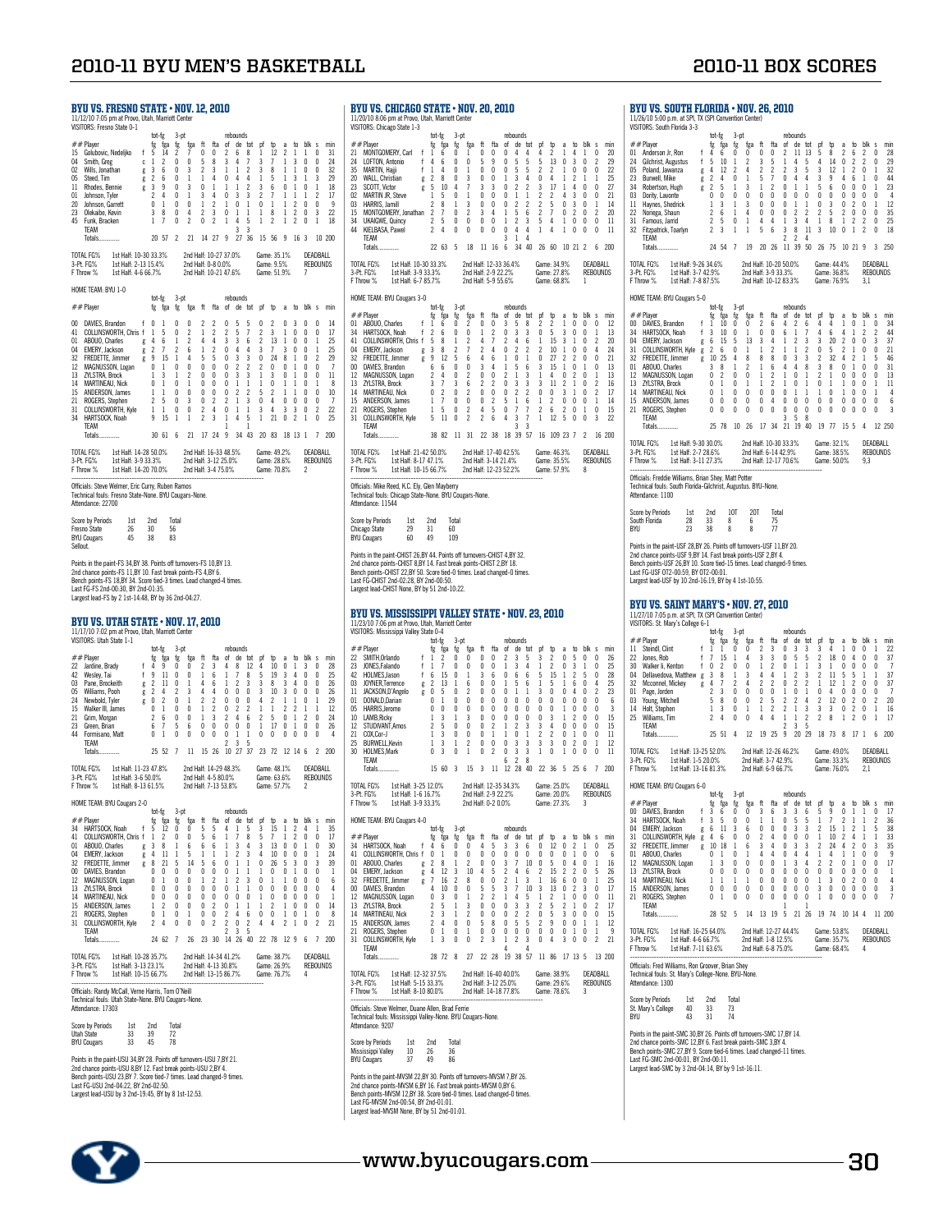# 2010-11 BYU MEN'S BASKETBALL — 2010-11 BOX SCORES

## BYU VS. FRESNO STATE • NOV. 12, 2010

11/12/10 7:05 pm at Provo, Utah, Marriott Center

VISITORS: Fresno State 0-1

| ## | Player | | fg | fga | 3-pt fg | fga | ft | fta | of | de | tot | pf | tp | a | to | blk | s | min |
|---|---|---|---|---|---|---|---|---|---|---|---|---|---|---|---|---|---|---|
| 15 | Golubovic, Nedeljko | f | 5 | 14 | 2 | 7 | 0 | 0 | 2 | 6 | 8 | 1 | 12 | 2 | 1 | 1 | 0 | 31 |
| 04 | Smith, Greg | c | 1 | 2 | 0 | 0 | 5 | 8 | 3 | 4 | 7 | 3 | 7 | 1 | 3 | 0 | 0 | 24 |
| 02 | Wills, Jonathan | g | 3 | 6 | 0 | 3 | 2 | 3 | 1 | 1 | 2 | 3 | 8 | 1 | 1 | 0 | 0 | 32 |
| 05 | Steed, Tim | g | 2 | 6 | 0 | 1 | 1 | 4 | 0 | 4 | 4 | 1 | 5 | 1 | 3 | 1 | 3 | 29 |
| 11 | Rhodes, Bennie | g | 3 | 9 | 0 | 3 | 0 | 1 | 1 | 1 | 2 | 3 | 6 | 0 | 1 | 0 | 1 | 18 |
| 01 | Johnson, Tyler | | 2 | 4 | 0 | 1 | 3 | 4 | 0 | 3 | 3 | 2 | 7 | 1 | 1 | 1 | 2 | 17 |
| 20 | Johnson, Garrett | | 0 | 1 | 0 | 0 | 1 | 2 | 1 | 0 | 1 | 0 | 1 | 1 | 2 | 0 | 0 | 9 |
| 23 | Olekaibe, Kevin | | 3 | 8 | 0 | 4 | 2 | 3 | 0 | 1 | 1 | 1 | 8 | 1 | 2 | 0 | 3 | 22 |
| 45 | Funk, Bracken | | 1 | 7 | 0 | 2 | 0 | 2 | 1 | 4 | 5 | 1 | 2 | 1 | 2 | 0 | 1 | 18 |
| | TEAM | | | | | | | | 3 | 3 | | | | | | | | |
| | Totals | | 20 | 57 | 2 | 21 | 14 | 27 | 9 | 27 | 36 | 15 | 56 | 9 | 16 | 3 | 10 | 200 |

TOTAL FG% 1st Half: 10-30 33.3% 2nd Half: 10-27 37.0% Game: 35.1% DEADBALL
3-Pt. FG% 1st Half: 2-13 15.4% 2nd Half: 0-8 0.0% Game: 9.5% REBOUNDS
F Throw % 1st Half: 4-6 66.7% 2nd Half: 10-21 47.6% Game: 51.9% 7

HOME TEAM: BYU 1-0

| ## | Player | | fg | fga | 3-pt fg | fga | ft | fta | of | de | tot | pf | tp | a | to | blk | s | min |
|---|---|---|---|---|---|---|---|---|---|---|---|---|---|---|---|---|---|---|
| 00 | DAVIES, Brandon | f | 0 | 1 | 0 | 0 | 2 | 2 | 0 | 5 | 5 | 0 | 2 | 0 | 3 | 0 | 0 | 14 |
| 41 | COLLINSWORTH, Chris | f | 1 | 5 | 0 | 2 | 1 | 2 | 2 | 5 | 7 | 2 | 3 | 1 | 0 | 0 | 0 | 17 |
| 01 | ABOUO, Charles | g | 4 | 6 | 1 | 2 | 4 | 4 | 3 | 3 | 6 | 2 | 13 | 1 | 0 | 0 | 1 | 25 |
| 04 | EMERY, Jackson | g | 2 | 7 | 2 | 6 | 1 | 2 | 0 | 4 | 4 | 3 | 7 | 3 | 0 | 0 | 1 | 25 |
| 32 | FREDETTE, Jimmer | g | 9 | 15 | 1 | 4 | 5 | 5 | 0 | 3 | 3 | 0 | 24 | 8 | 1 | 0 | 2 | 29 |
| 12 | MAGNUSSON, Logan | | 0 | 1 | 0 | 0 | 0 | 0 | 2 | 2 | 2 | 2 | 0 | 0 | 1 | 0 | 0 | 7 |
| 13 | ZYLSTRA, Brock | | 1 | 3 | 1 | 2 | 0 | 0 | 0 | 3 | 3 | 1 | 3 | 0 | 1 | 0 | 0 | 11 |
| 14 | MARTINEAU, Nick | | 0 | 1 | 0 | 1 | 0 | 0 | 0 | 1 | 1 | 1 | 0 | 1 | 1 | 0 | 0 | 8 |
| 15 | ANDERSON, James | | 1 | 1 | 0 | 0 | 0 | 0 | 0 | 2 | 2 | 5 | 2 | 1 | 1 | 0 | 0 | 10 |
| 21 | ROGERS, Stephen | | 2 | 5 | 0 | 3 | 0 | 2 | 2 | 1 | 3 | 0 | 4 | 0 | 0 | 0 | 0 | 11 |
| 31 | COLLINSWORTH, Kyle | | 1 | 1 | 0 | 0 | 2 | 4 | 0 | 1 | 1 | 3 | 4 | 3 | 3 | 0 | 2 | 22 |
| 34 | HARTSOCK, Noah | | 9 | 15 | 1 | 1 | 2 | 3 | 1 | 4 | 5 | 1 | 21 | 0 | 2 | 1 | 0 | 25 |
| | TEAM | | | | | | | | 1 | | 1 | | | | | | | |
| | Totals | | 30 | 61 | 6 | 21 | 17 | 24 | 9 | 34 | 43 | 20 | 83 | 18 | 13 | 1 | 7 | 200 |

TOTAL FG% 1st Half: 14-28 50.0% 2nd Half: 16-33 48.5% Game: 49.2% DEADBALL
3-Pt. FG% 1st Half: 3-9 33.3% 2nd Half: 3-12 25.0% Game: 28.6% REBOUNDS
F Throw % 1st Half: 14-20 70.0% 2nd Half: 3-4 75.0% Game: 70.8% 2

Officials: Steve Welmer, Eric Curry, Ruben Ramos
Technical fouls: Fresno State-None. BYU Cougars-None.
Attendance: 22700

| Score by Periods | 1st | 2nd | Total |
|---|---|---|---|
| Fresno State | 26 | 30 | 56 |
| BYU Cougars | 45 | 38 | 83 |

Sellout.

Points in the paint-FS 34,BY 38. Points off turnovers-FS 10,BY 13.
2nd chance points-FS 11,BY 10. Fast break points-FS 4,BY 6.
Bench points-FS 18,BY 34. Score tied-3 times. Lead changed-4 times.
Last FG-FS 2nd-00:30, BY 2nd-01:35.
Largest lead-FS by 2 1st-14:48, BY by 36 2nd-04:27.

## BYU VS. UTAH STATE • NOV. 17, 2010

11/17/10 7:02 pm at Provo, Utah, Marriott Center

VISITORS: Utah State 1-1

| ## | Player | | fg | fga | 3-pt fg | fga | ft | fta | of | de | tot | pf | tp | a | to | blk | s | min |
|---|---|---|---|---|---|---|---|---|---|---|---|---|---|---|---|---|---|---|
| 22 | Jardine, Brady | f | 4 | 9 | 0 | 0 | 2 | 3 | 4 | 8 | 12 | 4 | 10 | 0 | 1 | 3 | 0 | 28 |
| 42 | Wesley, Tai | f | 9 | 11 | 0 | 0 | 1 | 6 | 1 | 7 | 8 | 5 | 19 | 3 | 4 | 0 | 0 | 25 |
| 03 | Pane, Brockeith | g | 2 | 11 | 0 | 1 | 4 | 6 | 1 | 2 | 3 | 3 | 8 | 3 | 4 | 0 | 0 | 26 |
| 05 | Williams, Pooh | g | 2 | 4 | 2 | 3 | 4 | 4 | 0 | 0 | 0 | 3 | 10 | 3 | 0 | 0 | 0 | 26 |
| 20 | Newbold, Tyler | g | 0 | 2 | 0 | 1 | 2 | 2 | 0 | 0 | 0 | 4 | 2 | 1 | 1 | 0 | 1 | 29 |
| 15 | Walker III, James | | 0 | 1 | 0 | 0 | 0 | 1 | 0 | 2 | 2 | 1 | 1 | 2 | 2 | 1 | 1 | 12 |
| 21 | Grim, Morgan | | 2 | 6 | 0 | 0 | 1 | 3 | 2 | 4 | 6 | 2 | 5 | 0 | 1 | 2 | 0 | 24 |
| 23 | Green, Brian | | 6 | 7 | 5 | 6 | 0 | 0 | 0 | 0 | 0 | 1 | 17 | 0 | 1 | 0 | 0 | 26 |
| 44 | Formisano, Matt | | 0 | 1 | 0 | 0 | 0 | 0 | 0 | 1 | 1 | 0 | 0 | 0 | 0 | 0 | 0 | 4 |
| | TEAM | | | | | | | | 2 | 3 | 5 | | | | | | | |
| | Totals | | 25 | 52 | 7 | 11 | 15 | 26 | 10 | 27 | 37 | 23 | 72 | 12 | 14 | 6 | 2 | 200 |

TOTAL FG% 1st Half: 11-23 47.8% 2nd Half: 14-29 48.3% Game: 48.1% DEADBALL
3-Pt. FG% 1st Half: 3-6 50.0% 2nd Half: 4-5 80.0% Game: 63.6% REBOUNDS
F Throw % 1st Half: 8-13 61.5% 2nd Half: 7-13 53.8% Game: 57.7% 2

HOME TEAM: BYU Cougars 2-0

| ## | Player | | fg | fga | 3-pt fg | fga | ft | fta | of | de | tot | pf | tp | a | to | blk | s | min |
|---|---|---|---|---|---|---|---|---|---|---|---|---|---|---|---|---|---|---|
| 34 | HARTSOCK, Noah | f | 5 | 12 | 0 | 0 | 5 | 5 | 4 | 1 | 5 | 3 | 15 | 1 | 2 | 4 | 1 | 35 |
| 41 | COLLINSWORTH, Chris | f | 1 | 2 | 0 | 0 | 5 | 6 | 1 | 7 | 8 | 5 | 7 | 1 | 2 | 0 | 0 | 17 |
| 01 | ABOUO, Charles | g | 3 | 8 | 1 | 6 | 6 | 6 | 1 | 3 | 4 | 3 | 13 | 0 | 0 | 1 | 0 | 30 |
| 04 | EMERY, Jackson | g | 4 | 11 | 1 | 5 | 1 | 1 | 1 | 2 | 3 | 4 | 10 | 0 | 0 | 0 | 1 | 24 |
| 32 | FREDETTE, Jimmer | g | 8 | 21 | 5 | 14 | 5 | 6 | 0 | 1 | 1 | 0 | 26 | 5 | 3 | 0 | 3 | 39 |
| 00 | DAVIES, Brandon | | 0 | 0 | 0 | 0 | 0 | 0 | 0 | 1 | 1 | 1 | 0 | 0 | 1 | 0 | 0 | 6 |
| 12 | MAGNUSSON, Logan | | 0 | 1 | 0 | 0 | 1 | 2 | 1 | 2 | 3 | 0 | 1 | 1 | 0 | 0 | 0 | 6 |
| 13 | ZYLSTRA, Brock | | 0 | 0 | 0 | 0 | 0 | 0 | 0 | 1 | 1 | 0 | 0 | 0 | 0 | 0 | 0 | 4 |
| 14 | MARTINEAU, Nick | | 0 | 0 | 0 | 0 | 0 | 0 | 0 | 0 | 0 | 0 | 0 | 0 | 0 | 0 | 0 | 1 |
| 15 | ANDERSON, James | | 1 | 2 | 0 | 0 | 0 | 2 | 0 | 1 | 1 | 1 | 2 | 1 | 0 | 0 | 0 | 14 |
| 21 | ROGERS, Stephen | | 0 | 1 | 0 | 1 | 0 | 0 | 2 | 4 | 6 | 0 | 0 | 1 | 0 | 1 | 0 | 8 |
| 31 | COLLINSWORTH, Kyle | | 2 | 4 | 0 | 0 | 0 | 0 | 2 | 0 | 2 | 4 | 4 | 2 | 1 | 0 | 2 | 21 |
| | TEAM | | | | | | | | 2 | 3 | 5 | | | | | | | |
| | Totals | | 24 | 62 | 7 | 26 | 23 | 30 | 14 | 26 | 40 | 22 | 78 | 12 | 9 | 6 | 7 | 200 |

TOTAL FG% 1st Half: 10-28 35.7% 2nd Half: 14-34 41.2% Game: 38.7% DEADBALL
3-Pt. FG% 1st Half: 3-13 23.1% 2nd Half: 4-13 30.8% Game: 26.9% REBOUNDS
F Throw % 1st Half: 10-15 66.7% 2nd Half: 13-15 86.7% Game: 76.7% 4

Officials: Randy McCall, Verne Harris, Tom O'Neill
Technical fouls: Utah State-None. BYU Cougars-None.
Attendance: 17303

| Score by Periods | 1st | 2nd | Total |
|---|---|---|---|
| Utah State | 33 | 39 | 72 |
| BYU Cougars | 33 | 45 | 78 |

Points in the paint-USU 34,BY 28. Points off turnovers-USU 7,BY 21.
2nd chance points-USU 8,BY 12. Fast break points-USU 2,BY 4.
Bench points-USU 23,BY 7. Score tied-9 times. Lead changed-9 times.
Last FG-USU 2nd-04:22, BY 2nd-02:50.
Largest lead-USU by 3 2nd-19:45, BY by 8 1st-12:53.

## BYU VS. CHICAGO STATE • NOV. 20, 2010

11/20/10 8:06 pm at Provo, Utah, Marriott Center

VISITORS: Chicago State 1-3

| ## | Player | | fg | fga | 3-pt fg | fga | ft | fta | of | de | tot | pf | tp | a | to | blk | s | min |
|---|---|---|---|---|---|---|---|---|---|---|---|---|---|---|---|---|---|---|
| 21 | MONTGOMERY, Carl | f | 1 | 6 | 0 | 1 | 0 | 0 | 0 | 4 | 4 | 4 | 2 | 1 | 4 | 1 | 0 | 20 |
| 24 | LOFTON, Antonio | f | 4 | 6 | 0 | 0 | 5 | 9 | 0 | 5 | 5 | 5 | 13 | 0 | 3 | 0 | 2 | 29 |
| 35 | MARTIN, Hajji | f | 1 | 4 | 0 | 1 | 0 | 0 | 0 | 5 | 5 | 2 | 2 | 1 | 0 | 0 | 0 | 22 |
| 20 | WALL, Christian | g | 2 | 8 | 0 | 3 | 0 | 0 | 1 | 3 | 4 | 0 | 4 | 1 | 2 | 1 | 1 | 25 |
| 23 | SCOTT, Victor | g | 5 | 10 | 4 | 7 | 3 | 3 | 0 | 2 | 2 | 3 | 17 | 1 | 4 | 0 | 0 | 27 |
| 02 | MARTIN JR, Steve | | 1 | 5 | 0 | 1 | 0 | 0 | 1 | 0 | 1 | 2 | 2 | 4 | 3 | 0 | 0 | 21 |
| 03 | HARRIS, Jamill | | 2 | 8 | 1 | 3 | 0 | 0 | 0 | 2 | 2 | 2 | 5 | 0 | 3 | 0 | 1 | 14 |
| 15 | MONTGOMERY, Jonathan | | 2 | 7 | 0 | 2 | 3 | 4 | 1 | 5 | 6 | 2 | 7 | 0 | 2 | 0 | 2 | 20 |
| 34 | UKAIGWE, Quincy | | 2 | 5 | 0 | 0 | 0 | 0 | 1 | 2 | 3 | 5 | 4 | 1 | 0 | 0 | 0 | 11 |
| 44 | KIELBASA, Pawel | | 2 | 4 | 0 | 0 | 0 | 0 | 0 | 4 | 4 | 1 | 4 | 1 | 0 | 0 | 0 | 11 |
| | TEAM | | | | | | | | 3 | 1 | 4 | | | | | | | |
| | Totals | | 22 | 63 | 5 | 18 | 11 | 16 | 6 | 34 | 40 | 26 | 60 | 10 | 21 | 2 | 6 | 200 |

TOTAL FG% 1st Half: 10-30 33.3% 2nd Half: 12-33 36.4% Game: 34.9% DEADBALL
3-Pt. FG% 1st Half: 3-9 33.3% 2nd Half: 2-9 22.2% Game: 27.8% REBOUNDS
F Throw % 1st Half: 6-7 85.7% 2nd Half: 5-9 55.6% Game: 68.8% 1

HOME TEAM: BYU Cougars 3-0

| ## | Player | | fg | fga | 3-pt fg | fga | ft | fta | of | de | tot | pf | tp | a | to | blk | s | min |
|---|---|---|---|---|---|---|---|---|---|---|---|---|---|---|---|---|---|---|
| 01 | ABOUO, Charles | f | 1 | 6 | 0 | 2 | 0 | 0 | 3 | 5 | 8 | 2 | 2 | 1 | 0 | 0 | 2 | 18 |
| 34 | HARTSOCK, Noah | f | 2 | 6 | 0 | 0 | 1 | 2 | 0 | 3 | 3 | 0 | 5 | 3 | 0 | 0 | 1 | 13 |
| 41 | COLLINSWORTH, Chris | f | 5 | 8 | 1 | 2 | 4 | 7 | 2 | 4 | 6 | 1 | 15 | 3 | 1 | 0 | 2 | 20 |
| 04 | EMERY, Jackson | g | 3 | 8 | 2 | 7 | 2 | 4 | 0 | 2 | 2 | 2 | 10 | 1 | 0 | 0 | 4 | 24 |
| 32 | FREDETTE, Jimmer | g | 9 | 12 | 5 | 6 | 4 | 6 | 1 | 0 | 1 | 0 | 27 | 2 | 2 | 0 | 0 | 21 |
| 00 | DAVIES, Brandon | | 6 | 6 | 0 | 0 | 3 | 4 | 1 | 5 | 6 | 3 | 15 | 1 | 0 | 1 | 0 | 13 |
| 12 | MAGNUSSON, Logan | | 2 | 4 | 0 | 2 | 0 | 0 | 2 | 1 | 3 | 1 | 4 | 0 | 2 | 0 | 1 | 13 |
| 13 | ZYLSTRA, Brock | | 3 | 7 | 3 | 6 | 2 | 2 | 0 | 3 | 3 | 3 | 11 | 2 | 1 | 0 | 2 | 16 |
| 14 | MARTINEAU, Nick | | 0 | 2 | 0 | 2 | 0 | 0 | 0 | 2 | 2 | 0 | 0 | 3 | 1 | 0 | 2 | 17 |
| 15 | ANDERSON, James | | 1 | 7 | 0 | 0 | 0 | 2 | 5 | 1 | 6 | 1 | 2 | 0 | 0 | 0 | 1 | 14 |
| 21 | ROGERS, Stephen | | 1 | 5 | 0 | 2 | 4 | 5 | 0 | 7 | 7 | 2 | 6 | 2 | 0 | 1 | 0 | 15 |
| 31 | COLLINSWORTH, Kyle | | 5 | 11 | 0 | 2 | 2 | 6 | 4 | 3 | 7 | 1 | 12 | 5 | 0 | 0 | 3 | 22 |
| | TEAM | | | | | | | | 3 | | 3 | | | | | | | |
| | Totals | | 38 | 82 | 11 | 31 | 22 | 38 | 18 | 39 | 57 | 16 | 109 | 23 | 7 | 2 | 16 | 200 |

TOTAL FG% 1st Half: 21-42 50.0% 2nd Half: 17-40 42.5% Game: 46.3% DEADBALL
3-Pt. FG% 1st Half: 8-17 47.1% 2nd Half: 3-14 21.4% Game: 35.5% REBOUNDS
F Throw % 1st Half: 10-15 66.7% 2nd Half: 12-23 52.2% Game: 57.9% 8

Officials: Mike Reed, K.C. Ely, Glen Mayberry
Technical fouls: Chicago State-None. BYU Cougars-None.
Attendance: 11544

| Score by Periods | 1st | 2nd | Total |
|---|---|---|---|
| Chicago State | 29 | 31 | 60 |
| BYU Cougars | 60 | 49 | 109 |

Points in the paint-CHIST 26,BY 44. Points off turnovers-CHIST 4,BY 32.
2nd chance points-CHIST 8,BY 14. Fast break points-CHIST 2,BY 18.
Bench points-CHIST 22,BY 50. Score tied-0 times. Lead changed-0 times.
Last FG-CHIST 2nd-02:28, BY 2nd-00:50.
Largest lead-CHIST None, BY by 51 2nd-10:22.

## BYU VS. MISSISSIPPI VALLEY STATE • NOV. 23, 2010

11/23/10 7:06 pm at Provo, Utah, Marriott Center

VISITORS: Mississippi Valley State 0-4

| ## | Player | | fg | fga | 3-pt fg | fga | ft | fta | of | de | tot | pf | tp | a | to | blk | s | min |
|---|---|---|---|---|---|---|---|---|---|---|---|---|---|---|---|---|---|---|
| 22 | SMITH, Orlando | f | 1 | 2 | 0 | 0 | 0 | 0 | 2 | 3 | 5 | 3 | 2 | 0 | 5 | 0 | 0 | 26 |
| 23 | JONES, Falando | f | 1 | 7 | 0 | 0 | 0 | 0 | 1 | 3 | 4 | 1 | 2 | 0 | 3 | 1 | 0 | 25 |
| 42 | HOLMES, Jason | f | 6 | 15 | 0 | 1 | 3 | 6 | 0 | 6 | 6 | 5 | 15 | 1 | 2 | 5 | 0 | 28 |
| 03 | JOYNER, Terrence | g | 2 | 13 | 1 | 6 | 0 | 0 | 1 | 5 | 6 | 1 | 5 | 1 | 6 | 0 | 4 | 25 |
| 11 | JACKSON, D'Angelo | g | 0 | 5 | 0 | 2 | 0 | 0 | 0 | 1 | 1 | 3 | 0 | 0 | 4 | 0 | 2 | 23 |
| 01 | DONALD, Darian | | 0 | 1 | 0 | 0 | 0 | 0 | 0 | 0 | 0 | 0 | 0 | 0 | 0 | 0 | 0 | 6 |
| 05 | HARRIS, Jerome | | 0 | 0 | 0 | 0 | 0 | 0 | 0 | 0 | 0 | 0 | 0 | 1 | 0 | 0 | 0 | 3 |
| 10 | LAMB, Ricky | | 1 | 3 | 1 | 3 | 0 | 0 | 0 | 0 | 0 | 0 | 3 | 1 | 2 | 0 | 0 | 15 |
| 12 | STUDIVANT, Amos | | 2 | 5 | 0 | 0 | 0 | 2 | 1 | 2 | 3 | 3 | 4 | 0 | 0 | 0 | 0 | 15 |
| 21 | COX, Cor-J | | 1 | 3 | 0 | 0 | 0 | 0 | 1 | 0 | 1 | 2 | 2 | 0 | 1 | 0 | 0 | 11 |
| 25 | BURWELL, Kevin | | 1 | 3 | 1 | 2 | 0 | 0 | 0 | 3 | 3 | 3 | 3 | 0 | 2 | 0 | 1 | 12 |
| 30 | HOLMES, Mark | | 0 | 3 | 0 | 1 | 0 | 2 | 0 | 3 | 3 | 1 | 0 | 1 | 0 | 0 | 0 | 11 |
| | TEAM | | | | | | | | 6 | 2 | 8 | | | | | | | |
| | Totals | | 15 | 60 | 3 | 15 | 3 | 11 | 12 | 28 | 40 | 22 | 36 | 5 | 25 | 6 | 7 | 200 |

TOTAL FG% 1st Half: 3-25 12.0% 2nd Half: 12-35 34.3% Game: 25.0% DEADBALL
3-Pt. FG% 1st Half: 1-6 16.7% 2nd Half: 2-9 22.2% Game: 20.0% REBOUNDS
F Throw % 1st Half: 3-9 33.3% 2nd Half: 0-2 0.0% Game: 27.3% 3

HOME TEAM: BYU Cougars 4-0

| ## | Player | | fg | fga | 3-pt fg | fga | ft | fta | of | de | tot | pf | tp | a | to | blk | s | min |
|---|---|---|---|---|---|---|---|---|---|---|---|---|---|---|---|---|---|---|
| 34 | HARTSOCK, Noah | f | 4 | 6 | 0 | 0 | 4 | 5 | 3 | 3 | 6 | 0 | 12 | 0 | 2 | 1 | 0 | 25 |
| 41 | COLLINSWORTH, Chris | f | 0 | 1 | 0 | 0 | 0 | 0 | 0 | 0 | 0 | 0 | 0 | 1 | 0 | 0 | 0 | 6 |
| 01 | ABOUO, Charles | g | 2 | 8 | 1 | 2 | 0 | 0 | 3 | 7 | 10 | 0 | 5 | 0 | 4 | 0 | 1 | 16 |
| 04 | EMERY, Jackson | g | 4 | 12 | 3 | 10 | 4 | 5 | 2 | 4 | 6 | 2 | 15 | 2 | 2 | 0 | 5 | 26 |
| 32 | FREDETTE, Jimmer | g | 7 | 16 | 2 | 8 | 0 | 0 | 2 | 1 | 3 | 1 | 16 | 3 | 2 | 0 | 2 | 29 |
| 00 | DAVIES, Brandon | | 4 | 10 | 0 | 0 | 5 | 5 | 3 | 7 | 10 | 3 | 13 | 0 | 2 | 3 | 0 | 17 |
| 12 | MAGNUSSON, Logan | | 0 | 3 | 0 | 1 | 2 | 2 | 1 | 4 | 5 | 1 | 2 | 1 | 0 | 0 | 0 | 11 |
| 13 | ZYLSTRA, Brock | | 2 | 5 | 1 | 3 | 0 | 0 | 0 | 3 | 3 | 2 | 5 | 2 | 1 | 0 | 2 | 17 |
| 14 | MARTINEAU, Nick | | 2 | 3 | 1 | 2 | 0 | 0 | 0 | 2 | 2 | 0 | 5 | 3 | 0 | 0 | 0 | 15 |
| 15 | ANDERSON, James | | 2 | 4 | 0 | 0 | 5 | 8 | 0 | 5 | 5 | 2 | 9 | 0 | 0 | 1 | 1 | 12 |
| 21 | ROGERS, Stephen | | 0 | 1 | 0 | 1 | 0 | 0 | 0 | 0 | 0 | 0 | 0 | 0 | 1 | 0 | 1 | 5 |
| 31 | COLLINSWORTH, Kyle | | 1 | 3 | 0 | 0 | 2 | 2 | 1 | 2 | 3 | 0 | 4 | 3 | 0 | 0 | 2 | 21 |
| | TEAM | | | | | | | | 4 | | 4 | | | | | | | |
| | Totals | | 28 | 72 | 8 | 27 | 22 | 28 | 19 | 38 | 57 | 11 | 86 | 17 | 13 | 5 | 13 | 200 |

TOTAL FG% 1st Half: 12-32 37.5% 2nd Half: 16-40 40.0% Game: 38.9% DEADBALL
3-Pt. FG% 1st Half: 5-15 33.3% 2nd Half: 3-12 25.0% Game: 29.6% REBOUNDS
F Throw % 1st Half: 8-10 80.0% 2nd Half: 14-18 77.8% Game: 78.6% 3

Officials: Steve Welmer, Duane Allen, Brad Ferrie
Technical fouls: Mississippi Valley-None. BYU Cougars-None.
Attendance: 9207

| Score by Periods | 1st | 2nd | Total |
|---|---|---|---|
| Mississippi Valley | 10 | 26 | 36 |
| BYU Cougars | 37 | 49 | 86 |

Points in the paint-MVSM 22,BY 30. Points off turnovers-MVSM 7,BY 26.
2nd chance points-MVSM 6,BY 16. Fast break points-MVSM 0,BY 6.
Bench points-MVSM 12,BY 38. Score tied-0 times. Lead changed-0 times.
Last FG-MVSM 2nd-00:54, BY 2nd-01:01.
Largest lead-MVSM None, BY by 51 2nd-01:01.

## BYU VS. SOUTH FLORIDA • NOV. 26, 2010

11/26/10 5:00 p.m. at SPI, TX (SPI Convention Center)

VISITORS: South Florida 3-3

| ## | Player | | fg | fga | 3-pt fg | fga | ft | fta | of | de | tot | pf | tp | a | to | blk | s | min |
|---|---|---|---|---|---|---|---|---|---|---|---|---|---|---|---|---|---|---|
| 01 | Anderson Jr, Ron | f | 4 | 6 | 0 | 0 | 0 | 2 | 11 | 13 | 5 | 8 | 2 | 6 | 2 | 0 | 28 |
| 24 | Gilchrist, Augustus | f | 5 | 10 | 1 | 2 | 3 | 5 | 1 | 4 | 5 | 4 | 14 | 0 | 2 | 2 | 0 | 29 |
| 05 | Poland, Jawanza | g | 4 | 12 | 2 | 4 | 2 | 2 | 2 | 3 | 5 | 3 | 12 | 1 | 2 | 0 | 1 | 32 |
| 23 | Burwell, Mike | g | 2 | 4 | 0 | 1 | 5 | 7 | 0 | 4 | 4 | 3 | 9 | 4 | 6 | 1 | 0 | 44 |
| 34 | Robertson, Hugh | g | 2 | 5 | 1 | 3 | 1 | 2 | 0 | 1 | 1 | 5 | 6 | 0 | 0 | 0 | 1 | 23 |
| 03 | Dority, Lavonte | | 0 | 0 | 0 | 0 | 0 | 0 | 0 | 0 | 0 | 0 | 0 | 0 | 0 | 0 | 0 | 4 |
| 11 | Haynes, Shedrick | | 1 | 3 | 1 | 3 | 0 | 0 | 0 | 1 | 1 | 0 | 3 | 0 | 2 | 0 | 1 | 12 |
| 22 | Noriega, Shaun | | 2 | 6 | 1 | 4 | 0 | 0 | 0 | 2 | 2 | 2 | 5 | 2 | 0 | 0 | 0 | 35 |
| 31 | Famous, Jarrid | | 2 | 5 | 0 | 1 | 4 | 4 | 1 | 3 | 4 | 1 | 8 | 1 | 2 | 2 | 0 | 25 |
| 32 | Fitzpatrick, Toarlyn | | 2 | 3 | 1 | 1 | 5 | 6 | 3 | 8 | 11 | 3 | 10 | 0 | 1 | 2 | 0 | 18 |
| | TEAM | | | | | | | | 2 | 2 | 4 | | | | | | | |
| | Totals | | 24 | 54 | 7 | 19 | 20 | 26 | 11 | 39 | 50 | 26 | 75 | 10 | 21 | 9 | 3 | 250 |

TOTAL FG% 1st Half: 9-26 34.6% 2nd Half: 10-20 50.0% Game: 44.4% DEADBALL
3-Pt. FG% 1st Half: 3-7 42.9% 2nd Half: 3-9 33.3% Game: 36.8% REBOUNDS
F Throw % 1st Half: 7-8 87.5% 2nd Half: 10-12 83.3% Game: 76.9% 3,1

HOME TEAM: BYU Cougars 5-0

| ## | Player | | fg | fga | 3-pt fg | fga | ft | fta | of | de | tot | pf | tp | a | to | blk | s | min |
|---|---|---|---|---|---|---|---|---|---|---|---|---|---|---|---|---|---|---|
| 00 | DAVIES, Brandon | f | 1 | 10 | 0 | 2 | 6 | 4 | 2 | 6 | 4 | 4 | 1 | 0 | 1 | 0 | 34 |
| 34 | HARTSOCK, Noah | f | 3 | 10 | 0 | 1 | 0 | 0 | 6 | 1 | 7 | 4 | 6 | 4 | 1 | 2 | 2 | 44 |
| 04 | EMERY, Jackson | g | 6 | 15 | 5 | 13 | 3 | 4 | 1 | 2 | 3 | 3 | 20 | 2 | 0 | 0 | 3 | 37 |
| 31 | COLLINSWORTH, Kyle | g | 2 | 6 | 0 | 1 | 1 | 2 | 1 | 1 | 2 | 0 | 5 | 2 | 1 | 0 | 0 | 21 |
| 32 | FREDETTE, Jimmer | g | 10 | 25 | 4 | 8 | 8 | 8 | 0 | 3 | 3 | 2 | 32 | 4 | 2 | 1 | 5 | 46 |
| 01 | ABOUO, Charles | | 3 | 8 | 1 | 2 | 6 | 4 | 4 | 8 | 3 | 8 | 0 | 1 | 0 | 0 | 31 |
| 12 | MAGNUSSON, Logan | | 0 | 2 | 0 | 0 | 1 | 2 | 1 | 0 | 1 | 2 | 1 | 0 | 0 | 0 | 0 | 13 |
| 13 | ZYLSTRA, Brock | | 0 | 1 | 0 | 1 | 1 | 2 | 1 | 0 | 1 | 0 | 1 | 1 | 0 | 0 | 1 | 11 |
| 14 | MARTINEAU, Nick | | 0 | 1 | 0 | 0 | 0 | 0 | 1 | 1 | 1 | 0 | 1 | 0 | 0 | 0 | 1 | 4 |
| 15 | ANDERSON, James | | 0 | 0 | 0 | 0 | 0 | 4 | 0 | 0 | 0 | 0 | 0 | 0 | 0 | 0 | 0 | 6 |
| 21 | ROGERS, Stephen | | 0 | 0 | 0 | 0 | 0 | 0 | 0 | 0 | 0 | 0 | 0 | 0 | 0 | 0 | 0 | 3 |
| | TEAM | | | | | | | | 3 | 5 | 8 | | | | | | | |
| | Totals | | 25 | 78 | 10 | 26 | 17 | 34 | 21 | 19 | 40 | 19 | 77 | 15 | 5 | 4 | 12 | 250 |

TOTAL FG% 1st Half: 9-30 30.0% 2nd Half: 10-33 30.3% Game: 32.1% DEADBALL
3-Pt. FG% 1st Half: 2-7 28.6% 2nd Half: 6-14 42.9% Game: 38.5% REBOUNDS
F Throw % 1st Half: 3-11 27.3% 2nd Half: 12-17 70.6% Game: 50.0% 9,3

Officials: Freddie Williams, Brian Shey, Matt Potter
Technical fouls: South Florida-Gilchrist, Augustus. BYU-None.
Attendance: 1100

| Score by Periods | 1st | 2nd | 1OT | 2OT | Total |
|---|---|---|---|---|---|
| South Florida | 28 | 33 | 8 | 6 | 75 |
| BYU | 23 | 38 | 8 | 8 | 77 |

Points in the paint-USF 28,BY 26. Points off turnovers-USF 11,BY 20.
2nd chance points-USF 9,BY 14. Fast break points-USF 2,BY 4.
Bench points-USF 26,BY 10. Score tied-15 times. Lead changed-9 times.
Last FG-USF OT2-00:59, BY OT2-00:01.
Largest lead-USF by 10 2nd-16:19, BY by 4 1st-10:55.

## BYU VS. SAINT MARY'S • NOV. 27, 2010

11/27/10 7:05 p.m. at SPI, TX (SPI Convention Center)

VISITORS: St. Mary's College 6-1

| ## | Player | | fg | fga | 3-pt fg | fga | ft | fta | of | de | tot | pf | tp | a | to | blk | s | min |
|---|---|---|---|---|---|---|---|---|---|---|---|---|---|---|---|---|---|---|
| 11 | Steindl, Clint | f | 1 | 1 | 0 | 0 | 2 | 3 | 0 | 3 | 3 | 3 | 4 | 1 | 0 | 0 | 1 | 22 |
| 22 | Jones, Rob | f | 7 | 15 | 1 | 4 | 3 | 3 | 0 | 5 | 5 | 2 | 18 | 0 | 4 | 0 | 0 | 37 |
| 30 | Walker Ii, Kenton | f | 0 | 2 | 0 | 0 | 1 | 2 | 0 | 1 | 1 | 3 | 1 | 0 | 0 | 0 | 0 | 7 |
| 04 | Dellavedova, Matthew | g | 3 | 8 | 1 | 3 | 4 | 4 | 1 | 2 | 3 | 2 | 11 | 5 | 5 | 1 | 1 | 37 |
| 32 | Mcconnel, Mickey | g | 4 | 7 | 2 | 4 | 2 | 2 | 0 | 2 | 2 | 1 | 12 | 1 | 2 | 0 | 0 | 37 |
| 01 | Page, Jorden | | 2 | 3 | 0 | 0 | 0 | 0 | 1 | 0 | 1 | 0 | 4 | 0 | 0 | 0 | 0 | 7 |
| 13 | Young, Mitchell | | 5 | 8 | 0 | 0 | 2 | 5 | 2 | 2 | 4 | 2 | 12 | 0 | 2 | 0 | 2 | 20 |
| 14 | Holt, Stephen | | 1 | 3 | 0 | 1 | 1 | 2 | 1 | 2 | 3 | 3 | 3 | 0 | 2 | 0 | 1 | 16 |
| 25 | Williams, Tim | | 2 | 4 | 0 | 0 | 4 | 4 | 1 | 1 | 2 | 2 | 8 | 1 | 2 | 0 | 1 | 17 |
| | TEAM | | | | | | | | 2 | 3 | 5 | | | | | | | |
| | Totals | | 25 | 51 | 4 | 12 | 19 | 25 | 9 | 20 | 29 | 18 | 73 | 8 | 17 | 1 | 6 | 200 |

TOTAL FG% 1st Half: 13-25 52.0% 2nd Half: 12-26 46.2% Game: 49.0% DEADBALL
3-Pt. FG% 1st Half: 1-5 20.0% 2nd Half: 3-7 42.9% Game: 33.3% REBOUNDS
F Throw % 1st Half: 13-16 81.3% 2nd Half: 6-9 66.7% Game: 76.0% 2,1

HOME TEAM: BYU Cougars 6-0

| ## | Player | | fg | fga | 3-pt fg | fga | ft | fta | of | de | tot | pf | tp | a | to | blk | s | min |
|---|---|---|---|---|---|---|---|---|---|---|---|---|---|---|---|---|---|---|
| 00 | DAVIES, Brandon | f | 3 | 6 | 0 | 0 | 3 | 6 | 3 | 3 | 6 | 5 | 9 | 0 | 1 | 1 | 0 | 17 |
| 34 | HARTSOCK, Noah | f | 3 | 5 | 0 | 0 | 1 | 1 | 0 | 5 | 5 | 1 | 7 | 2 | 1 | 1 | 2 | 36 |
| 04 | EMERY, Jackson | g | 6 | 11 | 3 | 6 | 0 | 0 | 0 | 3 | 3 | 2 | 15 | 1 | 2 | 1 | 5 | 38 |
| 31 | COLLINSWORTH, Kyle | g | 4 | 6 | 0 | 0 | 2 | 4 | 0 | 0 | 0 | 1 | 10 | 2 | 4 | 1 | 1 | 33 |
| 32 | FREDETTE, Jimmer | g | 10 | 18 | 1 | 6 | 3 | 4 | 0 | 3 | 3 | 2 | 24 | 4 | 2 | 0 | 3 | 35 |
| 01 | ABOUO, Charles | | 0 | 1 | 0 | 1 | 0 | 0 | 4 | 4 | 4 | 1 | 4 | 1 | 1 | 0 | 0 | 9 |
| 12 | MAGNUSSON, Logan | | 1 | 3 | 0 | 0 | 0 | 0 | 1 | 3 | 4 | 2 | 2 | 0 | 1 | 0 | 0 | 17 |
| 13 | ZYLSTRA, Brock | | 0 | 0 | 0 | 0 | 0 | 0 | 0 | 0 | 0 | 0 | 0 | 0 | 0 | 0 | 0 | 1 |
| 14 | MARTINEAU, Nick | | 1 | 1 | 1 | 1 | 0 | 0 | 0 | 0 | 0 | 1 | 3 | 0 | 2 | 0 | 0 | 4 |
| 15 | ANDERSON, James | | 0 | 0 | 0 | 0 | 0 | 0 | 0 | 0 | 0 | 3 | 0 | 0 | 0 | 0 | 0 | 3 |
| 21 | ROGERS, Stephen | | 0 | 1 | 0 | 0 | 0 | 0 | 0 | 0 | 0 | 1 | 0 | 0 | 0 | 0 | 0 | 7 |
| | TEAM | | | | | | | | 1 | | 1 | | | | | | | |
| | Totals | | 28 | 52 | 5 | 14 | 13 | 19 | 5 | 21 | 26 | 19 | 74 | 10 | 14 | 4 | 11 | 200 |

TOTAL FG% 1st Half: 16-25 64.0% 2nd Half: 12-27 44.4% Game: 53.8% DEADBALL
3-Pt. FG% 1st Half: 4-6 66.7% 2nd Half: 1-8 12.5% Game: 35.7% REBOUNDS
F Throw % 1st Half: 7-11 63.6% 2nd Half: 6-8 75.0% Game: 68.4% 4

Officials: Fred Williams, Ron Groover, Brian Shey
Technical fouls: St. Mary's College-None. BYU-None.
Attendance: 1300

| Score by Periods | 1st | 2nd | Total |
|---|---|---|---|
| St. Mary's College | 40 | 33 | 73 |
| BYU | 43 | 31 | 74 |

Points in the paint-SMC 30,BY 26. Points off turnovers-SMC 17,BY 14.
2nd chance points-SMC 12,BY 6. Fast break points-SMC 3,BY 4.
Bench points-SMC 27,BY 9. Score tied-6 times. Lead changed-11 times.
Last FG-SMC 2nd-00:01, BY 2nd-00:11.
Largest lead-SMC by 3 2nd-04:14, BY by 9 1st-16:11.

www.byucougars.com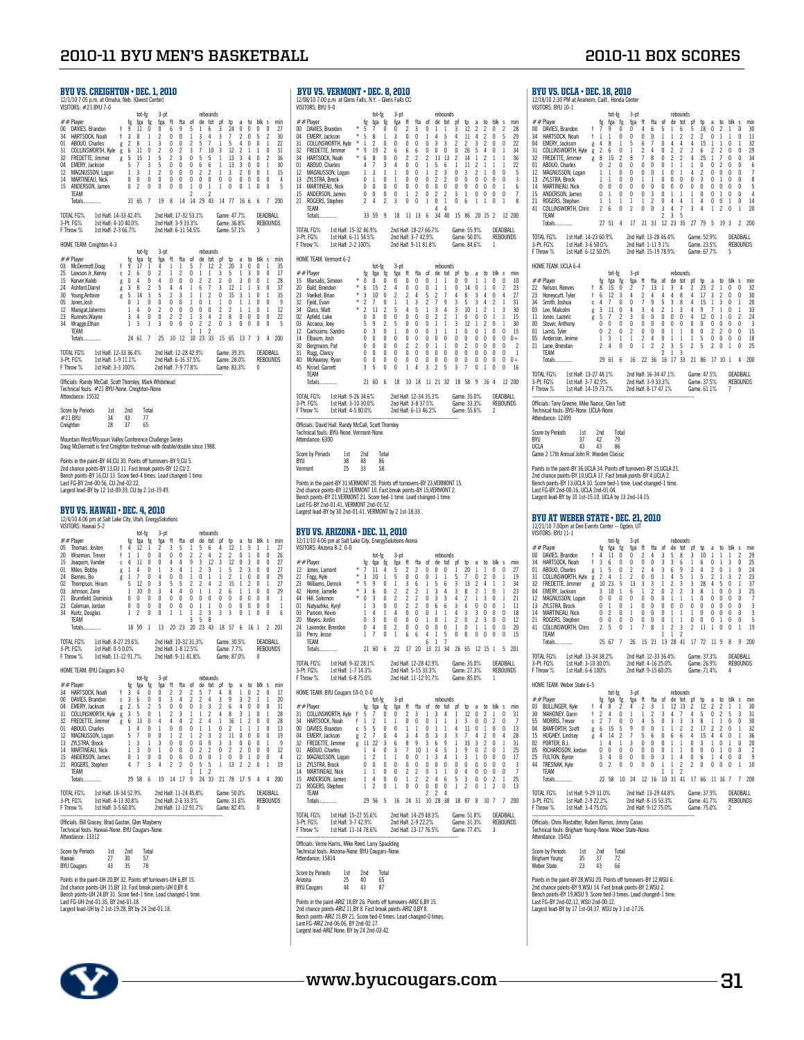## BYU VS. CREIGHTON • DEC. 1, 2010

12/1/10 7:05 p.m. at Omaha, Neb. (Qwest Center)

VISITORS: #21 BYU 7-0

| ## Player | | fg | fga | 3-pt fg | fga | ft | fta | of | de | tot | pf | tp | a | to | blk | s | min |
|---|---|---|---|---|---|---|---|---|---|---|---|---|---|---|---|---|---|
| 00 DAVIES, Brandon | f | 9 | 11 | 0 | 0 | 6 | 9 | 5 | 1 | 6 | 3 | 24 | 0 | 0 | 0 | 0 | 27 |
| 34 HARTSOCK, Noah | f | 3 | 8 | 1 | 2 | 0 | 0 | 1 | 3 | 4 | 3 | 7 | 2 | 0 | 5 | 2 | 30 |
| 01 ABOUO, Charles | g | 2 | 8 | 1 | 3 | 0 | 0 | 2 | 5 | 7 | 1 | 5 | 4 | 0 | 0 | 1 | 22 |
| 31 COLLINSWORTH, Kyle | g | 6 | 11 | 0 | 2 | 0 | 2 | 3 | 7 | 10 | 3 | 12 | 2 | 1 | 1 | 0 | 31 |
| 32 FREDETTE, Jimmer | g | 5 | 15 | 1 | 5 | 2 | 3 | 0 | 5 | 5 | 1 | 13 | 3 | 4 | 0 | 2 | 36 |
| 04 EMERY, Jackson | | 5 | 7 | 3 | 5 | 0 | 0 | 6 | 6 | 1 | | 13 | 3 | 0 | 0 | 1 | 30 |
| 12 MAGNUSSON, Logan | | 1 | 3 | 1 | 2 | 0 | 0 | 2 | 2 | 1 | 3 | 2 | 0 | 0 | 1 | | 15 |
| 14 MARTINEAU, Nick | | 0 | 0 | 0 | 0 | 0 | 0 | 0 | 0 | 0 | 0 | 0 | 0 | 0 | 0 | 0 | 4 |
| 15 ANDERSON, James | | 0 | 2 | 0 | 0 | 0 | 0 | 1 | 0 | 1 | 1 | 0 | 0 | 1 | 0 | 0 | 5 |
| TEAM | | | | | | | | 2 | | 2 | | | | | | | |
| Totals | | 31 | 65 | 7 | 19 | 8 | 14 | 14 | 29 | 43 | 14 | 77 | 16 | 6 | 6 | 7 | 200 |

TOTAL FG% 1st Half: 14-33 42.4% 2nd Half: 17-32 53.1% Game: 47.7% DEADBALL
3-Pt. FG% 1st Half: 4-10 40.0% 2nd Half: 3-9 33.3% Game: 36.8% REBOUNDS
F Throw % 1st Half: 2-3 66.7% 2nd Half: 6-11 54.5% Game: 57.1% 3

HOME TEAM: Creighton 4-3

| ## Player | | fg | fga | 3-pt fg | fga | ft | fta | of | de | tot | pf | tp | a | to | blk | s | min |
|---|---|---|---|---|---|---|---|---|---|---|---|---|---|---|---|---|---|
| 03 McDermott,Doug | f | 9 | 17 | 1 | 4 | 1 | 1 | 5 | 7 | 12 | 2 | 20 | 3 | 0 | 0 | 1 | 35 |
| 25 Lawson Jr.,Kenny | c | 2 | 6 | 0 | 2 | 1 | 2 | 0 | 1 | 1 | 3 | 5 | 1 | 3 | 0 | 0 | 17 |
| 15 Korver,Kaleb | g | 0 | 4 | 0 | 4 | 0 | 0 | 0 | 2 | 2 | 2 | 0 | 3 | 0 | 0 | 1 | 28 |
| 24 Ashford,Darryl | g | 3 | 8 | 2 | 5 | 4 | 4 | 1 | 6 | 7 | 3 | 12 | 1 | 1 | 3 | 0 | 37 |
| 30 Young,Antoine | g | 5 | 14 | 3 | 5 | 2 | 3 | 1 | 1 | 2 | 0 | 15 | 3 | 1 | 0 | 1 | 35 |
| 05 Jones,Josh | | 0 | 1 | 0 | 0 | 0 | 0 | 1 | 0 | 1 | 0 | 1 | 1 | 0 | 0 | 0 | 9 |
| 12 Manigat,Jahenns | | 1 | 4 | 0 | 2 | 0 | 0 | 0 | 0 | 0 | 2 | 2 | 1 | 1 | 0 | 1 | 12 |
| 23 Runnels,Wayne | | 3 | 4 | 0 | 0 | 2 | 2 | 1 | 3 | 4 | 2 | 8 | 0 | 0 | 0 | 0 | 22 |
| 34 Wragge,Ethan | | 1 | 3 | 1 | 3 | 0 | 0 | 0 | 2 | 2 | 0 | 3 | 0 | 0 | 0 | 0 | 5 |
| TEAM | | | | | | | | 1 | 1 | 2 | | | | | | | |
| Totals | | 24 | 61 | 7 | 25 | 10 | 12 | 10 | 23 | 33 | 15 | 65 | 13 | 7 | 3 | 4 | 200 |

TOTAL FG% 1st Half: 12-33 36.4% 2nd Half: 12-28 42.9% Game: 39.3% DEADBALL
3-Pt. FG% 1st Half: 1-9 11.1% 2nd Half: 6-16 37.5% Game: 28.0% REBOUNDS
F Throw % 1st Half: 3-3 100% 2nd Half: 7-9 77.8% Game: 83.3% 0

Officials: Randy McCall, Scott Thornley, Mark Whitehead
Technical fouls: #21 BYU-None. Creighton-None.
Attendance: 15532

| Score by Periods | 1st | 2nd | Total |
|---|---|---|---|
| #21 BYU | 34 | 43 | 77 |
| Creighton | 28 | 37 | 65 |

Mountain West/Missouri Valley Conference Challenge Series
Doug McDermott is first Creighton freshman with double/double since 1988.

Points in the paint-BY 44,CU 30. Points off turnovers-BY 9,CU 5.
2nd chance points-BY 13,CU 11. Fast break points-BY 12,CU 2.
Bench points-BY 16,CU 13. Score tied-4 times. Lead changed-1 time.
Last FG-BY 2nd-00:56, CU 2nd-02:22.
Largest lead-BY by 12 1st-09:39, CU by 2 1st-19:49.

## BYU VS. HAWAII • DEC. 4, 2010

12/4/10 4:06 pm at Salt Lake City, Utah, EnergySolutions

VISITORS: Hawaii 5-2

| ## Player | | fg | fga | 3-pt fg | fga | ft | fta | of | de | tot | pf | tp | a | to | blk | s | min |
|---|---|---|---|---|---|---|---|---|---|---|---|---|---|---|---|---|---|
| 05 Thomas, Joston | f | 4 | 12 | 1 | 2 | 3 | 5 | 1 | 5 | 6 | 4 | 12 | 1 | 5 | 1 | 1 | 27 |
| 20 Wiseman, Trevor | f | 1 | 1 | 0 | 0 | 0 | 0 | 2 | 2 | 4 | 2 | 2 | 0 | 1 | 0 | 0 | 26 |
| 15 Joaquim, Vander | c | 4 | 11 | 0 | 0 | 4 | 4 | 9 | 3 | 12 | 3 | 12 | 0 | 3 | 0 | 0 | 27 |
| 01 Miles, Bobby | g | 1 | 4 | 0 | 1 | 3 | 4 | 1 | 2 | 3 | 1 | 5 | 2 | 3 | 0 | 0 | 27 |
| 24 Bames, Bo | g | 1 | 7 | 0 | 4 | 0 | 0 | 1 | 0 | 1 | 1 | 2 | 1 | 0 | 0 | 0 | 29 |
| 02 Thompson, Hiram | | 5 | 12 | 0 | 3 | 5 | 5 | 2 | 2 | 4 | 2 | 15 | 1 | 2 | 0 | 1 | 27 |
| 10 Johnson, Zane | | 1 | 10 | 0 | 3 | 4 | 4 | 0 | 1 | 1 | 2 | 6 | 1 | 1 | 0 | 0 | 29 |
| 21 Brumfield, Dominick | | 0 | 0 | 0 | 0 | 0 | 0 | 0 | 0 | 0 | 0 | 0 | 0 | 0 | 0 | 0 | 1 |
| 23 Coleman, Jordan | | 0 | 0 | 0 | 0 | 0 | 0 | 0 | 1 | 1 | 0 | 0 | 0 | 0 | 0 | 0 | 1 |
| 34 Kurtz, Douglas | | 1 | 2 | 0 | 0 | 1 | 1 | 1 | 2 | 3 | 3 | 3 | 0 | 1 | 0 | 0 | 6 |
| TEAM | | | | | | | | 3 | 5 | 8 | | | | | | | |
| Totals | | 18 | 59 | 1 | 13 | 20 | 23 | 20 | 23 | 43 | 18 | 57 | 6 | 16 | 1 | 2 | 201 |

TOTAL FG% 1st Half: 8-27 29.6% 2nd Half: 10-32 31.3% Game: 30.5% DEADBALL
3-Pt. FG% 1st Half: 0-5 0.0% 2nd Half: 1-8 12.5% Game: 7.7% REBOUNDS
F Throw % 1st Half: 11-12 91.7% 2nd Half: 9-11 81.8% Game: 87.0% 0

HOME TEAM: BYU Cougars 8-0

| ## Player | | fg | fga | 3-pt fg | fga | ft | fta | of | de | tot | pf | tp | a | to | blk | s | min |
|---|---|---|---|---|---|---|---|---|---|---|---|---|---|---|---|---|---|
| 34 HARTSOCK, Noah | f | 3 | 4 | 0 | 0 | 2 | 2 | 2 | 5 | 7 | 4 | 8 | 1 | 0 | 2 | 0 | 17 |
| 00 DAVIES, Brandon | c | 3 | 6 | 0 | 0 | 3 | 4 | 2 | 2 | 4 | 3 | 9 | 3 | 2 | 1 | 1 | 20 |
| 04 EMERY, Jackson | g | 2 | 5 | 2 | 5 | 0 | 0 | 0 | 3 | 3 | 2 | 6 | 4 | 0 | 0 | 0 | 31 |
| 31 COLLINSWORTH, Kyle | g | 3 | 5 | 0 | 1 | 2 | 3 | 1 | 1 | 2 | 4 | 8 | 3 | 1 | 0 | 1 | 28 |
| 32 FREDETTE, Jimmer | g | 6 | 13 | 0 | 4 | 4 | 4 | 2 | 2 | 4 | 1 | 16 | 1 | 2 | 0 | 0 | 28 |
| 01 ABOUO, Charles | | 1 | 4 | 0 | 1 | 0 | 0 | 0 | 1 | 1 | 0 | 2 | 1 | 1 | 1 | 0 | 13 |
| 12 MAGNUSSON, Logan | | 5 | 7 | 0 | 0 | 1 | 2 | 1 | 2 | 3 | 2 | 11 | 0 | 0 | 0 | 0 | 19 |
| 13 ZYLSTRA, Brock | | 1 | 3 | 1 | 3 | 0 | 0 | 0 | 0 | 0 | 3 | 3 | 0 | 0 | 0 | 1 | 9 |
| 14 MARTINEAU, Nick | | 1 | 3 | 0 | 1 | 0 | 0 | 0 | 2 | 2 | 0 | 2 | 2 | 0 | 0 | 0 | 12 |
| 15 ANDERSON, James | | 0 | 1 | 0 | 0 | 0 | 0 | 0 | 1 | 1 | 0 | 0 | 1 | 0 | 0 | 0 | 4 |
| 21 ROGERS, Stephen | | 4 | 7 | 3 | 4 | 2 | 2 | 0 | 5 | 5 | 1 | 13 | 2 | 2 | 0 | 1 | 19 |
| TEAM | | | | | | | | 1 | 1 | 2 | | | | | | | |
| Totals | | 29 | 58 | 6 | 19 | 14 | 17 | 9 | 24 | 33 | 21 | 78 | 17 | 9 | 4 | 4 | 200 |

TOTAL FG% 1st Half: 18-34 52.9% 2nd Half: 11-24 45.8% Game: 50.0% DEADBALL
3-Pt. FG% 1st Half: 4-13 30.8% 2nd Half: 2-6 33.3% Game: 31.6% REBOUNDS
F Throw % 1st Half: 3-5 60.0% 2nd Half: 11-12 91.7% Game: 82.4% 0

Officials: Bill Gracey, Brad Gaston, Glen Mayberry
Technical fouls: Hawaii-None. BYU Cougars-None.
Attendance: 13312

| Score by Periods | 1st | 2nd | Total |
|---|---|---|---|
| Hawaii | 27 | 30 | 57 |
| BYU Cougars | 43 | 35 | 78 |

Points in the paint-UH 20,BY 32. Points off turnovers-UH 6,BY 15.
2nd chance points-UH 15,BY 10. Fast break points-UH 0,BY 8.
Bench points-UH 24,BY 31. Score tied-1 time. Lead changed-1 time.
Last FG-UH 2nd-01:35, BY 2nd-01:18.
Largest lead-UH by 2 1st-19:28, BY by 24 2nd-01:18.

## BYU VS. VERMONT • DEC. 8, 2010

12/08/10 7:00 p.m. at Glens Falls, N.Y. - Glens Falls CC

VISITORS: BYU 9-0

| ## Player | | fg | fga | 3-pt fg | fga | ft | fta | of | de | tot | pf | tp | a | to | blk | s | min |
|---|---|---|---|---|---|---|---|---|---|---|---|---|---|---|---|---|---|
| 00 DAVIES, Brandon | * | 5 | 7 | 0 | 0 | 2 | 3 | 0 | 1 | 1 | 3 | 12 | 2 | 2 | 0 | 2 | 28 |
| 04 EMERY, Jackson | * | 5 | 8 | 1 | 3 | 0 | 0 | 1 | 4 | 5 | 4 | 11 | 4 | 2 | 0 | 5 | 29 |
| 31 COLLINSWORTH, Kyle | * | 1 | 2 | 0 | 0 | 0 | 0 | 3 | 3 | 2 | 2 | 3 | 2 | 0 | 0 | 0 | 22 |
| 32 FREDETTE, Jimmer | * | 9 | 19 | 2 | 6 | 6 | 6 | 0 | 0 | 0 | 0 | 26 | 5 | 4 | 0 | 1 | 34 |
| 34 HARTSOCK, Noah | * | 6 | 8 | 0 | 0 | 2 | 2 | 2 | 11 | 13 | 2 | 14 | 1 | 2 | 1 | 1 | 36 |
| 01 ABOUO, Charles | | 4 | 7 | 3 | 4 | 0 | 0 | 1 | 5 | 6 | 1 | 11 | 2 | 1 | 1 | 1 | 22 |
| 12 MAGNUSSON, Logan | | 1 | 3 | 1 | 1 | 0 | 0 | 1 | 2 | 3 | 0 | 3 | 2 | 1 | 0 | 0 | 5 |
| 13 ZYLSTRA, Brock | | 0 | 1 | 0 | 1 | 0 | 0 | 0 | 2 | 2 | 0 | 0 | 0 | 0 | 0 | 0 | 3 |
| 14 MARTINEAU, Nick | | 0 | 0 | 0 | 0 | 0 | 0 | 0 | 0 | 0 | 0 | 0 | 0 | 0 | 0 | 1 | 6 |
| 15 ANDERSON, James | | 0 | 0 | 0 | 0 | 1 | 2 | 0 | 2 | 2 | 3 | 1 | 0 | 0 | 0 | 0 | 5 |
| 21 ROGERS, Stephen | | 2 | 4 | 2 | 3 | 0 | 0 | 1 | 0 | 1 | 0 | 6 | 1 | 1 | 0 | 1 | 8 |
| TEAM | | | | | | | | 4 | 4 | | | | | | | | |
| Totals | | 33 | 59 | 9 | 18 | 11 | 13 | 6 | 34 | 40 | 15 | 86 | 20 | 15 | 2 | 12 | 200 |

TOTAL FG% 1st Half: 15-32 46.9% 2nd Half: 18-27 66.7% Game: 55.9% DEADBALL
3-Pt. FG% 1st Half: 6-11 54.5% 2nd Half: 3-7 42.9% Game: 50.0% REBOUNDS
F Throw % 1st Half: 2-2 100% 2nd Half: 9-11 81.8% Game: 84.6% 1

HOME TEAM: Vermont 6-2

| ## Player | | fg | fga | 3-pt fg | fga | ft | fta | of | de | tot | pf | tp | a | to | blk | s | min |
|---|---|---|---|---|---|---|---|---|---|---|---|---|---|---|---|---|---|
| 15 Marsalis, Simeon | * | 0 | 0 | 0 | 0 | 0 | 0 | 1 | 1 | 0 | 0 | 1 | 1 | 0 | 0 | | 10 |
| 20 Bald, Brendan | * | 6 | 15 | 2 | 4 | 0 | 0 | 0 | 1 | 1 | 0 | 14 | 0 | 1 | 0 | 2 | 23 |
| 23 Voelkel, Brian | * | 3 | 10 | 0 | 2 | 2 | 4 | 5 | 2 | 7 | 4 | 8 | 3 | 4 | 0 | 4 | 27 |
| 32 Fjeld, Evan | * | 2 | 7 | 0 | 1 | 1 | 3 | 2 | 7 | 9 | 3 | 5 | 3 | 4 | 2 | 1 | 31 |
| 34 Glass, Matt | * | 2 | 11 | 2 | 5 | 4 | 5 | 1 | 3 | 4 | 3 | 10 | 1 | 2 | 1 | 3 | 30 |
| 02 Apfeld, Luke | | 0 | 0 | 0 | 0 | 0 | 0 | 0 | 2 | 2 | 1 | 0 | 0 | 0 | 1 | 1 | 15 |
| 03 Accaoui, Joey | | 5 | 9 | 2 | 5 | 0 | 0 | 0 | 1 | 1 | 3 | 12 | 1 | 2 | 0 | 1 | 30 |
| 12 Carissimo, Sandro | | 0 | 3 | 0 | 1 | 0 | 0 | 0 | 1 | 1 | 1 | 0 | 0 | 1 | 0 | 0 | 15 |
| 14 Elbaum, Josh | | 0 | 0 | 0 | 0 | 0 | 0 | 0 | 0 | 0 | 0 | 0 | 0 | 0 | 0 | 0 | 0+ |
| 30 Bergmann, Pat | | 0 | 0 | 0 | 0 | 2 | 2 | 0 | 1 | 1 | 0 | 2 | 0 | 0 | 0 | 0 | 2 |
| 31 Rugg, Clancy | | 0 | 0 | 0 | 0 | 0 | 0 | 0 | 0 | 0 | 0 | 0 | 0 | 0 | 0 | 0 | 1 |
| 40 McKeaney, Ryan | | 0 | 0 | 0 | 0 | 0 | 0 | 0 | 0 | 0 | 0 | 0 | 0 | 0 | 0 | 0 | 0+ |
| 45 Kissel, Garrett | | 3 | 5 | 0 | 0 | 1 | 4 | 3 | 2 | 5 | 3 | 7 | 0 | 1 | 0 | 0 | 16 |
| TEAM | | | | | | | | | | | | | | | | | |
| Totals | | 21 | 60 | 6 | 18 | 10 | 18 | 11 | 21 | 32 | 18 | 58 | 9 | 16 | 4 | 12 | 200 |

TOTAL FG% 1st Half: 9-26 34.6% 2nd Half: 12-34 35.3% Game: 35.0% DEADBALL
3-Pt. FG% 1st Half: 3-10 30.0% 2nd Half: 3-8 37.5% Game: 33.3% REBOUNDS
F Throw % 1st Half: 4-5 80.0% 2nd Half: 6-13 46.2% Game: 55.6% 2

Officials: David Hall, Randy McCall, Scott Thornley
Technical fouls: BYU-None. Vermont-None.
Attendance: 6300

| Score by Periods | 1st | 2nd | Total |
|---|---|---|---|
| BYU | 38 | 48 | 86 |
| Vermont | 25 | 33 | 58 |

Points in the paint-BY 31,VERMONT 20. Points off turnovers-BY 23,VERMONT 15.
2nd chance points-BY 12,VERMONT 10. Fast break points-BY 15,VERMONT 2.
Bench points-BY 21,VERMONT 21. Score tied-1 time. Lead changed-1 time.
Last FG-BY 2nd-01:41, VERMONT 2nd-01:52.
Largest lead-BY by 30 2nd-01:41, VERMONT by 1 2nd-18:33..

## BYU VS. ARIZONA • DEC. 11, 2010

12/11/10 4:06 pm at Salt Lake City, EnergySolutions Arena

VISITORS: Arizona 8-2, 0-0

| ## Player | | fg | fga | 3-pt fg | fga | ft | fta | of | de | tot | pf | tp | a | to | blk | s | min |
|---|---|---|---|---|---|---|---|---|---|---|---|---|---|---|---|---|---|
| 12 Jones, Lamont | * | 7 | 14 | 4 | 5 | 2 | 2 | 0 | 0 | 0 | 1 | 20 | 1 | 1 | 0 | 0 | 27 |
| 21 Fogg, Kyle | * | 3 | 10 | 1 | 5 | 0 | 0 | 0 | 1 | 1 | 5 | 7 | 0 | 2 | 0 | 1 | 19 |
| 23 Williams, Derrick | * | 5 | 9 | 0 | 1 | 3 | 6 | 1 | 5 | 6 | 3 | 13 | 2 | 4 | 1 | 1 | 34 |
| 42 Horne, Jamelle | * | 3 | 6 | 0 | 0 | 2 | 2 | 1 | 3 | 4 | 3 | 8 | 2 | 1 | 0 | 1 | 23 |
| 44 Hill, Solomon | * | 0 | 3 | 0 | 2 | 2 | 2 | 0 | 3 | 3 | 4 | 2 | 1 | 3 | 0 | 1 | 21 |
| 01 Natyazhko, Kyryl | | 1 | 3 | 0 | 0 | 2 | 2 | 0 | 6 | 6 | 3 | 4 | 0 | 0 | 0 | 1 | 11 |
| 03 Parrom, Kevin | | 1 | 4 | 1 | 4 | 0 | 0 | 0 | 1 | 1 | 4 | 3 | 0 | 0 | 0 | 0 | 18 |
| 20 Mayes, Jordin | | 0 | 3 | 0 | 0 | 0 | 0 | 1 | 0 | 1 | 2 | 0 | 2 | 3 | 0 | 0 | 12 |
| 24 Lavender, Brendon | | 0 | 4 | 0 | 2 | 0 | 0 | 0 | 0 | 0 | 1 | 0 | 1 | 1 | 0 | 0 | 20 |
| 33 Perry, Jesse | | 1 | 7 | 0 | 1 | 6 | 6 | 4 | 1 | 5 | 0 | 8 | 0 | 0 | 0 | 0 | 15 |
| TEAM | | | | | | | | 6 | 1 | 7 | | | | | | | |
| Totals | | 21 | 60 | 6 | 22 | 17 | 20 | 13 | 21 | 34 | 26 | 65 | 12 | 15 | 1 | 5 | 201 |

TOTAL FG% 1st Half: 9-32 28.1% 2nd Half: 12-28 42.9% Game: 35.0% DEADBALL
3-Pt. FG% 1st Half: 1-7 14.3% 2nd Half: 5-15 33.3% Game: 27.3% REBOUNDS
F Throw % 1st Half: 6-8 75.0% 2nd Half: 11-12 91.7% Game: 85.0% 1

HOME TEAM: BYU Cougars 10-0, 0-0

| ## Player | | fg | fga | 3-pt fg | fga | ft | fta | of | de | tot | pf | tp | a | to | blk | s | min |
|---|---|---|---|---|---|---|---|---|---|---|---|---|---|---|---|---|---|
| 31 COLLINSWORTH, Kyle | f | 5 | 7 | 0 | 0 | 2 | 3 | 1 | 3 | 4 | 1 | 12 | 0 | 2 | 1 | 0 | 31 |
| 34 HARTSOCK, Noah | f | 1 | 2 | 1 | 1 | 0 | 0 | 0 | 1 | 1 | 1 | 3 | 0 | 0 | 2 | 0 | 7 |
| 00 DAVIES, Brandon | c | 5 | 5 | 0 | 0 | 1 | 1 | 0 | 1 | 1 | 4 | 11 | 0 | 1 | 0 | 0 | 13 |
| 04 EMERY, Jackson | g | 2 | 7 | 0 | 4 | 3 | 4 | 0 | 3 | 3 | 3 | 7 | 4 | 2 | 0 | 4 | 28 |
| 32 FREDETTE, Jimmer | g | 11 | 22 | 3 | 6 | 8 | 9 | 3 | 6 | 9 | 1 | 33 | 3 | 2 | 0 | 1 | 31 |
| 01 ABOUO, Charles | | 1 | 4 | 0 | 3 | 7 | 10 | 1 | 4 | 5 | 1 | 9 | 0 | 2 | 0 | 1 | 25 |
| 12 MAGNUSSON, Logan | | 1 | 2 | 1 | 1 | 0 | 0 | 1 | 3 | 4 | 1 | 3 | 1 | 0 | 0 | 0 | 17 |
| 13 ZYLSTRA, Brock | | 0 | 0 | 0 | 0 | 0 | 0 | 0 | 0 | 0 | 0 | 0 | 0 | 0 | 0 | 0 | 3 |
| 14 MARTINEAU, Nick | | 1 | 1 | 0 | 0 | 2 | 2 | 0 | 1 | 1 | 0 | 4 | 0 | 0 | 0 | 0 | 7 |
| 15 ANDERSON, James | | 1 | 4 | 0 | 1 | 2 | 2 | 4 | 6 | 5 | 3 | 0 | 0 | 2 | 1 | | 25 |
| 21 ROGERS, Stephen | | 1 | 2 | 0 | 1 | 0 | 0 | 0 | 0 | 0 | 1 | 2 | 0 | 1 | 2 | 0 | 13 |
| TEAM | | | | | | | | 2 | 2 | 4 | | | | | | | |
| Totals | | 29 | 56 | 5 | 16 | 24 | 31 | 10 | 28 | 38 | 18 | 87 | 8 | 10 | 7 | 7 | 200 |

TOTAL FG% 1st Half: 15-27 55.6% 2nd Half: 14-29 48.3% Game: 51.8% DEADBALL
3-Pt. FG% 1st Half: 3-7 42.9% 2nd Half: 2-9 22.2% Game: 31.3% REBOUNDS
F Throw % 1st Half: 11-14 78.6% 2nd Half: 13-17 76.5% Game: 77.4% 3

Officials: Verne Harris, Mike Reed, Larry Spaulding
Technical fouls: Arizona-None. BYU Cougars-None.
Attendance: 15814

| Score by Periods | 1st | 2nd | Total |
|---|---|---|---|
| Arizona | 25 | 40 | 65 |
| BYU Cougars | 44 | 43 | 87 |

Points in the paint-ARIZ 18,BY 26. Points off turnovers-ARIZ 6,BY 15.
2nd chance points-ARIZ 11,BY 8. Fast break points-ARIZ 0,BY 8.
Bench points-ARIZ 15,BY 21. Score tied-0 times. Lead changed-0 times.
Last FG-ARIZ 2nd-06:06, BY 2nd-02:17.
Largest lead-ARIZ None, BY by 24 2nd-03:42.

## BYU VS. UCLA • DEC. 18, 2010

12/18/10 2:30 PM at Anaheim, Calif., Honda Center

VISITORS: BYU 10-1

| ## Player | | fg | fga | 3-pt fg | fga | ft | fta | of | de | tot | pf | tp | a | to | blk | s | min |
|---|---|---|---|---|---|---|---|---|---|---|---|---|---|---|---|---|---|
| 00 DAVIES, Brandon | f | 7 | 9 | 0 | 0 | 4 | 6 | 5 | 1 | 6 | 5 | 18 | 0 | 2 | 1 | 0 | 30 |
| 34 HARTSOCK, Noah | f | 1 | 1 | 0 | 0 | 0 | 0 | 1 | 1 | 2 | 2 | 2 | 0 | 1 | 1 | 0 | 11 |
| 04 EMERY, Jackson | g | 4 | 8 | 1 | 5 | 6 | 7 | 0 | 4 | 4 | 4 | 15 | 1 | 1 | 0 | 1 | 32 |
| 31 COLLINSWORTH, Kyle | g | 2 | 6 | 0 | 1 | 2 | 4 | 0 | 2 | 2 | 2 | 6 | 2 | 2 | 0 | 0 | 29 |
| 32 FREDETTE, Jimmer | g | 8 | 15 | 2 | 8 | 7 | 8 | 0 | 2 | 2 | 4 | 25 | 1 | 7 | 0 | 0 | 34 |
| 01 ABOUO, Charles | | 0 | 2 | 0 | 0 | 0 | 0 | 1 | 1 | 1 | 0 | 0 | 2 | 0 | 0 | 0 | 6 |
| 12 MAGNUSSON, Logan | | 1 | 1 | 0 | 0 | 0 | 0 | 1 | 0 | 1 | 4 | 2 | 0 | 0 | 0 | 0 | 7 |
| 13 ZYLSTRA, Brock | | 1 | 1 | 0 | 0 | 1 | 1 | 0 | 0 | 0 | 0 | 3 | 0 | 1 | 0 | 0 | 8 |
| 14 MARTINEAU, Nick | | 0 | 0 | 0 | 0 | 0 | 0 | 0 | 0 | 0 | 0 | 0 | 0 | 0 | 0 | 0 | 5 |
| 15 ANDERSON, James | | 0 | 1 | 0 | 0 | 0 | 3 | 0 | 1 | 1 | 1 | 0 | 0 | 1 | 0 | 0 | 4 |
| 21 ROGERS, Stephen | | 1 | 1 | 1 | 1 | 2 | 0 | 4 | 4 | 1 | 4 | 0 | 0 | 1 | 0 | | 14 |
| 41 COLLINSWORTH, Chris | | 2 | 6 | 0 | 2 | 0 | 0 | 3 | 4 | 7 | 3 | 4 | 1 | 2 | 0 | 1 | 20 |
| TEAM | | | | | | | | 2 | 3 | 5 | | | | | | | |
| Totals | | 27 | 51 | 4 | 17 | 21 | 31 | 12 | 23 | 35 | 27 | 79 | 5 | 19 | 3 | 2 | 200 |

TOTAL FG% 1st Half: 14-23 60.9% 2nd Half: 13-28 46.4% Game: 52.9% DEADBALL
3-Pt. FG% 1st Half: 3-6 50.0% 2nd Half: 1-11 9.1% Game: 23.5% REBOUNDS
F Throw % 1st Half: 6-12 50.0% 2nd Half: 15-19 78.9% Game: 67.7% 5

HOME TEAM: UCLA 6-4

| ## Player | | fg | fga | 3-pt fg | fga | ft | fta | of | de | tot | pf | tp | a | to | blk | s | min |
|---|---|---|---|---|---|---|---|---|---|---|---|---|---|---|---|---|---|
| 22 Nelson, Reeves | f | 8 | 15 | 0 | 2 | 7 | 13 | 1 | 3 | 4 | 2 | 23 | 2 | 1 | 0 | 0 | 32 |
| 23 Honeycutt, Tyler | f | 6 | 12 | 3 | 4 | 2 | 4 | 4 | 4 | 8 | 4 | 17 | 3 | 2 | 0 | 0 | 30 |
| 34 Smith, Joshua | c | 4 | 7 | 0 | 0 | 7 | 9 | 5 | 3 | 8 | 4 | 15 | 1 | 3 | 0 | 1 | 20 |
| 03 Lee, Malcolm | g | 3 | 11 | 0 | 4 | 3 | 4 | 2 | 1 | 3 | 4 | 9 | 7 | 1 | 0 | 1 | 33 |
| 11 Jones, Lazeric | g | 5 | 7 | 2 | 3 | 0 | 0 | 0 | 0 | 0 | 4 | 12 | 0 | 1 | 0 | 2 | 24 |
| 00 Stover, Anthony | | 0 | 0 | 0 | 0 | 0 | 0 | 0 | 0 | 0 | 0 | 0 | 0 | 0 | 0 | 0 | 3 |
| 01 Lamb, Tyler | | 0 | 2 | 0 | 2 | 0 | 0 | 0 | 1 | 1 | 0 | 0 | 0 | 0 | 0 | 0 | 15 |
| 05 Anderson, Jerime | | 1 | 3 | 1 | 1 | 2 | 4 | 0 | 1 | 1 | 1 | 5 | 0 | 0 | 0 | 0 | 18 |
| 21 Lane, Brendan | | 2 | 4 | 0 | 0 | 1 | 2 | 2 | 3 | 5 | 2 | 5 | 2 | 0 | 1 | 0 | 25 |
| TEAM | | | | | | | | 2 | 1 | 3 | | | | | | | |
| Totals | | 29 | 61 | 6 | 16 | 22 | 36 | 16 | 17 | 33 | 21 | 86 | 17 | 10 | 1 | 4 | 200 |

TOTAL FG% 1st Half: 13-27 48.1% 2nd Half: 16-34 47.1% Game: 47.5% DEADBALL
3-Pt. FG% 1st Half: 3-7 42.9% 2nd Half: 3-9 33.3% Game: 37.5% REBOUNDS
F Throw % 1st Half: 14-19 73.7% 2nd Half: 8-17 47.1% Game: 61.1% 7

Officials: Tony Greene, Mike Nance, Glen Tuitt
Technical fouls: BYU-None. UCLA-None.
Attendance: 12499

| Score by Periods | 1st | 2nd | Total |
|---|---|---|---|
| BYU | 37 | 42 | 79 |
| UCLA | 43 | 43 | 86 |

Game 2 17th Annual John R. Wooden Classic

Points in the paint-BY 36,UCLA 34. Points off turnovers-BY 15,UCLA 21.
2nd chance points-BY 10,UCLA 17. Fast break points-BY 4,UCLA 2.
Bench points-BY 13,UCLA 10. Score tied-1 time. Lead changed-1 time.
Last FG-BY 2nd-00:16, UCLA 2nd-01:04.
Largest lead-BY by 10 1st-15:10, UCLA by 13 2nd-14:15.

## BYU AT WEBER STATE • DEC. 21, 2010

12/21/10 7:00pm at Dee Events Center -- Ogden, UT

VISITORS: BYU 11-1

| ## Player | | fg | fga | 3-pt fg | fga | ft | fta | of | de | tot | pf | tp | a | to | blk | s | min |
|---|---|---|---|---|---|---|---|---|---|---|---|---|---|---|---|---|---|
| 00 DAVIES, Brandon | f | 4 | 11 | 0 | 0 | 2 | 4 | 3 | 5 | 8 | 3 | 10 | 1 | 1 | 1 | 2 | 29 |
| 34 HARTSOCK, Noah | f | 3 | 6 | 0 | 0 | 0 | 0 | 3 | 3 | 6 | 1 | 6 | 0 | 1 | 3 | 0 | 25 |
| 01 ABOUO, Charles | g | 1 | 5 | 0 | 2 | 2 | 4 | 3 | 6 | 9 | 2 | 4 | 2 | 0 | 1 | 0 | 24 |
| 31 COLLINSWORTH, Kyle | g | 2 | 4 | 1 | 2 | 0 | 0 | 1 | 4 | 5 | 1 | 5 | 2 | 1 | 3 | 2 | 23 |
| 32 FREDETTE, Jimmer | g | 10 | 23 | 5 | 13 | 3 | 3 | 1 | 2 | 3 | 3 | 28 | 4 | 5 | 0 | 1 | 37 |
| 04 EMERY, Jackson | | 3 | 10 | 1 | 6 | 1 | 2 | 0 | 3 | 3 | 8 | 1 | 0 | 0 | 3 | | 25 |
| 12 MAGNUSSON, Logan | | 0 | 0 | 0 | 0 | 0 | 0 | 0 | 1 | 1 | 1 | 0 | 0 | 0 | 0 | 0 | 7 |
| 13 ZYLSTRA, Brock | | 0 | 1 | 0 | 1 | 0 | 0 | 0 | 0 | 0 | 0 | 0 | 0 | 0 | 0 | 0 | 3 |
| 14 MARTINEAU, Nick | | 0 | 2 | 0 | 1 | 0 | 0 | 0 | 1 | 1 | 1 | 0 | 0 | 0 | 0 | 0 | 3 |
| 21 ROGERS, Stephen | | 0 | 0 | 0 | 0 | 0 | 0 | 0 | 0 | 0 | 1 | 0 | 0 | 1 | 0 | 0 | 5 |
| 41 COLLINSWORTH, Chris | | 2 | 5 | 0 | 1 | 7 | 8 | 1 | 2 | 3 | 2 | 11 | 1 | 0 | 0 | 1 | 19 |
| TEAM | | | | | | | | 1 | 1 | 2 | | | | | | | |
| Totals | | 25 | 67 | 7 | 26 | 15 | 21 | 13 | 28 | 41 | 17 | 72 | 11 | 9 | 8 | 9 | 200 |

TOTAL FG% 1st Half: 13-34 38.2% 2nd Half: 12-33 36.4% Game: 37.3% DEADBALL
3-Pt. FG% 1st Half: 3-10 30.0% 2nd Half: 4-16 25.0% Game: 26.9% REBOUNDS
F Throw % 1st Half: 6-6 100% 2nd Half: 9-15 60.0% Game: 71.4% 4

HOME TEAM: Weber State 6-5

| ## Player | | fg | fga | 3-pt fg | fga | ft | fta | of | de | tot | pf | tp | a | to | blk | s | min |
|---|---|---|---|---|---|---|---|---|---|---|---|---|---|---|---|---|---|
| 03 BULLINGER, Kyle | f | 4 | 8 | 2 | 4 | 2 | 3 | 1 | 12 | 13 | 2 | 12 | 2 | 2 | 1 | 1 | 30 |
| 30 MAHONEY, Darin | f | 2 | 4 | 0 | 1 | 1 | 2 | 3 | 4 | 7 | 4 | 5 | 0 | 2 | 5 | 3 | 31 |
| 55 MORRIS, Trevor | c | 2 | 7 | 0 | 0 | 4 | 5 | 0 | 3 | 3 | 3 | 8 | 1 | 1 | 0 | 0 | 30 |
| 04 BAMFORTH, Scott | g | 6 | 15 | 5 | 9 | 0 | 0 | 1 | 1 | 2 | 2 | 17 | 2 | 2 | 0 | 1 | 32 |
| 15 HUGHEY, Lindsey | g | 4 | 14 | 2 | 7 | 5 | 6 | 0 | 6 | 6 | 4 | 15 | 4 | 4 | 0 | 1 | 36 |
| 02 PORTER, B.J. | | 1 | 4 | 1 | 3 | 0 | 0 | 1 | 0 | 1 | 0 | 3 | 1 | 0 | 1 | 0 | 15 |
| 05 RICHARDSON, Jordan | | 0 | 0 | 0 | 0 | 0 | 0 | 0 | 1 | 1 | 0 | 0 | 0 | 1 | 0 | 0 | 2 |
| 25 FULTON, Byron | | 3 | 4 | 0 | 0 | 0 | 0 | 3 | 1 | 4 | 0 | 6 | 1 | 4 | 0 | 0 | 9 |
| 44 TRESNAK, Kyle | | 0 | 2 | 0 | 0 | 0 | 0 | 1 | 1 | 2 | 2 | 0 | 0 | 0 | 0 | 1 | 10 |
| TEAM | | | | | | | | 1 | 1 | 2 | | | | | | | |
| Totals | | 22 | 58 | 10 | 24 | 12 | 16 | 10 | 31 | 41 | 17 | 66 | 11 | 16 | 7 | 7 | 200 |

TOTAL FG% 1st Half: 9-29 31.0% 2nd Half: 13-29 44.8% Game: 37.9% DEADBALL
3-Pt. FG% 1st Half: 2-9 22.2% 2nd Half: 8-15 53.3% Game: 41.7% REBOUNDS
F Throw % 1st Half: 3-4 75.0% 2nd Half: 9-12 75.0% Game: 75.0% 2

Officials: Chris Rastatter, Ruben Ramos, Jimmy Casas
Technical fouls: Brigham Young-None. Weber State-None.
Attendance: 10453

| Score by Periods | 1st | 2nd | Total |
|---|---|---|---|
| Brigham Young | 35 | 37 | 72 |
| Weber State | 23 | 43 | 66 |

Points in the paint-BY 28,WSU 20. Points off turnovers-BY 12,WSU 6.
2nd chance points-BY 9,WSU 14. Fast break points-BY 2,WSU 2.
Bench points-BY 19,WSU 9. Score tied-3 times. Lead changed-1 time.
Last FG-BY 2nd-02:12, WSU 2nd-00:12.
Largest lead-BY by 17 1st-04:37, WSU by 3 1st-17:26.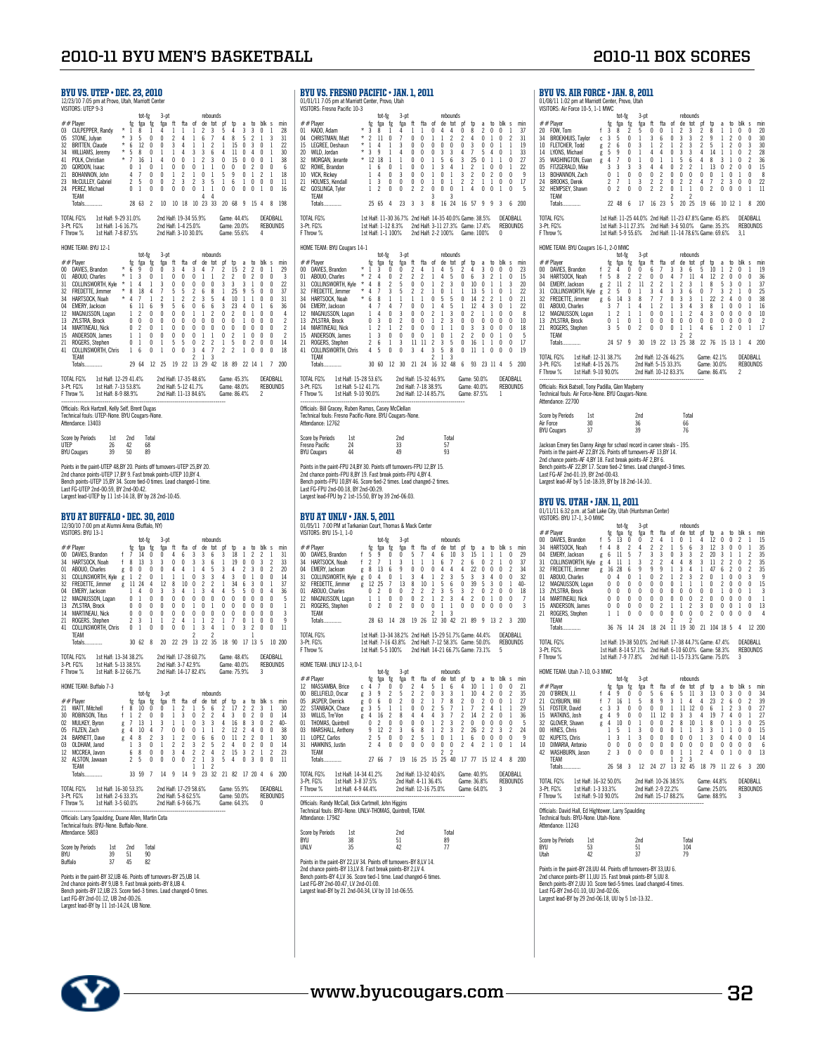# 2010-11 BYU MEN'S BASKETBALL — 2010-11 BOX SCORES

## BYU VS. UTEP • DEC. 23, 2010

12/23/10 7:05 pm at Provo, Utah, Marriott Center
VISITORS: UTEP 9-3

| ## Player | | fg | fga | 3-pt fg | fga | ft | fta | of | de | tot | pf | tp | a | to | blk | s | min |
|---|---|---|---|---|---|---|---|---|---|---|---|---|---|---|---|---|---|
| 03 CULPEPPER, Randy | * | 1 | 8 | 1 | 4 | 1 | 1 | 1 | 2 | 3 | 5 | 4 | 3 | 3 | 0 | 1 | 28 |
| 05 STONE, Julyan | * | 3 | 5 | 0 | 0 | 2 | 4 | 1 | 6 | 7 | 4 | 8 | 5 | 2 | 1 | 3 | 31 |
| 32 BRITTEN, Claude | * | 6 | 12 | 0 | 0 | 3 | 4 | 1 | 1 | 2 | 1 | 15 | 0 | 3 | 0 | 1 | 22 |
| 34 WILLIAMS, Jeremy | * | 5 | 8 | 0 | 1 | 1 | 4 | 3 | 3 | 6 | 4 | 11 | 0 | 4 | 0 | 1 | 30 |
| 41 POLK, Christian | * | 7 | 16 | 1 | 4 | 0 | 0 | 1 | 2 | 3 | 0 | 15 | 0 | 0 | 0 | 1 | 38 |
| 20 GORDON, Isaac | | 0 | 1 | 0 | 1 | 0 | 0 | 0 | 1 | 1 | 0 | 0 | 0 | 2 | 0 | 0 | 6 |
| 21 BOHANNON, John | | 4 | 7 | 0 | 0 | 1 | 2 | 1 | 0 | 1 | 5 | 9 | 0 | 1 | 2 | 1 | 18 |
| 23 McCULLEY, Gabriel | | 2 | 5 | 0 | 0 | 2 | 3 | 2 | 3 | 5 | 1 | 6 | 1 | 0 | 0 | 0 | 11 |
| 24 PEREZ, Michael | | 0 | 1 | 0 | 0 | 0 | 0 | 0 | 1 | 1 | 0 | 0 | 0 | 0 | 1 | 0 | 16 |
| TEAM | | | | | | | | 4 | | 4 | | | | | | | |
| Totals | | 28 | 63 | 2 | 10 | 10 | 18 | 10 | 23 | 33 | 20 | 68 | 9 | 15 | 4 | 8 | 198 |

TOTAL FG% 1st Half: 9-29 31.0% 2nd Half: 19-34 55.9% Game: 44.4% DEADBALL
3-Pt. FG% 1st Half: 1-6 16.7% 2nd Half: 1-4 25.0% Game: 20.0% REBOUNDS
F Throw % 1st Half: 7-8 87.5% 2nd Half: 3-10 30.0% Game: 55.6% 4

HOME TEAM: BYU 12-1

| ## Player | | fg | fga | 3-pt fg | fga | ft | fta | of | de | tot | pf | tp | a | to | blk | s | min |
|---|---|---|---|---|---|---|---|---|---|---|---|---|---|---|---|---|---|
| 00 DAVIES, Brandon | * | 6 | 9 | 0 | 0 | 3 | 4 | 3 | 4 | 7 | 2 | 15 | 2 | 2 | 0 | 1 | 29 |
| 01 ABOUO, Charles | * | 1 | 3 | 0 | 1 | 0 | 0 | 0 | 1 | 1 | 2 | 2 | 0 | 2 | 0 | 0 | 3 |
| 31 COLLINSWORTH, Kyle | * | 1 | 4 | 1 | 3 | 0 | 0 | 0 | 0 | 0 | 3 | 3 | 3 | 1 | 0 | 0 | 22 |
| 32 FREDETTE, Jimmer | * | 8 | 18 | 4 | 7 | 5 | 5 | 2 | 6 | 8 | 1 | 25 | 9 | 5 | 0 | 0 | 37 |
| 34 HARTSOCK, Noah | * | 4 | 7 | 1 | 2 | 1 | 2 | 2 | 3 | 5 | 4 | 10 | 1 | 1 | 0 | 0 | 31 |
| 04 EMERY, Jackson | | 6 | 11 | 6 | 9 | 5 | 6 | 0 | 6 | 6 | 3 | 23 | 4 | 0 | 1 | 6 | 36 |
| 12 MAGNUSSON, Logan | | 1 | 2 | 0 | 0 | 0 | 0 | 1 | 1 | 2 | 0 | 2 | 0 | 1 | 0 | 0 | 4 |
| 13 ZYLSTRA, Brock | | 0 | 0 | 0 | 0 | 0 | 0 | 0 | 0 | 0 | 0 | 0 | 1 | 0 | 0 | 0 | 2 |
| 14 MARTINEAU, Nick | | 0 | 2 | 0 | 1 | 0 | 0 | 0 | 0 | 0 | 0 | 0 | 0 | 0 | 0 | 0 | 2 |
| 15 ANDERSON, James | | 1 | 1 | 0 | 0 | 0 | 0 | 0 | 1 | 1 | 0 | 2 | 1 | 0 | 0 | 0 | 2 |
| 21 ROGERS, Stephen | | 0 | 1 | 0 | 1 | 5 | 5 | 0 | 2 | 2 | 1 | 5 | 0 | 2 | 0 | 0 | 14 |
| 41 COLLINSWORTH, Chris | | 1 | 6 | 0 | 1 | 0 | 0 | 3 | 4 | 7 | 2 | 2 | 1 | 0 | 0 | 0 | 18 |
| TEAM | | | | | | | | 2 | 1 | 3 | | | | | | | |
| Totals | | 29 | 64 | 12 | 25 | 19 | 22 | 13 | 29 | 42 | 18 | 89 | 22 | 14 | 1 | 7 | 200 |

TOTAL FG% 1st Half: 12-29 41.4% 2nd Half: 17-35 48.6% Game: 45.3% DEADBALL
3-Pt. FG% 1st Half: 7-13 53.8% 2nd Half: 5-12 41.7% Game: 48.0% REBOUNDS
F Throw % 1st Half: 8-9 88.9% 2nd Half: 11-13 84.6% Game: 86.4% 2

Officials: Rick Hartzell, Kelly Self, Brent Dugas
Technical fouls: UTEP-None. BYU Cougars-None.
Attendance: 13403

| Score by Periods | 1st | 2nd | Total |
|---|---|---|---|
| UTEP | 26 | 42 | 68 |
| BYU Cougars | 39 | 50 | 89 |

Points in the paint-UTEP 48,BY 20. Points off turnovers-UTEP 25,BY 20.
2nd chance points-UTEP 17,BY 9. Fast break points-UTEP 10,BY 4.
Bench points-UTEP 15,BY 34. Score tied-0 times. Lead changed-1 time.
Last FG-UTEP 2nd-00:59, BY 2nd-00:42.
Largest lead-UTEP by 11 1st-14:18, BY by 28 2nd-10:45.

## BYU AT BUFFALO • DEC. 30, 2010

12/30/10 7:00 pm at Alumni Arena (Buffalo, NY)
VISITORS: BYU 13-1

| ## Player | | fg | fga | 3-pt fg | fga | ft | fta | of | de | tot | pf | tp | a | to | blk | s | min |
|---|---|---|---|---|---|---|---|---|---|---|---|---|---|---|---|---|---|
| 00 DAVIES, Brandon | f | 7 | 14 | 0 | 0 | 4 | 6 | 3 | 3 | 6 | 3 | 18 | 1 | 2 | 2 | 1 | 31 |
| 34 HARTSOCK, Noah | f | 8 | 13 | 3 | 3 | 0 | 0 | 3 | 3 | 6 | 1 | 19 | 0 | 0 | 3 | 2 | 33 |
| 01 ABOUO, Charles | g | 0 | 0 | 0 | 0 | 4 | 4 | 1 | 4 | 5 | 3 | 4 | 2 | 3 | 0 | 2 | 20 |
| 31 COLLINSWORTH, Kyle | g | 1 | 2 | 0 | 1 | 1 | 1 | 0 | 3 | 3 | 4 | 3 | 0 | 1 | 0 | 0 | 14 |
| 32 FREDETTE, Jimmer | g | 11 | 24 | 4 | 12 | 8 | 10 | 0 | 2 | 2 | 1 | 34 | 6 | 3 | 0 | 1 | 37 |
| 04 EMERY, Jackson | | 1 | 4 | 0 | 3 | 3 | 4 | 1 | 3 | 4 | 4 | 5 | 5 | 0 | 0 | 4 | 36 |
| 12 MAGNUSSON, Logan | | 0 | 1 | 0 | 0 | 0 | 0 | 0 | 0 | 0 | 0 | 0 | 0 | 0 | 0 | 0 | 5 |
| 13 ZYLSTRA, Brock | | 0 | 0 | 0 | 0 | 0 | 0 | 0 | 1 | 1 | 0 | 0 | 0 | 0 | 0 | 0 | 1 |
| 14 MARTINEAU, Nick | | 0 | 0 | 0 | 0 | 0 | 0 | 0 | 0 | 0 | 0 | 0 | 0 | 0 | 0 | 0 | 3 |
| 21 ROGERS, Stephen | | 2 | 3 | 1 | 1 | 2 | 4 | 1 | 1 | 2 | 1 | 7 | 0 | 1 | 0 | 0 | 9 |
| 41 COLLINSWORTH, Chris | | 0 | 1 | 0 | 0 | 0 | 0 | 1 | 3 | 4 | 1 | 0 | 3 | 2 | 0 | 0 | 11 |
| TEAM | | | | | | | | 2 | | 2 | | | | 1 | | | |
| Totals | | 30 | 62 | 8 | 20 | 22 | 29 | 13 | 22 | 35 | 18 | 90 | 17 | 13 | 5 | 10 | 200 |

TOTAL FG% 1st Half: 13-34 38.2% 2nd Half: 17-28 60.7% Game: 48.4% DEADBALL
3-Pt. FG% 1st Half: 5-13 38.5% 2nd Half: 3-7 42.9% Game: 40.0% REBOUNDS
F Throw % 1st Half: 8-12 66.7% 2nd Half: 14-17 82.4% Game: 75.9% 3

HOME TEAM: Buffalo 7-3

| ## Player | | fg | fga | 3-pt fg | fga | ft | fta | of | de | tot | pf | tp | a | to | blk | s | min |
|---|---|---|---|---|---|---|---|---|---|---|---|---|---|---|---|---|---|
| 21 WATT, Mitchell | f | 8 | 10 | 0 | 0 | 1 | 2 | 1 | 5 | 6 | 2 | 17 | 2 | 2 | 3 | 1 | 30 |
| 30 ROBINSON, Titus | f | 1 | 2 | 0 | 0 | 1 | 3 | 0 | 2 | 2 | 4 | 3 | 0 | 2 | 0 | 0 | 14 |
| 02 MULKEY, Byron | g | 7 | 13 | 1 | 3 | 1 | 1 | 0 | 3 | 3 | 4 | 16 | 8 | 3 | 0 | 2 | 40- |
| 05 FILZEN, Zach | g | 4 | 10 | 4 | 7 | 0 | 0 | 0 | 1 | 1 | 2 | 12 | 2 | 4 | 0 | 0 | 38 |
| 24 BARNETT, Dave | g | 4 | 8 | 2 | 3 | 1 | 2 | 0 | 6 | 6 | 0 | 11 | 2 | 2 | 0 | 1 | 30 |
| 03 OLDHAM, Jarod | | 1 | 3 | 0 | 1 | 2 | 2 | 3 | 2 | 5 | 2 | 4 | 0 | 2 | 0 | 0 | 14 |
| 12 MCCREA, Javon | | 6 | 8 | 0 | 0 | 3 | 4 | 2 | 2 | 4 | 2 | 15 | 3 | 2 | 1 | 2 | 23 |
| 32 ALSTON, Jawaan | | 2 | 5 | 0 | 0 | 0 | 0 | 2 | 1 | 3 | 5 | 4 | 0 | 3 | 0 | 0 | 11 |
| TEAM | | | | | | | | 1 | 1 | 2 | | | | | | | |
| Totals | | 33 | 59 | 7 | 14 | 9 | 14 | 9 | 23 | 32 | 21 | 82 | 17 | 20 | 4 | 6 | 200 |

TOTAL FG% 1st Half: 16-30 53.3% 2nd Half: 17-29 58.6% Game: 55.9% DEADBALL
3-Pt. FG% 1st Half: 2-6 33.3% 2nd Half: 5-8 62.5% Game: 50.0% REBOUNDS
F Throw % 1st Half: 3-5 60.0% 2nd Half: 6-9 66.7% Game: 64.3% 0

Officials: Larry Spaulding, Duane Allen, Martin Cota
Technical fouls: BYU-None. Buffalo-None.
Attendance: 5803

| Score by Periods | 1st | 2nd | Total |
|---|---|---|---|
| BYU | 39 | 51 | 90 |
| Buffalo | 37 | 45 | 82 |

Points in the paint-BY 32,UB 46. Points off turnovers-BY 25,UB 14.
2nd chance points-BY 9,UB 9. Fast break points-BY 8,UB 4.
Bench points-BY 12,UB 23. Score tied-3 times. Lead changed-0 times.
Last FG-BY 2nd-01:12, UB 2nd-00:26.
Largest lead-BY by 11 1st-14:24, UB None.

## BYU VS. FRESNO PACIFIC • JAN. 1, 2011

01/01/11 7:05 pm at Marriott Center, Provo, Utah
VISITORS: Fresno Pacific 10-3

| ## Player | | fg | fga | 3-pt fg | fga | ft | fta | of | de | tot | pf | tp | a | to | blk | s | min |
|---|---|---|---|---|---|---|---|---|---|---|---|---|---|---|---|---|---|
| 01 KADO, Adam | * | 3 | 8 | 1 | 4 | 1 | 1 | 0 | 4 | 4 | 0 | 8 | 2 | 0 | 0 | 1 | 37 |
| 04 CHRISTMAN, Matt | * | 2 | 11 | 0 | 7 | 0 | 0 | 1 | 1 | 2 | 2 | 4 | 0 | 1 | 0 | 2 | 31 |
| 15 LEGREE, Deshaun | * | 1 | 4 | 1 | 3 | 0 | 0 | 0 | 0 | 0 | 0 | 3 | 0 | 0 | 1 | 1 | 19 |
| 20 WILD, Jordan | * | 3 | 9 | 1 | 4 | 0 | 0 | 0 | 3 | 3 | 4 | 7 | 5 | 4 | 0 | 1 | 33 |
| 32 MORGAN, Jerante | * | 12 | 18 | 1 | 1 | 0 | 0 | 1 | 5 | 6 | 3 | 25 | 0 | 1 | 0 | 0 | 27 |
| 02 ROWE, Brandon | | 1 | 6 | 0 | 1 | 0 | 0 | 1 | 3 | 4 | 1 | 2 | 1 | 0 | 0 | 1 | 22 |
| 10 VICK, Rickey | | 1 | 4 | 0 | 3 | 0 | 0 | 1 | 0 | 1 | 3 | 2 | 0 | 2 | 0 | 0 | 9 |
| 21 HOLMES, Kendall | | 1 | 3 | 0 | 0 | 0 | 0 | 1 | 0 | 1 | 2 | 2 | 1 | 1 | 0 | 0 | 17 |
| 42 GOSLINGA, Tyler | | 1 | 2 | 0 | 0 | 2 | 2 | 0 | 0 | 0 | 1 | 4 | 0 | 0 | 1 | 0 | 5 |
| TEAM | | | | | | | | 3 | | 3 | | | | | | | |
| Totals | | 25 | 65 | 4 | 23 | 3 | 3 | 8 | 16 | 24 | 16 | 57 | 9 | 9 | 3 | 6 | 200 |

TOTAL FG% 1st Half: 11-30 36.7% 2nd Half: 14-35 40.0% Game: 38.5% DEADBALL
3-Pt. FG% 1st Half: 1-12 8.3% 2nd Half: 3-11 27.3% Game: 17.4% REBOUNDS
F Throw % 1st Half: 1-1 100% 2nd Half: 2-2 100% Game: 100% 0

HOME TEAM: BYU Cougars 14-1

| ## Player | | fg | fga | 3-pt fg | fga | ft | fta | of | de | tot | pf | tp | a | to | blk | s | min |
|---|---|---|---|---|---|---|---|---|---|---|---|---|---|---|---|---|---|
| 00 DAVIES, Brandon | * | 1 | 3 | 0 | 0 | 2 | 4 | 1 | 4 | 5 | 2 | 4 | 3 | 0 | 0 | 0 | 23 |
| 01 ABOUO, Charles | * | 2 | 4 | 0 | 2 | 2 | 2 | 1 | 4 | 5 | 0 | 6 | 3 | 2 | 1 | 0 | 15 |
| 31 COLLINSWORTH, Kyle | * | 4 | 8 | 2 | 5 | 0 | 0 | 1 | 2 | 3 | 0 | 10 | 0 | 1 | 1 | 3 | 20 |
| 32 FREDETTE, Jimmer | * | 4 | 7 | 3 | 5 | 2 | 2 | 1 | 0 | 1 | 1 | 13 | 5 | 1 | 0 | 1 | 22 |
| 34 HARTSOCK, Noah | * | 6 | 8 | 1 | 1 | 1 | 1 | 0 | 5 | 5 | 0 | 14 | 2 | 2 | 1 | 0 | 21 |
| 04 EMERY, Jackson | | 4 | 7 | 4 | 7 | 0 | 0 | 1 | 4 | 5 | 1 | 12 | 4 | 3 | 0 | 1 | 22 |
| 12 MAGNUSSON, Logan | | 1 | 4 | 0 | 3 | 0 | 0 | 2 | 1 | 3 | 0 | 2 | 1 | 1 | 0 | 0 | 8 |
| 13 ZYLSTRA, Brock | | 0 | 3 | 0 | 2 | 0 | 0 | 1 | 2 | 3 | 0 | 0 | 0 | 0 | 0 | 0 | 10 |
| 14 MARTINEAU, Nick | | 1 | 2 | 1 | 2 | 0 | 0 | 0 | 1 | 1 | 0 | 3 | 3 | 0 | 0 | 0 | 18 |
| 15 ANDERSON, James | | 1 | 3 | 0 | 0 | 0 | 0 | 0 | 1 | 1 | 2 | 2 | 0 | 0 | 1 | 0 | 5 |
| 21 ROGERS, Stephen | | 2 | 6 | 1 | 3 | 11 | 11 | 2 | 3 | 5 | 0 | 16 | 1 | 1 | 0 | 0 | 17 |
| 41 COLLINSWORTH, Chris | | 4 | 5 | 0 | 0 | 3 | 4 | 3 | 5 | 8 | 0 | 11 | 1 | 0 | 0 | 0 | 19 |
| TEAM | | | | | | | | 2 | 1 | 3 | | | | | | | |
| Totals | | 30 | 60 | 12 | 30 | 21 | 24 | 16 | 32 | 48 | 6 | 93 | 23 | 11 | 4 | 5 | 200 |

TOTAL FG% 1st Half: 15-28 53.6% 2nd Half: 15-32 46.9% Game: 50.0% DEADBALL
3-Pt. FG% 1st Half: 5-12 41.7% 2nd Half: 7-18 38.9% Game: 40.0% REBOUNDS
F Throw % 1st Half: 9-10 90.0% 2nd Half: 12-14 85.7% Game: 87.5% 1

Officials: Bill Gracey, Ruben Ramos, Casey McClellan
Technical fouls: Fresno Pacific-None. BYU Cougars-None.
Attendance: 12762

| Score by Periods | 1st | 2nd | Total |
|---|---|---|---|
| Fresno Pacific | 24 | 33 | 57 |
| BYU Cougars | 44 | 49 | 93 |

Points in the paint-FPU 24,BY 30. Points off turnovers-FPU 12,BY 15.
2nd chance points-FPU 8,BY 19. Fast break points-FPU 4,BY 4.
Bench points-FPU 10,BY 46. Score tied-2 times. Lead changed-2 times.
Last FG-FPU 2nd-01:18, BY 2nd-00:29.
Largest lead-FPU by 2 1st-15:50, BY by 39 2nd-06:03.

## BYU AT UNLV • JAN. 5, 2011

01/05/11 7:00 PM at Tarkanian Court, Thomas & Mack Center
VISITORS: BYU 15-1, 1-0

| ## Player | | fg | fga | 3-pt fg | fga | ft | fta | of | de | tot | pf | tp | a | to | blk | s | min |
|---|---|---|---|---|---|---|---|---|---|---|---|---|---|---|---|---|---|
| 00 DAVIES, Brandon | f | 5 | 9 | 0 | 0 | 5 | 7 | 4 | 6 | 10 | 3 | 15 | 1 | 1 | 1 | 0 | 29 |
| 34 HARTSOCK, Noah | f | 2 | 7 | 1 | 3 | 1 | 1 | 1 | 6 | 7 | 2 | 6 | 0 | 2 | 1 | 0 | 37 |
| 04 EMERY, Jackson | g | 8 | 13 | 6 | 9 | 0 | 0 | 0 | 4 | 4 | 4 | 22 | 0 | 0 | 0 | 2 | 34 |
| 31 COLLINSWORTH, Kyle | g | 0 | 4 | 0 | 1 | 3 | 4 | 1 | 2 | 3 | 5 | 3 | 3 | 4 | 0 | 0 | 32 |
| 32 FREDETTE, Jimmer | g | 12 | 25 | 7 | 13 | 8 | 10 | 1 | 5 | 6 | 0 | 39 | 5 | 3 | 0 | 1 | 40- |
| 01 ABOUO, Charles | | 0 | 2 | 0 | 0 | 2 | 2 | 2 | 3 | 5 | 3 | 2 | 0 | 2 | 0 | 0 | 18 |
| 12 MAGNUSSON, Logan | | 1 | 1 | 0 | 0 | 0 | 2 | 1 | 2 | 3 | 4 | 2 | 0 | 1 | 0 | 0 | 7 |
| 21 ROGERS, Stephen | | 0 | 2 | 0 | 2 | 0 | 0 | 0 | 1 | 1 | 0 | 0 | 0 | 0 | 0 | 0 | 3 |
| TEAM | | | | | | | | 2 | 1 | 3 | | | | | | | |
| Totals | | 28 | 63 | 14 | 28 | 19 | 26 | 12 | 30 | 42 | 21 | 89 | 9 | 13 | 2 | 3 | 200 |

TOTAL FG% 1st Half: 13-34 38.2% 2nd Half: 15-29 51.7% Game: 44.4% DEADBALL
3-Pt. FG% 1st Half: 7-16 43.8% 2nd Half: 7-12 58.3% Game: 50.0% REBOUNDS
F Throw % 1st Half: 5-5 100% 2nd Half: 14-21 66.7% Game: 73.1% 5

HOME TEAM: UNLV 12-3, 0-1

| ## Player | | fg | fga | 3-pt fg | fga | ft | fta | of | de | tot | pf | tp | a | to | blk | s | min |
|---|---|---|---|---|---|---|---|---|---|---|---|---|---|---|---|---|---|
| 12 MASSAMBA, Brice | c | 4 | 7 | 0 | 0 | 2 | 4 | 5 | 1 | 6 | 4 | 10 | 1 | 1 | 0 | 0 | 21 |
| 00 BELLFIELD, Oscar | g | 3 | 9 | 2 | 5 | 2 | 2 | 0 | 3 | 3 | 1 | 10 | 4 | 2 | 0 | 2 | 35 |
| 05 JASPER, Derrick | g | 0 | 6 | 0 | 2 | 0 | 2 | 1 | 7 | 8 | 2 | 0 | 2 | 0 | 0 | 1 | 27 |
| 22 STANBACK, Chace | g | 3 | 5 | 1 | 1 | 0 | 0 | 2 | 5 | 7 | 1 | 7 | 2 | 4 | 1 | 1 | 29 |
| 33 WILLIS, Tre'Von | g | 4 | 16 | 2 | 8 | 4 | 4 | 4 | 3 | 7 | 2 | 14 | 2 | 2 | 0 | 1 | 36 |
| 01 THOMAS, Quintrell | | 0 | 2 | 0 | 0 | 0 | 0 | 1 | 2 | 3 | 2 | 0 | 0 | 0 | 0 | 0 | 5 |
| 03 MARSHALL, Anthony | | 9 | 12 | 2 | 3 | 6 | 8 | 1 | 2 | 3 | 2 | 26 | 2 | 2 | 3 | 2 | 24 |
| 11 LOPEZ, Carlos | | 2 | 5 | 0 | 0 | 2 | 5 | 1 | 0 | 1 | 1 | 6 | 0 | 0 | 0 | 0 | 9 |
| 31 HAWKINS, Justin | | 2 | 4 | 0 | 0 | 0 | 0 | 0 | 0 | 0 | 2 | 4 | 2 | 1 | 0 | 1 | 14 |
| TEAM | | | | | | | | 2 | | 2 | | | | | | | |
| Totals | | 27 | 66 | 7 | 19 | 16 | 25 | 15 | 25 | 40 | 17 | 77 | 15 | 12 | 4 | 8 | 200 |

TOTAL FG% 1st Half: 14-34 41.2% 2nd Half: 13-32 40.6% Game: 40.9% DEADBALL
3-Pt. FG% 1st Half: 3-8 37.5% 2nd Half: 4-11 36.4% Game: 36.8% REBOUNDS
F Throw % 1st Half: 4-9 44.4% 2nd Half: 12-16 75.0% Game: 64.0% 3

Officials: Randy McCall, Dick Cartmell, John Higgins
Technical fouls: BYU-None. UNLV-THOMAS, Quintrell; TEAM.
Attendance: 17942

| Score by Periods | 1st | 2nd | Total |
|---|---|---|---|
| BYU | 38 | 51 | 89 |
| UNLV | 35 | 42 | 77 |

Points in the paint-BY 22,LV 34. Points off turnovers-BY 8,LV 14.
2nd chance points-BY 13,LV 8. Fast break points-BY 2,LV 4.
Bench points-BY 4,LV 36. Score tied-1 time. Lead changed-6 times.
Last FG-BY 2nd-00:47, LV 2nd-01:00.
Largest lead-BY by 21 2nd-04:34, LV by 10 1st-06:55.

## BYU VS. AIR FORCE • JAN. 8, 2011

01/08/11 1:02 pm at Marriott Center, Provo, Utah
VISITORS: Air Force 10-5, 1-1 MWC

| ## Player | | fg | fga | 3-pt fg | fga | ft | fta | of | de | tot | pf | tp | a | to | blk | s | min |
|---|---|---|---|---|---|---|---|---|---|---|---|---|---|---|---|---|---|
| 20 FOW, Tom | f | 3 | 8 | 2 | 5 | 0 | 0 | 1 | 2 | 3 | 2 | 8 | 1 | 1 | 0 | 0 | 20 |
| 34 BROEKHUIS, Taylor | c | 3 | 5 | 0 | 1 | 3 | 6 | 0 | 3 | 3 | 2 | 9 | 1 | 2 | 0 | 0 | 30 |
| 10 FLETCHER, Todd | g | 2 | 6 | 0 | 3 | 1 | 2 | 1 | 2 | 3 | 2 | 5 | 1 | 2 | 0 | 3 | 30 |
| 14 LYONS, Michael | g | 5 | 9 | 0 | 1 | 4 | 4 | 0 | 3 | 3 | 4 | 14 | 1 | 1 | 0 | 2 | 28 |
| 35 WASHINGTON, Evan | g | 4 | 7 | 0 | 1 | 0 | 1 | 1 | 5 | 6 | 4 | 8 | 3 | 1 | 0 | 2 | 36 |
| 05 FITZGERALD, Mike | | 3 | 3 | 3 | 3 | 4 | 4 | 0 | 2 | 2 | 1 | 13 | 0 | 2 | 0 | 0 | 15 |
| 13 BOHANNON, Zach | | 0 | 1 | 0 | 0 | 0 | 2 | 0 | 0 | 0 | 0 | 0 | 1 | 0 | 1 | 0 | 8 |
| 24 BROOKS, Derek | | 2 | 7 | 1 | 3 | 2 | 2 | 2 | 0 | 2 | 4 | 7 | 2 | 3 | 0 | 0 | 22 |
| 32 HEMPSEY, Shawn | | 0 | 2 | 0 | 0 | 2 | 2 | 0 | 1 | 1 | 0 | 2 | 0 | 0 | 0 | 1 | 11 |
| TEAM | | | | | | | | 2 | | 2 | | | | | | | |
| Totals | | 22 | 48 | 6 | 17 | 16 | 23 | 5 | 20 | 25 | 19 | 66 | 10 | 12 | 1 | 8 | 200 |

TOTAL FG% 1st Half: 11-25 44.0% 2nd Half: 11-23 47.8% Game: 45.8% DEADBALL
3-Pt. FG% 1st Half: 3-11 27.3% 2nd Half: 3-6 50.0% Game: 35.3% REBOUNDS
F Throw % 1st Half: 5-9 55.6% 2nd Half: 11-14 78.6% Game: 69.6% 3,1

HOME TEAM: BYU Cougars 16-1, 2-0 MWC

| ## Player | | fg | fga | 3-pt fg | fga | ft | fta | of | de | tot | pf | tp | a | to | blk | s | min |
|---|---|---|---|---|---|---|---|---|---|---|---|---|---|---|---|---|---|
| 00 DAVIES, Brandon | f | 2 | 4 | 0 | 0 | 6 | 7 | 3 | 3 | 6 | 5 | 10 | 1 | 2 | 0 | 1 | 19 |
| 34 HARTSOCK, Noah | f | 5 | 8 | 2 | 2 | 0 | 0 | 4 | 7 | 11 | 4 | 12 | 2 | 0 | 0 | 0 | 36 |
| 04 EMERY, Jackson | g | 2 | 11 | 2 | 11 | 2 | 2 | 1 | 2 | 3 | 1 | 8 | 5 | 3 | 0 | 1 | 37 |
| 31 COLLINSWORTH, Kyle | g | 2 | 5 | 0 | 1 | 3 | 4 | 3 | 3 | 6 | 0 | 7 | 3 | 2 | 1 | 0 | 25 |
| 32 FREDETTE, Jimmer | g | 6 | 14 | 3 | 8 | 7 | 7 | 0 | 3 | 3 | 1 | 22 | 2 | 4 | 0 | 0 | 38 |
| 01 ABOUO, Charles | | 3 | 7 | 1 | 4 | 1 | 2 | 1 | 3 | 4 | 3 | 8 | 1 | 0 | 0 | 1 | 16 |
| 12 MAGNUSSON, Logan | | 1 | 2 | 1 | 1 | 0 | 0 | 1 | 1 | 2 | 4 | 3 | 0 | 0 | 0 | 0 | 10 |
| 13 ZYLSTRA, Brock | | 0 | 1 | 0 | 1 | 0 | 0 | 0 | 0 | 0 | 0 | 0 | 0 | 0 | 0 | 0 | 2 |
| 21 ROGERS, Stephen | | 3 | 5 | 0 | 2 | 0 | 0 | 0 | 1 | 1 | 4 | 6 | 1 | 2 | 0 | 1 | 17 |
| TEAM | | | | | | | | 2 | | 2 | | | | | | | |
| Totals | | 24 | 57 | 9 | 30 | 19 | 22 | 13 | 25 | 38 | 22 | 76 | 15 | 13 | 1 | 4 | 200 |

TOTAL FG% 1st Half: 12-31 38.7% 2nd Half: 12-26 46.2% Game: 42.1% DEADBALL
3-Pt. FG% 1st Half: 4-15 26.7% 2nd Half: 5-15 33.3% Game: 30.0% REBOUNDS
F Throw % 1st Half: 9-10 90.0% 2nd Half: 10-12 83.3% Game: 86.4% 2

Officials: Rick Batsell, Tony Padilla, Glen Mayberry
Technical fouls: Air Force-None. BYU Cougars-None.
Attendance: 22700

| Score by Periods | 1st | 2nd | Total |
|---|---|---|---|
| Air Force | 30 | 36 | 66 |
| BYU Cougars | 37 | 39 | 76 |

Jackson Emery ties Danny Ainge for school record in career steals – 195.
Points in the paint-AF 22,BY 26. Points off turnovers-AF 13,BY 14.
2nd chance points-AF 4,BY 18. Fast break points-AF 2,BY 6.
Bench points-AF 22,BY 17. Score tied-2 times. Lead changed-3 times.
Last FG-AF 2nd-01:19, BY 2nd-00:43.
Largest lead-AF by 5 1st-18:39, BY by 18 2nd-14:10..

## BYU VS. UTAH • JAN. 11, 2011

01/11/11 6:32 p.m. at Salt Lake City, Utah (Huntsman Center)
VISITORS: BYU 17-1, 3-0 MWC

| ## Player | | fg | fga | 3-pt fg | fga | ft | fta | of | de | tot | pf | tp | a | to | blk | s | min |
|---|---|---|---|---|---|---|---|---|---|---|---|---|---|---|---|---|---|
| 00 DAVIES, Brandon | f | 5 | 13 | 0 | 0 | 2 | 4 | 1 | 0 | 1 | 4 | 12 | 0 | 0 | 2 | 1 | 15 |
| 34 HARTSOCK, Noah | f | 4 | 8 | 2 | 4 | 2 | 2 | 1 | 5 | 6 | 3 | 12 | 3 | 0 | 0 | 1 | 35 |
| 04 EMERY, Jackson | g | 6 | 11 | 5 | 7 | 3 | 3 | 0 | 3 | 3 | 2 | 20 | 3 | 1 | 1 | 2 | 35 |
| 31 COLLINSWORTH, Kyle | g | 4 | 11 | 1 | 3 | 2 | 2 | 4 | 4 | 8 | 3 | 11 | 2 | 2 | 0 | 2 | 35 |
| 32 FREDETTE, Jimmer | g | 16 | 28 | 6 | 9 | 9 | 9 | 1 | 3 | 4 | 1 | 47 | 6 | 2 | 0 | 2 | 35 |
| 01 ABOUO, Charles | | 0 | 4 | 0 | 1 | 0 | 2 | 1 | 2 | 3 | 2 | 0 | 1 | 0 | 0 | 3 | 9 |
| 12 MAGNUSSON, Logan | | 0 | 0 | 0 | 0 | 0 | 0 | 0 | 1 | 1 | 1 | 0 | 2 | 0 | 0 | 0 | 15 |
| 13 ZYLSTRA, Brock | | 0 | 0 | 0 | 0 | 0 | 0 | 0 | 0 | 0 | 0 | 0 | 1 | 0 | 0 | 1 | 3 |
| 14 MARTINEAU, Nick | | 0 | 0 | 0 | 0 | 0 | 0 | 0 | 0 | 0 | 2 | 0 | 0 | 0 | 0 | 0 | 1 |
| 15 ANDERSON, James | | 0 | 0 | 0 | 0 | 0 | 2 | 1 | 1 | 2 | 3 | 0 | 0 | 0 | 0 | 0 | 13 |
| 21 ROGERS, Stephen | | 1 | 1 | 0 | 0 | 0 | 0 | 0 | 0 | 0 | 2 | 2 | 0 | 0 | 0 | 0 | 4 |
| TEAM | | | | | | | | 2 | | 2 | | | | | | | |
| Totals | | 36 | 76 | 14 | 24 | 18 | 24 | 11 | 19 | 30 | 21 | 104 | 18 | 5 | 4 | 12 | 200 |

TOTAL FG% 1st Half: 19-38 50.0% 2nd Half: 17-38 44.7% Game: 47.4% DEADBALL
3-Pt. FG% 1st Half: 8-14 57.1% 2nd Half: 6-10 60.0% Game: 58.3% REBOUNDS
F Throw % 1st Half: 7-9 77.8% 2nd Half: 11-15 73.3% Game: 75.0% 3

HOME TEAM: Utah 7-10, 0-3 MWC

| ## Player | | fg | fga | 3-pt fg | fga | ft | fta | of | de | tot | pf | tp | a | to | blk | s | min |
|---|---|---|---|---|---|---|---|---|---|---|---|---|---|---|---|---|---|
| 20 O'BRIEN, J.J. | f | 4 | 9 | 0 | 0 | 5 | 6 | 6 | 5 | 11 | 3 | 13 | 0 | 3 | 0 | 0 | 34 |
| 21 CLYBURN, Will | f | 7 | 16 | 1 | 5 | 8 | 9 | 3 | 1 | 4 | 4 | 23 | 2 | 6 | 0 | 2 | 39 |
| 51 FOSTER, David | c | 3 | 3 | 0 | 0 | 0 | 0 | 1 | 11 | 12 | 0 | 6 | 1 | 2 | 3 | 0 | 27 |
| 15 WATKINS, Josh | g | 4 | 9 | 0 | 0 | 11 | 12 | 0 | 3 | 3 | 4 | 19 | 7 | 4 | 0 | 1 | 27 |
| 32 GLOVER, Shawn | g | 4 | 10 | 0 | 1 | 0 | 0 | 2 | 8 | 10 | 1 | 8 | 0 | 1 | 3 | 0 | 25 |
| 00 HINES, Chris | | 1 | 5 | 1 | 3 | 0 | 0 | 0 | 1 | 1 | 3 | 3 | 1 | 1 | 0 | 0 | 15 |
| 02 KUPETS, Chris | | 1 | 3 | 1 | 3 | 0 | 0 | 0 | 0 | 0 | 1 | 3 | 0 | 4 | 0 | 0 | 14 |
| 10 DIMARIA, Antonio | | 0 | 0 | 0 | 0 | 0 | 0 | 0 | 0 | 0 | 0 | 0 | 0 | 0 | 0 | 0 | 6 |
| 42 WASHBURN, Jason | | 2 | 3 | 0 | 0 | 0 | 0 | 0 | 1 | 1 | 2 | 4 | 0 | 1 | 0 | 0 | 13 |
| TEAM | | | | | | | | 1 | 2 | 3 | | | | | | | |
| Totals | | 26 | 58 | 3 | 12 | 24 | 27 | 13 | 32 | 45 | 18 | 79 | 11 | 22 | 6 | 3 | 200 |

TOTAL FG% 1st Half: 16-32 50.0% 2nd Half: 10-26 38.5% Game: 44.8% DEADBALL
3-Pt. FG% 1st Half: 1-3 33.3% 2nd Half: 2-9 22.2% Game: 25.0% REBOUNDS
F Throw % 1st Half: 9-10 90.0% 2nd Half: 15-17 88.2% Game: 88.9% 3

Officials: David Hall, Ed Hightower, Larry Spaulding
Technical fouls: BYU-None. Utah-None.
Attendance: 11243

| Score by Periods | 1st | 2nd | Total |
|---|---|---|---|
| BYU | 53 | 51 | 104 |
| Utah | 42 | 37 | 79 |

Points in the paint-BY 28,UU 44. Points off turnovers-BY 33,UU 6.
2nd chance points-BY 11,UU 15. Fast break points-BY 5,UU 8.
Bench points-BY 2,UU 10. Score tied-5 times. Lead changed-4 times.
Last FG-BY 2nd-01:10, UU 2nd-02:06.
Largest lead-BY by 29 2nd-06:18, UU by 5 1st-13:32..

www.byucougars.com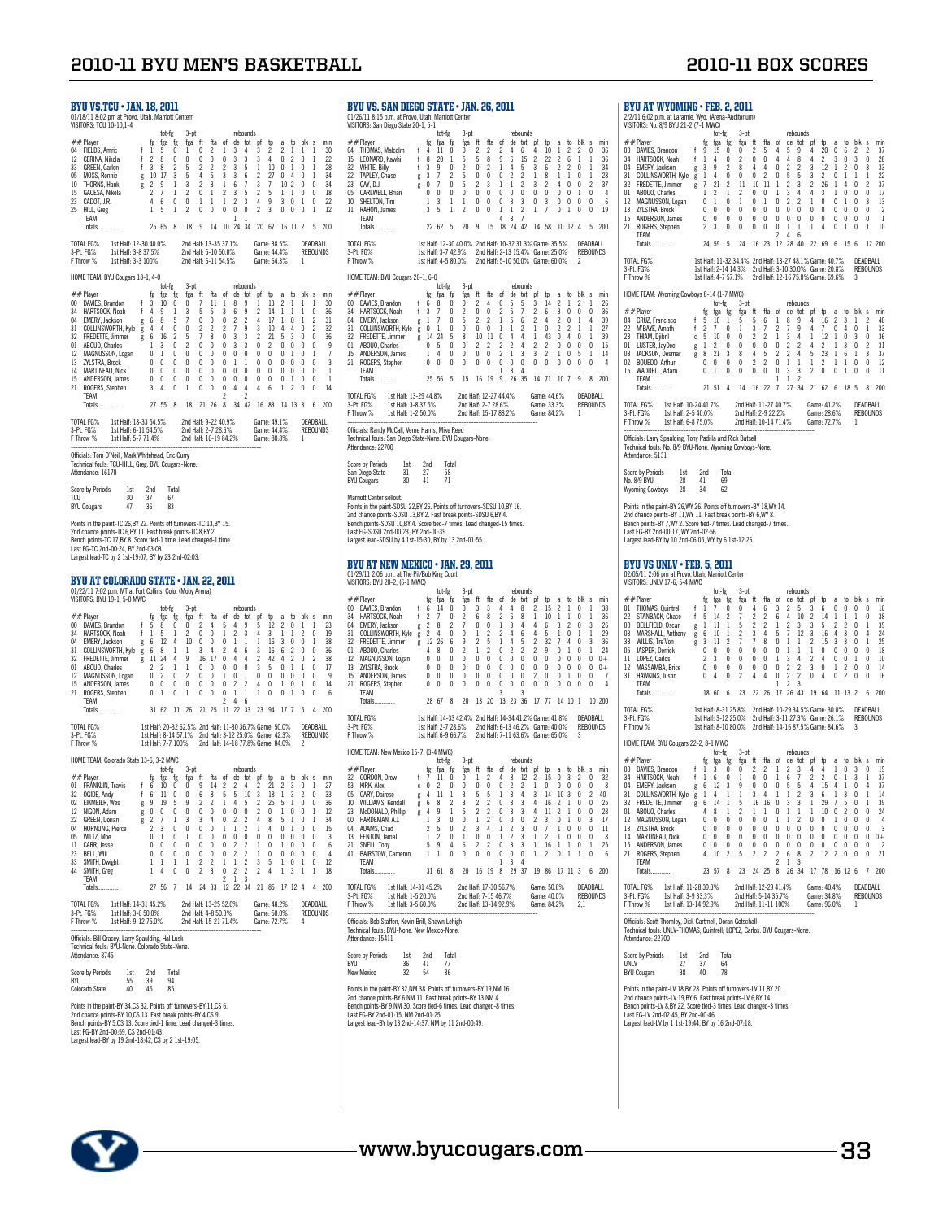## BYU VS. TCU • JAN. 18, 2011

01/18/11 8:02 pm at Provo, Utah, Marriott Center

VISITORS: TCU 10-10,1-4

| ## | Player | | tot-fg | | 3-pt | | | | rebounds | | | | | | | | | |
|---|---|---|---|---|---|---|---|---|---|---|---|---|---|---|---|---|---|---|
| | | | fg | fga | fg | fga | ft | fta | of | de | tot | pf | tp | a | to | blk | s | min |
| 04 | FIELDS, Amric | f | 1 | 5 | 0 | 1 | 0 | 2 | 1 | 3 | 4 | 3 | 2 | 2 | 1 | 1 | 1 | 30 |
| 12 | CERINA, Nikola | f | 2 | 8 | 0 | 0 | 0 | 0 | 0 | 3 | 3 | 3 | 4 | 0 | 2 | 0 | 1 | 22 |
| 33 | GREEN, Garlon | f | 3 | 8 | 2 | 5 | 2 | 2 | 2 | 3 | 5 | 1 | 10 | 0 | 1 | 0 | 1 | 28 |
| 05 | MOSS, Ronnie | g | 10 | 17 | 3 | 5 | 4 | 5 | 3 | 3 | 6 | 2 | 27 | 0 | 4 | 0 | 1 | 34 |
| 10 | THORNS, Hank | g | 2 | 9 | 1 | 3 | 2 | 3 | 1 | 6 | 7 | 3 | 7 | 10 | 2 | 0 | 0 | 34 |
| 15 | GACESA, Nikola | | 2 | 7 | 1 | 2 | 0 | 1 | 2 | 3 | 5 | 2 | 5 | 1 | 1 | 0 | 0 | 18 |
| 23 | CADOT, J.R. | | 4 | 6 | 0 | 0 | 1 | 1 | 1 | 2 | 3 | 4 | 9 | 3 | 0 | 1 | 0 | 22 |
| 25 | HILL, Greg | | 1 | 5 | 1 | 2 | 0 | 0 | 0 | 0 | 0 | 2 | 3 | 0 | 0 | 0 | 1 | 12 |
| | TEAM | | | | | | | | | 1 | 1 | | | | | | | |
| | Totals | | 25 | 65 | 8 | 18 | 9 | 14 | 10 | 24 | 34 | 20 | 67 | 16 | 11 | 2 | 5 | 200 |

| | | | | DEADBALL |
|---|---|---|---|---|
| TOTAL FG% | 1st Half: 12-30 40.0% | 2nd Half: 13-35 37.1% | Game: 38.5% | REBOUNDS |
| 3-Pt. FG% | 1st Half: 3-8 37.5% | 2nd Half: 5-10 50.0% | Game: 44.4% | 1 |
| F Throw % | 1st Half: 3-3 100% | 2nd Half: 6-11 54.5% | Game: 64.3% | |

HOME TEAM: BYU Cougars 18-1, 4-0

| ## | Player | | tot-fg | | 3-pt | | | | rebounds | | | | | | | | | |
|---|---|---|---|---|---|---|---|---|---|---|---|---|---|---|---|---|---|---|
| | | | fg | fga | fg | fga | ft | fta | of | de | tot | pf | tp | a | to | blk | s | min |
| 00 | DAVIES, Brandon | f | 3 | 10 | 0 | 0 | 7 | 11 | 1 | 8 | 9 | 1 | 13 | 2 | 1 | 1 | 1 | 30 |
| 34 | HARTSOCK, Noah | f | 4 | 9 | 1 | 3 | 5 | 5 | 3 | 6 | 9 | 2 | 14 | 1 | 1 | 1 | 0 | 36 |
| 04 | EMERY, Jackson | g | 6 | 8 | 5 | 7 | 0 | 0 | 0 | 2 | 2 | 4 | 17 | 1 | 0 | 1 | 2 | 31 |
| 31 | COLLINSWORTH, Kyle | g | 4 | 4 | 0 | 0 | 2 | 2 | 2 | 7 | 9 | 3 | 10 | 4 | 4 | 0 | 2 | 32 |
| 32 | FREDETTE, Jimmer | g | 6 | 16 | 2 | 5 | 7 | 8 | 0 | 3 | 3 | 2 | 21 | 5 | 3 | 0 | 0 | 36 |
| 01 | ABOUO, Charles | | 1 | 3 | 0 | 2 | 0 | 0 | 0 | 3 | 3 | 0 | 2 | 0 | 0 | 0 | 0 | 9 |
| 12 | MAGNUSSON, Logan | | 0 | 1 | 0 | 0 | 0 | 0 | 0 | 0 | 0 | 0 | 0 | 0 | 1 | 0 | 1 | 7 |
| 13 | ZYLSTRA, Brock | | 0 | 0 | 0 | 0 | 0 | 0 | 0 | 1 | 1 | 0 | 0 | 0 | 0 | 0 | 0 | 3 |
| 14 | MARTINEAU, Nick | | 0 | 0 | 0 | 0 | 0 | 0 | 0 | 0 | 0 | 0 | 0 | 0 | 0 | 0 | 0 | 1 |
| 15 | ANDERSON, James | | 0 | 0 | 0 | 0 | 0 | 0 | 0 | 0 | 0 | 0 | 0 | 0 | 0 | 0 | 1 | 1 |
| 21 | ROGERS, Stephen | | 3 | 4 | 0 | 1 | 0 | 0 | 0 | 4 | 4 | 4 | 6 | 1 | 2 | 0 | 0 | 14 |
| | TEAM | | | | | | | | 2 | | 2 | | | | | | | |
| | Totals | | 27 | 55 | 8 | 18 | 21 | 26 | 8 | 34 | 42 | 16 | 83 | 14 | 13 | 3 | 6 | 200 |

| | | | | DEADBALL |
|---|---|---|---|---|
| TOTAL FG% | 1st Half: 18-33 54.5% | 2nd Half: 9-22 40.9% | Game: 49.1% | REBOUNDS |
| 3-Pt. FG% | 1st Half: 6-11 54.5% | 2nd Half: 2-7 28.6% | Game: 44.4% | 1 |
| F Throw % | 1st Half: 5-7 71.4% | 2nd Half: 16-19 84.2% | Game: 80.8% | |

Officials: Tom O'Neill, Mark Whitehead, Eric Curry
Technical fouls: TCU-HILL, Greg. BYU Cougars-None.
Attendance: 16170

| Score by Periods | 1st | 2nd | Total |
|---|---|---|---|
| TCU | 30 | 37 | 67 |
| BYU Cougars | 47 | 36 | 83 |

Points in the paint-TC 26,BY 22. Points off turnovers-TC 13,BY 15.
2nd chance points-TC 6,BY 11. Fast break points-TC 8,BY 2.
Bench points-TC 17,BY 8. Score tied-1 time. Lead changed-1 time.
Last FG-TC 2nd-00:24, BY 2nd-03:03.
Largest lead-TC by 2 1st-19:07, BY by 23 2nd-02:03.

## BYU AT COLORADO STATE • JAN. 22, 2011

01/22/11 7:02 p.m. MT at Fort Collins, Colo. (Moby Arena)

VISITORS: BYU 19-1, 5-0 MWC

| ## | Player | | tot-fg | | 3-pt | | | | rebounds | | | | | | | | | |
|---|---|---|---|---|---|---|---|---|---|---|---|---|---|---|---|---|---|---|
| | | | fg | fga | fg | fga | ft | fta | of | de | tot | pf | tp | a | to | blk | s | min |
| 00 | DAVIES, Brandon | f | 5 | 8 | 0 | 0 | 2 | 4 | 5 | 4 | 9 | 5 | 12 | 2 | 0 | 1 | 1 | 23 |
| 34 | HARTSOCK, Noah | f | 1 | 5 | 1 | 2 | 0 | 0 | 1 | 2 | 3 | 4 | 3 | 1 | 1 | 2 | 0 | 19 |
| 04 | EMERY, Jackson | g | 6 | 12 | 4 | 10 | 0 | 0 | 0 | 1 | 1 | 1 | 16 | 3 | 0 | 0 | 1 | 38 |
| 31 | COLLINSWORTH, Kyle | g | 6 | 8 | 1 | 1 | 3 | 4 | 2 | 4 | 6 | 3 | 16 | 6 | 2 | 0 | 0 | 36 |
| 32 | FREDETTE, Jimmer | g | 11 | 24 | 4 | 9 | 16 | 17 | 0 | 4 | 4 | 2 | 42 | 4 | 2 | 0 | 2 | 38 |
| 01 | ABOUO, Charles | | 2 | 2 | 1 | 1 | 0 | 0 | 0 | 0 | 0 | 3 | 5 | 0 | 1 | 0 | 1 | 17 |
| 12 | MAGNUSSON, Logan | | 0 | 2 | 0 | 2 | 0 | 0 | 1 | 0 | 1 | 0 | 0 | 0 | 0 | 0 | 0 | 9 |
| 15 | ANDERSON, James | | 0 | 0 | 0 | 0 | 0 | 0 | 0 | 2 | 2 | 4 | 0 | 1 | 0 | 1 | 0 | 14 |
| 21 | ROGERS, Stephen | | 0 | 1 | 0 | 1 | 0 | 0 | 0 | 1 | 1 | 1 | 0 | 0 | 1 | 0 | 0 | 6 |
| | TEAM | | | | | | | | 2 | 4 | 6 | | | | | | | |
| | Totals | | 31 | 62 | 11 | 26 | 21 | 25 | 11 | 22 | 33 | 23 | 94 | 17 | 7 | 5 | 4 | 200 |

| | | | | DEADBALL |
|---|---|---|---|---|
| TOTAL FG% | 1st Half: 20-32 62.5% | 2nd Half: 11-30 36.7% | Game: 50.0% | REBOUNDS |
| 3-Pt. FG% | 1st Half: 8-14 57.1% | 2nd Half: 3-12 25.0% | Game: 42.3% | 2 |
| F Throw % | 1st Half: 7-7 100% | 2nd Half: 14-18 77.8% | Game: 84.0% | |

HOME TEAM: Colorado State 13-6, 3-2 MWC

| ## | Player | | tot-fg | | 3-pt | | | | rebounds | | | | | | | | | |
|---|---|---|---|---|---|---|---|---|---|---|---|---|---|---|---|---|---|---|
| | | | fg | fga | fg | fga | ft | fta | of | de | tot | pf | tp | a | to | blk | s | min |
| 01 | FRANKLIN, Travis | f | 6 | 10 | 0 | 0 | 9 | 14 | 2 | 2 | 4 | 2 | 21 | 2 | 3 | 0 | 1 | 27 |
| 32 | OGIDE, Andy | f | 6 | 11 | 0 | 0 | 6 | 8 | 5 | 5 | 10 | 3 | 18 | 1 | 3 | 2 | 0 | 33 |
| 02 | EIKMEIER, Wes | g | 9 | 19 | 5 | 9 | 2 | 2 | 1 | 4 | 5 | 2 | 25 | 5 | 1 | 0 | 0 | 36 |
| 12 | NIGON, Adam | g | 0 | 0 | 0 | 0 | 0 | 0 | 0 | 0 | 0 | 2 | 0 | 1 | 0 | 0 | 1 | 12 |
| 22 | GREEN, Dorian | g | 2 | 7 | 1 | 3 | 3 | 4 | 0 | 2 | 2 | 4 | 8 | 5 | 1 | 0 | 1 | 34 |
| 04 | HORNUNG, Pierce | | 2 | 3 | 0 | 0 | 0 | 0 | 1 | 1 | 2 | 1 | 4 | 0 | 1 | 0 | 0 | 15 |
| 05 | WILTZ, Moe | | 0 | 1 | 0 | 1 | 0 | 0 | 0 | 0 | 0 | 0 | 0 | 0 | 0 | 0 | 0 | 3 |
| 11 | CARR, Jesse | | 0 | 0 | 0 | 0 | 0 | 0 | 0 | 2 | 2 | 1 | 0 | 1 | 0 | 0 | 0 | 6 |
| 23 | BELL, Will | | 0 | 0 | 0 | 0 | 0 | 0 | 0 | 2 | 2 | 1 | 0 | 0 | 0 | 0 | 0 | 4 |
| 33 | SMITH, Dwight | | 1 | 1 | 1 | 1 | 2 | 2 | 1 | 1 | 2 | 3 | 5 | 1 | 0 | 0 | 1 | 12 |
| 44 | SMITH, Greg | | 1 | 4 | 0 | 0 | 2 | 3 | 0 | 2 | 2 | 2 | 4 | 1 | 3 | 1 | 1 | 18 |
| | TEAM | | | | | | | | 2 | 1 | 3 | | | | | | | |
| | Totals | | 27 | 56 | 7 | 14 | 24 | 33 | 12 | 22 | 34 | 21 | 85 | 17 | 12 | 4 | 4 | 200 |

| | | | | DEADBALL |
|---|---|---|---|---|
| TOTAL FG% | 1st Half: 14-31 45.2% | 2nd Half: 13-25 52.0% | Game: 48.2% | REBOUNDS |
| 3-Pt. FG% | 1st Half: 3-6 50.0% | 2nd Half: 4-8 50.0% | Game: 50.0% | 4 |
| F Throw % | 1st Half: 9-12 75.0% | 2nd Half: 15-21 71.4% | Game: 72.7% | |

Officials: Bill Gracey, Larry Spaulding, Hal Lusk
Technical fouls: BYU-None. Colorado State-None.
Attendance: 8745

| Score by Periods | 1st | 2nd | Total |
|---|---|---|---|
| BYU | 55 | 39 | 94 |
| Colorado State | 40 | 45 | 85 |

Points in the paint-BY 34,CS 32. Points off turnovers-BY 11,CS 6.
2nd chance points-BY 10,CS 13. Fast break points-BY 4,CS 9.
Bench points-BY 5,CS 13. Score tied-1 time. Lead changed-1 time.
Last FG-BY 2nd-00:59, CS 2nd-01:43.
Largest lead-BY by 19 2nd-18:42, CS by 2 1st-19:05.

## BYU VS. SAN DIEGO STATE • JAN. 26, 2011

01/26/11 8:15 p.m. at Provo, Utah, Marriott Center

VISITORS: San Diego State 20-1, 5-1

| ## | Player | | tot-fg | | 3-pt | | | | rebounds | | | | | | | | | |
|---|---|---|---|---|---|---|---|---|---|---|---|---|---|---|---|---|---|---|
| | | | fg | fga | fg | fga | ft | fta | of | de | tot | pf | tp | a | to | blk | s | min |
| 04 | THOMAS, Malcolm | f | 4 | 11 | 0 | 0 | 2 | 2 | 2 | 4 | 6 | 4 | 10 | 1 | 2 | 2 | 0 | 36 |
| 15 | LEONARD, Kawhi | f | 8 | 20 | 1 | 5 | 5 | 8 | 9 | 6 | 15 | 2 | 22 | 2 | 6 | 1 | 1 | 36 |
| 32 | WHITE, Billy | f | 3 | 9 | 0 | 2 | 0 | 2 | 1 | 4 | 5 | 3 | 6 | 2 | 2 | 0 | 1 | 34 |
| 22 | TAPLEY, Chase | g | 3 | 7 | 2 | 5 | 0 | 0 | 0 | 2 | 2 | 1 | 8 | 1 | 1 | 0 | 1 | 28 |
| 23 | GAY, D.J. | g | 0 | 7 | 0 | 5 | 2 | 3 | 1 | 1 | 2 | 3 | 2 | 4 | 0 | 0 | 2 | 37 |
| 05 | CARLWELL, Brian | | 0 | 0 | 0 | 0 | 0 | 0 | 0 | 0 | 0 | 0 | 0 | 0 | 1 | 0 | 0 | 4 |
| 10 | SHELTON, Tim | | 1 | 3 | 1 | 1 | 0 | 0 | 0 | 3 | 3 | 0 | 3 | 0 | 0 | 0 | 0 | 6 |
| 11 | RAHON, James | | 3 | 5 | 1 | 2 | 0 | 0 | 1 | 1 | 2 | 1 | 7 | 0 | 1 | 0 | 0 | 19 |
| | TEAM | | | | | | | | 4 | 3 | 7 | | | | | | | |
| | Totals | | 22 | 62 | 5 | 20 | 9 | 15 | 18 | 24 | 42 | 14 | 58 | 10 | 12 | 4 | 5 | 200 |

| | | | | DEADBALL |
|---|---|---|---|---|
| TOTAL FG% | 1st Half: 12-30 40.0% | 2nd Half: 10-32 31.3% | Game: 35.5% | REBOUNDS |
| 3-Pt. FG% | 1st Half: 3-7 42.9% | 2nd Half: 2-13 15.4% | Game: 25.0% | 2 |
| F Throw % | 1st Half: 4-5 80.0% | 2nd Half: 5-10 50.0% | Game: 60.0% | |

HOME TEAM: BYU Cougars 20-1, 6-0

| ## | Player | | tot-fg | | 3-pt | | | | rebounds | | | | | | | | | |
|---|---|---|---|---|---|---|---|---|---|---|---|---|---|---|---|---|---|---|
| | | | fg | fga | fg | fga | ft | fta | of | de | tot | pf | tp | a | to | blk | s | min |
| 00 | DAVIES, Brandon | f | 6 | 8 | 0 | 0 | 2 | 4 | 0 | 5 | 5 | 3 | 14 | 2 | 1 | 2 | 1 | 26 |
| 34 | HARTSOCK, Noah | f | 3 | 7 | 0 | 2 | 0 | 0 | 2 | 5 | 7 | 2 | 6 | 3 | 0 | 0 | 0 | 36 |
| 04 | EMERY, Jackson | g | 1 | 7 | 0 | 5 | 2 | 2 | 1 | 5 | 6 | 2 | 4 | 2 | 0 | 1 | 4 | 39 |
| 31 | COLLINSWORTH, Kyle | g | 0 | 1 | 0 | 0 | 0 | 0 | 1 | 1 | 2 | 1 | 0 | 2 | 2 | 1 | 1 | 27 |
| 32 | FREDETTE, Jimmer | g | 14 | 24 | 5 | 8 | 10 | 11 | 0 | 4 | 4 | 1 | 43 | 0 | 4 | 0 | 1 | 39 |
| 01 | ABOUO, Charles | | 0 | 5 | 0 | 0 | 2 | 2 | 2 | 2 | 4 | 2 | 2 | 0 | 0 | 0 | 0 | 15 |
| 15 | ANDERSON, James | | 1 | 4 | 0 | 0 | 0 | 0 | 2 | 1 | 3 | 3 | 2 | 1 | 0 | 5 | 1 | 14 |
| 21 | ROGERS, Stephen | | 0 | 0 | 0 | 0 | 0 | 0 | 0 | 0 | 0 | 0 | 0 | 0 | 0 | 0 | 0 | 4 |
| | TEAM | | | | | | | | 1 | 3 | 4 | | | | | | | |
| | Totals | | 25 | 56 | 5 | 15 | 16 | 19 | 9 | 26 | 35 | 14 | 71 | 10 | 7 | 9 | 8 | 200 |

| | | | | DEADBALL |
|---|---|---|---|---|
| TOTAL FG% | 1st Half: 13-29 44.8% | 2nd Half: 12-27 44.4% | Game: 44.6% | REBOUNDS |
| 3-Pt. FG% | 1st Half: 3-8 37.5% | 2nd Half: 2-7 28.6% | Game: 33.3% | 1 |
| F Throw % | 1st Half: 1-2 50.0% | 2nd Half: 15-17 88.2% | Game: 84.2% | |

Officials: Randy McCall, Verne Harris, Mike Reed
Technical fouls: San Diego State-None. BYU Cougars-None.
Attendance: 22700

| Score by Periods | 1st | 2nd | Total |
|---|---|---|---|
| San Diego State | 31 | 27 | 58 |
| BYU Cougars | 30 | 41 | 71 |

Marriott Center sellout.
Points in the paint-SDSU 22,BY 26. Points off turnovers-SDSU 10,BY 16.
2nd chance points-SDSU 13,BY 2. Fast break points-SDSU 6,BY 4.
Bench points-SDSU 10,BY 4. Score tied-7 times. Lead changed-15 times.
Last FG-SDSU 2nd-00:23, BY 2nd-00:39.
Largest lead-SDSU by 4 1st-15:30, BY by 13 2nd-01:55.

## BYU AT NEW MEXICO • JAN. 29, 2011

01/29/11 2:06 p.m. at The Pit/Bob King Court

VISITORS: BYU 20-2, (6-1 MWC)

| ## | Player | | tot-fg | | 3-pt | | | | rebounds | | | | | | | | | |
|---|---|---|---|---|---|---|---|---|---|---|---|---|---|---|---|---|---|---|
| | | | fg | fga | fg | fga | ft | fta | of | de | tot | pf | tp | a | to | blk | s | min |
| 00 | DAVIES, Brandon | f | 6 | 14 | 0 | 0 | 3 | 3 | 4 | 4 | 8 | 2 | 15 | 2 | 1 | 0 | 1 | 38 |
| 34 | HARTSOCK, Noah | f | 2 | 7 | 0 | 0 | 6 | 8 | 2 | 6 | 8 | 1 | 10 | 1 | 1 | 0 | 1 | 36 |
| 04 | EMERY, Jackson | g | 2 | 8 | 2 | 7 | 0 | 0 | 1 | 3 | 4 | 4 | 6 | 3 | 2 | 0 | 3 | 26 |
| 31 | COLLINSWORTH, Kyle | g | 2 | 4 | 0 | 0 | 1 | 2 | 2 | 4 | 6 | 4 | 5 | 1 | 0 | 1 | 1 | 29 |
| 32 | FREDETTE, Jimmer | g | 12 | 26 | 6 | 9 | 2 | 5 | 1 | 4 | 5 | 2 | 32 | 7 | 4 | 0 | 3 | 35 |
| 01 | ABOUO, Charles | | 4 | 8 | 0 | 2 | 1 | 2 | 0 | 2 | 2 | 2 | 9 | 0 | 1 | 0 | 1 | 24 |
| 12 | MAGNUSSON, Logan | | 0 | 0 | 0 | 0 | 0 | 0 | 0 | 0 | 0 | 0 | 0 | 0 | 0 | 0 | 0 | 0+ |
| 13 | ZYLSTRA, Brock | | 0 | 0 | 0 | 0 | 0 | 0 | 0 | 0 | 0 | 0 | 0 | 0 | 0 | 0 | 0 | 0+ |
| 15 | ANDERSON, James | | 0 | 0 | 0 | 0 | 0 | 0 | 0 | 0 | 0 | 2 | 0 | 0 | 1 | 0 | 0 | 7 |
| 21 | ROGERS, Stephen | | 0 | 0 | 0 | 0 | 0 | 0 | 0 | 0 | 0 | 0 | 0 | 0 | 0 | 0 | 0 | 4 |
| | TEAM | | | | | | | | 3 | | 3 | | | | | | | |
| | Totals | | 28 | 67 | 8 | 20 | 13 | 20 | 13 | 23 | 36 | 17 | 77 | 14 | 10 | 1 | 10 | 200 |

| | | | | DEADBALL |
|---|---|---|---|---|
| TOTAL FG% | 1st Half: 14-33 42.4% | 2nd Half: 14-34 41.2% | Game: 41.8% | REBOUNDS |
| 3-Pt. FG% | 1st Half: 2-7 28.6% | 2nd Half: 6-13 46.2% | Game: 40.0% | 3 |
| F Throw % | 1st Half: 6-9 66.7% | 2nd Half: 7-11 63.6% | Game: 65.0% | |

HOME TEAM: New Mexico 15-7, (3-4 MWC)

| ## | Player | | tot-fg | | 3-pt | | | | rebounds | | | | | | | | | |
|---|---|---|---|---|---|---|---|---|---|---|---|---|---|---|---|---|---|---|
| | | | fg | fga | fg | fga | ft | fta | of | de | tot | pf | tp | a | to | blk | s | min |
| 32 | GORDON, Drew | f | 7 | 11 | 0 | 0 | 1 | 2 | 4 | 8 | 12 | 2 | 15 | 0 | 3 | 2 | 0 | 32 |
| 53 | KIRK, Alex | c | 0 | 2 | 0 | 0 | 0 | 0 | 0 | 2 | 2 | 1 | 0 | 0 | 0 | 0 | 0 | 8 |
| 05 | GARY, Dairese | g | 4 | 11 | 1 | 3 | 5 | 5 | 1 | 3 | 4 | 3 | 14 | 10 | 3 | 0 | 2 | 40- |
| 10 | WILLIAMS, Kendall | g | 6 | 8 | 2 | 3 | 2 | 2 | 0 | 3 | 3 | 4 | 16 | 2 | 1 | 0 | 0 | 25 |
| 23 | McDONALD, Phillip | g | 4 | 9 | 1 | 5 | 2 | 2 | 0 | 3 | 3 | 4 | 11 | 2 | 1 | 0 | 0 | 28 |
| 00 | HARDEMAN, A.J. | | 1 | 3 | 0 | 0 | 1 | 2 | 0 | 0 | 0 | 2 | 3 | 0 | 1 | 0 | 3 | 17 |
| 04 | ADAMS, Chad | | 2 | 5 | 0 | 2 | 3 | 4 | 1 | 2 | 3 | 0 | 7 | 1 | 0 | 0 | 0 | 11 |
| 13 | FENTON, Jamal | | 1 | 2 | 0 | 1 | 0 | 0 | 1 | 2 | 3 | 1 | 2 | 1 | 0 | 0 | 0 | 8 |
| 21 | SNELL, Tony | | 5 | 9 | 4 | 6 | 2 | 2 | 0 | 3 | 3 | 1 | 16 | 1 | 1 | 0 | 1 | 25 |
| 41 | BAIRSTOW, Cameron | | 1 | 1 | 0 | 0 | 0 | 0 | 0 | 0 | 0 | 1 | 2 | 0 | 1 | 1 | 0 | 6 |
| | TEAM | | | | | | | | 1 | 3 | 4 | | | | | | | |
| | Totals | | 31 | 61 | 8 | 20 | 16 | 19 | 8 | 29 | 37 | 19 | 86 | 17 | 11 | 3 | 6 | 200 |

| | | | | DEADBALL |
|---|---|---|---|---|
| TOTAL FG% | 1st Half: 14-31 45.2% | 2nd Half: 17-30 56.7% | Game: 50.8% | REBOUNDS |
| 3-Pt. FG% | 1st Half: 1-5 20.0% | 2nd Half: 7-15 46.7% | Game: 40.0% | 2,1 |
| F Throw % | 1st Half: 3-5 60.0% | 2nd Half: 13-14 92.9% | Game: 84.2% | |

Officials: Bob Staffen, Kevin Brill, Shawn Lehigh
Technical fouls: BYU-None. New Mexico-None.
Attendance: 15411

| Score by Periods | 1st | 2nd | Total |
|---|---|---|---|
| BYU | 36 | 41 | 77 |
| New Mexico | 32 | 54 | 86 |

Points in the paint-BY 32,NM 38. Points off turnovers-BY 11,NM 20.
2nd chance points-BY 6,NM 11. Fast break points-BY 13,NM 4.
Bench points-BY 9,NM 30. Score tied-6 times. Lead changed-8 times.
Last FG-BY 2nd-01:15, NM 2nd-01:25.
Largest lead-BY by 13 2nd-14:37, NM by 11 2nd-00:49.

## BYU AT WYOMING • FEB. 2, 2011

2/2/11 6:02 p.m. at Laramie, Wyo. (Arena-Auditorium)

VISITORS: No. 8/9 BYU 21-2 (7-1 MWC)

| ## | Player | | tot-fg | | 3-pt | | | | rebounds | | | | | | | | | |
|---|---|---|---|---|---|---|---|---|---|---|---|---|---|---|---|---|---|---|
| | | | fg | fga | fg | fga | ft | fta | of | de | tot | pf | tp | a | to | blk | s | min |
| 00 | DAVIES, Brandon | f | 9 | 15 | 0 | 0 | 2 | 5 | 4 | 5 | 9 | 4 | 20 | 0 | 6 | 2 | 2 | 37 |
| 34 | HARTSOCK, Noah | f | 1 | 4 | 0 | 2 | 0 | 0 | 4 | 4 | 8 | 4 | 2 | 3 | 0 | 3 | 0 | 28 |
| 04 | EMERY, Jackson | g | 3 | 9 | 2 | 8 | 4 | 4 | 0 | 2 | 2 | 3 | 12 | 1 | 2 | 0 | 3 | 33 |
| 31 | COLLINSWORTH, Kyle | g | 1 | 4 | 0 | 0 | 0 | 2 | 0 | 5 | 5 | 3 | 2 | 0 | 1 | 1 | 1 | 22 |
| 32 | FREDETTE, Jimmer | g | 7 | 21 | 2 | 11 | 10 | 11 | 1 | 2 | 3 | 2 | 26 | 1 | 4 | 0 | 2 | 37 |
| 01 | ABOUO, Charles | | 1 | 2 | 1 | 2 | 0 | 0 | 1 | 3 | 4 | 4 | 3 | 1 | 2 | 0 | 0 | 17 |
| 12 | MAGNUSSON, Logan | | 0 | 1 | 0 | 1 | 0 | 1 | 0 | 2 | 2 | 1 | 0 | 0 | 1 | 0 | 0 | 13 |
| 13 | ZYLSTRA, Brock | | 0 | 0 | 0 | 0 | 0 | 0 | 0 | 0 | 0 | 0 | 0 | 0 | 0 | 0 | 0 | 2 |
| 15 | ANDERSON, James | | 0 | 0 | 0 | 0 | 0 | 0 | 0 | 0 | 0 | 0 | 0 | 0 | 0 | 0 | 0 | 1 |
| 21 | ROGERS, Stephen | | 2 | 3 | 0 | 0 | 0 | 0 | 0 | 1 | 1 | 1 | 4 | 0 | 1 | 0 | 1 | 10 |
| | TEAM | | | | | | | | 2 | 4 | 6 | | | | | | | |
| | Totals | | 24 | 59 | 5 | 24 | 16 | 23 | 12 | 28 | 40 | 22 | 69 | 6 | 15 | 6 | 12 | 200 |

| | | | | DEADBALL |
|---|---|---|---|---|
| TOTAL FG% | 1st Half: 11-32 34.4% | 2nd Half: 13-27 48.1% | Game: 40.7% | REBOUNDS |
| 3-Pt. FG% | 1st Half: 2-14 14.3% | 2nd Half: 3-10 30.0% | Game: 20.8% | 3 |
| F Throw % | 1st Half: 4-7 57.1% | 2nd Half: 12-16 75.0% | Game: 69.6% | |

HOME TEAM: Wyoming Cowboys 8-14 (1-7 MWC)

| ## | Player | | tot-fg | | 3-pt | | | | rebounds | | | | | | | | | |
|---|---|---|---|---|---|---|---|---|---|---|---|---|---|---|---|---|---|---|
| | | | fg | fga | fg | fga | ft | fta | of | de | tot | pf | tp | a | to | blk | s | min |
| 04 | CRUZ, Francisco | f | 5 | 10 | 1 | 5 | 5 | 6 | 1 | 8 | 9 | 4 | 16 | 2 | 3 | 1 | 2 | 40 |
| 22 | M'BAYE, Amath | f | 2 | 7 | 0 | 1 | 3 | 7 | 2 | 7 | 9 | 4 | 7 | 0 | 4 | 0 | 1 | 33 |
| 23 | THIAM, Djibril | c | 5 | 10 | 0 | 0 | 2 | 2 | 1 | 3 | 4 | 1 | 12 | 1 | 0 | 3 | 0 | 36 |
| 01 | LUSTER, JayDee | g | 1 | 2 | 0 | 0 | 0 | 0 | 0 | 2 | 2 | 4 | 2 | 1 | 3 | 0 | 2 | 31 |
| 03 | JACKSON, Desmar | g | 8 | 21 | 3 | 8 | 4 | 5 | 2 | 2 | 4 | 5 | 23 | 1 | 6 | 1 | 3 | 37 |
| 02 | BOUEDO, Arthur | | 0 | 0 | 0 | 0 | 2 | 2 | 0 | 1 | 1 | 1 | 2 | 1 | 1 | 0 | 0 | 12 |
| 15 | WADDELL, Adam | | 0 | 1 | 0 | 0 | 0 | 0 | 0 | 3 | 3 | 2 | 0 | 1 | 0 | 0 | 0 | 11 |
| | TEAM | | | | | | | | 1 | 1 | 2 | | | | | | | |
| | Totals | | 21 | 51 | 4 | 14 | 16 | 22 | 7 | 27 | 34 | 21 | 62 | 6 | 18 | 5 | 8 | 200 |

| | | | | DEADBALL |
|---|---|---|---|---|
| TOTAL FG% | 1st Half: 10-24 41.7% | 2nd Half: 11-27 40.7% | Game: 41.2% | REBOUNDS |
| 3-Pt. FG% | 1st Half: 2-5 40.0% | 2nd Half: 2-9 22.2% | Game: 28.6% | 1 |
| F Throw % | 1st Half: 6-8 75.0% | 2nd Half: 10-14 71.4% | Game: 72.7% | |

Officials: Larry Spaulding, Tony Padilla and Rick Batsell
Technical fouls: No. 8/9 BYU-None. Wyoming Cowboys-None.
Attendance: 5131

| Score by Periods | 1st | 2nd | Total |
|---|---|---|---|
| No. 8/9 BYU | 28 | 41 | 69 |
| Wyoming Cowboys | 28 | 34 | 62 |

Points in the paint-BY 26,WY 26. Points off turnovers-BY 18,WY 14.
2nd chance points-BY 11,WY 11. Fast break points-BY 6,WY 8.
Bench points-BY 7,WY 2. Score tied-5 times. Lead changed-7 times.
Last FG-BY 2nd-00:17, WY 2nd-02:56.
Largest lead-BY by 10 2nd-06:05, WY by 6 1st-12:26.

## BYU VS UNLV • FEB. 5, 2011

02/05/11 2:06 pm at Provo, Utah, Marriott Center

VISITORS: UNLV 17-6, 5-4 MWC

| ## | Player | | tot-fg | | 3-pt | | | | rebounds | | | | | | | | | |
|---|---|---|---|---|---|---|---|---|---|---|---|---|---|---|---|---|---|---|
| | | | fg | fga | fg | fga | ft | fta | of | de | tot | pf | tp | a | to | blk | s | min |
| 01 | THOMAS, Quintrell | f | 1 | 7 | 0 | 0 | 4 | 6 | 3 | 2 | 5 | 3 | 6 | 0 | 0 | 0 | 0 | 16 |
| 22 | STANBACK, Chace | f | 5 | 14 | 2 | 7 | 2 | 2 | 6 | 4 | 10 | 2 | 14 | 1 | 1 | 1 | 0 | 38 |
| 00 | BELLFIELD, Oscar | g | 1 | 11 | 1 | 5 | 2 | 2 | 1 | 2 | 3 | 3 | 5 | 2 | 2 | 0 | 1 | 39 |
| 03 | MARSHALL, Anthony | g | 6 | 10 | 1 | 2 | 3 | 4 | 5 | 7 | 12 | 3 | 16 | 4 | 3 | 0 | 4 | 24 |
| 33 | WILLIS, Tre'Von | g | 3 | 11 | 2 | 7 | 7 | 8 | 0 | 1 | 1 | 2 | 15 | 3 | 3 | 0 | 1 | 25 |
| 05 | JASPER, Derrick | | 0 | 0 | 0 | 0 | 0 | 0 | 0 | 1 | 1 | 1 | 0 | 0 | 0 | 0 | 0 | 18 |
| 11 | LOPEZ, Carlos | | 2 | 3 | 0 | 0 | 0 | 0 | 1 | 3 | 4 | 2 | 4 | 0 | 0 | 1 | 0 | 10 |
| 12 | MASSAMBA, Brice | | 0 | 0 | 0 | 0 | 0 | 0 | 0 | 2 | 2 | 3 | 0 | 1 | 2 | 0 | 0 | 14 |
| 31 | HAWKINS, Justin | | 0 | 4 | 0 | 2 | 4 | 4 | 0 | 2 | 2 | 0 | 4 | 0 | 2 | 0 | 0 | 16 |
| | TEAM | | | | | | | | 1 | 2 | 3 | | | | | | | |
| | Totals | | 18 | 60 | 6 | 23 | 22 | 26 | 17 | 26 | 43 | 19 | 64 | 11 | 13 | 2 | 6 | 200 |

| | | | | DEADBALL |
|---|---|---|---|---|
| TOTAL FG% | 1st Half: 8-31 25.8% | 2nd Half: 10-29 34.5% | Game: 30.0% | REBOUNDS |
| 3-Pt. FG% | 1st Half: 3-12 25.0% | 2nd Half: 3-11 27.3% | Game: 26.1% | 3 |
| F Throw % | 1st Half: 8-10 80.0% | 2nd Half: 14-16 87.5% | Game: 84.6% | |

HOME TEAM: BYU Cougars 22-2, 8-1 MWC

| ## | Player | | tot-fg | | 3-pt | | | | rebounds | | | | | | | | | |
|---|---|---|---|---|---|---|---|---|---|---|---|---|---|---|---|---|---|---|
| | | | fg | fga | fg | fga | ft | fta | of | de | tot | pf | tp | a | to | blk | s | min |
| 00 | DAVIES, Brandon | f | 1 | 3 | 0 | 0 | 2 | 2 | 1 | 2 | 3 | 4 | 4 | 1 | 0 | 3 | 0 | 19 |
| 34 | HARTSOCK, Noah | f | 1 | 6 | 0 | 1 | 0 | 0 | 1 | 6 | 7 | 2 | 2 | 0 | 1 | 3 | 1 | 37 |
| 04 | EMERY, Jackson | g | 6 | 12 | 3 | 9 | 0 | 0 | 0 | 5 | 5 | 4 | 15 | 4 | 1 | 0 | 4 | 37 |
| 31 | COLLINSWORTH, Kyle | g | 1 | 4 | 1 | 1 | 3 | 4 | 1 | 1 | 2 | 3 | 6 | 1 | 3 | 0 | 1 | 14 |
| 32 | FREDETTE, Jimmer | g | 6 | 14 | 1 | 5 | 16 | 16 | 0 | 3 | 3 | 1 | 29 | 7 | 5 | 0 | 1 | 39 |
| 01 | ABOUO, Charles | | 4 | 8 | 1 | 2 | 1 | 1 | 0 | 1 | 1 | 1 | 10 | 0 | 2 | 0 | 0 | 24 |
| 12 | MAGNUSSON, Logan | | 0 | 0 | 0 | 0 | 0 | 0 | 1 | 1 | 2 | 0 | 0 | 1 | 0 | 0 | 0 | 4 |
| 13 | ZYLSTRA, Brock | | 0 | 0 | 0 | 0 | 0 | 0 | 0 | 0 | 0 | 0 | 0 | 0 | 0 | 0 | 0 | 3 |
| 14 | MARTINEAU, Nick | | 0 | 0 | 0 | 0 | 0 | 0 | 0 | 0 | 0 | 0 | 0 | 0 | 0 | 0 | 0 | 0+ |
| 15 | ANDERSON, James | | 0 | 0 | 0 | 0 | 0 | 0 | 0 | 0 | 0 | 0 | 0 | 0 | 0 | 0 | 0 | 2 |
| 21 | ROGERS, Stephen | | 4 | 10 | 2 | 5 | 2 | 2 | 2 | 6 | 8 | 2 | 12 | 2 | 0 | 0 | 0 | 21 |
| | TEAM | | | | | | | | 2 | 1 | 3 | | | | | | | |
| | Totals | | 23 | 57 | 8 | 23 | 24 | 25 | 8 | 26 | 34 | 17 | 78 | 16 | 12 | 6 | 7 | 200 |

| | | | | DEADBALL |
|---|---|---|---|---|
| TOTAL FG% | 1st Half: 11-28 39.3% | 2nd Half: 12-29 41.4% | Game: 40.4% | REBOUNDS |
| 3-Pt. FG% | 1st Half: 3-9 33.3% | 2nd Half: 5-14 35.7% | Game: 34.8% | 1 |
| F Throw % | 1st Half: 13-14 92.9% | 2nd Half: 11-11 100% | Game: 96.0% | |

Officials: Scott Thornley, Dick Cartmell, Doran Gotschall
Technical fouls: UNLV-THOMAS, Quintrell; LOPEZ, Carlos. BYU Cougars-None.
Attendance: 22700

| Score by Periods | 1st | 2nd | Total |
|---|---|---|---|
| UNLV | 27 | 37 | 64 |
| BYU Cougars | 38 | 40 | 78 |

Points in the paint-LV 18,BY 28. Points off turnovers-LV 11,BY 20.
2nd chance points-LV 19,BY 6. Fast break points-LV 6,BY 14.
Bench points-LV 8,BY 22. Score tied-3 times. Lead changed-3 times.
Last FG-LV 2nd-02:45, BY 2nd-00:46.
Largest lead-LV by 1 1st-19:44, BY by 16 2nd-07:18.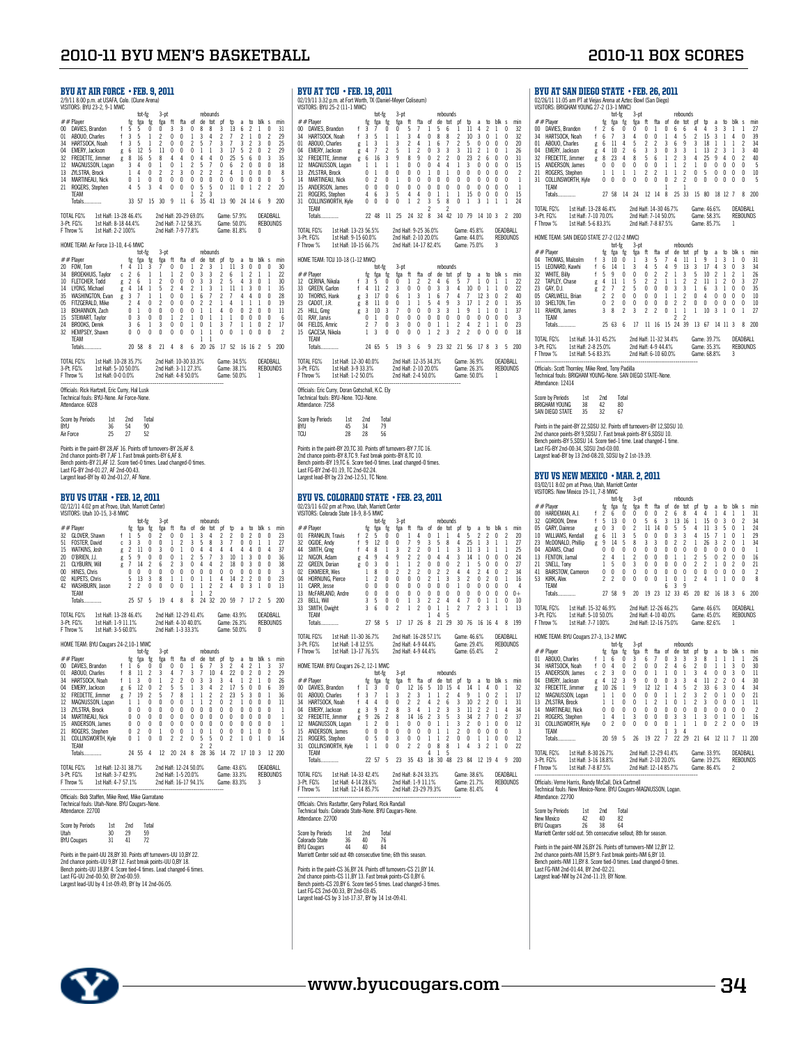## BYU AT AIR FORCE • FEB. 9, 2011

2/9/11 8:00 p.m. at USAFA, Colo. (Clune Arena)
VISITORS: BYU 23-2, 9-1 MWC

| ## Player | | fg | fga | fg | fga | ft | fta | of | de | tot | pf | tp | a | to | blk | s | min |
|---|---|---|---|---|---|---|---|---|---|---|---|---|---|---|---|---|---|
| 00 DAVIES, Brandon | f | 5 | 5 | 0 | 0 | 3 | 3 | 0 | 8 | 8 | 3 | 13 | 6 | 2 | 1 | 0 | 31 |
| 01 ABOUO, Charles | f | 3 | 5 | 1 | 2 | 0 | 0 | 1 | 3 | 4 | 2 | 7 | 2 | 1 | 0 | 2 | 29 |
| 34 HARTSOCK, Noah | f | 3 | 5 | 1 | 2 | 0 | 0 | 2 | 5 | 7 | 3 | 7 | 3 | 2 | 3 | 0 | 25 |
| 04 EMERY, Jackson | g | 6 | 12 | 5 | 11 | 0 | 0 | 0 | 1 | 1 | 3 | 17 | 5 | 2 | 0 | 2 | 29 |
| 32 FREDETTE, Jimmer | g | 8 | 16 | 5 | 8 | 4 | 4 | 0 | 4 | 4 | 0 | 25 | 5 | 6 | 0 | 3 | 35 |
| 12 MAGNUSSON, Logan | | 3 | 4 | 0 | 1 | 0 | 1 | 2 | 5 | 7 | 0 | 6 | 2 | 0 | 0 | 0 | 18 |
| 13 ZYLSTRA, Brock | | 1 | 4 | 0 | 2 | 2 | 3 | 0 | 2 | 2 | 2 | 4 | 1 | 0 | 0 | 0 | 8 |
| 14 MARTINEAU, Nick | | 0 | 1 | 0 | 0 | 0 | 0 | 0 | 0 | 0 | 0 | 0 | 0 | 0 | 0 | 0 | 5 |
| 21 ROGERS, Stephen | | 4 | 5 | 3 | 4 | 0 | 0 | 0 | 5 | 5 | 0 | 11 | 0 | 1 | 2 | 2 | 20 |
| TEAM | | | | | | | | 1 | 2 | 3 | | | | | | | |
| Totals | | 33 | 57 | 15 | 30 | 9 | 11 | 6 | 35 | 41 | 13 | 90 | 24 | 14 | 6 | 9 | 200 |

TOTAL FG% 1st Half: 13-28 46.4% 2nd Half: 20-29 69.0% Game: 57.9% DEADBALL
3-Pt. FG% 1st Half: 8-18 44.4% 2nd Half: 7-12 58.3% Game: 50.0% REBOUNDS
F Throw % 1st Half: 2-2 100% 2nd Half: 7-9 77.8% Game: 81.8% 0

HOME TEAM: Air Force 13-10, 4-6 MWC

| ## Player | | fg | fga | fg | fga | ft | fta | of | de | tot | pf | tp | a | to | blk | s | min |
|---|---|---|---|---|---|---|---|---|---|---|---|---|---|---|---|---|---|
| 20 FOW, Tom | f | 4 | 11 | 3 | 7 | 0 | 0 | 1 | 2 | 3 | 1 | 11 | 3 | 0 | 0 | 0 | 30 |
| 34 BROEKHUIS, Taylor | c | 2 | 6 | 1 | 1 | 1 | 2 | 0 | 3 | 3 | 2 | 6 | 1 | 2 | 1 | 1 | 22 |
| 10 FLETCHER, Todd | g | 2 | 6 | 1 | 2 | 0 | 0 | 0 | 3 | 3 | 2 | 5 | 4 | 3 | 0 | 1 | 30 |
| 14 LYONS, Michael | g | 4 | 14 | 1 | 5 | 2 | 4 | 2 | 1 | 3 | 1 | 11 | 1 | 3 | 0 | 1 | 35 |
| 35 WASHINGTON, Evan | g | 3 | 7 | 1 | 1 | 0 | 0 | 1 | 6 | 7 | 2 | 7 | 7 | 4 | 0 | 0 | 28 |
| 05 FITZGERALD, Mike | | 2 | 4 | 0 | 2 | 0 | 0 | 0 | 2 | 2 | 1 | 4 | 1 | 1 | 1 | 0 | 19 |
| 13 BOHANNON, Zach | | 0 | 1 | 0 | 0 | 0 | 0 | 1 | 0 | 1 | 4 | 0 | 0 | 2 | 0 | 0 | 11 |
| 15 STEWART, Taylor | | 0 | 3 | 0 | 0 | 1 | 2 | 1 | 0 | 1 | 1 | 1 | 0 | 0 | 0 | 0 | 6 |
| 24 BROOKS, Derek | | 3 | 6 | 1 | 3 | 0 | 0 | 1 | 0 | 1 | 3 | 7 | 1 | 1 | 0 | 2 | 17 |
| 32 HEMPSEY, Shawn | | 0 | 0 | 0 | 0 | 0 | 0 | 0 | 1 | 1 | 0 | 0 | 1 | 0 | 0 | 0 | 2 |
| TEAM | | | | | | | | 1 | | 1 | | | | | | | |
| Totals | | 20 | 58 | 8 | 21 | 4 | 8 | 6 | 20 | 26 | 17 | 52 | 16 | 16 | 2 | 5 | 200 |

TOTAL FG% 1st Half: 10-28 35.7% 2nd Half: 10-30 33.3% Game: 34.5% DEADBALL
3-Pt. FG% 1st Half: 5-10 50.0% 2nd Half: 3-11 27.3% Game: 38.1% REBOUNDS
F Throw % 1st Half: 0-0 0.0% 2nd Half: 4-8 50.0% Game: 50.0% 1

Officials: Rick Hartzell, Eric Curry, Hal Lusk
Technical fouls: BYU-None. Air Force-None.
Attendance: 6028

| Score by Periods | 1st | 2nd | Total |
|---|---|---|---|
| BYU | 36 | 54 | 90 |
| Air Force | 25 | 27 | 52 |

Points in the paint-BY 28,AF 16. Points off turnovers-BY 26,AF 8.
2nd chance points-BY 7,AF 1. Fast break points-BY 6,AF 8.
Bench points-BY 21,AF 12. Score tied-0 times. Lead changed-0 times.
Last FG-BY 2nd-01:27, AF 2nd-00:43.
Largest lead-BY by 40 2nd-01:27, AF None.

## BYU VS UTAH • FEB. 12, 2011

02/12/11 4:02 pm at Provo, Utah, Marriott Center)
VISITORS: Utah 10-15, 3-8 MWC

| ## Player | | fg | fga | fg | fga | ft | fta | of | de | tot | pf | tp | a | to | blk | s | min |
|---|---|---|---|---|---|---|---|---|---|---|---|---|---|---|---|---|---|
| 32 GLOVER, Shawn | f | 1 | 5 | 0 | 2 | 0 | 0 | 1 | 3 | 4 | 2 | 2 | 0 | 2 | 0 | 0 | 23 |
| 51 FOSTER, David | c | 3 | 3 | 0 | 0 | 1 | 2 | 3 | 5 | 8 | 3 | 7 | 0 | 0 | 1 | 1 | 27 |
| 15 WATKINS, Josh | g | 2 | 11 | 0 | 3 | 0 | 1 | 0 | 4 | 4 | 4 | 4 | 4 | 4 | 0 | 4 | 37 |
| 20 O'BRIEN, J.J. | g | 5 | 9 | 0 | 0 | 0 | 0 | 2 | 5 | 7 | 3 | 10 | 1 | 3 | 0 | 0 | 36 |
| 21 CLYBURN, Will | g | 7 | 14 | 2 | 6 | 2 | 3 | 0 | 4 | 4 | 2 | 18 | 0 | 3 | 0 | 0 | 38 |
| 00 HINES, Chris | | 0 | 0 | 0 | 0 | 0 | 0 | 0 | 0 | 0 | 0 | 0 | 0 | 0 | 0 | 0 | 3 |
| 02 KUPETS, Chris | | 5 | 13 | 3 | 8 | 1 | 1 | 0 | 1 | 1 | 4 | 14 | 2 | 2 | 0 | 0 | 23 |
| 42 WASHBURN, Jason | | 2 | 2 | 0 | 0 | 0 | 0 | 1 | 1 | 2 | 2 | 4 | 0 | 3 | 1 | 0 | 13 |
| TEAM | | | | | | | | 1 | 1 | 2 | | | | | | | |
| Totals | | 25 | 57 | 5 | 19 | 4 | 8 | 8 | 24 | 32 | 20 | 59 | 7 | 17 | 2 | 5 | 200 |

TOTAL FG% 1st Half: 13-28 46.4% 2nd Half: 12-29 41.4% Game: 43.9% DEADBALL
3-Pt. FG% 1st Half: 1-9 11.1% 2nd Half: 4-10 40.0% Game: 26.3% REBOUNDS
F Throw % 1st Half: 3-5 60.0% 2nd Half: 1-3 33.3% Game: 50.0% 0

HOME TEAM: BYU Cougars 24-2,10-1 MWC

| ## Player | | fg | fga | fg | fga | ft | fta | of | de | tot | pf | tp | a | to | blk | s | min |
|---|---|---|---|---|---|---|---|---|---|---|---|---|---|---|---|---|---|
| 00 DAVIES, Brandon | f | 1 | 6 | 0 | 0 | 0 | 0 | 1 | 6 | 7 | 3 | 2 | 4 | 2 | 1 | 3 | 37 |
| 01 ABOUO, Charles | f | 8 | 11 | 2 | 3 | 4 | 7 | 3 | 7 | 10 | 4 | 22 | 0 | 2 | 0 | 2 | 29 |
| 34 HARTSOCK, Noah | f | 1 | 3 | 0 | 1 | 2 | 2 | 0 | 3 | 3 | 3 | 4 | 1 | 2 | 1 | 0 | 26 |
| 04 EMERY, Jackson | g | 6 | 12 | 0 | 2 | 5 | 5 | 1 | 3 | 4 | 2 | 17 | 5 | 0 | 0 | 6 | 39 |
| 32 FREDETTE, Jimmer | g | 7 | 19 | 2 | 5 | 7 | 8 | 1 | 1 | 2 | 2 | 23 | 5 | 3 | 0 | 1 | 36 |
| 12 MAGNUSSON, Logan | | 1 | 1 | 0 | 0 | 0 | 0 | 1 | 1 | 2 | 0 | 2 | 1 | 0 | 0 | 0 | 11 |
| 13 ZYLSTRA, Brock | | 0 | 0 | 0 | 0 | 0 | 0 | 0 | 0 | 0 | 0 | 0 | 0 | 0 | 0 | 0 | 1 |
| 14 MARTINEAU, Nick | | 0 | 0 | 0 | 0 | 0 | 0 | 0 | 0 | 0 | 0 | 0 | 0 | 0 | 0 | 0 | 1 |
| 15 ANDERSON, James | | 0 | 0 | 0 | 0 | 0 | 0 | 0 | 0 | 0 | 0 | 0 | 0 | 0 | 0 | 0 | 1 |
| 21 ROGERS, Stephen | | 0 | 2 | 0 | 1 | 0 | 0 | 1 | 0 | 1 | 0 | 0 | 1 | 0 | 0 | 0 | 5 |
| 31 COLLINSWORTH, Kyle | | 0 | 1 | 0 | 0 | 2 | 2 | 0 | 5 | 5 | 0 | 2 | 1 | 0 | 1 | 0 | 14 |
| TEAM | | | | | | | | 2 | 2 | | | | | | | | |
| Totals | | 24 | 55 | 4 | 12 | 20 | 24 | 8 | 28 | 36 | 14 | 72 | 17 | 10 | 3 | 12 | 200 |

TOTAL FG% 1st Half: 12-31 38.7% 2nd Half: 12-24 50.0% Game: 43.6% DEADBALL
3-Pt. FG% 1st Half: 3-7 42.9% 2nd Half: 1-5 20.0% Game: 33.3% REBOUNDS
F Throw % 1st Half: 4-7 57.1% 2nd Half: 16-17 94.1% Game: 83.3% 3

Officials: Bob Staffen, Mike Reed, Mike Giarratano
Technical fouls: Utah-None. BYU Cougars-None.
Attendance: 22700

| Score by Periods | 1st | 2nd | Total |
|---|---|---|---|
| Utah | 30 | 29 | 59 |
| BYU Cougars | 31 | 41 | 72 |

Points in the paint-UU 28,BY 30. Points off turnovers-UU 10,BY 22.
2nd chance points-UU 9,BY 12. Fast break points-UU 0,BY 18.
Bench points-UU 18,BY 4. Score tied-4 times. Lead changed-6 times.
Last FG-UU 2nd-00:50, BY 2nd-00:59.
Largest lead-UU by 4 1st-09:49, BY by 14 2nd-06:05.

## BYU AT TCU • FEB. 19, 2011

02/19/11 3:32 p.m. at Fort Worth, TX (Daniel-Meyer Coliseum)
VISITORS: BYU 25-2 (11-1 MWC)

| ## Player | | fg | fga | fg | fga | ft | fta | of | de | tot | pf | tp | a | to | blk | s | min |
|---|---|---|---|---|---|---|---|---|---|---|---|---|---|---|---|---|---|
| 00 DAVIES, Brandon | f | 3 | 7 | 0 | 0 | 5 | 7 | 1 | 5 | 6 | 1 | 11 | 4 | 2 | 1 | 0 | 32 |
| 34 HARTSOCK, Noah | f | 3 | 5 | 1 | 1 | 3 | 4 | 0 | 8 | 8 | 2 | 10 | 3 | 0 | 1 | 0 | 32 |
| 01 ABOUO, Charles | g | 1 | 3 | 1 | 3 | 2 | 4 | 1 | 6 | 7 | 2 | 5 | 0 | 0 | 0 | 0 | 20 |
| 04 EMERY, Jackson | g | 4 | 7 | 2 | 5 | 1 | 2 | 0 | 3 | 3 | 3 | 11 | 2 | 1 | 0 | 1 | 26 |
| 32 FREDETTE, Jimmer | g | 6 | 16 | 3 | 9 | 8 | 9 | 0 | 2 | 2 | 0 | 23 | 2 | 6 | 0 | 0 | 31 |
| 12 MAGNUSSON, Logan | | 1 | 1 | 1 | 1 | 0 | 0 | 0 | 4 | 4 | 1 | 3 | 0 | 0 | 0 | 0 | 15 |
| 13 ZYLSTRA, Brock | | 0 | 1 | 0 | 0 | 0 | 0 | 1 | 0 | 1 | 0 | 0 | 0 | 0 | 0 | 0 | 2 |
| 14 MARTINEAU, Nick | | 0 | 2 | 0 | 1 | 0 | 0 | 0 | 0 | 0 | 0 | 0 | 0 | 0 | 0 | 0 | 1 |
| 15 ANDERSON, James | | 0 | 0 | 0 | 0 | 0 | 0 | 0 | 0 | 0 | 0 | 0 | 0 | 0 | 0 | 0 | 1 |
| 21 ROGERS, Stephen | | 4 | 6 | 3 | 5 | 4 | 4 | 0 | 1 | 1 | 1 | 15 | 0 | 0 | 0 | 0 | 15 |
| 31 COLLINSWORTH, Kyle | | 0 | 0 | 0 | 0 | 1 | 2 | 3 | 5 | 8 | 0 | 1 | 3 | 1 | 1 | 1 | 24 |
| TEAM | | | | | | | | 2 | | 2 | | | | | | | |
| Totals | | 22 | 48 | 11 | 25 | 24 | 32 | 8 | 34 | 42 | 10 | 79 | 14 | 10 | 3 | 2 | 200 |

TOTAL FG% 1st Half: 13-23 56.5% 2nd Half: 9-25 36.0% Game: 45.8% DEADBALL
3-Pt. FG% 1st Half: 9-15 60.0% 2nd Half: 2-10 20.0% Game: 44.0% REBOUNDS
F Throw % 1st Half: 10-15 66.7% 2nd Half: 14-17 82.4% Game: 75.0% 3

HOME TEAM: TCU 10-18 (1-12 MWC)

| ## Player | | fg | fga | fg | fga | ft | fta | of | de | tot | pf | tp | a | to | blk | s | min |
|---|---|---|---|---|---|---|---|---|---|---|---|---|---|---|---|---|---|
| 12 CERINA, Nikola | f | 3 | 5 | 0 | 0 | 1 | 2 | 2 | 4 | 6 | 5 | 7 | 1 | 0 | 1 | 1 | 22 |
| 33 GREEN, Garlon | f | 4 | 11 | 2 | 3 | 0 | 0 | 0 | 3 | 3 | 4 | 10 | 0 | 1 | 1 | 0 | 22 |
| 10 THORNS, Hank | g | 3 | 17 | 0 | 6 | 1 | 3 | 1 | 6 | 7 | 4 | 7 | 12 | 3 | 0 | 2 | 40 |
| 23 CADOT, J.R. | g | 8 | 11 | 0 | 1 | 1 | 5 | 4 | 9 | 3 | 17 | 1 | 2 | 0 | 1 | | 35 |
| 25 HILL, Greg | g | 3 | 10 | 3 | 7 | 0 | 0 | 0 | 3 | 3 | 1 | 9 | 1 | 1 | 0 | 1 | 37 |
| 01 RAY, Jarvis | | 0 | 1 | 0 | 0 | 0 | 0 | 0 | 0 | 0 | 0 | 0 | 0 | 0 | 0 | 0 | 3 |
| 04 FIELDS, Amric | | 2 | 7 | 0 | 3 | 0 | 0 | 1 | 1 | 2 | 4 | 2 | 1 | 1 | 0 | 0 | 23 |
| 15 GACESA, Nikola | | 1 | 3 | 0 | 0 | 0 | 0 | 1 | 2 | 3 | 2 | 2 | 0 | 0 | 0 | 0 | 18 |
| TEAM | | | | | | | | | | | | | | | | | |
| Totals | | 24 | 65 | 5 | 19 | 3 | 6 | 9 | 23 | 32 | 21 | 56 | 17 | 8 | 3 | 5 | 200 |

TOTAL FG% 1st Half: 12-30 40.0% 2nd Half: 12-35 34.3% Game: 36.9% DEADBALL
3-Pt. FG% 1st Half: 3-9 33.3% 2nd Half: 2-10 20.0% Game: 26.3% REBOUNDS
F Throw % 1st Half: 1-2 50.0% 2nd Half: 2-4 50.0% Game: 50.0% 1

Officials: Eric Curry, Doran Gotschall, K.C. Ely
Technical fouls: BYU-None. TCU-None.
Attendance: 7258

| Score by Periods | 1st | 2nd | Total |
|---|---|---|---|
| BYU | 45 | 34 | 79 |
| TCU | 28 | 28 | 56 |

Points in the paint-BY 20,TC 30. Points off turnovers-BY 7,TC 16.
2nd chance points-BY 8,TC 9. Fast break points-BY 8,TC 10.
Bench points-BY 19,TC 6. Score tied-0 times. Lead changed-0 times.
Last FG-BY 2nd-01:19, TC 2nd-02:24.
Largest lead-BY by 23 2nd-12:51, TC None.

## BYU VS. COLORADO STATE • FEB. 23, 2011

02/23/11 6:02 pm at Provo, Utah, Marriott Center
VISITORS: Colorado State 18-9, 8-5 MWC

| ## Player | | fg | fga | fg | fga | ft | fta | of | de | tot | pf | tp | a | to | blk | s | min |
|---|---|---|---|---|---|---|---|---|---|---|---|---|---|---|---|---|---|
| 01 FRANKLIN, Travis | f | 2 | 5 | 0 | 0 | 1 | 4 | 0 | 1 | 1 | 4 | 5 | 2 | 2 | 0 | 2 | 20 |
| 32 OGIDE, Andy | f | 9 | 12 | 0 | 0 | 7 | 9 | 3 | 5 | 8 | 4 | 25 | 1 | 3 | 1 | 1 | 27 |
| 44 SMITH, Greg | f | 4 | 8 | 1 | 3 | 2 | 2 | 0 | 1 | 1 | 3 | 11 | 3 | 1 | 1 | 1 | 25 |
| 12 NIGON, Adam | g | 4 | 9 | 4 | 9 | 2 | 2 | 0 | 4 | 4 | 3 | 14 | 1 | 0 | 0 | 0 | 24 |
| 22 GREEN, Dorian | g | 0 | 3 | 0 | 1 | 1 | 2 | 0 | 0 | 0 | 2 | 1 | 5 | 0 | 0 | 0 | 27 |
| 02 EIKMEIER, Wes | | 1 | 8 | 0 | 2 | 2 | 2 | 0 | 2 | 2 | 4 | 4 | 2 | 4 | 0 | 2 | 32 |
| 04 HORNUNG, Pierce | | 1 | 2 | 0 | 0 | 0 | 0 | 2 | 1 | 3 | 3 | 2 | 0 | 2 | 0 | 1 | 16 |
| 11 CARR, Jesse | | 0 | 0 | 0 | 0 | 0 | 0 | 0 | 0 | 0 | 1 | 0 | 0 | 0 | 0 | 0 | 4 |
| 13 McFARLAND, Andre | | 0 | 0 | 0 | 0 | 0 | 0 | 0 | 0 | 0 | 0 | 0 | 0 | 0 | 0 | 0 | 0+ |
| 23 BELL, Will | | 3 | 5 | 0 | 0 | 1 | 3 | 2 | 2 | 4 | 4 | 7 | 0 | 1 | 1 | 0 | 10 |
| 33 SMITH, Dwight | | 3 | 6 | 0 | 2 | 1 | 2 | 0 | 1 | 1 | 2 | 7 | 2 | 3 | 1 | 1 | 13 |
| TEAM | | | | | | | | 1 | 4 | 5 | | | | | | | |
| Totals | | 27 | 58 | 5 | 17 | 17 | 26 | 8 | 21 | 29 | 30 | 76 | 16 | 16 | 4 | 8 | 199 |

TOTAL FG% 1st Half: 11-30 36.7% 2nd Half: 16-28 57.1% Game: 46.6% DEADBALL
3-Pt. FG% 1st Half: 1-8 12.5% 2nd Half: 4-9 44.4% Game: 29.4% REBOUNDS
F Throw % 1st Half: 13-17 76.5% 2nd Half: 4-9 44.4% Game: 65.4% 2

HOME TEAM: BYU Cougars 26-2, 12-1 MWC

| ## Player | | fg | fga | fg | fga | ft | fta | of | de | tot | pf | tp | a | to | blk | s | min |
|---|---|---|---|---|---|---|---|---|---|---|---|---|---|---|---|---|---|
| 00 DAVIES, Brandon | f | 1 | 3 | 0 | 0 | 12 | 16 | 5 | 10 | 15 | 4 | 14 | 1 | 4 | 0 | 1 | 32 |
| 01 ABOUO, Charles | f | 3 | 7 | 1 | 3 | 2 | 3 | 1 | 1 | 2 | 4 | 9 | 1 | 0 | 2 | 1 | 17 |
| 34 HARTSOCK, Noah | f | 4 | 4 | 0 | 0 | 2 | 2 | 4 | 2 | 6 | 3 | 10 | 2 | 2 | 0 | 1 | 31 |
| 04 EMERY, Jackson | g | 3 | 9 | 2 | 8 | 3 | 4 | 1 | 2 | 3 | 3 | 11 | 2 | 2 | 1 | 4 | 34 |
| 32 FREDETTE, Jimmer | g | 9 | 26 | 2 | 8 | 14 | 16 | 2 | 3 | 5 | 3 | 34 | 2 | 7 | 0 | 2 | 37 |
| 12 MAGNUSSON, Logan | | 1 | 2 | 0 | 1 | 0 | 0 | 0 | 1 | 1 | 3 | 2 | 0 | 1 | 0 | 0 | 12 |
| 15 ANDERSON, James | | 0 | 0 | 0 | 0 | 0 | 0 | 0 | 1 | 1 | 2 | 0 | 0 | 0 | 0 | 0 | 3 |
| 21 ROGERS, Stephen | | 0 | 5 | 0 | 3 | 0 | 0 | 1 | 1 | 2 | 0 | 0 | 1 | 1 | 0 | 0 | 12 |
| 31 COLLINSWORTH, Kyle | | 1 | 1 | 0 | 0 | 2 | 2 | 0 | 8 | 8 | 1 | 4 | 3 | 2 | 1 | 0 | 22 |
| TEAM | | | | | | | | 4 | 1 | 5 | | | | | | | |
| Totals | | 22 | 57 | 5 | 23 | 35 | 43 | 18 | 30 | 48 | 23 | 84 | 12 | 19 | 4 | 9 | 200 |

TOTAL FG% 1st Half: 14-32 43.8% 2nd Half: 8-24 33.3% Game: 38.6% DEADBALL
3-Pt. FG% 1st Half: 4-14 28.6% 2nd Half: 1-9 11.1% Game: 21.7% REBOUNDS
F Throw % 1st Half: 12-14 85.7% 2nd Half: 23-29 79.3% Game: 81.4% 4

Officials: Chris Rastatter, Gerry Pollard, Rick Randall
Technical fouls: Colorado State-None. BYU Cougars-None.
Attendance: 22700

| Score by Periods | 1st | 2nd | Total |
|---|---|---|---|
| Colorado State | 36 | 40 | 76 |
| BYU Cougars | 44 | 40 | 84 |

Marriott Center sold out 4th consecutive time; 6th this season.

Points in the paint-CS 36,BY 24. Points off turnovers-CS 21,BY 14.
2nd chance points-CS 11,BY 13. Fast break points-CS 0,BY 6.
Bench points-CS 20,BY 6. Score tied-5 times. Lead changed-3 times.
Last FG-CS 2nd-00:33, BY 2nd-03:45.
Largest lead-CS by 3 1st-17:37, BY by 14 1st-09:41.

## BYU AT SAN DIEGO STATE • FEB. 26, 2011

02/26/11 11:05 am PT at Viejas Arena at Aztec Bowl (San Diego)
VISITORS: BRIGHAM YOUNG 27-2 (13-1 MWC)

| ## Player | | fg | fga | fg | fga | ft | fta | of | de | tot | pf | tp | a | to | blk | s | min |
|---|---|---|---|---|---|---|---|---|---|---|---|---|---|---|---|---|---|
| 00 DAVIES, Brandon | f | 2 | 6 | 0 | 0 | 0 | 1 | 0 | 6 | 6 | 4 | 4 | 3 | 3 | 1 | 1 | 27 |
| 34 HARTSOCK, Noah | f | 6 | 7 | 3 | 4 | 0 | 0 | 1 | 4 | 5 | 2 | 15 | 3 | 1 | 0 | 1 | 39 |
| 01 ABOUO, Charles | g | 6 | 11 | 4 | 5 | 2 | 2 | 3 | 6 | 9 | 3 | 18 | 1 | 1 | 1 | 2 | 34 |
| 04 EMERY, Jackson | g | 4 | 10 | 2 | 6 | 3 | 3 | 0 | 3 | 3 | 1 | 13 | 2 | 3 | 1 | 3 | 40 |
| 32 FREDETTE, Jimmer | g | 8 | 23 | 4 | 8 | 5 | 6 | 1 | 2 | 3 | 4 | 25 | 9 | 4 | 0 | 2 | 40 |
| 15 ANDERSON, James | | 0 | 0 | 0 | 0 | 0 | 0 | 0 | 1 | 1 | 0 | 0 | 0 | 0 | 0 | 0 | 5 |
| 21 ROGERS, Stephen | | 1 | 1 | 1 | 1 | 2 | 2 | 1 | 1 | 2 | 0 | 5 | 0 | 0 | 0 | 0 | 10 |
| 31 COLLINSWORTH, Kyle | | 0 | 0 | 0 | 0 | 0 | 0 | 0 | 2 | 2 | 0 | 0 | 0 | 0 | 0 | 0 | 5 |
| TEAM | | | | | | | | 1 | | 1 | | | | | | | |
| Totals | | 27 | 58 | 14 | 24 | 12 | 14 | 8 | 25 | 33 | 15 | 80 | 18 | 12 | 7 | 8 | 200 |

TOTAL FG% 1st Half: 13-28 46.4% 2nd Half: 14-30 46.7% Game: 46.6% DEADBALL
3-Pt. FG% 1st Half: 7-10 70.0% 2nd Half: 7-14 50.0% Game: 58.3% REBOUNDS
F Throw % 1st Half: 5-6 83.3% 2nd Half: 7-8 87.5% Game: 85.7% 1

HOME TEAM: SAN DIEGO STATE 27-2 (12-2 MWC)

| ## Player | | fg | fga | fg | fga | ft | fta | of | de | tot | pf | tp | a | to | blk | s | min |
|---|---|---|---|---|---|---|---|---|---|---|---|---|---|---|---|---|---|
| 04 THOMAS, Malcolm | f | 3 | 10 | 0 | 1 | 3 | 5 | 7 | 4 | 11 | 1 | 9 | 1 | 3 | 1 | 0 | 31 |
| 15 LEONARD, Kawhi | f | 6 | 14 | 1 | 3 | 4 | 5 | 4 | 9 | 13 | 3 | 17 | 4 | 3 | 0 | 3 | 34 |
| 32 WHITE, Billy | f | 5 | 9 | 0 | 0 | 0 | 2 | 2 | 1 | 3 | 5 | 10 | 2 | 1 | 2 | 1 | 26 |
| 15 TAPLEY, Chase | g | 4 | 11 | 1 | 5 | 2 | 2 | 1 | 1 | 2 | 2 | 11 | 1 | 2 | 0 | 3 | 27 |
| 23 GAY, D.J. | g | 2 | 7 | 2 | 5 | 0 | 0 | 0 | 3 | 3 | 1 | 6 | 3 | 1 | 0 | 0 | 35 |
| 05 CARLWELL, Brian | | 2 | 2 | 0 | 0 | 0 | 0 | 1 | 1 | 2 | 0 | 4 | 0 | 0 | 0 | 0 | 10 |
| 10 SHELTON, Tim | | 0 | 2 | 0 | 0 | 0 | 0 | 0 | 2 | 2 | 0 | 0 | 0 | 0 | 0 | 0 | 10 |
| 11 RAHON, James | | 3 | 8 | 2 | 3 | 2 | 2 | 0 | 1 | 1 | 1 | 10 | 3 | 1 | 0 | 1 | 27 |
| TEAM | | | | | | | | 2 | 2 | | | | | | | | |
| Totals | | 25 | 63 | 6 | 17 | 11 | 16 | 15 | 24 | 39 | 13 | 67 | 14 | 11 | 3 | 8 | 200 |

TOTAL FG% 1st Half: 14-31 45.2% 2nd Half: 11-32 34.4% Game: 39.7% DEADBALL
3-Pt. FG% 1st Half: 2-8 25.0% 2nd Half: 4-9 44.4% Game: 35.3% REBOUNDS
F Throw % 1st Half: 5-6 83.3% 2nd Half: 6-10 60.0% Game: 68.8% 3

Officials: Scott Thornley, Mike Reed, Tony Padilla
Technical fouls: BRIGHAM YOUNG-None. SAN DIEGO STATE-None.
Attendance: 12414

| Score by Periods | 1st | 2nd | Total |
|---|---|---|---|
| BRIGHAM YOUNG | 38 | 42 | 80 |
| SAN DIEGO STATE | 35 | 32 | 67 |

Points in the paint-BY 22,SDSU 32. Points off turnovers-BY 12,SDSU 10.
2nd chance points-BY 9,SDSU 7. Fast break points-BY 6,SDSU 10.
Bench points-BY 5,SDSU 14. Score tied-1 time. Lead changed-1 time.
Last FG-BY 2nd-00:34, SDSU 2nd-03:05.
Largest lead-BY by 13 2nd-08:20, SDSU by 2 1st-19:39.

## BYU VS NEW MEXICO • MAR. 2, 2011

03/02/11 8:02 pm at Provo, Utah, Marriott Center
VISITORS: New Mexico 19-11, 7-8 MWC

| ## Player | | fg | fga | fg | fga | ft | fta | of | de | tot | pf | tp | a | to | blk | s | min |
|---|---|---|---|---|---|---|---|---|---|---|---|---|---|---|---|---|---|
| 00 HARDEMAN, A.J. | f | 2 | 6 | 0 | 0 | 0 | 0 | 2 | 6 | 8 | 4 | 4 | 1 | 4 | 1 | 1 | 31 |
| 32 GORDON, Drew | f | 5 | 13 | 0 | 0 | 5 | 6 | 3 | 13 | 16 | 1 | 15 | 0 | 3 | 0 | 2 | 34 |
| 05 GARY, Dairese | g | 0 | 3 | 0 | 2 | 11 | 14 | 0 | 5 | 5 | 4 | 11 | 3 | 5 | 0 | 1 | 24 |
| 10 WILLIAMS, Kendall | g | 6 | 11 | 3 | 5 | 0 | 0 | 0 | 3 | 3 | 4 | 15 | 7 | 1 | 0 | 1 | 29 |
| 23 McDONALD, Phillip | g | 9 | 14 | 5 | 8 | 3 | 3 | 0 | 2 | 2 | 1 | 26 | 3 | 2 | 0 | 1 | 34 |
| 04 ADAMS, Chad | | 0 | 0 | 0 | 0 | 0 | 0 | 0 | 0 | 0 | 0 | 0 | 0 | 0 | 0 | 0 | 1 |
| 13 FENTON, Jamal | | 2 | 4 | 1 | 2 | 0 | 0 | 0 | 1 | 1 | 2 | 5 | 0 | 2 | 0 | 0 | 16 |
| 21 SNELL, Tony | | 1 | 5 | 0 | 3 | 0 | 0 | 0 | 2 | 2 | 1 | 2 | 0 | 2 | 0 | 0 | 21 |
| 41 BAIRSTOW, Cameron | | 0 | 0 | 0 | 0 | 0 | 0 | 0 | 0 | 0 | 0 | 0 | 0 | 0 | 0 | 0 | 2 |
| 53 KIRK, Alex | | 2 | 2 | 0 | 0 | 0 | 0 | 1 | 0 | 1 | 2 | 4 | 1 | 1 | 0 | 0 | 8 |
| TEAM | | | | | | | | 6 | 3 | 9 | | | | | | | |
| Totals | | 27 | 58 | 9 | 20 | 19 | 23 | 12 | 33 | 45 | 20 | 82 | 16 | 18 | 3 | 6 | 200 |

TOTAL FG% 1st Half: 15-32 46.9% 2nd Half: 12-26 46.2% Game: 46.6% DEADBALL
3-Pt. FG% 1st Half: 5-10 50.0% 2nd Half: 4-10 40.0% Game: 45.0% REBOUNDS
F Throw % 1st Half: 7-7 100% 2nd Half: 12-16 75.0% Game: 82.6% 1

HOME TEAM: BYU Cougars 27-3, 13-2 MWC

| ## Player | | fg | fga | fg | fga | ft | fta | of | de | tot | pf | tp | a | to | blk | s | min |
|---|---|---|---|---|---|---|---|---|---|---|---|---|---|---|---|---|---|
| 01 ABOUO, Charles | f | 1 | 6 | 0 | 3 | 6 | 7 | 0 | 3 | 3 | 3 | 8 | 1 | 1 | 1 | 1 | 26 |
| 34 HARTSOCK, Noah | f | 0 | 4 | 0 | 2 | 0 | 0 | 2 | 4 | 6 | 2 | 0 | 1 | 1 | 3 | 0 | 30 |
| 15 ANDERSON, James | c | 2 | 3 | 0 | 0 | 0 | 1 | 1 | 0 | 1 | 3 | 4 | 0 | 0 | 3 | 0 | 11 |
| 04 EMERY, Jackson | g | 4 | 12 | 3 | 9 | 0 | 0 | 0 | 3 | 3 | 4 | 11 | 2 | 2 | 0 | 4 | 30 |
| 32 FREDETTE, Jimmer | g | 10 | 26 | 1 | 9 | 12 | 12 | 1 | 4 | 5 | 2 | 33 | 6 | 3 | 0 | 4 | 34 |
| 12 MAGNUSSON, Logan | | 1 | 1 | 0 | 0 | 0 | 0 | 1 | 1 | 2 | 3 | 2 | 0 | 1 | 0 | 0 | 21 |
| 13 ZYLSTRA, Brock | | 1 | 1 | 0 | 0 | 1 | 2 | 1 | 0 | 1 | 2 | 3 | 0 | 0 | 0 | 1 | 11 |
| 14 MARTINEAU, Nick | | 0 | 0 | 0 | 0 | 0 | 0 | 0 | 0 | 0 | 0 | 0 | 0 | 0 | 0 | 0 | 2 |
| 21 ROGERS, Stephen | | 1 | 4 | 1 | 3 | 0 | 0 | 0 | 3 | 3 | 1 | 3 | 0 | 1 | 0 | 1 | 16 |
| 31 COLLINSWORTH, Kyle | | 0 | 2 | 0 | 0 | 0 | 0 | 0 | 1 | 1 | 1 | 0 | 2 | 2 | 0 | 0 | 19 |
| TEAM | | | | | | | | 1 | 3 | 4 | | | | | | | |
| Totals | | 20 | 59 | 5 | 26 | 19 | 22 | 7 | 22 | 29 | 21 | 64 | 12 | 11 | 7 | 11 | 200 |

TOTAL FG% 1st Half: 8-30 26.7% 2nd Half: 12-29 41.4% Game: 33.9% DEADBALL
3-Pt. FG% 1st Half: 3-16 18.8% 2nd Half: 2-10 20.0% Game: 19.2% REBOUNDS
F Throw % 1st Half: 7-8 87.5% 2nd Half: 12-14 85.7% Game: 86.4% 2

Officials: Verne Harris, Randy McCall, Dick Cartmell
Technical fouls: New Mexico-None. BYU Cougars-MAGNUSSON, Logan.
Attendance: 22700

| Score by Periods | 1st | 2nd | Total |
|---|---|---|---|
| New Mexico | 42 | 40 | 82 |
| BYU Cougars | 26 | 38 | 64 |

Marriott Center sold out. 5th consecutive sellout; 8th for season.

Points in the paint-NM 26,BY 26. Points off turnovers-NM 12,BY 12.
2nd chance points-NM 15,BY 9. Fast break points-NM 6,BY 10.
Bench points-NM 11,BY 8. Score tied-0 times. Lead changed-0 times.
Last FG-NM 2nd-01:44, BY 2nd-02:21.
Largest lead-NM by 24 2nd-11:19, BY None.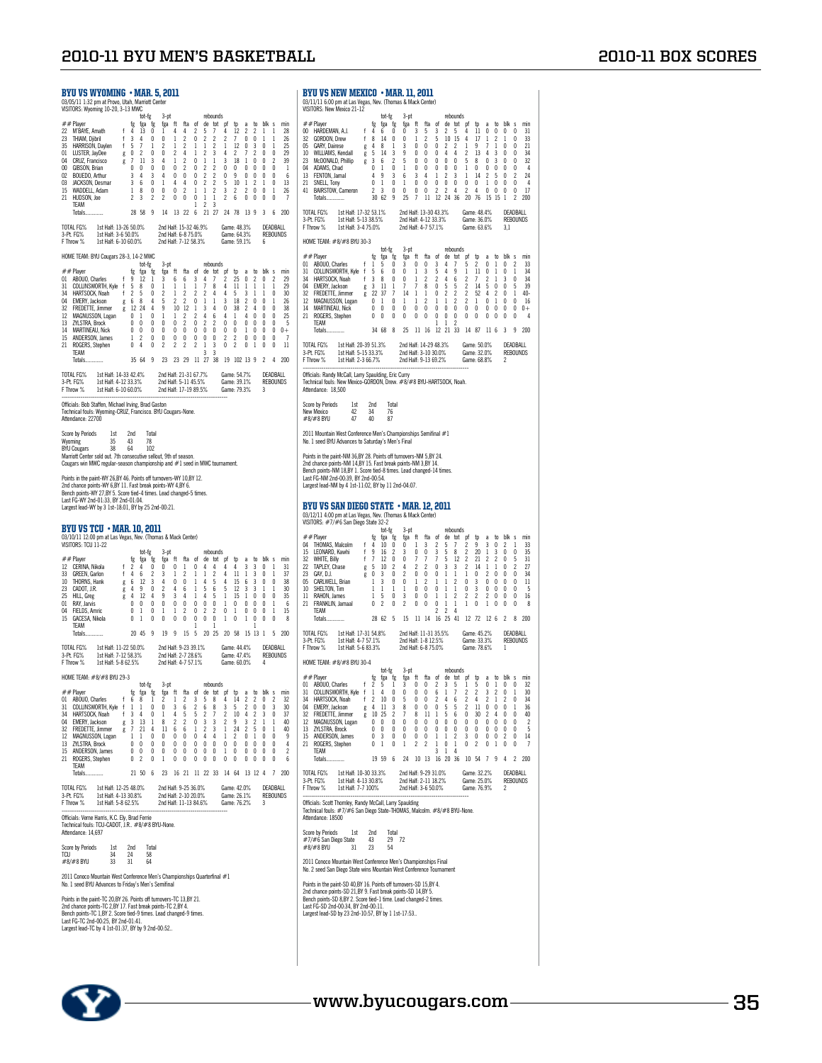## BYU VS WYOMING • MAR. 5, 2011

03/05/11 1:32 pm at Provo, Utah, Marriott Center
VISITORS: Wyoming 10-20, 3-13 MWC

| ## | Player | | fg | fga | 3-pt fg | fga | ft | fta | of | de | tot | pf | tp | a | to | blk | s | min |
|---|---|---|---|---|---|---|---|---|---|---|---|---|---|---|---|---|---|---|
| 22 | M'BAYE, Amath | f | 4 | 13 | 0 | 1 | 4 | 4 | 2 | 5 | 7 | 4 | 12 | 2 | 2 | 1 | 1 | 28 |
| 23 | THIAM, Djibril | f | 3 | 4 | 0 | 0 | 1 | 2 | 0 | 2 | 2 | 2 | 7 | 0 | 0 | 1 | 1 | 26 |
| 35 | HARRISON, Daylen | f | 5 | 7 | 1 | 2 | 1 | 2 | 1 | 1 | 2 | 1 | 12 | 0 | 3 | 0 | 1 | 25 |
| 01 | LUSTER, JayDee | g | 0 | 2 | 0 | 0 | 2 | 4 | 1 | 2 | 3 | 4 | 2 | 7 | 2 | 0 | 0 | 29 |
| 04 | CRUZ, Francisco | g | 7 | 11 | 3 | 4 | 1 | 2 | 0 | 1 | 1 | 3 | 18 | 1 | 0 | 0 | 2 | 39 |
| 00 | GIBSON, Brian | | 0 | 0 | 0 | 0 | 0 | 2 | 0 | 2 | 2 | 0 | 0 | 0 | 0 | 0 | 0 | 1 |
| 02 | BOUEDO, Arthur | | 3 | 4 | 3 | 4 | 0 | 0 | 0 | 2 | 2 | 0 | 9 | 0 | 0 | 0 | 0 | 6 |
| 03 | JACKSON, Desmar | | 3 | 6 | 0 | 1 | 4 | 4 | 0 | 2 | 2 | 5 | 10 | 1 | 2 | 1 | 0 | 13 |
| 15 | WADDELL, Adam | | 1 | 8 | 0 | 0 | 2 | 1 | 1 | 1 | 2 | 3 | 2 | 2 | 0 | 0 | 1 | 26 |
| 21 | HUDSON, Joe | | 2 | 3 | 2 | 2 | 0 | 0 | 0 | 1 | 1 | 2 | 6 | 0 | 0 | 0 | 0 | 7 |
| | TEAM | | | | | | | | 1 | 2 | 3 | | | | | | | |
| | Totals............ | | 28 | 58 | 9 | 14 | 13 | 22 | 6 | 21 | 27 | 24 | 78 | 13 | 9 | 3 | 6 | 200 |

TOTAL FG% 1st Half: 13-26 50.0% 2nd Half: 15-32 46.9% Game: 48.3% DEADBALL
3-Pt. FG% 1st Half: 3-6 50.0% 2nd Half: 6-8 75.0% Game: 64.3% REBOUNDS
F Throw % 1st Half: 6-10 60.0% 2nd Half: 7-12 58.3% Game: 59.1% 6

HOME TEAM: BYU Cougars 28-3, 14-2 MWC

| ## | Player | | fg | fga | 3-pt fg | fga | ft | fta | of | de | tot | pf | tp | a | to | blk | s | min |
|---|---|---|---|---|---|---|---|---|---|---|---|---|---|---|---|---|---|---|
| 01 | ABOUO, Charles | f | 9 | 12 | 1 | 3 | 6 | 6 | 3 | 4 | 7 | 2 | 25 | 0 | 2 | 0 | 2 | 29 |
| 31 | COLLINSWORTH, Kyle | f | 5 | 8 | 0 | 1 | 1 | 1 | 1 | 7 | 8 | 4 | 11 | 1 | 1 | 1 | 1 | 29 |
| 34 | HARTSOCK, Noah | f | 2 | 5 | 0 | 2 | 1 | 2 | 2 | 2 | 4 | 4 | 5 | 3 | 1 | 1 | 0 | 30 |
| 04 | EMERY, Jackson | g | 6 | 8 | 4 | 5 | 2 | 2 | 0 | 1 | 1 | 3 | 18 | 2 | 0 | 0 | 1 | 26 |
| 32 | FREDETTE, Jimmer | g | 12 | 24 | 4 | 9 | 10 | 12 | 1 | 3 | 4 | 0 | 38 | 2 | 4 | 0 | 0 | 38 |
| 12 | MAGNUSSON, Logan | | 0 | 1 | 0 | 1 | 1 | 2 | 2 | 4 | 6 | 4 | 1 | 4 | 0 | 0 | 0 | 25 |
| 13 | ZYLSTRA, Brock | | 0 | 0 | 0 | 0 | 0 | 2 | 0 | 2 | 2 | 0 | 0 | 0 | 0 | 0 | 0 | 5 |
| 14 | MARTINEAU, Nick | | 0 | 0 | 0 | 0 | 0 | 0 | 0 | 0 | 0 | 0 | 0 | 1 | 0 | 0 | 0 | 0+ |
| 15 | ANDERSON, James | | 1 | 2 | 0 | 0 | 0 | 0 | 0 | 0 | 0 | 2 | 2 | 0 | 0 | 0 | 0 | 7 |
| 21 | ROGERS, Stephen | | 0 | 4 | 0 | 2 | 2 | 2 | 2 | 1 | 3 | 0 | 2 | 0 | 1 | 0 | 0 | 11 |
| | TEAM | | | | | | | | 3 | 3 | | | | | | | | |
| | Totals............ | | 35 | 64 | 9 | 23 | 23 | 29 | 11 | 27 | 38 | 19 | 102 | 13 | 9 | 2 | 4 | 200 |

TOTAL FG% 1st Half: 14-33 42.4% 2nd Half: 21-31 67.7% Game: 54.7% DEADBALL
3-Pt. FG% 1st Half: 4-12 33.3% 2nd Half: 5-11 45.5% Game: 39.1% REBOUNDS
F Throw % 1st Half: 6-10 60.0% 2nd Half: 17-19 89.5% Game: 79.3% 3

Officials: Bob Staffen, Michael Irving, Brad Gaston
Technical fouls: Wyoming-CRUZ, Francisco. BYU Cougars-None.
Attendance: 22700

| Score by Periods | 1st | 2nd | Total |
|---|---|---|---|
| Wyoming | 35 | 43 | 78 |
| BYU Cougars | 38 | 64 | 102 |

Marriott Center sold out. 7th consecutive sellout, 9th of season.
Cougars win MWC regular-season championship and #1 seed in MWC tournament.

Points in the paint-WY 26,BY 46. Points off turnovers-WY 10,BY 12.
2nd chance points-WY 6,BY 11. Fast break points-WY 4,BY 6.
Bench points-WY 27,BY 5. Score tied-4 times. Lead changed-5 times.
Last FG-WY 2nd-01:33, BY 2nd-01:04.
Largest lead-WY by 3 1st-18:01, BY by 25 2nd-00:21.

## BYU VS TCU • MAR. 10, 2011

03/10/11 12:00 pm at Las Vegas, Nev. (Thomas & Mack Center)
VISITORS: TCU 11-22

| ## | Player | | fg | fga | 3-pt fg | fga | ft | fta | of | de | tot | pf | tp | a | to | blk | s | min |
|---|---|---|---|---|---|---|---|---|---|---|---|---|---|---|---|---|---|---|
| 12 | CERINA, Nikola | f | 2 | 4 | 0 | 0 | 0 | 1 | 0 | 4 | 4 | 4 | 4 | 3 | 3 | 0 | 1 | 31 |
| 33 | GREEN, Garlon | f | 4 | 6 | 2 | 3 | 1 | 2 | 1 | 1 | 2 | 4 | 11 | 1 | 3 | 0 | 1 | 37 |
| 10 | THORNS, Hank | g | 6 | 12 | 3 | 4 | 0 | 0 | 1 | 4 | 5 | 4 | 15 | 6 | 3 | 0 | 0 | 38 |
| 23 | CADOT, J.R. | g | 4 | 9 | 0 | 2 | 4 | 6 | 1 | 5 | 6 | 5 | 12 | 3 | 3 | 1 | 1 | 30 |
| 25 | HILL, Greg | g | 4 | 12 | 4 | 9 | 3 | 4 | 1 | 4 | 5 | 1 | 15 | 1 | 0 | 0 | 0 | 35 |
| 01 | RAY, Jarvis | | 0 | 0 | 0 | 0 | 0 | 0 | 0 | 0 | 0 | 1 | 0 | 0 | 0 | 0 | 1 | 6 |
| 04 | FIELDS, Amric | | 0 | 1 | 0 | 1 | 1 | 2 | 0 | 2 | 2 | 0 | 1 | 0 | 0 | 0 | 1 | 15 |
| 15 | GACESA, Nikola | | 0 | 1 | 0 | 0 | 0 | 0 | 0 | 0 | 0 | 1 | 0 | 1 | 0 | 0 | 0 | 8 |
| | TEAM | | | | | | | | 1 | | 1 | | | | 1 | | | |
| | Totals............ | | 20 | 45 | 9 | 19 | 9 | 15 | 5 | 20 | 25 | 20 | 58 | 15 | 13 | 1 | 5 | 200 |

TOTAL FG% 1st Half: 11-22 50.0% 2nd Half: 9-23 39.1% Game: 44.4% DEADBALL
3-Pt. FG% 1st Half: 7-12 58.3% 2nd Half: 2-7 28.6% Game: 47.4% REBOUNDS
F Throw % 1st Half: 5-8 62.5% 2nd Half: 4-7 57.1% Game: 60.0% 4

HOME TEAM: #8/#8 BYU 29-3

| ## | Player | | fg | fga | 3-pt fg | fga | ft | fta | of | de | tot | pf | tp | a | to | blk | s | min |
|---|---|---|---|---|---|---|---|---|---|---|---|---|---|---|---|---|---|---|
| 01 | ABOUO, Charles | f | 6 | 8 | 1 | 2 | 1 | 2 | 3 | 5 | 8 | 4 | 14 | 2 | 2 | 0 | 2 | 32 |
| 31 | COLLINSWORTH, Kyle | f | 1 | 1 | 0 | 0 | 3 | 6 | 2 | 6 | 8 | 3 | 5 | 2 | 0 | 0 | 3 | 30 |
| 34 | HARTSOCK, Noah | f | 3 | 4 | 0 | 1 | 4 | 5 | 5 | 2 | 7 | 2 | 10 | 4 | 2 | 3 | 0 | 37 |
| 04 | EMERY, Jackson | g | 3 | 13 | 1 | 8 | 2 | 2 | 0 | 3 | 3 | 2 | 9 | 3 | 2 | 1 | 1 | 40 |
| 32 | FREDETTE, Jimmer | g | 7 | 21 | 4 | 11 | 6 | 6 | 1 | 2 | 3 | 1 | 24 | 2 | 5 | 0 | 1 | 40 |
| 12 | MAGNUSSON, Logan | | 1 | 1 | 0 | 0 | 0 | 0 | 0 | 4 | 4 | 1 | 2 | 0 | 1 | 0 | 0 | 9 |
| 13 | ZYLSTRA, Brock | | 0 | 0 | 0 | 0 | 0 | 0 | 0 | 0 | 0 | 0 | 0 | 0 | 0 | 0 | 0 | 4 |
| 15 | ANDERSON, James | | 0 | 0 | 0 | 0 | 0 | 0 | 0 | 0 | 0 | 1 | 0 | 0 | 0 | 0 | 0 | 2 |
| 21 | ROGERS, Stephen | | 0 | 2 | 0 | 1 | 0 | 0 | 0 | 0 | 0 | 0 | 0 | 0 | 0 | 0 | 0 | 6 |
| | TEAM | | | | | | | | | | | | | | | | | |
| | Totals............ | | 21 | 50 | 6 | 23 | 16 | 21 | 11 | 22 | 33 | 14 | 64 | 13 | 12 | 4 | 7 | 200 |

TOTAL FG% 1st Half: 12-25 48.0% 2nd Half: 9-25 36.0% Game: 42.0% DEADBALL
3-Pt. FG% 1st Half: 4-13 30.8% 2nd Half: 2-10 20.0% Game: 26.1% REBOUNDS
F Throw % 1st Half: 5-8 62.5% 2nd Half: 11-13 84.6% Game: 76.2% 3

Officials: Verne Harris, K.C. Ely, Brad Ferrie
Technical fouls: TCU-CADOT, J.R.. #8/#8 BYU-None.
Attendance: 14,697

| Score by Periods | 1st | 2nd | Total |
|---|---|---|---|
| TCU | 34 | 24 | 58 |
| #8/#8 BYU | 33 | 31 | 64 |

2011 Conoco Mountain West Conference Men's Championships Quarterfinal #1
No. 1 seed BYU Advances to Friday's Men's Semifinal

Points in the paint-TC 20,BY 26. Points off turnovers-TC 13,BY 21.
2nd chance points-TC 2,BY 17. Fast break points-TC 2,BY 4.
Bench points-TC 1,BY 2. Score tied-9 times. Lead changed-9 times.
Last FG-TC 2nd-00:25, BY 2nd-01:41.
Largest lead-TC by 4 1st-01:37, BY by 9 2nd-00:52..

## BYU VS NEW MEXICO • MAR. 11, 2011

03/11/11 6:00 pm at Las Vegas, Nev. (Thomas & Mack Center)
VISITORS: New Mexico 21-12

| ## | Player | | fg | fga | 3-pt fg | fga | ft | fta | of | de | tot | pf | tp | a | to | blk | s | min |
|---|---|---|---|---|---|---|---|---|---|---|---|---|---|---|---|---|---|---|
| 00 | HARDEMAN, A.J. | f | 4 | 6 | 0 | 0 | 3 | 5 | 3 | 2 | 5 | 4 | 11 | 0 | 0 | 0 | 0 | 31 |
| 32 | GORDON, Drew | f | 8 | 14 | 0 | 0 | 1 | 2 | 5 | 10 | 15 | 4 | 17 | 1 | 2 | 1 | 0 | 33 |
| 05 | GARY, Dairese | g | 4 | 8 | 1 | 3 | 0 | 0 | 0 | 2 | 2 | 1 | 9 | 7 | 1 | 0 | 0 | 21 |
| 10 | WILLIAMS, Kendall | g | 5 | 14 | 3 | 9 | 0 | 0 | 0 | 4 | 4 | 2 | 13 | 4 | 3 | 0 | 0 | 34 |
| 23 | McDONALD, Phillip | g | 3 | 6 | 2 | 5 | 0 | 0 | 0 | 0 | 0 | 5 | 8 | 0 | 3 | 0 | 0 | 32 |
| 04 | ADAMS, Chad | | 0 | 1 | 0 | 1 | 0 | 0 | 0 | 0 | 0 | 1 | 0 | 0 | 0 | 0 | 0 | 4 |
| 13 | FENTON, Jamal | | 4 | 9 | 3 | 6 | 3 | 4 | 1 | 2 | 3 | 1 | 14 | 2 | 5 | 0 | 2 | 24 |
| 21 | SNELL, Tony | | 0 | 1 | 0 | 1 | 0 | 0 | 0 | 0 | 0 | 0 | 0 | 1 | 0 | 0 | 0 | 4 |
| 41 | BAIRSTOW, Cameron | | 2 | 3 | 0 | 0 | 0 | 0 | 2 | 2 | 4 | 2 | 4 | 0 | 0 | 0 | 0 | 17 |
| | Totals............ | | 30 | 62 | 9 | 25 | 7 | 11 | 12 | 24 | 36 | 20 | 76 | 15 | 15 | 1 | 2 | 200 |

TOTAL FG% 1st Half: 17-32 53.1% 2nd Half: 13-30 43.3% Game: 48.4% DEADBALL
3-Pt. FG% 1st Half: 5-13 38.5% 2nd Half: 4-12 33.3% Game: 36.0% REBOUNDS
F Throw % 1st Half: 3-4 75.0% 2nd Half: 4-7 57.1% Game: 63.6% 3,1

HOME TEAM: #8/#8 BYU 30-3

| ## | Player | | fg | fga | 3-pt fg | fga | ft | fta | of | de | tot | pf | tp | a | to | blk | s | min |
|---|---|---|---|---|---|---|---|---|---|---|---|---|---|---|---|---|---|---|
| 01 | ABOUO, Charles | f | 1 | 5 | 0 | 3 | 0 | 0 | 3 | 4 | 7 | 5 | 2 | 0 | 1 | 0 | 2 | 33 |
| 31 | COLLINSWORTH, Kyle | f | 5 | 6 | 0 | 0 | 1 | 3 | 5 | 4 | 9 | 1 | 11 | 0 | 1 | 0 | 1 | 34 |
| 34 | HARTSOCK, Noah | f | 3 | 8 | 0 | 0 | 1 | 2 | 2 | 4 | 6 | 2 | 7 | 2 | 1 | 3 | 0 | 34 |
| 04 | EMERY, Jackson | g | 3 | 11 | 1 | 7 | 7 | 8 | 0 | 5 | 5 | 2 | 14 | 5 | 0 | 0 | 5 | 39 |
| 32 | FREDETTE, Jimmer | g | 22 | 37 | 7 | 14 | 1 | 1 | 0 | 2 | 2 | 2 | 52 | 4 | 2 | 0 | 1 | 40- |
| 12 | MAGNUSSON, Logan | | 0 | 1 | 0 | 1 | 1 | 2 | 1 | 1 | 2 | 2 | 1 | 0 | 1 | 0 | 0 | 16 |
| 14 | MARTINEAU, Nick | | 0 | 0 | 0 | 0 | 0 | 0 | 0 | 0 | 0 | 0 | 0 | 0 | 0 | 0 | 0 | 0+ |
| 21 | ROGERS, Stephen | | 0 | 0 | 0 | 0 | 0 | 0 | 0 | 0 | 0 | 0 | 0 | 0 | 0 | 0 | 0 | 4 |
| | TEAM | | | | | | | | 1 | 1 | 2 | | | | | | | |
| | Totals............ | | 34 | 68 | 8 | 25 | 11 | 16 | 12 | 21 | 33 | 14 | 87 | 11 | 6 | 3 | 9 | 200 |

TOTAL FG% 1st Half: 20-39 51.3% 2nd Half: 14-29 48.3% Game: 50.0% DEADBALL
3-Pt. FG% 1st Half: 5-15 33.3% 2nd Half: 3-10 30.0% Game: 32.0% REBOUNDS
F Throw % 1st Half: 2-3 66.7% 2nd Half: 9-13 69.2% Game: 68.8% 2

Officials: Randy McCall, Larry Spaulding, Eric Curry
Technical fouls: New Mexico-GORDON, Drew. #8/#8 BYU-HARTSOCK, Noah.
Attendance: 18,500

| Score by Periods | 1st | 2nd | Total |
|---|---|---|---|
| New Mexico | 42 | 34 | 76 |
| #8/#8 BYU | 47 | 40 | 87 |

2011 Mountain West Conference Men's Championships Semifinal #1
No. 1 seed BYU Advances to Saturday's Men's Final

Points in the paint-NM 36,BY 28. Points off turnovers-NM 5,BY 24.
2nd chance points-NM 14,BY 15. Fast break points-NM 3,BY 14.
Bench points-NM 18,BY 1. Score tied-8 times. Lead changed-14 times.
Last FG-NM 2nd-00:39, BY 2nd-00:54.
Largest lead-NM by 4 1st-11:02, BY by 11 2nd-04:07.

## BYU VS SAN DIEGO STATE • MAR. 12, 2011

03/12/11 4:00 pm at Las Vegas, Nev. (Thomas & Mack Center)
VISITORS: #7/#6 San Diego State 32-2

| ## | Player | | fg | fga | 3-pt fg | fga | ft | fta | of | de | tot | pf | tp | a | to | blk | s | min |
|---|---|---|---|---|---|---|---|---|---|---|---|---|---|---|---|---|---|---|
| 04 | THOMAS, Malcolm | f | 4 | 10 | 0 | 0 | 1 | 3 | 2 | 5 | 7 | 2 | 9 | 3 | 0 | 2 | 1 | 33 |
| 15 | LEONARD, Kawhi | f | 9 | 16 | 2 | 3 | 0 | 0 | 3 | 5 | 8 | 2 | 20 | 1 | 3 | 0 | 0 | 35 |
| 32 | WHITE, Billy | f | 7 | 12 | 0 | 0 | 7 | 7 | 7 | 5 | 12 | 2 | 21 | 2 | 2 | 0 | 5 | 31 |
| 22 | TAPLEY, Chase | g | 5 | 10 | 2 | 4 | 2 | 2 | 0 | 3 | 3 | 2 | 14 | 1 | 1 | 0 | 2 | 27 |
| 23 | GAY, D.J. | g | 0 | 3 | 0 | 2 | 0 | 0 | 0 | 1 | 1 | 1 | 0 | 2 | 0 | 0 | 0 | 34 |
| 05 | CARLWELL, Brian | | 1 | 3 | 0 | 0 | 1 | 2 | 1 | 1 | 2 | 0 | 3 | 0 | 0 | 0 | 0 | 11 |
| 10 | SHELTON, Tim | | 1 | 1 | 1 | 1 | 0 | 0 | 0 | 1 | 1 | 0 | 3 | 0 | 0 | 0 | 0 | 5 |
| 11 | RAHON, James | | 1 | 5 | 0 | 3 | 0 | 0 | 1 | 1 | 2 | 2 | 2 | 2 | 0 | 0 | 0 | 16 |
| 21 | FRANKLIN, Jamaal | | 0 | 2 | 0 | 2 | 0 | 0 | 0 | 1 | 1 | 1 | 0 | 1 | 0 | 0 | 0 | 8 |
| | TEAM | | | | | | | | 2 | 2 | 4 | | | | | | | |
| | Totals............ | | 28 | 62 | 5 | 15 | 11 | 14 | 16 | 25 | 41 | 12 | 72 | 12 | 6 | 2 | 8 | 200 |

TOTAL FG% 1st Half: 17-31 54.8% 2nd Half: 11-31 35.5% Game: 45.2% DEADBALL
3-Pt. FG% 1st Half: 4-7 57.1% 2nd Half: 1-8 12.5% Game: 33.3% REBOUNDS
F Throw % 1st Half: 5-6 83.3% 2nd Half: 6-8 75.0% Game: 78.6% 1

HOME TEAM: #8/#8 BYU 30-4

| ## | Player | | fg | fga | 3-pt fg | fga | ft | fta | of | de | tot | pf | tp | a | to | blk | s | min |
|---|---|---|---|---|---|---|---|---|---|---|---|---|---|---|---|---|---|---|
| 01 | ABOUO, Charles | f | 2 | 5 | 1 | 3 | 0 | 0 | 2 | 3 | 5 | 1 | 5 | 0 | 1 | 0 | 0 | 32 |
| 31 | COLLINSWORTH, Kyle | f | 1 | 4 | 0 | 0 | 0 | 0 | 6 | 1 | 7 | 2 | 2 | 3 | 2 | 0 | 1 | 30 |
| 34 | HARTSOCK, Noah | f | 2 | 10 | 0 | 5 | 0 | 0 | 2 | 4 | 6 | 2 | 4 | 2 | 1 | 2 | 0 | 34 |
| 04 | EMERY, Jackson | g | 4 | 11 | 3 | 8 | 0 | 0 | 0 | 5 | 5 | 2 | 11 | 0 | 0 | 0 | 1 | 36 |
| 32 | FREDETTE, Jimmer | g | 10 | 25 | 2 | 7 | 8 | 11 | 1 | 5 | 6 | 0 | 30 | 2 | 4 | 0 | 0 | 40 |
| 12 | MAGNUSSON, Logan | | 0 | 0 | 0 | 0 | 0 | 0 | 0 | 0 | 0 | 0 | 0 | 0 | 0 | 0 | 0 | 2 |
| 13 | ZYLSTRA, Brock | | 0 | 0 | 0 | 0 | 0 | 0 | 0 | 0 | 0 | 0 | 0 | 0 | 0 | 0 | 0 | 5 |
| 15 | ANDERSON, James | | 0 | 3 | 0 | 0 | 0 | 0 | 1 | 1 | 2 | 3 | 0 | 0 | 0 | 2 | 0 | 14 |
| 21 | ROGERS, Stephen | | 0 | 1 | 0 | 1 | 2 | 2 | 1 | 0 | 1 | 0 | 2 | 0 | 1 | 0 | 0 | 7 |
| | TEAM | | | | | | | | 3 | 1 | 4 | | | | | | | |
| | Totals............ | | 19 | 59 | 6 | 24 | 10 | 13 | 16 | 20 | 36 | 10 | 54 | 7 | 9 | 4 | 2 | 200 |

TOTAL FG% 1st Half: 10-30 33.3% 2nd Half: 9-29 31.0% Game: 32.2% DEADBALL
3-Pt. FG% 1st Half: 4-13 30.8% 2nd Half: 2-11 18.2% Game: 25.0% REBOUNDS
F Throw % 1st Half: 7-7 100% 2nd Half: 3-6 50.0% Game: 76.9% 2

Officials: Scott Thornley, Randy McCall, Larry Spaulding
Technical fouls: #7/#6 San Diego State-THOMAS, Malcolm. #8/#8 BYU-None.
Attendance: 18500

| Score by Periods | 1st | 2nd | Total |
|---|---|---|---|
| #7/#6 San Diego State | 43 | 29 | 72 |
| #8/#8 BYU | 31 | 23 | 54 |

2011 Conoco Mountain West Conference Men's Championships Final
No. 2 seed San Diego State wins Mountain West Conference Tournament

Points in the paint-SD 40,BY 16. Points off turnovers-SD 15,BY 4.
2nd chance points-SD 21,BY 9. Fast break points-SD 14,BY 5.
Bench points-SD 8,BY 2. Score tied-1 time. Lead changed-2 times.
Last FG-SD 2nd-00:34, BY 2nd-00:11.
Largest lead-SD by 23 2nd-10:57, BY by 1 1st-17:53..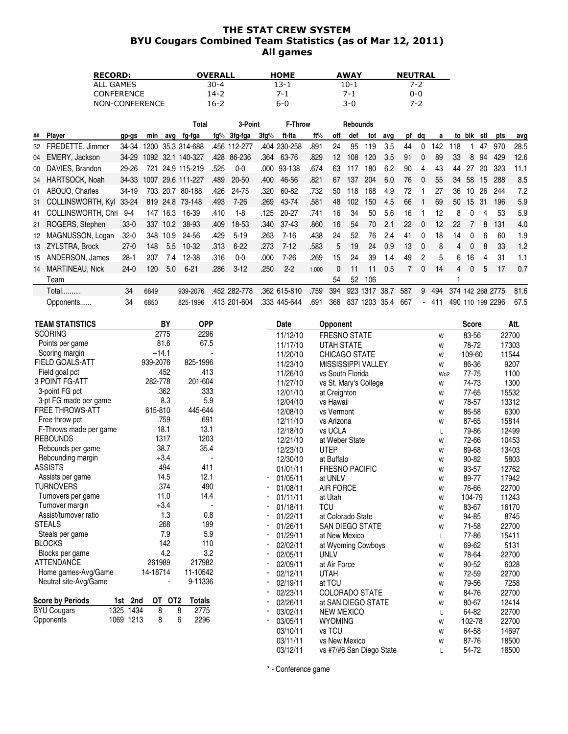# THE STAT CREW SYSTEM
## BYU Cougars Combined Team Statistics (as of Mar 12, 2011)
### All games

| RECORD: | OVERALL | HOME | AWAY | NEUTRAL |
|---|---|---|---|---|
| ALL GAMES | 30-4 | 13-1 | 10-1 | 7-2 |
| CONFERENCE | 14-2 | 7-1 | 7-1 | 0-0 |
| NON-CONFERENCE | 16-2 | 6-0 | 3-0 | 7-2 |

| ## | Player | gp-gs | min | avg | Total fg-fga | fg% | 3-Point 3fg-fga | 3fg% | F-Throw ft-fta | ft% | Rebounds off | def | tot | avg | pf | dq | a | to | blk | stl | pts | avg |
|---|---|---|---|---|---|---|---|---|---|---|---|---|---|---|---|---|---|---|---|---|---|---|
| 32 | FREDETTE, Jimmer | 34-34 | 1200 | 35.3 | 314-688 | .456 | 112-277 | .404 | 230-258 | .891 | 24 | 95 | 119 | 3.5 | 44 | 0 | 142 | 118 | 1 | 47 | 970 | 28.5 |
| 04 | EMERY, Jackson | 34-29 | 1092 | 32.1 | 140-327 | .428 | 86-236 | .364 | 63-76 | .829 | 12 | 108 | 120 | 3.5 | 91 | 0 | 89 | 33 | 8 | 94 | 429 | 12.6 |
| 00 | DAVIES, Brandon | 29-26 | 721 | 24.9 | 115-219 | .525 | 0-0 | .000 | 93-138 | .674 | 63 | 117 | 180 | 6.2 | 90 | 4 | 43 | 44 | 27 | 20 | 323 | 11.1 |
| 34 | HARTSOCK, Noah | 34-33 | 1007 | 29.6 | 111-227 | .489 | 20-50 | .400 | 46-56 | .821 | 67 | 137 | 204 | 6.0 | 76 | 0 | 55 | 34 | 58 | 15 | 288 | 8.5 |
| 01 | ABOUO, Charles | 34-19 | 703 | 20.7 | 80-188 | .426 | 24-75 | .320 | 60-82 | .732 | 50 | 118 | 168 | 4.9 | 72 | 1 | 27 | 36 | 10 | 26 | 244 | 7.2 |
| 31 | COLLINSWORTH, Kyl | 33-24 | 819 | 24.8 | 73-148 | .493 | 7-26 | .269 | 43-74 | .581 | 48 | 102 | 150 | 4.5 | 66 | 1 | 69 | 50 | 15 | 31 | 196 | 5.9 |
| 41 | COLLINSWORTH, Chri | 9-4 | 147 | 16.3 | 16-39 | .410 | 1-8 | .125 | 20-27 | .741 | 16 | 34 | 50 | 5.6 | 16 | 1 | 12 | 8 | 0 | 4 | 53 | 5.9 |
| 21 | ROGERS, Stephen | 33-0 | 337 | 10.2 | 38-93 | .409 | 18-53 | .340 | 37-43 | .860 | 16 | 54 | 70 | 2.1 | 22 | 0 | 12 | 22 | 7 | 8 | 131 | 4.0 |
| 12 | MAGNUSSON, Logan | 32-0 | 348 | 10.9 | 24-56 | .429 | 5-19 | .263 | 7-16 | .438 | 24 | 52 | 76 | 2.4 | 41 | 0 | 18 | 14 | 0 | 6 | 60 | 1.9 |
| 13 | ZYLSTRA, Brock | 27-0 | 148 | 5.5 | 10-32 | .313 | 6-22 | .273 | 7-12 | .583 | 5 | 19 | 24 | 0.9 | 13 | 0 | 8 | 4 | 0 | 8 | 33 | 1.2 |
| 15 | ANDERSON, James | 28-1 | 207 | 7.4 | 12-38 | .316 | 0-0 | .000 | 7-26 | .269 | 15 | 24 | 39 | 1.4 | 49 | 2 | 5 | 6 | 16 | 4 | 31 | 1.1 |
| 14 | MARTINEAU, Nick | 24-0 | 120 | 5.0 | 6-21 | .286 | 3-12 | .250 | 2-2 | 1.000 | 0 | 11 | 11 | 0.5 | 7 | 0 | 14 | 4 | 0 | 5 | 17 | 0.7 |
| | Team | | | | | | | | | | 54 | 52 | 106 | | | | | 1 | | | | |
| | Total.......... | 34 | 6849 | | 939-2076 | .452 | 282-778 | .362 | 615-810 | .759 | 394 | 923 | 1317 | 38.7 | 587 | 9 | 494 | 374 | 142 | 268 | 2775 | 81.6 |
| | Opponents...... | 34 | 6850 | | 825-1996 | .413 | 201-604 | .333 | 445-644 | .691 | 366 | 837 | 1203 | 35.4 | 667 | - | 411 | 490 | 110 | 199 | 2296 | 67.5 |

| TEAM STATISTICS | BY | OPP |
|---|---|---|
| SCORING | 2775 | 2296 |
| Points per game | 81.6 | 67.5 |
| Scoring margin | +14.1 | - |
| FIELD GOALS-ATT | 939-2076 | 825-1996 |
| Field goal pct | .452 | .413 |
| 3 POINT FG-ATT | 282-778 | 201-604 |
| 3-point FG pct | .362 | .333 |
| 3-pt FG made per game | 8.3 | 5.9 |
| FREE THROWS-ATT | 615-810 | 445-644 |
| Free throw pct | .759 | .691 |
| F-Throws made per game | 18.1 | 13.1 |
| REBOUNDS | 1317 | 1203 |
| Rebounds per game | 38.7 | 35.4 |
| Rebounding margin | +3.4 | - |
| ASSISTS | 494 | 411 |
| Assists per game | 14.5 | 12.1 |
| TURNOVERS | 374 | 490 |
| Turnovers per game | 11.0 | 14.4 |
| Turnover margin | +3.4 | - |
| Assist/turnover ratio | 1.3 | 0.8 |
| STEALS | 268 | 199 |
| Steals per game | 7.9 | 5.9 |
| BLOCKS | 142 | 110 |
| Blocks per game | 4.2 | 3.2 |
| ATTENDANCE | 261989 | 217982 |
| Home games-Avg/Game | 14-18714 | 11-10542 |
| Neutral site-Avg/Game | - | 9-11336 |

| Score by Periods | 1st | 2nd | OT | OT2 | Totals |
|---|---|---|---|---|---|
| BYU Cougars | 1325 | 1434 | 8 | 8 | 2775 |
| Opponents | 1069 | 1213 | 8 | 6 | 2296 |

| | Date | Opponent | | Score | Att. |
|---|---|---|---|---|---|
| | 11/12/10 | FRESNO STATE | W | 83-56 | 22700 |
| | 11/17/10 | UTAH STATE | W | 78-72 | 17303 |
| | 11/20/10 | CHICAGO STATE | W | 109-60 | 11544 |
| | 11/23/10 | MISSISSIPPI VALLEY | W | 86-36 | 9207 |
| | 11/26/10 | vs South Florida | Wo2 | 77-75 | 1100 |
| | 11/27/10 | vs St. Mary's College | W | 74-73 | 1300 |
| | 12/01/10 | at Creighton | W | 77-65 | 15532 |
| | 12/04/10 | vs Hawaii | W | 78-57 | 13312 |
| | 12/08/10 | vs Vermont | W | 86-58 | 6300 |
| | 12/11/10 | vs Arizona | W | 87-65 | 15814 |
| | 12/18/10 | vs UCLA | L | 79-86 | 12499 |
| | 12/21/10 | at Weber State | W | 72-66 | 10453 |
| | 12/23/10 | UTEP | W | 89-68 | 13403 |
| | 12/30/10 | at Buffalo | W | 90-82 | 5803 |
| | 01/01/11 | FRESNO PACIFIC | W | 93-57 | 12762 |
| * | 01/05/11 | at UNLV | W | 89-77 | 17942 |
| * | 01/08/11 | AIR FORCE | W | 76-66 | 22700 |
| * | 01/11/11 | at Utah | W | 104-79 | 11243 |
| * | 01/18/11 | TCU | W | 83-67 | 16170 |
| * | 01/22/11 | at Colorado State | W | 94-85 | 8745 |
| * | 01/26/11 | SAN DIEGO STATE | W | 71-58 | 22700 |
| * | 01/29/11 | at New Mexico | L | 77-86 | 15411 |
| * | 02/02/11 | at Wyoming Cowboys | W | 69-62 | 5131 |
| * | 02/05/11 | UNLV | W | 78-64 | 22700 |
| * | 02/09/11 | at Air Force | W | 90-52 | 6028 |
| * | 02/12/11 | UTAH | W | 72-59 | 22700 |
| * | 02/19/11 | at TCU | W | 79-56 | 7258 |
| * | 02/23/11 | COLORADO STATE | W | 84-76 | 22700 |
| * | 02/26/11 | at SAN DIEGO STATE | W | 80-67 | 12414 |
| * | 03/02/11 | NEW MEXICO | L | 64-82 | 22700 |
| * | 03/05/11 | WYOMING | W | 102-78 | 22700 |
| | 03/10/11 | vs TCU | W | 64-58 | 14697 |
| | 03/11/11 | vs New Mexico | W | 87-76 | 18500 |
| | 03/12/11 | vs #7/#6 San Diego State | L | 54-72 | 18500 |

\* - Conference game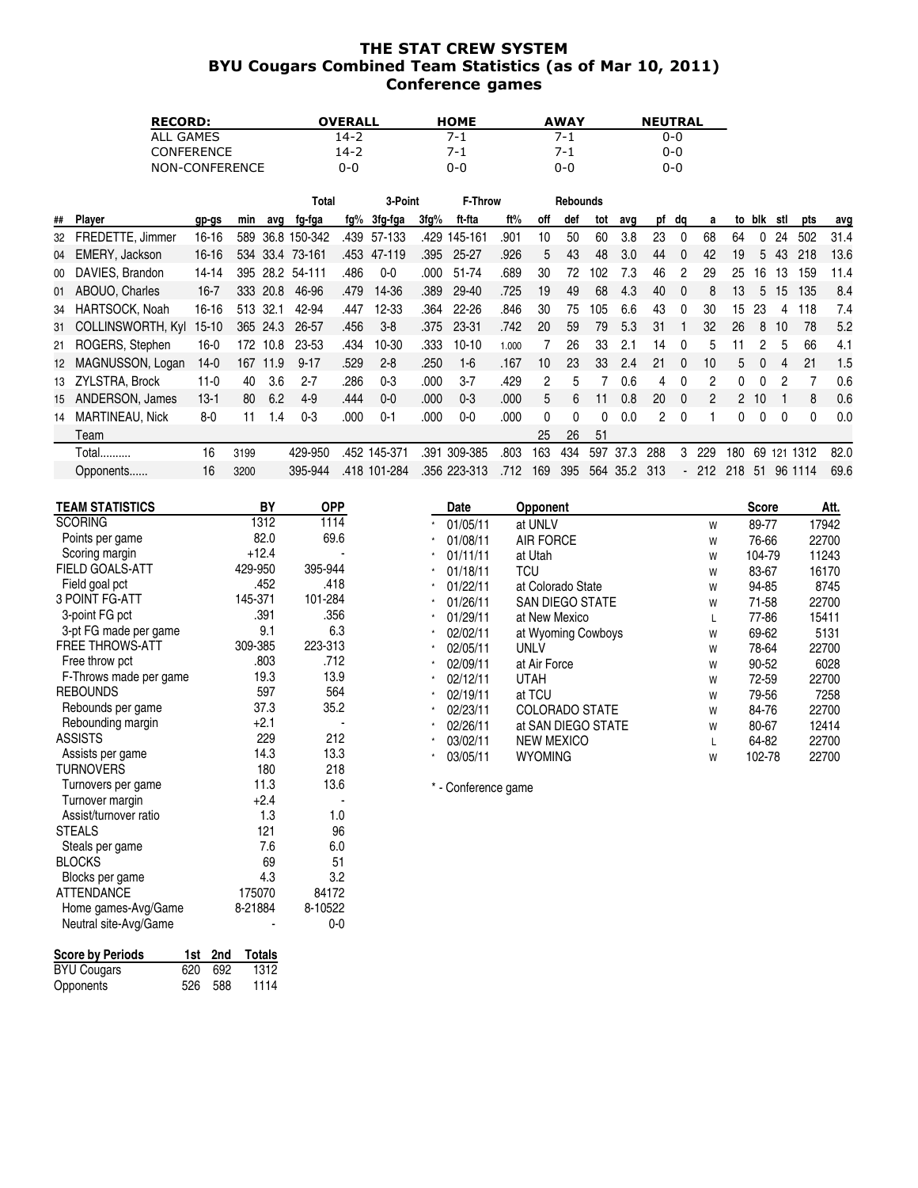# THE STAT CREW SYSTEM
## BYU Cougars Combined Team Statistics (as of Mar 10, 2011)
## Conference games

| RECORD: | OVERALL | HOME | AWAY | NEUTRAL |
|---|---|---|---|---|
| ALL GAMES | 14-2 | 7-1 | 7-1 | 0-0 |
| CONFERENCE | 14-2 | 7-1 | 7-1 | 0-0 |
| NON-CONFERENCE | 0-0 | 0-0 | 0-0 | 0-0 |

| | | | | | Total | | 3-Point | | F-Throw | | Rebounds | | | | | | | | | | | |
|---|---|---|---|---|---|---|---|---|---|---|---|---|---|---|---|---|---|---|---|---|---|---|
| ## | Player | gp-gs | min | avg | fg-fga | fg% | 3fg-fga | 3fg% | ft-fta | ft% | off | def | tot | avg | pf | dq | a | to | blk | stl | pts | avg |
| 32 | FREDETTE, Jimmer | 16-16 | 589 | 36.8 | 150-342 | .439 | 57-133 | .429 | 145-161 | .901 | 10 | 50 | 60 | 3.8 | 23 | 0 | 68 | 64 | 0 | 24 | 502 | 31.4 |
| 04 | EMERY, Jackson | 16-16 | 534 | 33.4 | 73-161 | .453 | 47-119 | .395 | 25-27 | .926 | 5 | 43 | 48 | 3.0 | 44 | 0 | 42 | 19 | 5 | 43 | 218 | 13.6 |
| 00 | DAVIES, Brandon | 14-14 | 395 | 28.2 | 54-111 | .486 | 0-0 | .000 | 51-74 | .689 | 30 | 72 | 102 | 7.3 | 46 | 2 | 29 | 25 | 16 | 13 | 159 | 11.4 |
| 01 | ABOUO, Charles | 16-7 | 333 | 20.8 | 46-96 | .479 | 14-36 | .389 | 29-40 | .725 | 19 | 49 | 68 | 4.3 | 40 | 0 | 8 | 13 | 5 | 15 | 135 | 8.4 |
| 34 | HARTSOCK, Noah | 16-16 | 513 | 32.1 | 42-94 | .447 | 12-33 | .364 | 22-26 | .846 | 30 | 75 | 105 | 6.6 | 43 | 0 | 30 | 15 | 23 | 4 | 118 | 7.4 |
| 31 | COLLINSWORTH, Kyl | 15-10 | 365 | 24.3 | 26-57 | .456 | 3-8 | .375 | 23-31 | .742 | 20 | 59 | 79 | 5.3 | 31 | 1 | 32 | 26 | 8 | 10 | 78 | 5.2 |
| 21 | ROGERS, Stephen | 16-0 | 172 | 10.8 | 23-53 | .434 | 10-30 | .333 | 10-10 | 1.000 | 7 | 26 | 33 | 2.1 | 14 | 0 | 5 | 11 | 2 | 5 | 66 | 4.1 |
| 12 | MAGNUSSON, Logan | 14-0 | 167 | 11.9 | 9-17 | .529 | 2-8 | .250 | 1-6 | .167 | 10 | 23 | 33 | 2.4 | 21 | 0 | 10 | 5 | 0 | 4 | 21 | 1.5 |
| 13 | ZYLSTRA, Brock | 11-0 | 40 | 3.6 | 2-7 | .286 | 0-3 | .000 | 3-7 | .429 | 2 | 5 | 7 | 0.6 | 4 | 0 | 2 | 0 | 0 | 2 | 7 | 0.6 |
| 15 | ANDERSON, James | 13-1 | 80 | 6.2 | 4-9 | .444 | 0-0 | .000 | 0-3 | .000 | 5 | 6 | 11 | 0.8 | 20 | 0 | 2 | 2 | 10 | 1 | 8 | 0.6 |
| 14 | MARTINEAU, Nick | 8-0 | 11 | 1.4 | 0-3 | .000 | 0-1 | .000 | 0-0 | .000 | 0 | 0 | 0 | 0.0 | 2 | 0 | 1 | 0 | 0 | 0 | 0 | 0.0 |
| | Team | | | | | | | | | | 25 | 26 | 51 | | | | | | | | | |
| | Total.......... | 16 | 3199 | | 429-950 | .452 | 145-371 | .391 | 309-385 | .803 | 163 | 434 | 597 | 37.3 | 288 | 3 | 229 | 180 | 69 | 121 | 1312 | 82.0 |
| | Opponents...... | 16 | 3200 | | 395-944 | .418 | 101-284 | .356 | 223-313 | .712 | 169 | 395 | 564 | 35.2 | 313 | - | 212 | 218 | 51 | 96 | 1114 | 69.6 |

| TEAM STATISTICS | BY | OPP |
|---|---|---|
| SCORING | 1312 | 1114 |
| Points per game | 82.0 | 69.6 |
| Scoring margin | +12.4 | - |
| FIELD GOALS-ATT | 429-950 | 395-944 |
| Field goal pct | .452 | .418 |
| 3 POINT FG-ATT | 145-371 | 101-284 |
| 3-point FG pct | .391 | .356 |
| 3-pt FG made per game | 9.1 | 6.3 |
| FREE THROWS-ATT | 309-385 | 223-313 |
| Free throw pct | .803 | .712 |
| F-Throws made per game | 19.3 | 13.9 |
| REBOUNDS | 597 | 564 |
| Rebounds per game | 37.3 | 35.2 |
| Rebounding margin | +2.1 | - |
| ASSISTS | 229 | 212 |
| Assists per game | 14.3 | 13.3 |
| TURNOVERS | 180 | 218 |
| Turnovers per game | 11.3 | 13.6 |
| Turnover margin | +2.4 | - |
| Assist/turnover ratio | 1.3 | 1.0 |
| STEALS | 121 | 96 |
| Steals per game | 7.6 | 6.0 |
| BLOCKS | 69 | 51 |
| Blocks per game | 4.3 | 3.2 |
| ATTENDANCE | 175070 | 84172 |
| Home games-Avg/Game | 8-21884 | 8-10522 |
| Neutral site-Avg/Game | - | 0-0 |

| Score by Periods | 1st | 2nd | Totals |
|---|---|---|---|
| BYU Cougars | 620 | 692 | 1312 |
| Opponents | 526 | 588 | 1114 |

| | Date | Opponent | | Score | Att. |
|---|---|---|---|---|---|
| * | 01/05/11 | at UNLV | W | 89-77 | 17942 |
| * | 01/08/11 | AIR FORCE | W | 76-66 | 22700 |
| * | 01/11/11 | at Utah | W | 104-79 | 11243 |
| * | 01/18/11 | TCU | W | 83-67 | 16170 |
| * | 01/22/11 | at Colorado State | W | 94-85 | 8745 |
| * | 01/26/11 | SAN DIEGO STATE | W | 71-58 | 22700 |
| * | 01/29/11 | at New Mexico | L | 77-86 | 15411 |
| * | 02/02/11 | at Wyoming Cowboys | W | 69-62 | 5131 |
| * | 02/05/11 | UNLV | W | 78-64 | 22700 |
| * | 02/09/11 | at Air Force | W | 90-52 | 6028 |
| * | 02/12/11 | UTAH | W | 72-59 | 22700 |
| * | 02/19/11 | at TCU | W | 79-56 | 7258 |
| * | 02/23/11 | COLORADO STATE | W | 84-76 | 22700 |
| * | 02/26/11 | at SAN DIEGO STATE | W | 80-67 | 12414 |
| * | 03/02/11 | NEW MEXICO | L | 64-82 | 22700 |
| * | 03/05/11 | WYOMING | W | 102-78 | 22700 |

\* - Conference game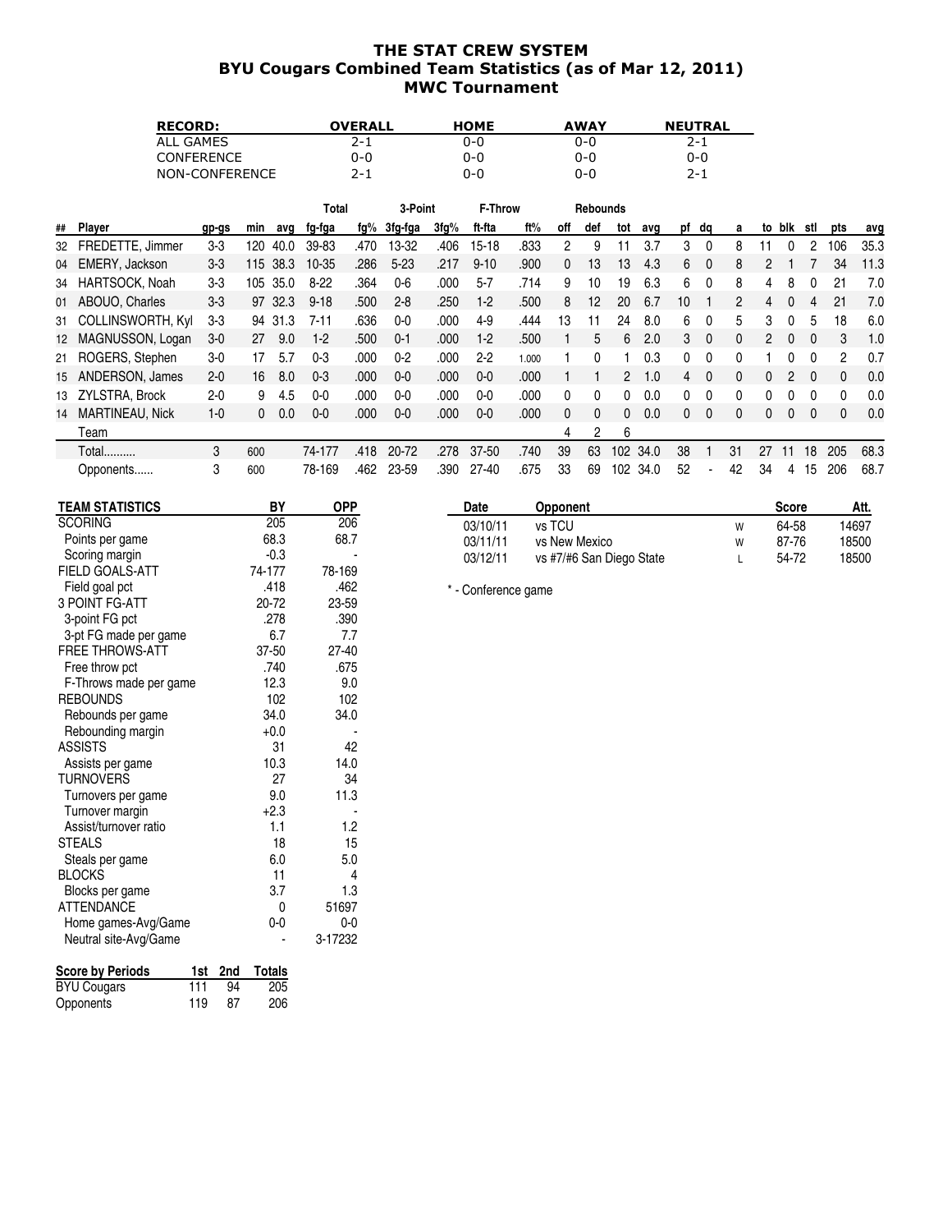# THE STAT CREW SYSTEM
## BYU Cougars Combined Team Statistics (as of Mar 12, 2011)
## MWC Tournament

| RECORD: | OVERALL | HOME | AWAY | NEUTRAL |
|---|---|---|---|---|
| ALL GAMES | 2-1 | 0-0 | 0-0 | 2-1 |
| CONFERENCE | 0-0 | 0-0 | 0-0 | 0-0 |
| NON-CONFERENCE | 2-1 | 0-0 | 0-0 | 2-1 |

| | | | | | Total | | 3-Point | | F-Throw | | Rebounds | | | | | | | | | | | |
|---|---|---|---|---|---|---|---|---|---|---|---|---|---|---|---|---|---|---|---|---|---|---|
| ## | Player | gp-gs | min | avg | fg-fga | fg% | 3fg-fga | 3fg% | ft-fta | ft% | off | def | tot | avg | pf | dq | a | to | blk | stl | pts | avg |
| 32 | FREDETTE, Jimmer | 3-3 | 120 | 40.0 | 39-83 | .470 | 13-32 | .406 | 15-18 | .833 | 2 | 9 | 11 | 3.7 | 3 | 0 | 8 | 11 | 0 | 2 | 106 | 35.3 |
| 04 | EMERY, Jackson | 3-3 | 115 | 38.3 | 10-35 | .286 | 5-23 | .217 | 9-10 | .900 | 0 | 13 | 13 | 4.3 | 6 | 0 | 8 | 2 | 1 | 7 | 34 | 11.3 |
| 34 | HARTSOCK, Noah | 3-3 | 105 | 35.0 | 8-22 | .364 | 0-6 | .000 | 5-7 | .714 | 9 | 10 | 19 | 6.3 | 6 | 0 | 8 | 4 | 8 | 0 | 21 | 7.0 |
| 01 | ABOUO, Charles | 3-3 | 97 | 32.3 | 9-18 | .500 | 2-8 | .250 | 1-2 | .500 | 8 | 12 | 20 | 6.7 | 10 | 1 | 2 | 4 | 0 | 4 | 21 | 7.0 |
| 31 | COLLINSWORTH, Kyl | 3-3 | 94 | 31.3 | 7-11 | .636 | 0-0 | .000 | 4-9 | .444 | 13 | 11 | 24 | 8.0 | 6 | 0 | 5 | 3 | 0 | 5 | 18 | 6.0 |
| 12 | MAGNUSSON, Logan | 3-0 | 27 | 9.0 | 1-2 | .500 | 0-1 | .000 | 1-2 | .500 | 1 | 5 | 6 | 2.0 | 3 | 0 | 0 | 2 | 0 | 0 | 3 | 1.0 |
| 21 | ROGERS, Stephen | 3-0 | 17 | 5.7 | 0-3 | .000 | 0-2 | .000 | 2-2 | 1.000 | 1 | 0 | 1 | 0.3 | 0 | 0 | 0 | 1 | 0 | 0 | 2 | 0.7 |
| 15 | ANDERSON, James | 2-0 | 16 | 8.0 | 0-3 | .000 | 0-0 | .000 | 0-0 | .000 | 1 | 1 | 2 | 1.0 | 4 | 0 | 0 | 0 | 2 | 0 | 0 | 0.0 |
| 13 | ZYLSTRA, Brock | 2-0 | 9 | 4.5 | 0-0 | .000 | 0-0 | .000 | 0-0 | .000 | 0 | 0 | 0 | 0.0 | 0 | 0 | 0 | 0 | 0 | 0 | 0 | 0.0 |
| 14 | MARTINEAU, Nick | 1-0 | 0 | 0.0 | 0-0 | .000 | 0-0 | .000 | 0-0 | .000 | 0 | 0 | 0 | 0.0 | 0 | 0 | 0 | 0 | 0 | 0 | 0 | 0.0 |
| | Team | | | | | | | | | | 4 | 2 | 6 | | | | | | | | | |
| | Total.......... | 3 | 600 | | 74-177 | .418 | 20-72 | .278 | 37-50 | .740 | 39 | 63 | 102 | 34.0 | 38 | 1 | 31 | 27 | 11 | 18 | 205 | 68.3 |
| | Opponents...... | 3 | 600 | | 78-169 | .462 | 23-59 | .390 | 27-40 | .675 | 33 | 69 | 102 | 34.0 | 52 | - | 42 | 34 | 4 | 15 | 206 | 68.7 |

| TEAM STATISTICS | BY | OPP |
|---|---|---|
| SCORING | 205 | 206 |
| Points per game | 68.3 | 68.7 |
| Scoring margin | -0.3 | - |
| FIELD GOALS-ATT | 74-177 | 78-169 |
| Field goal pct | .418 | .462 |
| 3 POINT FG-ATT | 20-72 | 23-59 |
| 3-point FG pct | .278 | .390 |
| 3-pt FG made per game | 6.7 | 7.7 |
| FREE THROWS-ATT | 37-50 | 27-40 |
| Free throw pct | .740 | .675 |
| F-Throws made per game | 12.3 | 9.0 |
| REBOUNDS | 102 | 102 |
| Rebounds per game | 34.0 | 34.0 |
| Rebounding margin | +0.0 | - |
| ASSISTS | 31 | 42 |
| Assists per game | 10.3 | 14.0 |
| TURNOVERS | 27 | 34 |
| Turnovers per game | 9.0 | 11.3 |
| Turnover margin | +2.3 | - |
| Assist/turnover ratio | 1.1 | 1.2 |
| STEALS | 18 | 15 |
| Steals per game | 6.0 | 5.0 |
| BLOCKS | 11 | 4 |
| Blocks per game | 3.7 | 1.3 |
| ATTENDANCE | 0 | 51697 |
| Home games-Avg/Game | 0-0 | 0-0 |
| Neutral site-Avg/Game | - | 3-17232 |

| Score by Periods | 1st | 2nd | Totals |
|---|---|---|---|
| BYU Cougars | 111 | 94 | 205 |
| Opponents | 119 | 87 | 206 |

| Date | Opponent | | Score | Att. |
|---|---|---|---|---|
| 03/10/11 | vs TCU | W | 64-58 | 14697 |
| 03/11/11 | vs New Mexico | W | 87-76 | 18500 |
| 03/12/11 | vs #7/#6 San Diego State | L | 54-72 | 18500 |

* - Conference game